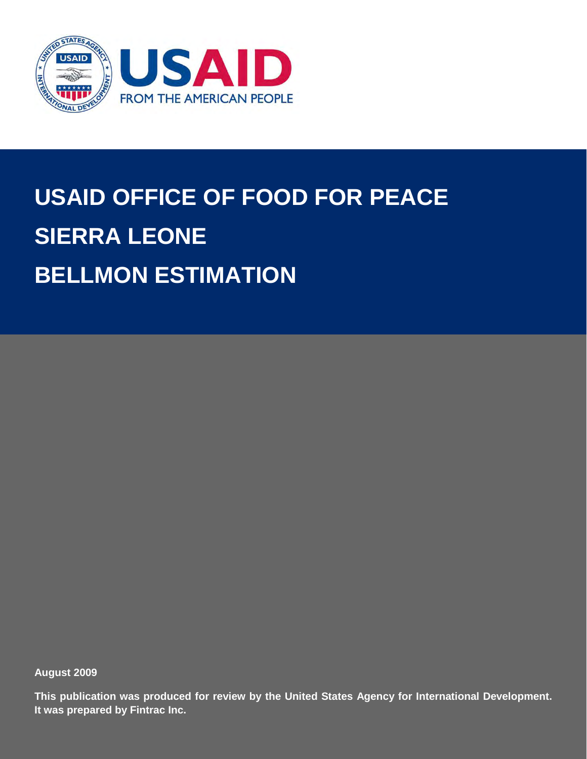USAID

FROM THE AMERICAN PEOPLE

# USAID OFFICE OF FOOD FOR PEACE
# SIERRA LEONE
# BELLMON ESTIMATION

**August 2009**

**This publication was produced for review by the United States Agency for International Development. It was prepared by Fintrac Inc.**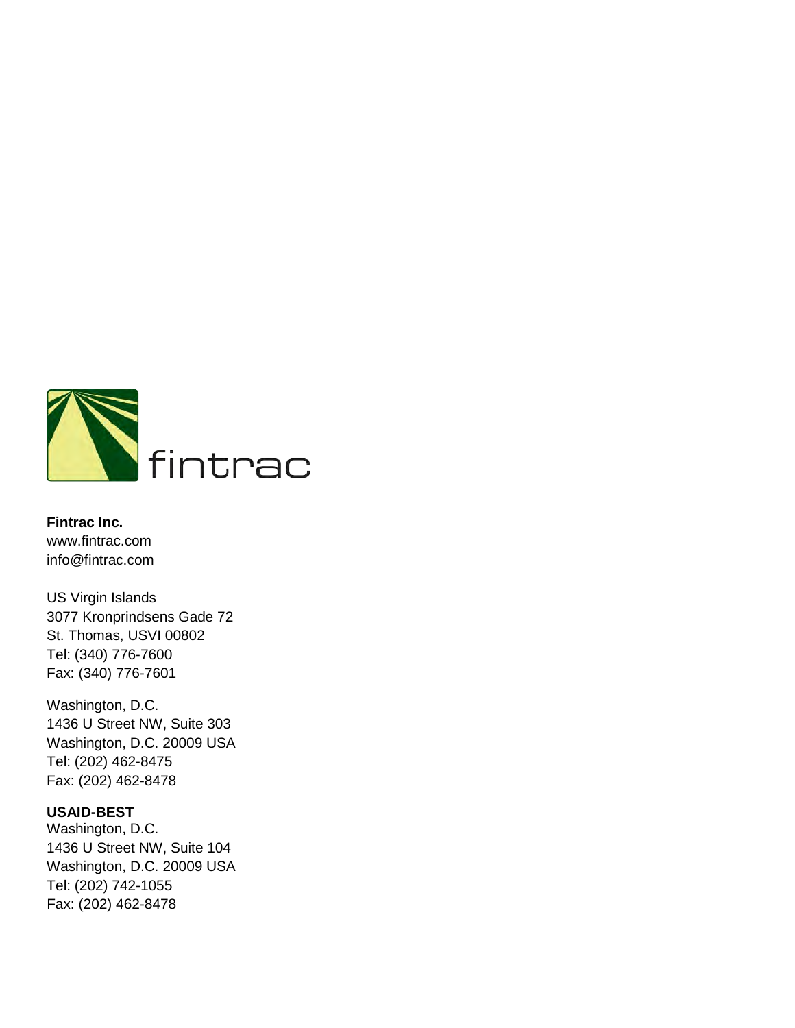fintrac

**Fintrac Inc.**
www.fintrac.com
info@fintrac.com

US Virgin Islands
3077 Kronprindsens Gade 72
St. Thomas, USVI 00802
Tel: (340) 776-7600
Fax: (340) 776-7601

Washington, D.C.
1436 U Street NW, Suite 303
Washington, D.C. 20009 USA
Tel: (202) 462-8475
Fax: (202) 462-8478

**USAID-BEST**
Washington, D.C.
1436 U Street NW, Suite 104
Washington, D.C. 20009 USA
Tel: (202) 742-1055
Fax: (202) 462-8478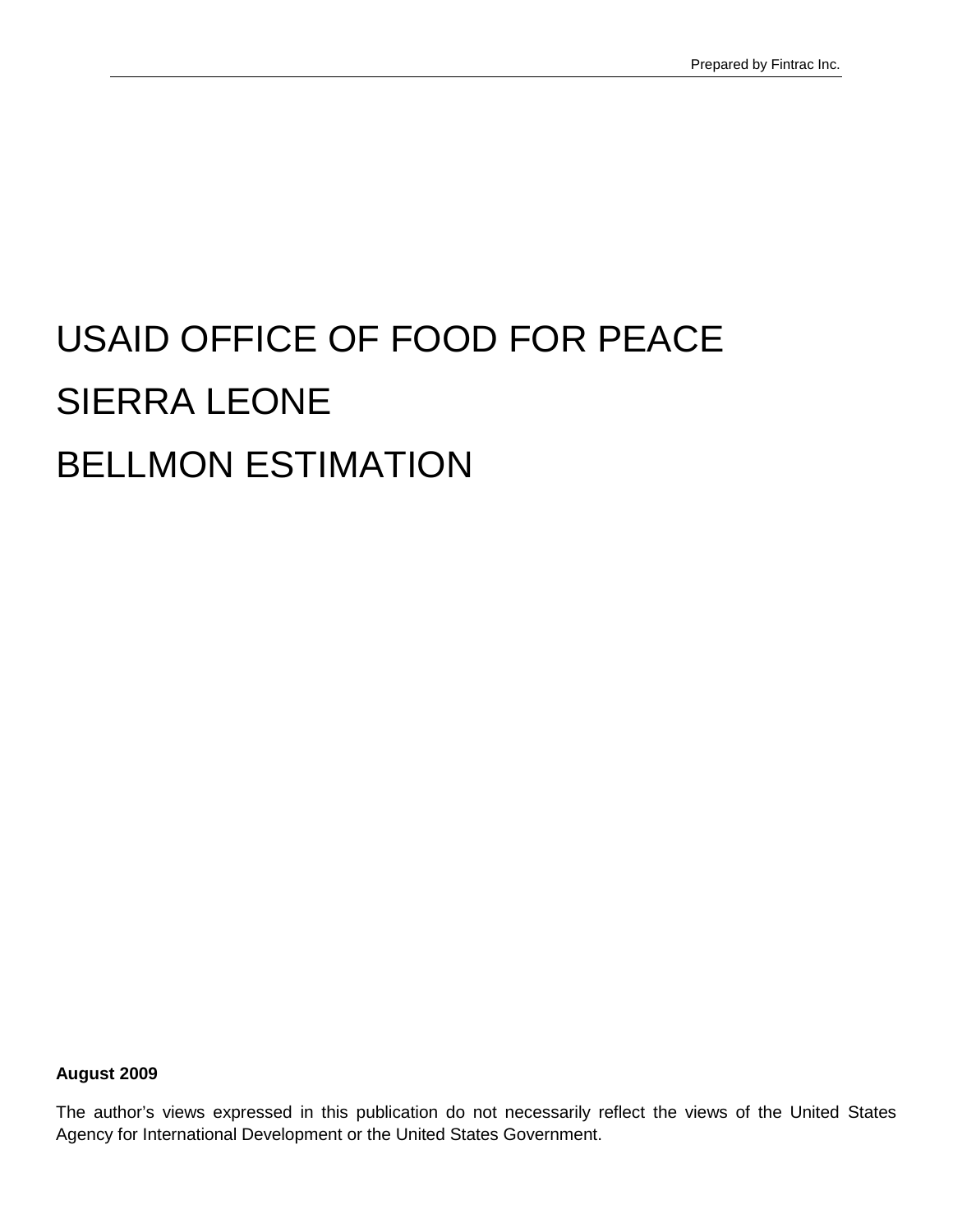Prepared by Fintrac Inc.

# USAID OFFICE OF FOOD FOR PEACE

# SIERRA LEONE

# BELLMON ESTIMATION

**August 2009**

The author's views expressed in this publication do not necessarily reflect the views of the United States Agency for International Development or the United States Government.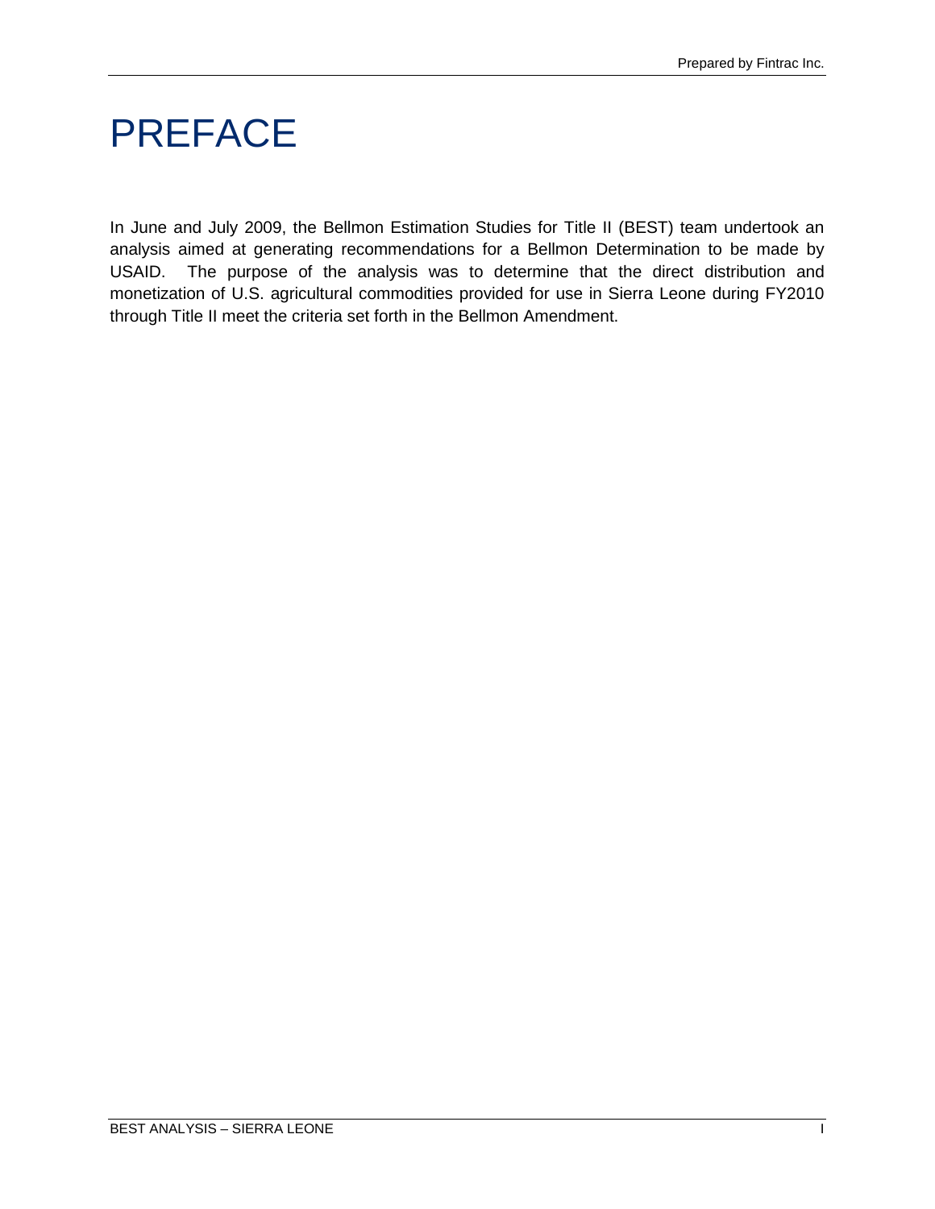# PREFACE

In June and July 2009, the Bellmon Estimation Studies for Title II (BEST) team undertook an analysis aimed at generating recommendations for a Bellmon Determination to be made by USAID. The purpose of the analysis was to determine that the direct distribution and monetization of U.S. agricultural commodities provided for use in Sierra Leone during FY2010 through Title II meet the criteria set forth in the Bellmon Amendment.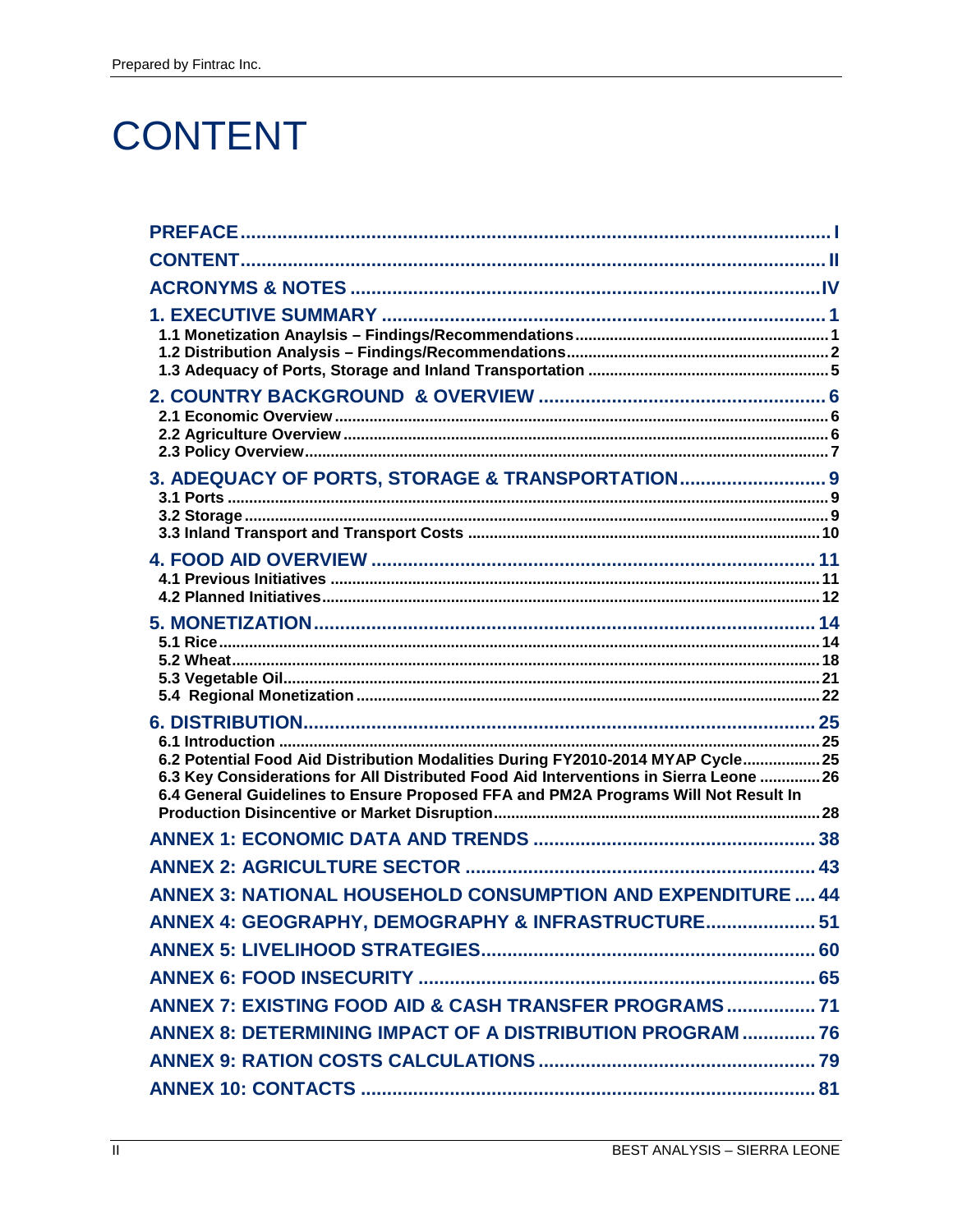# CONTENT

PREFACE ..... I
CONTENT ..... II
ACRONYMS & NOTES ..... IV
1. EXECUTIVE SUMMARY ..... 1
- 1.1 Monetization Anaylsis – Findings/Recommendations ..... 1
- 1.2 Distribution Analysis – Findings/Recommendations ..... 2
- 1.3 Adequacy of Ports, Storage and Inland Transportation ..... 5

2. COUNTRY BACKGROUND & OVERVIEW ..... 6
- 2.1 Economic Overview ..... 6
- 2.2 Agriculture Overview ..... 6
- 2.3 Policy Overview ..... 7

3. ADEQUACY OF PORTS, STORAGE & TRANSPORTATION ..... 9
- 3.1 Ports ..... 9
- 3.2 Storage ..... 9
- 3.3 Inland Transport and Transport Costs ..... 10

4. FOOD AID OVERVIEW ..... 11
- 4.1 Previous Initiatives ..... 11
- 4.2 Planned Initiatives ..... 12

5. MONETIZATION ..... 14
- 5.1 Rice ..... 14
- 5.2 Wheat ..... 18
- 5.3 Vegetable Oil ..... 21
- 5.4 Regional Monetization ..... 22

6. DISTRIBUTION ..... 25
- 6.1 Introduction ..... 25
- 6.2 Potential Food Aid Distribution Modalities During FY2010-2014 MYAP Cycle ..... 25
- 6.3 Key Considerations for All Distributed Food Aid Interventions in Sierra Leone ..... 26
- 6.4 General Guidelines to Ensure Proposed FFA and PM2A Programs Will Not Result In Production Disincentive or Market Disruption ..... 28

ANNEX 1: ECONOMIC DATA AND TRENDS ..... 38
ANNEX 2: AGRICULTURE SECTOR ..... 43
ANNEX 3: NATIONAL HOUSEHOLD CONSUMPTION AND EXPENDITURE ..... 44
ANNEX 4: GEOGRAPHY, DEMOGRAPHY & INFRASTRUCTURE ..... 51
ANNEX 5: LIVELIHOOD STRATEGIES ..... 60
ANNEX 6: FOOD INSECURITY ..... 65
ANNEX 7: EXISTING FOOD AID & CASH TRANSFER PROGRAMS ..... 71
ANNEX 8: DETERMINING IMPACT OF A DISTRIBUTION PROGRAM ..... 76
ANNEX 9: RATION COSTS CALCULATIONS ..... 79
ANNEX 10: CONTACTS ..... 81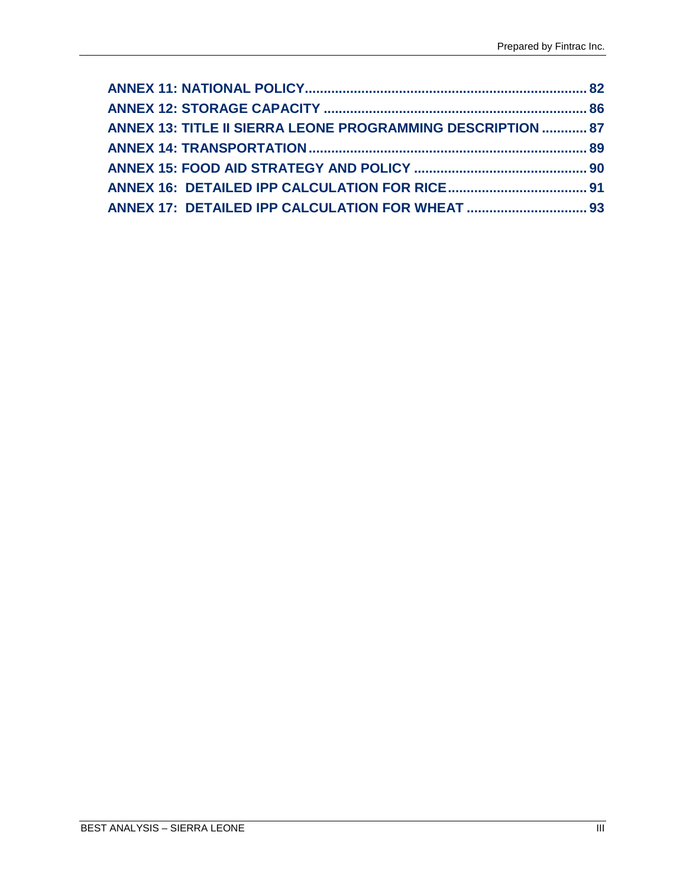ANNEX 11: NATIONAL POLICY .......................................................................... 82
ANNEX 12: STORAGE CAPACITY ...................................................................... 86
ANNEX 13: TITLE II SIERRA LEONE PROGRAMMING DESCRIPTION ............ 87
ANNEX 14: TRANSPORTATION ......................................................................... 89
ANNEX 15: FOOD AID STRATEGY AND POLICY ............................................. 90
ANNEX 16: DETAILED IPP CALCULATION FOR RICE .................................... 91
ANNEX 17: DETAILED IPP CALCULATION FOR WHEAT ................................ 93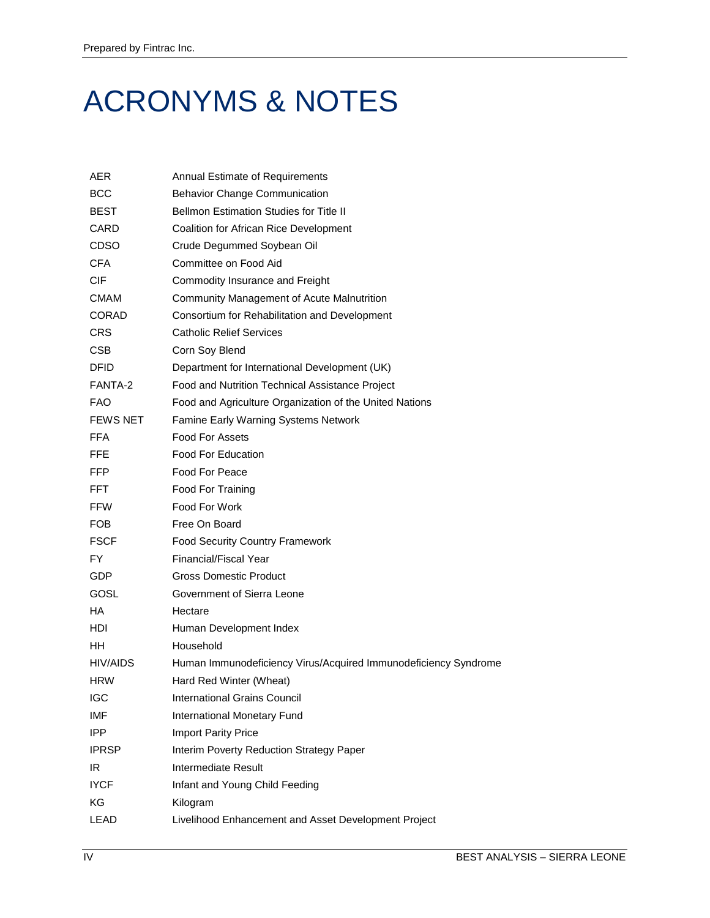# ACRONYMS & NOTES

| | |
|---|---|
| AER | Annual Estimate of Requirements |
| BCC | Behavior Change Communication |
| BEST | Bellmon Estimation Studies for Title II |
| CARD | Coalition for African Rice Development |
| CDSO | Crude Degummed Soybean Oil |
| CFA | Committee on Food Aid |
| CIF | Commodity Insurance and Freight |
| CMAM | Community Management of Acute Malnutrition |
| CORAD | Consortium for Rehabilitation and Development |
| CRS | Catholic Relief Services |
| CSB | Corn Soy Blend |
| DFID | Department for International Development (UK) |
| FANTA-2 | Food and Nutrition Technical Assistance Project |
| FAO | Food and Agriculture Organization of the United Nations |
| FEWS NET | Famine Early Warning Systems Network |
| FFA | Food For Assets |
| FFE | Food For Education |
| FFP | Food For Peace |
| FFT | Food For Training |
| FFW | Food For Work |
| FOB | Free On Board |
| FSCF | Food Security Country Framework |
| FY | Financial/Fiscal Year |
| GDP | Gross Domestic Product |
| GOSL | Government of Sierra Leone |
| HA | Hectare |
| HDI | Human Development Index |
| HH | Household |
| HIV/AIDS | Human Immunodeficiency Virus/Acquired Immunodeficiency Syndrome |
| HRW | Hard Red Winter (Wheat) |
| IGC | International Grains Council |
| IMF | International Monetary Fund |
| IPP | Import Parity Price |
| IPRSP | Interim Poverty Reduction Strategy Paper |
| IR | Intermediate Result |
| IYCF | Infant and Young Child Feeding |
| KG | Kilogram |
| LEAD | Livelihood Enhancement and Asset Development Project |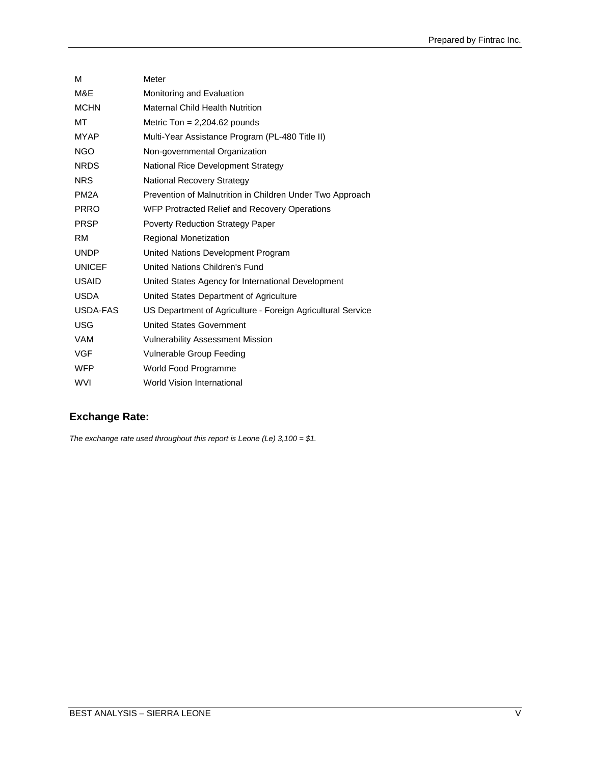| | |
|---|---|
| M | Meter |
| M&E | Monitoring and Evaluation |
| MCHN | Maternal Child Health Nutrition |
| MT | Metric Ton = 2,204.62 pounds |
| MYAP | Multi-Year Assistance Program (PL-480 Title II) |
| NGO | Non-governmental Organization |
| NRDS | National Rice Development Strategy |
| NRS | National Recovery Strategy |
| PM2A | Prevention of Malnutrition in Children Under Two Approach |
| PRRO | WFP Protracted Relief and Recovery Operations |
| PRSP | Poverty Reduction Strategy Paper |
| RM | Regional Monetization |
| UNDP | United Nations Development Program |
| UNICEF | United Nations Children's Fund |
| USAID | United States Agency for International Development |
| USDA | United States Department of Agriculture |
| USDA-FAS | US Department of Agriculture - Foreign Agricultural Service |
| USG | United States Government |
| VAM | Vulnerability Assessment Mission |
| VGF | Vulnerable Group Feeding |
| WFP | World Food Programme |
| WVI | World Vision International |

## Exchange Rate:

*The exchange rate used throughout this report is Leone (Le) 3,100 = $1.*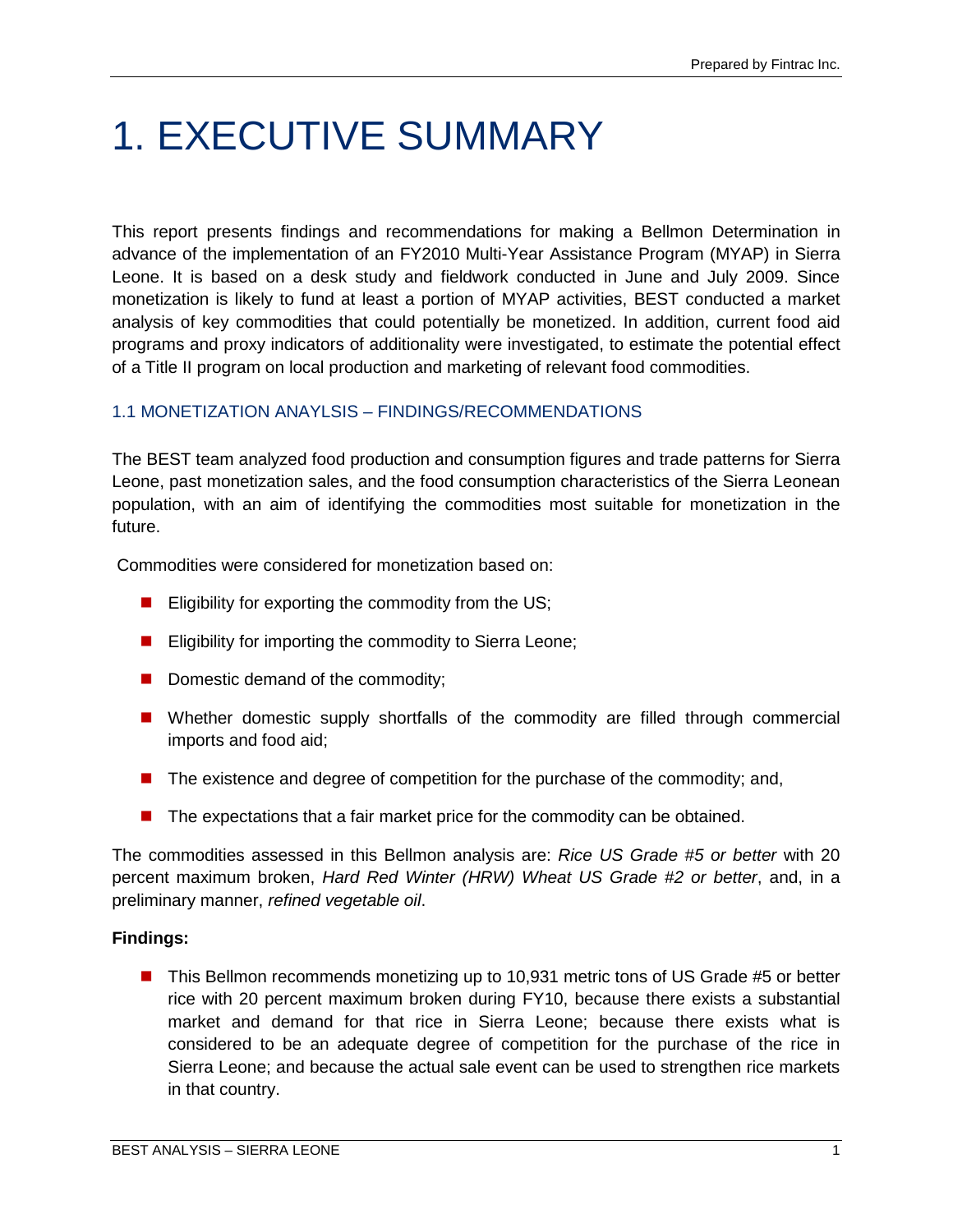# 1. EXECUTIVE SUMMARY

This report presents findings and recommendations for making a Bellmon Determination in advance of the implementation of an FY2010 Multi-Year Assistance Program (MYAP) in Sierra Leone. It is based on a desk study and fieldwork conducted in June and July 2009. Since monetization is likely to fund at least a portion of MYAP activities, BEST conducted a market analysis of key commodities that could potentially be monetized. In addition, current food aid programs and proxy indicators of additionality were investigated, to estimate the potential effect of a Title II program on local production and marketing of relevant food commodities.

## 1.1 MONETIZATION ANAYLSIS – FINDINGS/RECOMMENDATIONS

The BEST team analyzed food production and consumption figures and trade patterns for Sierra Leone, past monetization sales, and the food consumption characteristics of the Sierra Leonean population, with an aim of identifying the commodities most suitable for monetization in the future.

Commodities were considered for monetization based on:

- Eligibility for exporting the commodity from the US;
- Eligibility for importing the commodity to Sierra Leone;
- Domestic demand of the commodity;
- Whether domestic supply shortfalls of the commodity are filled through commercial imports and food aid;
- The existence and degree of competition for the purchase of the commodity; and,
- The expectations that a fair market price for the commodity can be obtained.

The commodities assessed in this Bellmon analysis are: *Rice US Grade #5 or better* with 20 percent maximum broken, *Hard Red Winter (HRW) Wheat US Grade #2 or better*, and, in a preliminary manner, *refined vegetable oil*.

**Findings:**

- This Bellmon recommends monetizing up to 10,931 metric tons of US Grade #5 or better rice with 20 percent maximum broken during FY10, because there exists a substantial market and demand for that rice in Sierra Leone; because there exists what is considered to be an adequate degree of competition for the purchase of the rice in Sierra Leone; and because the actual sale event can be used to strengthen rice markets in that country.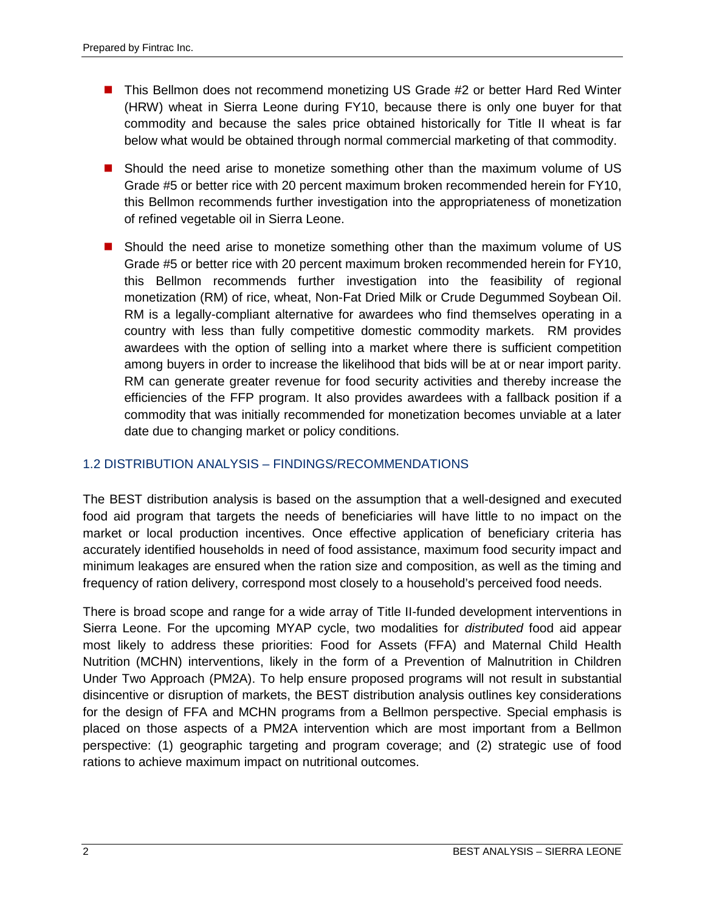- This Bellmon does not recommend monetizing US Grade #2 or better Hard Red Winter (HRW) wheat in Sierra Leone during FY10, because there is only one buyer for that commodity and because the sales price obtained historically for Title II wheat is far below what would be obtained through normal commercial marketing of that commodity.

- Should the need arise to monetize something other than the maximum volume of US Grade #5 or better rice with 20 percent maximum broken recommended herein for FY10, this Bellmon recommends further investigation into the appropriateness of monetization of refined vegetable oil in Sierra Leone.

- Should the need arise to monetize something other than the maximum volume of US Grade #5 or better rice with 20 percent maximum broken recommended herein for FY10, this Bellmon recommends further investigation into the feasibility of regional monetization (RM) of rice, wheat, Non-Fat Dried Milk or Crude Degummed Soybean Oil. RM is a legally-compliant alternative for awardees who find themselves operating in a country with less than fully competitive domestic commodity markets. RM provides awardees with the option of selling into a market where there is sufficient competition among buyers in order to increase the likelihood that bids will be at or near import parity. RM can generate greater revenue for food security activities and thereby increase the efficiencies of the FFP program. It also provides awardees with a fallback position if a commodity that was initially recommended for monetization becomes unviable at a later date due to changing market or policy conditions.

## 1.2 DISTRIBUTION ANALYSIS – FINDINGS/RECOMMENDATIONS

The BEST distribution analysis is based on the assumption that a well-designed and executed food aid program that targets the needs of beneficiaries will have little to no impact on the market or local production incentives. Once effective application of beneficiary criteria has accurately identified households in need of food assistance, maximum food security impact and minimum leakages are ensured when the ration size and composition, as well as the timing and frequency of ration delivery, correspond most closely to a household's perceived food needs.

There is broad scope and range for a wide array of Title II-funded development interventions in Sierra Leone. For the upcoming MYAP cycle, two modalities for *distributed* food aid appear most likely to address these priorities: Food for Assets (FFA) and Maternal Child Health Nutrition (MCHN) interventions, likely in the form of a Prevention of Malnutrition in Children Under Two Approach (PM2A). To help ensure proposed programs will not result in substantial disincentive or disruption of markets, the BEST distribution analysis outlines key considerations for the design of FFA and MCHN programs from a Bellmon perspective. Special emphasis is placed on those aspects of a PM2A intervention which are most important from a Bellmon perspective: (1) geographic targeting and program coverage; and (2) strategic use of food rations to achieve maximum impact on nutritional outcomes.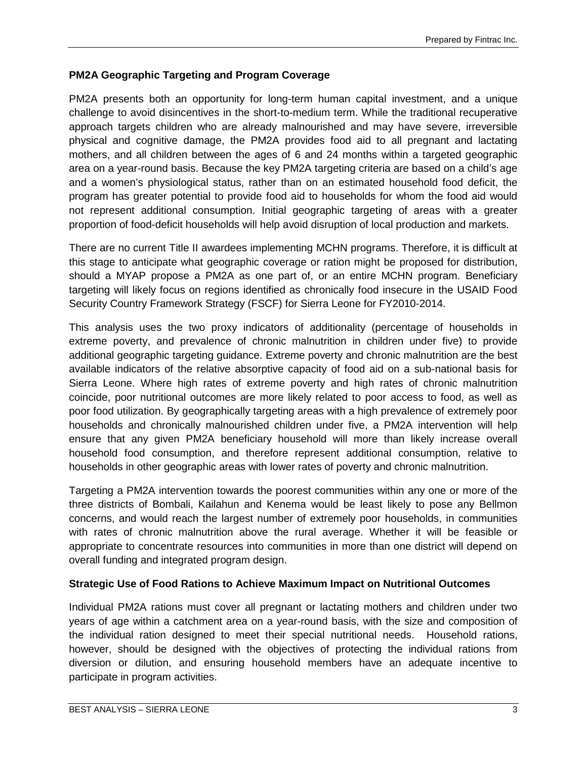**PM2A Geographic Targeting and Program Coverage**

PM2A presents both an opportunity for long-term human capital investment, and a unique challenge to avoid disincentives in the short-to-medium term. While the traditional recuperative approach targets children who are already malnourished and may have severe, irreversible physical and cognitive damage, the PM2A provides food aid to all pregnant and lactating mothers, and all children between the ages of 6 and 24 months within a targeted geographic area on a year-round basis. Because the key PM2A targeting criteria are based on a child's age and a women's physiological status, rather than on an estimated household food deficit, the program has greater potential to provide food aid to households for whom the food aid would not represent additional consumption. Initial geographic targeting of areas with a greater proportion of food-deficit households will help avoid disruption of local production and markets.

There are no current Title II awardees implementing MCHN programs. Therefore, it is difficult at this stage to anticipate what geographic coverage or ration might be proposed for distribution, should a MYAP propose a PM2A as one part of, or an entire MCHN program. Beneficiary targeting will likely focus on regions identified as chronically food insecure in the USAID Food Security Country Framework Strategy (FSCF) for Sierra Leone for FY2010-2014.

This analysis uses the two proxy indicators of additionality (percentage of households in extreme poverty, and prevalence of chronic malnutrition in children under five) to provide additional geographic targeting guidance. Extreme poverty and chronic malnutrition are the best available indicators of the relative absorptive capacity of food aid on a sub-national basis for Sierra Leone. Where high rates of extreme poverty and high rates of chronic malnutrition coincide, poor nutritional outcomes are more likely related to poor access to food, as well as poor food utilization. By geographically targeting areas with a high prevalence of extremely poor households and chronically malnourished children under five, a PM2A intervention will help ensure that any given PM2A beneficiary household will more than likely increase overall household food consumption, and therefore represent additional consumption, relative to households in other geographic areas with lower rates of poverty and chronic malnutrition.

Targeting a PM2A intervention towards the poorest communities within any one or more of the three districts of Bombali, Kailahun and Kenema would be least likely to pose any Bellmon concerns, and would reach the largest number of extremely poor households, in communities with rates of chronic malnutrition above the rural average. Whether it will be feasible or appropriate to concentrate resources into communities in more than one district will depend on overall funding and integrated program design.

**Strategic Use of Food Rations to Achieve Maximum Impact on Nutritional Outcomes**

Individual PM2A rations must cover all pregnant or lactating mothers and children under two years of age within a catchment area on a year-round basis, with the size and composition of the individual ration designed to meet their special nutritional needs. Household rations, however, should be designed with the objectives of protecting the individual rations from diversion or dilution, and ensuring household members have an adequate incentive to participate in program activities.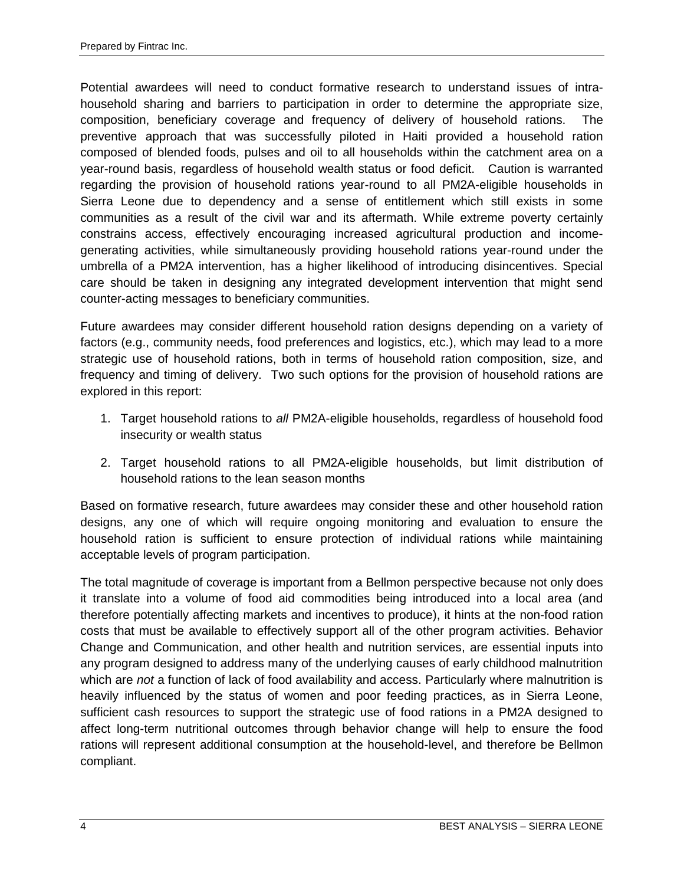Potential awardees will need to conduct formative research to understand issues of intra-household sharing and barriers to participation in order to determine the appropriate size, composition, beneficiary coverage and frequency of delivery of household rations. The preventive approach that was successfully piloted in Haiti provided a household ration composed of blended foods, pulses and oil to all households within the catchment area on a year-round basis, regardless of household wealth status or food deficit. Caution is warranted regarding the provision of household rations year-round to all PM2A-eligible households in Sierra Leone due to dependency and a sense of entitlement which still exists in some communities as a result of the civil war and its aftermath. While extreme poverty certainly constrains access, effectively encouraging increased agricultural production and income-generating activities, while simultaneously providing household rations year-round under the umbrella of a PM2A intervention, has a higher likelihood of introducing disincentives. Special care should be taken in designing any integrated development intervention that might send counter-acting messages to beneficiary communities.

Future awardees may consider different household ration designs depending on a variety of factors (e.g., community needs, food preferences and logistics, etc.), which may lead to a more strategic use of household rations, both in terms of household ration composition, size, and frequency and timing of delivery. Two such options for the provision of household rations are explored in this report:

1. Target household rations to *all* PM2A-eligible households, regardless of household food insecurity or wealth status
2. Target household rations to all PM2A-eligible households, but limit distribution of household rations to the lean season months

Based on formative research, future awardees may consider these and other household ration designs, any one of which will require ongoing monitoring and evaluation to ensure the household ration is sufficient to ensure protection of individual rations while maintaining acceptable levels of program participation.

The total magnitude of coverage is important from a Bellmon perspective because not only does it translate into a volume of food aid commodities being introduced into a local area (and therefore potentially affecting markets and incentives to produce), it hints at the non-food ration costs that must be available to effectively support all of the other program activities. Behavior Change and Communication, and other health and nutrition services, are essential inputs into any program designed to address many of the underlying causes of early childhood malnutrition which are *not* a function of lack of food availability and access. Particularly where malnutrition is heavily influenced by the status of women and poor feeding practices, as in Sierra Leone, sufficient cash resources to support the strategic use of food rations in a PM2A designed to affect long-term nutritional outcomes through behavior change will help to ensure the food rations will represent additional consumption at the household-level, and therefore be Bellmon compliant.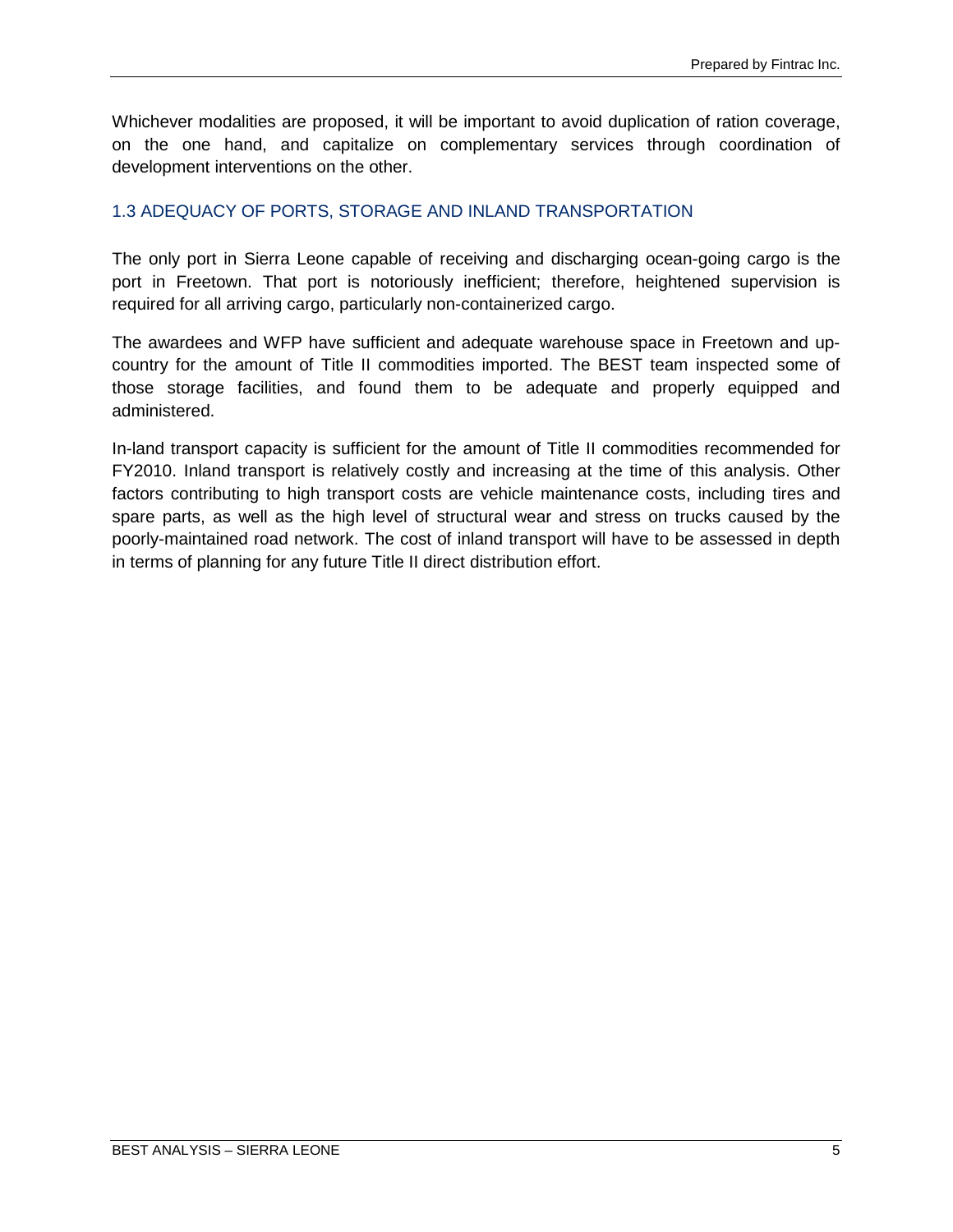Whichever modalities are proposed, it will be important to avoid duplication of ration coverage, on the one hand, and capitalize on complementary services through coordination of development interventions on the other.

## 1.3 ADEQUACY OF PORTS, STORAGE AND INLAND TRANSPORTATION

The only port in Sierra Leone capable of receiving and discharging ocean-going cargo is the port in Freetown. That port is notoriously inefficient; therefore, heightened supervision is required for all arriving cargo, particularly non-containerized cargo.

The awardees and WFP have sufficient and adequate warehouse space in Freetown and up-country for the amount of Title II commodities imported. The BEST team inspected some of those storage facilities, and found them to be adequate and properly equipped and administered.

In-land transport capacity is sufficient for the amount of Title II commodities recommended for FY2010. Inland transport is relatively costly and increasing at the time of this analysis. Other factors contributing to high transport costs are vehicle maintenance costs, including tires and spare parts, as well as the high level of structural wear and stress on trucks caused by the poorly-maintained road network. The cost of inland transport will have to be assessed in depth in terms of planning for any future Title II direct distribution effort.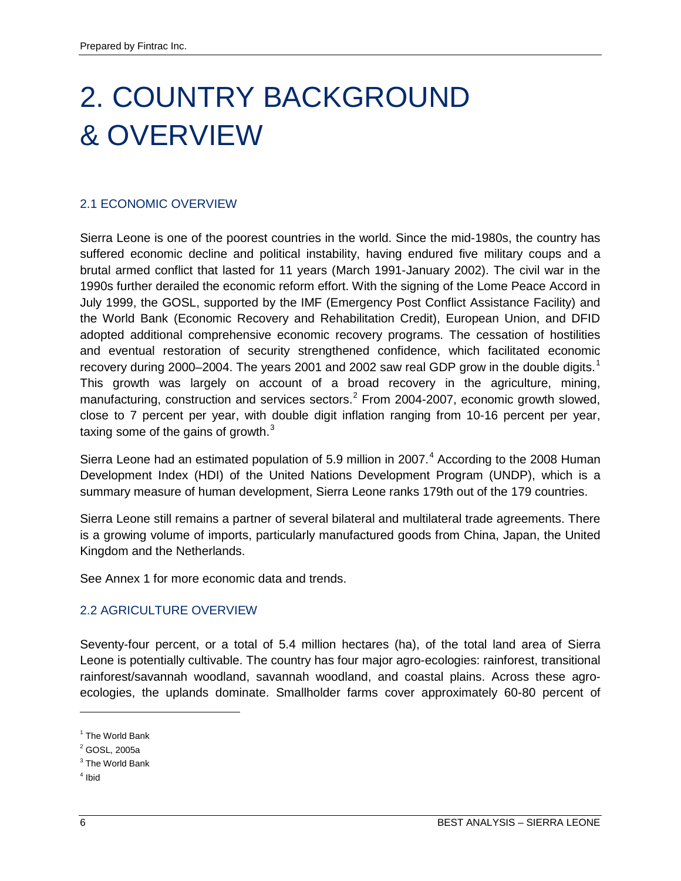# 2. COUNTRY BACKGROUND & OVERVIEW

## 2.1 ECONOMIC OVERVIEW

Sierra Leone is one of the poorest countries in the world. Since the mid-1980s, the country has suffered economic decline and political instability, having endured five military coups and a brutal armed conflict that lasted for 11 years (March 1991-January 2002). The civil war in the 1990s further derailed the economic reform effort. With the signing of the Lome Peace Accord in July 1999, the GOSL, supported by the IMF (Emergency Post Conflict Assistance Facility) and the World Bank (Economic Recovery and Rehabilitation Credit), European Union, and DFID adopted additional comprehensive economic recovery programs. The cessation of hostilities and eventual restoration of security strengthened confidence, which facilitated economic recovery during 2000–2004. The years 2001 and 2002 saw real GDP grow in the double digits.[1] This growth was largely on account of a broad recovery in the agriculture, mining, manufacturing, construction and services sectors.[2] From 2004-2007, economic growth slowed, close to 7 percent per year, with double digit inflation ranging from 10-16 percent per year, taxing some of the gains of growth.[3]

Sierra Leone had an estimated population of 5.9 million in 2007.[4] According to the 2008 Human Development Index (HDI) of the United Nations Development Program (UNDP), which is a summary measure of human development, Sierra Leone ranks 179th out of the 179 countries.

Sierra Leone still remains a partner of several bilateral and multilateral trade agreements. There is a growing volume of imports, particularly manufactured goods from China, Japan, the United Kingdom and the Netherlands.

See Annex 1 for more economic data and trends.

## 2.2 AGRICULTURE OVERVIEW

Seventy-four percent, or a total of 5.4 million hectares (ha), of the total land area of Sierra Leone is potentially cultivable. The country has four major agro-ecologies: rainforest, transitional rainforest/savannah woodland, savannah woodland, and coastal plains. Across these agro-ecologies, the uplands dominate. Smallholder farms cover approximately 60-80 percent of

---

[1] The World Bank

[2] GOSL, 2005a

[3] The World Bank

[4] Ibid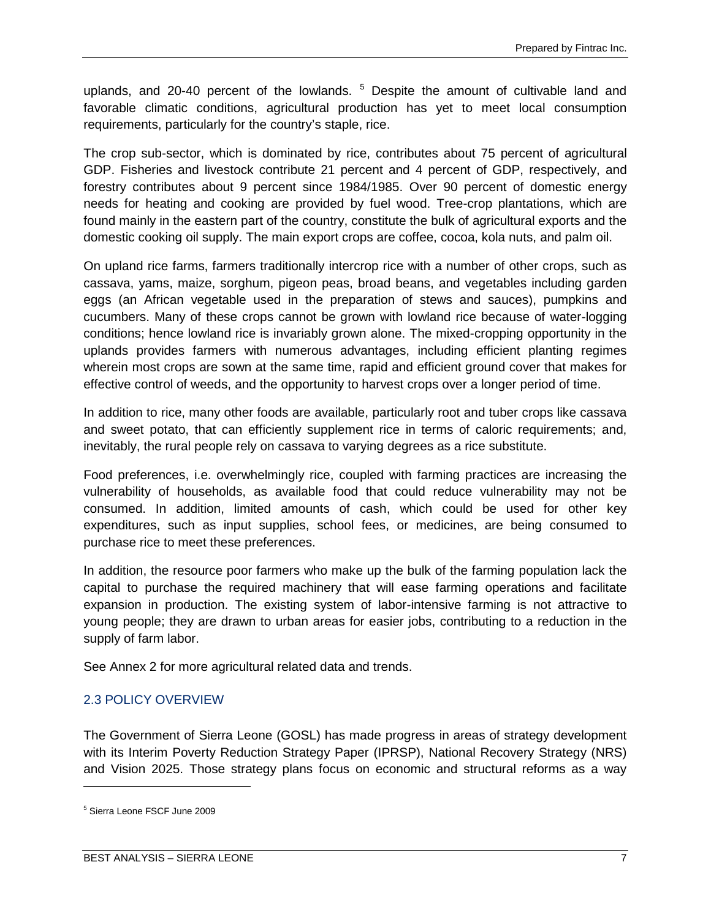uplands, and 20-40 percent of the lowlands. [5] Despite the amount of cultivable land and favorable climatic conditions, agricultural production has yet to meet local consumption requirements, particularly for the country's staple, rice.

The crop sub-sector, which is dominated by rice, contributes about 75 percent of agricultural GDP. Fisheries and livestock contribute 21 percent and 4 percent of GDP, respectively, and forestry contributes about 9 percent since 1984/1985. Over 90 percent of domestic energy needs for heating and cooking are provided by fuel wood. Tree-crop plantations, which are found mainly in the eastern part of the country, constitute the bulk of agricultural exports and the domestic cooking oil supply. The main export crops are coffee, cocoa, kola nuts, and palm oil.

On upland rice farms, farmers traditionally intercrop rice with a number of other crops, such as cassava, yams, maize, sorghum, pigeon peas, broad beans, and vegetables including garden eggs (an African vegetable used in the preparation of stews and sauces), pumpkins and cucumbers. Many of these crops cannot be grown with lowland rice because of water-logging conditions; hence lowland rice is invariably grown alone. The mixed-cropping opportunity in the uplands provides farmers with numerous advantages, including efficient planting regimes wherein most crops are sown at the same time, rapid and efficient ground cover that makes for effective control of weeds, and the opportunity to harvest crops over a longer period of time.

In addition to rice, many other foods are available, particularly root and tuber crops like cassava and sweet potato, that can efficiently supplement rice in terms of caloric requirements; and, inevitably, the rural people rely on cassava to varying degrees as a rice substitute.

Food preferences, i.e. overwhelmingly rice, coupled with farming practices are increasing the vulnerability of households, as available food that could reduce vulnerability may not be consumed. In addition, limited amounts of cash, which could be used for other key expenditures, such as input supplies, school fees, or medicines, are being consumed to purchase rice to meet these preferences.

In addition, the resource poor farmers who make up the bulk of the farming population lack the capital to purchase the required machinery that will ease farming operations and facilitate expansion in production. The existing system of labor-intensive farming is not attractive to young people; they are drawn to urban areas for easier jobs, contributing to a reduction in the supply of farm labor.

See Annex 2 for more agricultural related data and trends.

## 2.3 POLICY OVERVIEW

The Government of Sierra Leone (GOSL) has made progress in areas of strategy development with its Interim Poverty Reduction Strategy Paper (IPRSP), National Recovery Strategy (NRS) and Vision 2025. Those strategy plans focus on economic and structural reforms as a way

[5] Sierra Leone FSCF June 2009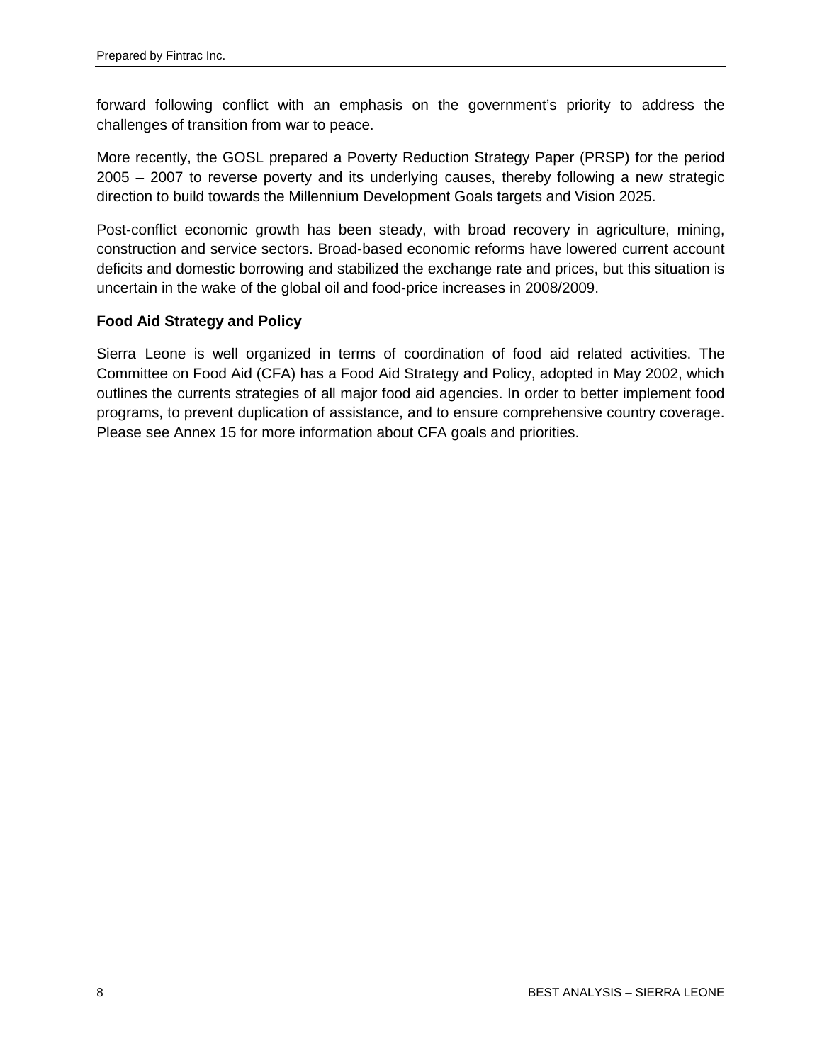forward following conflict with an emphasis on the government's priority to address the challenges of transition from war to peace.

More recently, the GOSL prepared a Poverty Reduction Strategy Paper (PRSP) for the period 2005 – 2007 to reverse poverty and its underlying causes, thereby following a new strategic direction to build towards the Millennium Development Goals targets and Vision 2025.

Post-conflict economic growth has been steady, with broad recovery in agriculture, mining, construction and service sectors. Broad-based economic reforms have lowered current account deficits and domestic borrowing and stabilized the exchange rate and prices, but this situation is uncertain in the wake of the global oil and food-price increases in 2008/2009.

**Food Aid Strategy and Policy**

Sierra Leone is well organized in terms of coordination of food aid related activities. The Committee on Food Aid (CFA) has a Food Aid Strategy and Policy, adopted in May 2002, which outlines the currents strategies of all major food aid agencies. In order to better implement food programs, to prevent duplication of assistance, and to ensure comprehensive country coverage. Please see Annex 15 for more information about CFA goals and priorities.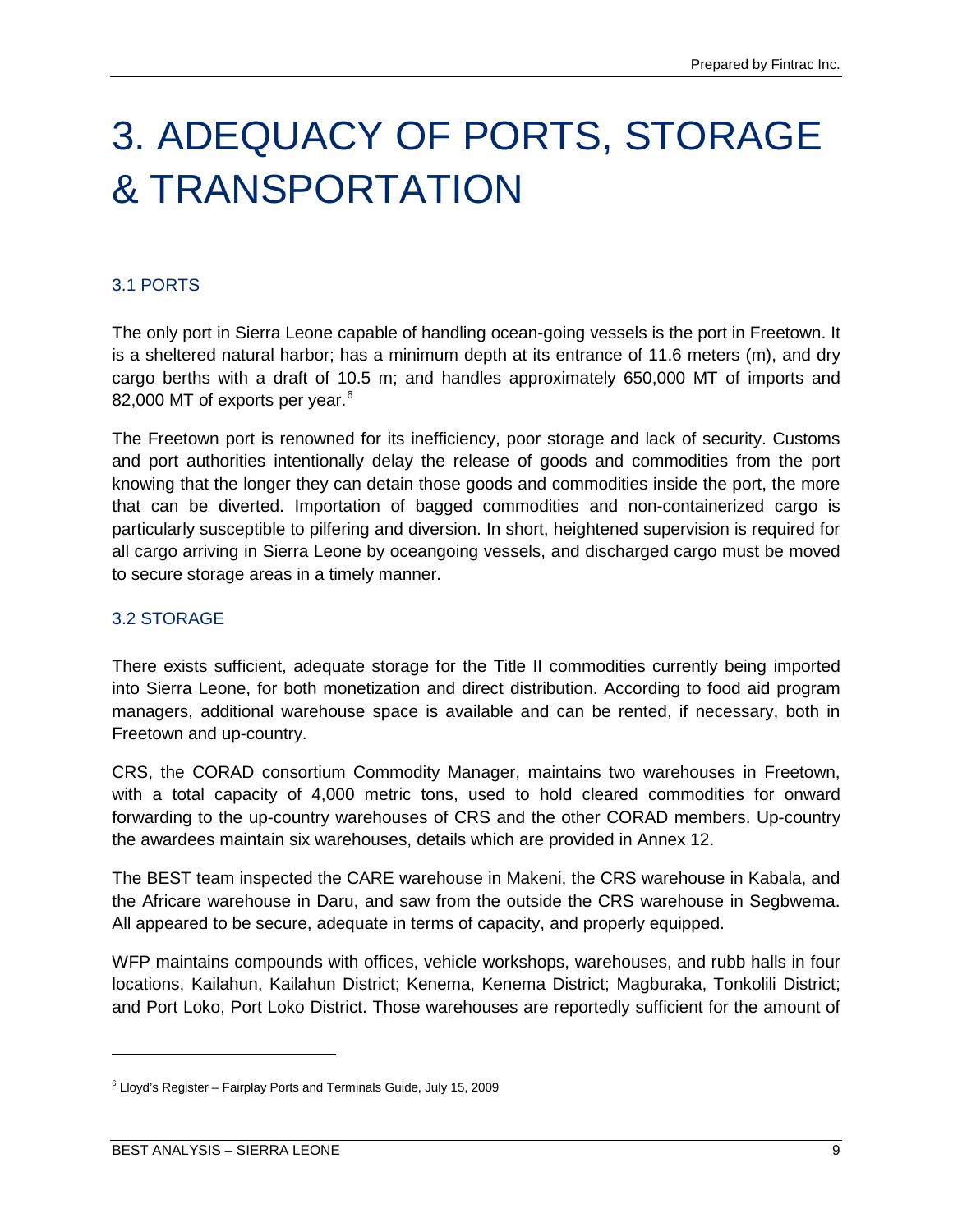# 3. ADEQUACY OF PORTS, STORAGE & TRANSPORTATION

## 3.1 PORTS

The only port in Sierra Leone capable of handling ocean-going vessels is the port in Freetown. It is a sheltered natural harbor; has a minimum depth at its entrance of 11.6 meters (m), and dry cargo berths with a draft of 10.5 m; and handles approximately 650,000 MT of imports and 82,000 MT of exports per year.[6]

The Freetown port is renowned for its inefficiency, poor storage and lack of security. Customs and port authorities intentionally delay the release of goods and commodities from the port knowing that the longer they can detain those goods and commodities inside the port, the more that can be diverted. Importation of bagged commodities and non-containerized cargo is particularly susceptible to pilfering and diversion. In short, heightened supervision is required for all cargo arriving in Sierra Leone by oceangoing vessels, and discharged cargo must be moved to secure storage areas in a timely manner.

## 3.2 STORAGE

There exists sufficient, adequate storage for the Title II commodities currently being imported into Sierra Leone, for both monetization and direct distribution. According to food aid program managers, additional warehouse space is available and can be rented, if necessary, both in Freetown and up-country.

CRS, the CORAD consortium Commodity Manager, maintains two warehouses in Freetown, with a total capacity of 4,000 metric tons, used to hold cleared commodities for onward forwarding to the up-country warehouses of CRS and the other CORAD members. Up-country the awardees maintain six warehouses, details which are provided in Annex 12.

The BEST team inspected the CARE warehouse in Makeni, the CRS warehouse in Kabala, and the Africare warehouse in Daru, and saw from the outside the CRS warehouse in Segbwema. All appeared to be secure, adequate in terms of capacity, and properly equipped.

WFP maintains compounds with offices, vehicle workshops, warehouses, and rubb halls in four locations, Kailahun, Kailahun District; Kenema, Kenema District; Magburaka, Tonkolili District; and Port Loko, Port Loko District. Those warehouses are reportedly sufficient for the amount of

[6] Lloyd's Register – Fairplay Ports and Terminals Guide, July 15, 2009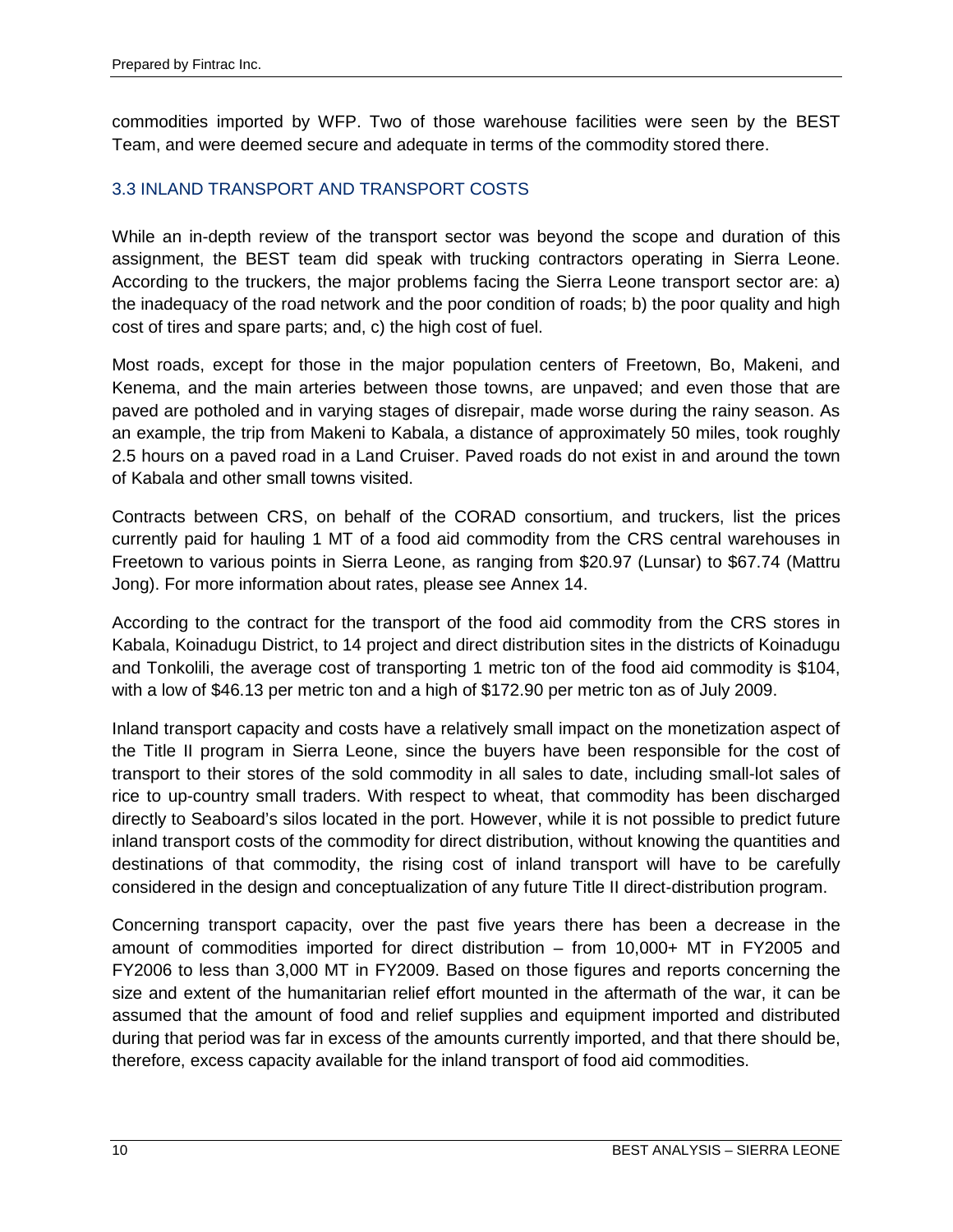commodities imported by WFP. Two of those warehouse facilities were seen by the BEST Team, and were deemed secure and adequate in terms of the commodity stored there.

### 3.3 INLAND TRANSPORT AND TRANSPORT COSTS

While an in-depth review of the transport sector was beyond the scope and duration of this assignment, the BEST team did speak with trucking contractors operating in Sierra Leone. According to the truckers, the major problems facing the Sierra Leone transport sector are: a) the inadequacy of the road network and the poor condition of roads; b) the poor quality and high cost of tires and spare parts; and, c) the high cost of fuel.

Most roads, except for those in the major population centers of Freetown, Bo, Makeni, and Kenema, and the main arteries between those towns, are unpaved; and even those that are paved are potholed and in varying stages of disrepair, made worse during the rainy season. As an example, the trip from Makeni to Kabala, a distance of approximately 50 miles, took roughly 2.5 hours on a paved road in a Land Cruiser. Paved roads do not exist in and around the town of Kabala and other small towns visited.

Contracts between CRS, on behalf of the CORAD consortium, and truckers, list the prices currently paid for hauling 1 MT of a food aid commodity from the CRS central warehouses in Freetown to various points in Sierra Leone, as ranging from $20.97 (Lunsar) to $67.74 (Mattru Jong). For more information about rates, please see Annex 14.

According to the contract for the transport of the food aid commodity from the CRS stores in Kabala, Koinadugu District, to 14 project and direct distribution sites in the districts of Koinadugu and Tonkolili, the average cost of transporting 1 metric ton of the food aid commodity is $104, with a low of $46.13 per metric ton and a high of $172.90 per metric ton as of July 2009.

Inland transport capacity and costs have a relatively small impact on the monetization aspect of the Title II program in Sierra Leone, since the buyers have been responsible for the cost of transport to their stores of the sold commodity in all sales to date, including small-lot sales of rice to up-country small traders. With respect to wheat, that commodity has been discharged directly to Seaboard's silos located in the port. However, while it is not possible to predict future inland transport costs of the commodity for direct distribution, without knowing the quantities and destinations of that commodity, the rising cost of inland transport will have to be carefully considered in the design and conceptualization of any future Title II direct-distribution program.

Concerning transport capacity, over the past five years there has been a decrease in the amount of commodities imported for direct distribution – from 10,000+ MT in FY2005 and FY2006 to less than 3,000 MT in FY2009. Based on those figures and reports concerning the size and extent of the humanitarian relief effort mounted in the aftermath of the war, it can be assumed that the amount of food and relief supplies and equipment imported and distributed during that period was far in excess of the amounts currently imported, and that there should be, therefore, excess capacity available for the inland transport of food aid commodities.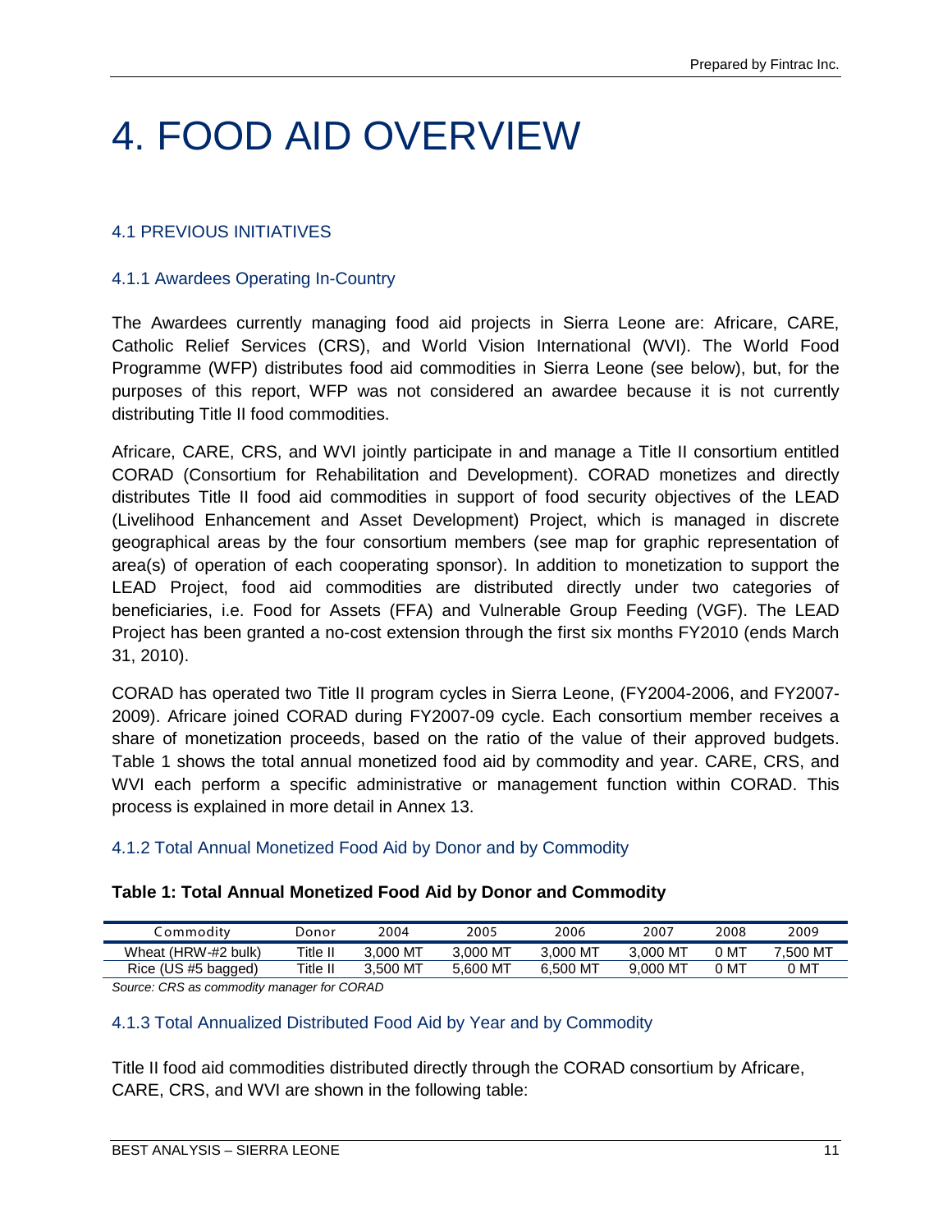# 4. FOOD AID OVERVIEW

## 4.1 PREVIOUS INITIATIVES

### 4.1.1 Awardees Operating In-Country

The Awardees currently managing food aid projects in Sierra Leone are: Africare, CARE, Catholic Relief Services (CRS), and World Vision International (WVI). The World Food Programme (WFP) distributes food aid commodities in Sierra Leone (see below), but, for the purposes of this report, WFP was not considered an awardee because it is not currently distributing Title II food commodities.

Africare, CARE, CRS, and WVI jointly participate in and manage a Title II consortium entitled CORAD (Consortium for Rehabilitation and Development). CORAD monetizes and directly distributes Title II food aid commodities in support of food security objectives of the LEAD (Livelihood Enhancement and Asset Development) Project, which is managed in discrete geographical areas by the four consortium members (see map for graphic representation of area(s) of operation of each cooperating sponsor). In addition to monetization to support the LEAD Project, food aid commodities are distributed directly under two categories of beneficiaries, i.e. Food for Assets (FFA) and Vulnerable Group Feeding (VGF). The LEAD Project has been granted a no-cost extension through the first six months FY2010 (ends March 31, 2010).

CORAD has operated two Title II program cycles in Sierra Leone, (FY2004-2006, and FY2007-2009). Africare joined CORAD during FY2007-09 cycle. Each consortium member receives a share of monetization proceeds, based on the ratio of the value of their approved budgets. Table 1 shows the total annual monetized food aid by commodity and year. CARE, CRS, and WVI each perform a specific administrative or management function within CORAD. This process is explained in more detail in Annex 13.

### 4.1.2 Total Annual Monetized Food Aid by Donor and by Commodity

**Table 1: Total Annual Monetized Food Aid by Donor and Commodity**

| Commodity | Donor | 2004 | 2005 | 2006 | 2007 | 2008 | 2009 |
|---|---|---|---|---|---|---|---|
| Wheat (HRW-#2 bulk) | Title II | 3,000 MT | 3,000 MT | 3,000 MT | 3,000 MT | 0 MT | 7,500 MT |
| Rice (US #5 bagged) | Title II | 3,500 MT | 5,600 MT | 6,500 MT | 9,000 MT | 0 MT | 0 MT |

*Source: CRS as commodity manager for CORAD*

### 4.1.3 Total Annualized Distributed Food Aid by Year and by Commodity

Title II food aid commodities distributed directly through the CORAD consortium by Africare, CARE, CRS, and WVI are shown in the following table: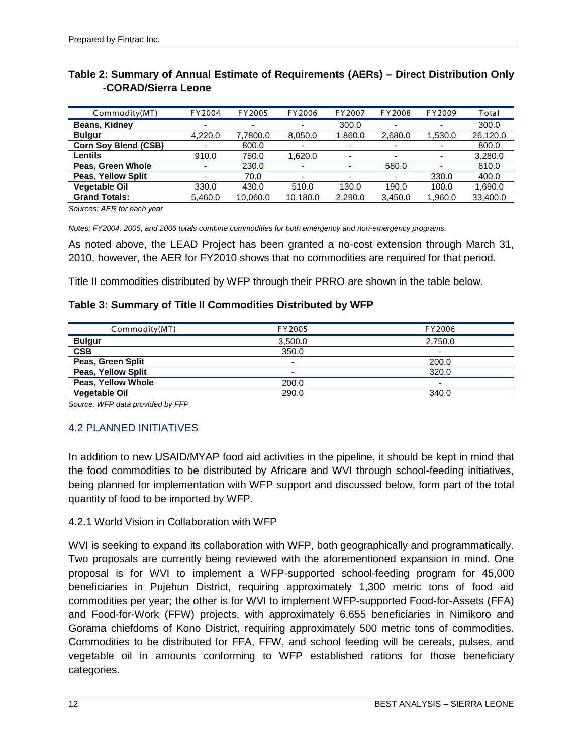**Table 2: Summary of Annual Estimate of Requirements (AERs) – Direct Distribution Only -CORAD/Sierra Leone**

| Commodity(MT) | FY2004 | FY2005 | FY2006 | FY2007 | FY2008 | FY2009 | Total |
|---|---|---|---|---|---|---|---|
| **Beans, Kidney** | - | - | - | 300.0 | - | - | 300.0 |
| **Bulgur** | 4,220.0 | 7,7800.0 | 8,050.0 | 1,860.0 | 2,680.0 | 1,530.0 | 26,120.0 |
| **Corn Soy Blend (CSB)** | - | 800.0 | - | - | - | - | 800.0 |
| **Lentils** | 910.0 | 750.0 | 1,620.0 | - | - | - | 3,280.0 |
| **Peas, Green Whole** | - | 230.0 | - | - | 580.0 | - | 810.0 |
| **Peas, Yellow Split** | - | 70.0 | - | - | - | 330.0 | 400.0 |
| **Vegetable Oil** | 330.0 | 430.0 | 510.0 | 130.0 | 190.0 | 100.0 | 1,690.0 |
| **Grand Totals:** | 5,460.0 | 10,060.0 | 10,180.0 | 2,290.0 | 3,450.0 | 1,960.0 | 33,400.0 |

*Sources: AER for each year*

*Notes: FY2004, 2005, and 2006 totals combine commodities for both emergency and non-emergency programs.*

As noted above, the LEAD Project has been granted a no-cost extension through March 31, 2010, however, the AER for FY2010 shows that no commodities are required for that period.

Title II commodities distributed by WFP through their PRRO are shown in the table below.

**Table 3: Summary of Title II Commodities Distributed by WFP**

| Commodity(MT) | FY2005 | FY2006 |
|---|---|---|
| **Bulgur** | 3,500.0 | 2,750.0 |
| **CSB** | 350.0 | - |
| **Peas, Green Split** | - | 200.0 |
| **Peas, Yellow Split** | - | 320.0 |
| **Peas, Yellow Whole** | 200.0 | - |
| **Vegetable Oil** | 290.0 | 340.0 |

*Source: WFP data provided by FFP*

## 4.2 PLANNED INITIATIVES

In addition to new USAID/MYAP food aid activities in the pipeline, it should be kept in mind that the food commodities to be distributed by Africare and WVI through school-feeding initiatives, being planned for implementation with WFP support and discussed below, form part of the total quantity of food to be imported by WFP.

### 4.2.1 World Vision in Collaboration with WFP

WVI is seeking to expand its collaboration with WFP, both geographically and programmatically. Two proposals are currently being reviewed with the aforementioned expansion in mind. One proposal is for WVI to implement a WFP-supported school-feeding program for 45,000 beneficiaries in Pujehun District, requiring approximately 1,300 metric tons of food aid commodities per year; the other is for WVI to implement WFP-supported Food-for-Assets (FFA) and Food-for-Work (FFW) projects, with approximately 6,655 beneficiaries in Nimikoro and Gorama chiefdoms of Kono District, requiring approximately 500 metric tons of commodities. Commodities to be distributed for FFA, FFW, and school feeding will be cereals, pulses, and vegetable oil in amounts conforming to WFP established rations for those beneficiary categories.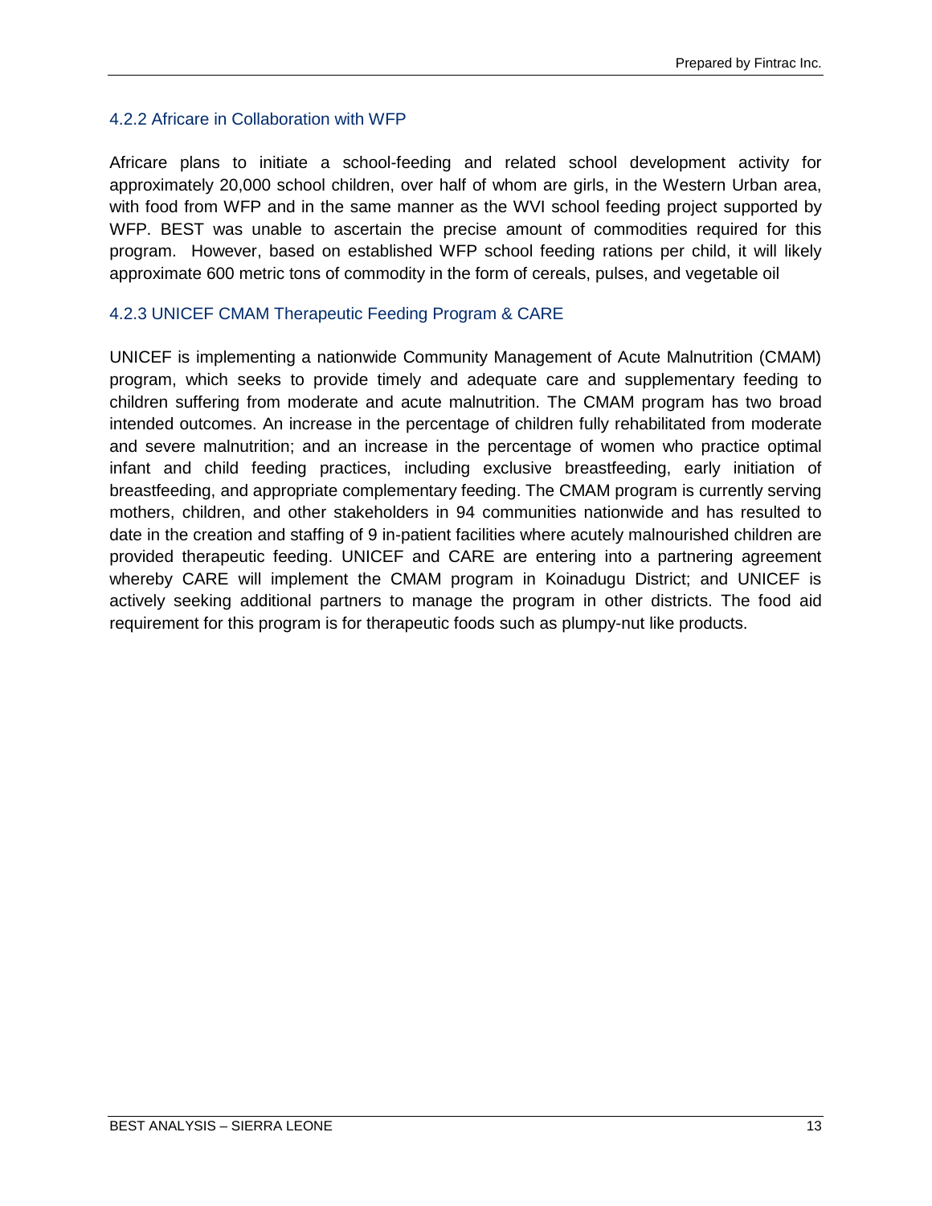### 4.2.2 Africare in Collaboration with WFP

Africare plans to initiate a school-feeding and related school development activity for approximately 20,000 school children, over half of whom are girls, in the Western Urban area, with food from WFP and in the same manner as the WVI school feeding project supported by WFP. BEST was unable to ascertain the precise amount of commodities required for this program. However, based on established WFP school feeding rations per child, it will likely approximate 600 metric tons of commodity in the form of cereals, pulses, and vegetable oil

### 4.2.3 UNICEF CMAM Therapeutic Feeding Program & CARE

UNICEF is implementing a nationwide Community Management of Acute Malnutrition (CMAM) program, which seeks to provide timely and adequate care and supplementary feeding to children suffering from moderate and acute malnutrition. The CMAM program has two broad intended outcomes. An increase in the percentage of children fully rehabilitated from moderate and severe malnutrition; and an increase in the percentage of women who practice optimal infant and child feeding practices, including exclusive breastfeeding, early initiation of breastfeeding, and appropriate complementary feeding. The CMAM program is currently serving mothers, children, and other stakeholders in 94 communities nationwide and has resulted to date in the creation and staffing of 9 in-patient facilities where acutely malnourished children are provided therapeutic feeding. UNICEF and CARE are entering into a partnering agreement whereby CARE will implement the CMAM program in Koinadugu District; and UNICEF is actively seeking additional partners to manage the program in other districts. The food aid requirement for this program is for therapeutic foods such as plumpy-nut like products.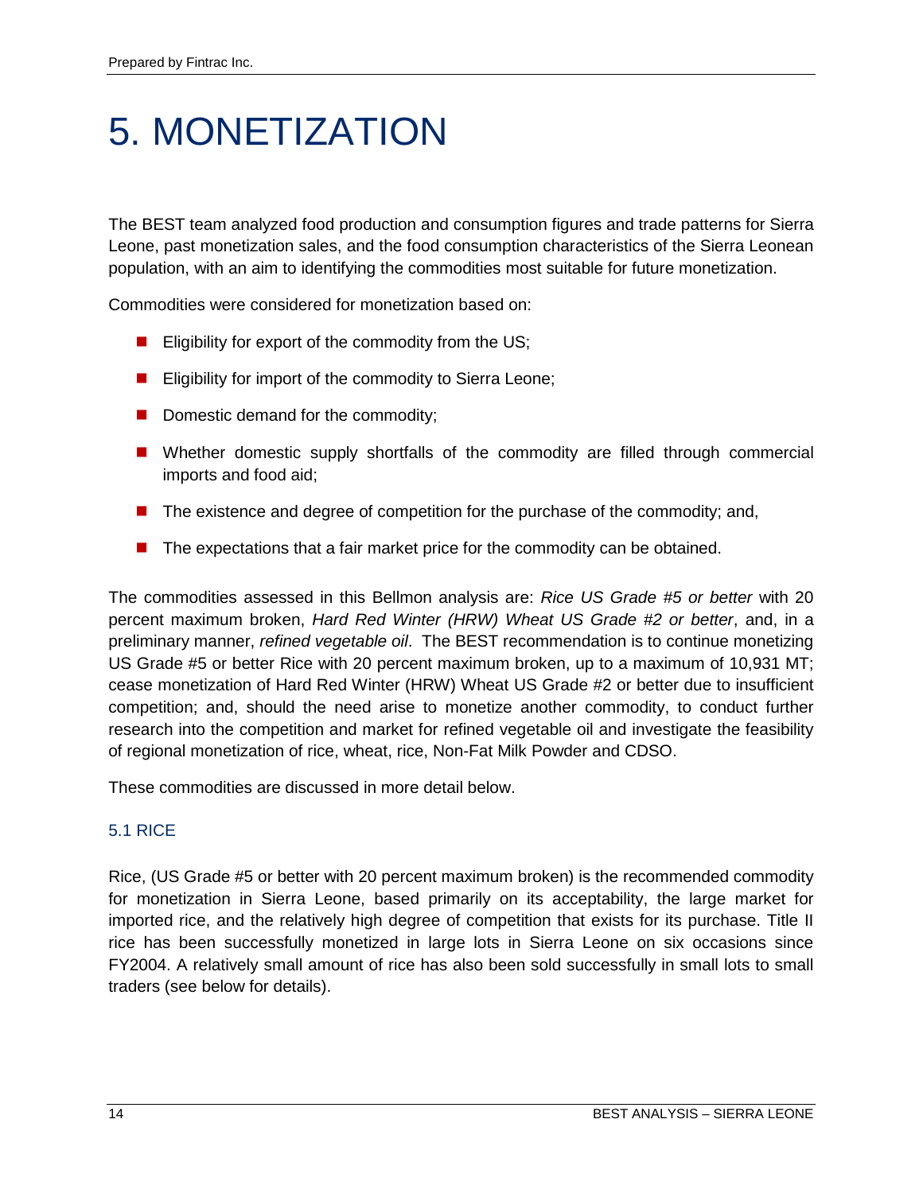# 5. MONETIZATION

The BEST team analyzed food production and consumption figures and trade patterns for Sierra Leone, past monetization sales, and the food consumption characteristics of the Sierra Leonean population, with an aim to identifying the commodities most suitable for future monetization.

Commodities were considered for monetization based on:

- Eligibility for export of the commodity from the US;
- Eligibility for import of the commodity to Sierra Leone;
- Domestic demand for the commodity;
- Whether domestic supply shortfalls of the commodity are filled through commercial imports and food aid;
- The existence and degree of competition for the purchase of the commodity; and,
- The expectations that a fair market price for the commodity can be obtained.

The commodities assessed in this Bellmon analysis are: *Rice US Grade #5 or better* with 20 percent maximum broken, *Hard Red Winter (HRW) Wheat US Grade #2 or better*, and, in a preliminary manner, *refined vegetable oil*. The BEST recommendation is to continue monetizing US Grade #5 or better Rice with 20 percent maximum broken, up to a maximum of 10,931 MT; cease monetization of Hard Red Winter (HRW) Wheat US Grade #2 or better due to insufficient competition; and, should the need arise to monetize another commodity, to conduct further research into the competition and market for refined vegetable oil and investigate the feasibility of regional monetization of rice, wheat, rice, Non-Fat Milk Powder and CDSO.

These commodities are discussed in more detail below.

## 5.1 RICE

Rice, (US Grade #5 or better with 20 percent maximum broken) is the recommended commodity for monetization in Sierra Leone, based primarily on its acceptability, the large market for imported rice, and the relatively high degree of competition that exists for its purchase. Title II rice has been successfully monetized in large lots in Sierra Leone on six occasions since FY2004. A relatively small amount of rice has also been sold successfully in small lots to small traders (see below for details).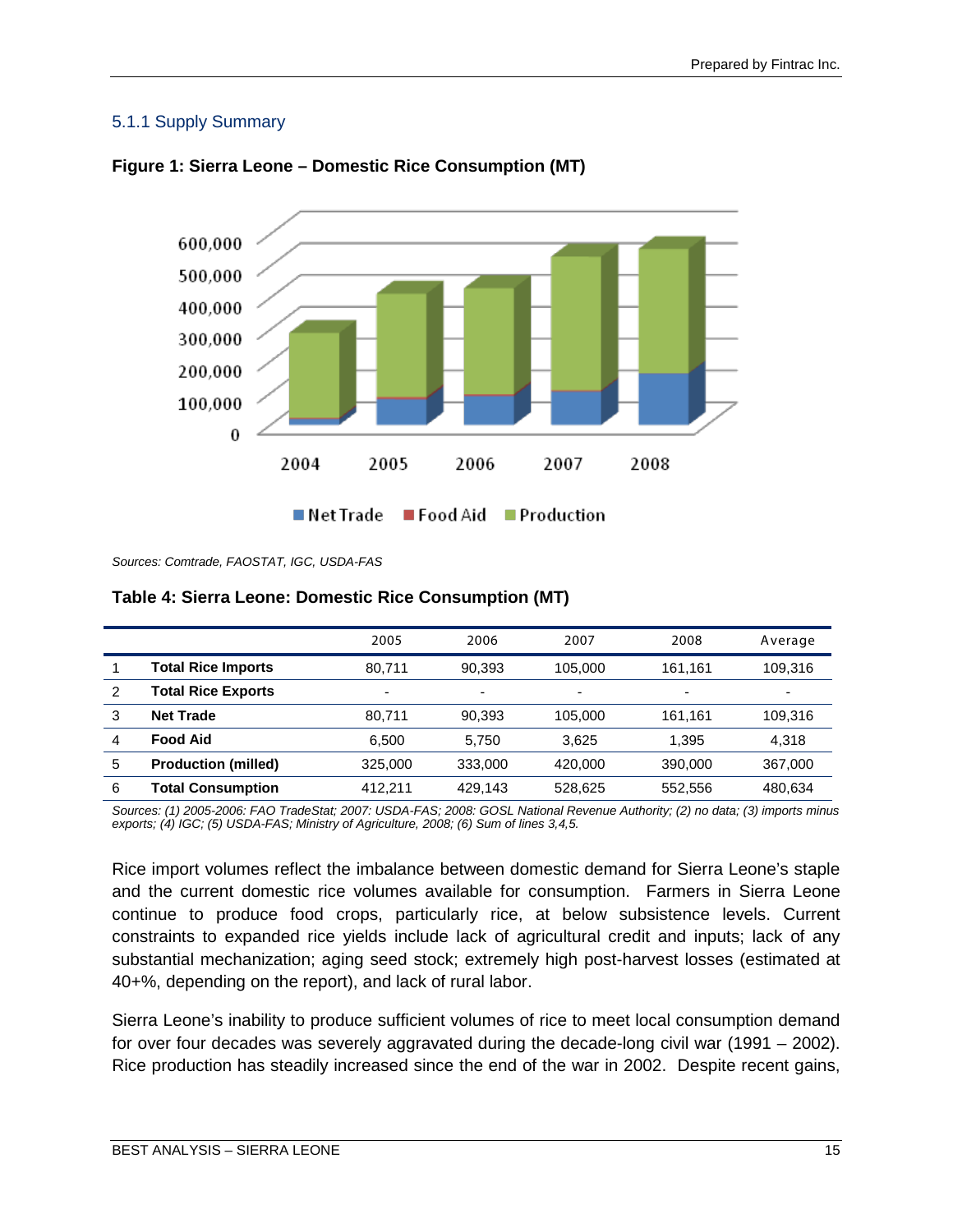### 5.1.1 Supply Summary

**Figure 1: Sierra Leone – Domestic Rice Consumption (MT)**

*Sources: Comtrade, FAOSTAT, IGC, USDA-FAS*

**Table 4: Sierra Leone: Domestic Rice Consumption (MT)**

| | | 2005 | 2006 | 2007 | 2008 | Average |
|---|---|---|---|---|---|---|
| 1 | **Total Rice Imports** | 80,711 | 90,393 | 105,000 | 161,161 | 109,316 |
| 2 | **Total Rice Exports** | - | - | - | - | - |
| 3 | **Net Trade** | 80,711 | 90,393 | 105,000 | 161,161 | 109,316 |
| 4 | **Food Aid** | 6,500 | 5,750 | 3,625 | 1,395 | 4,318 |
| 5 | **Production (milled)** | 325,000 | 333,000 | 420,000 | 390,000 | 367,000 |
| 6 | **Total Consumption** | 412,211 | 429,143 | 528,625 | 552,556 | 480,634 |

*Sources: (1) 2005-2006: FAO TradeStat; 2007: USDA-FAS; 2008: GOSL National Revenue Authority; (2) no data; (3) imports minus exports; (4) IGC; (5) USDA-FAS; Ministry of Agriculture, 2008; (6) Sum of lines 3,4,5.*

Rice import volumes reflect the imbalance between domestic demand for Sierra Leone's staple and the current domestic rice volumes available for consumption. Farmers in Sierra Leone continue to produce food crops, particularly rice, at below subsistence levels. Current constraints to expanded rice yields include lack of agricultural credit and inputs; lack of any substantial mechanization; aging seed stock; extremely high post-harvest losses (estimated at 40+%, depending on the report), and lack of rural labor.

Sierra Leone's inability to produce sufficient volumes of rice to meet local consumption demand for over four decades was severely aggravated during the decade-long civil war (1991 – 2002). Rice production has steadily increased since the end of the war in 2002. Despite recent gains,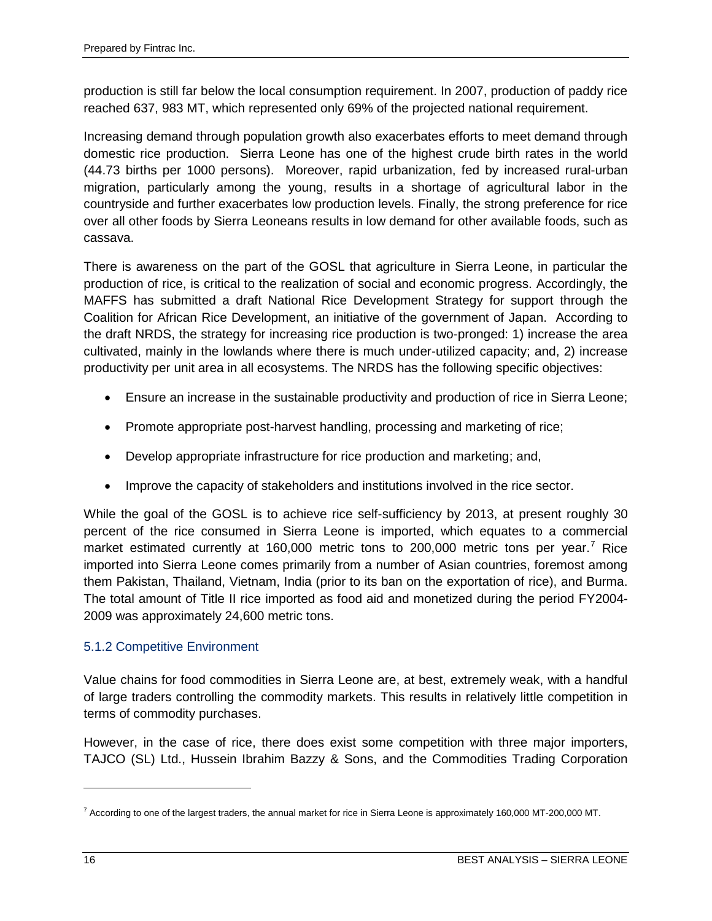production is still far below the local consumption requirement. In 2007, production of paddy rice reached 637, 983 MT, which represented only 69% of the projected national requirement.

Increasing demand through population growth also exacerbates efforts to meet demand through domestic rice production. Sierra Leone has one of the highest crude birth rates in the world (44.73 births per 1000 persons). Moreover, rapid urbanization, fed by increased rural-urban migration, particularly among the young, results in a shortage of agricultural labor in the countryside and further exacerbates low production levels. Finally, the strong preference for rice over all other foods by Sierra Leoneans results in low demand for other available foods, such as cassava.

There is awareness on the part of the GOSL that agriculture in Sierra Leone, in particular the production of rice, is critical to the realization of social and economic progress. Accordingly, the MAFFS has submitted a draft National Rice Development Strategy for support through the Coalition for African Rice Development, an initiative of the government of Japan. According to the draft NRDS, the strategy for increasing rice production is two-pronged: 1) increase the area cultivated, mainly in the lowlands where there is much under-utilized capacity; and, 2) increase productivity per unit area in all ecosystems. The NRDS has the following specific objectives:

- Ensure an increase in the sustainable productivity and production of rice in Sierra Leone;
- Promote appropriate post-harvest handling, processing and marketing of rice;
- Develop appropriate infrastructure for rice production and marketing; and,
- Improve the capacity of stakeholders and institutions involved in the rice sector.

While the goal of the GOSL is to achieve rice self-sufficiency by 2013, at present roughly 30 percent of the rice consumed in Sierra Leone is imported, which equates to a commercial market estimated currently at 160,000 metric tons to 200,000 metric tons per year.[7] Rice imported into Sierra Leone comes primarily from a number of Asian countries, foremost among them Pakistan, Thailand, Vietnam, India (prior to its ban on the exportation of rice), and Burma. The total amount of Title II rice imported as food aid and monetized during the period FY2004-2009 was approximately 24,600 metric tons.

### 5.1.2 Competitive Environment

Value chains for food commodities in Sierra Leone are, at best, extremely weak, with a handful of large traders controlling the commodity markets. This results in relatively little competition in terms of commodity purchases.

However, in the case of rice, there does exist some competition with three major importers, TAJCO (SL) Ltd., Hussein Ibrahim Bazzy & Sons, and the Commodities Trading Corporation

---

[7] According to one of the largest traders, the annual market for rice in Sierra Leone is approximately 160,000 MT-200,000 MT.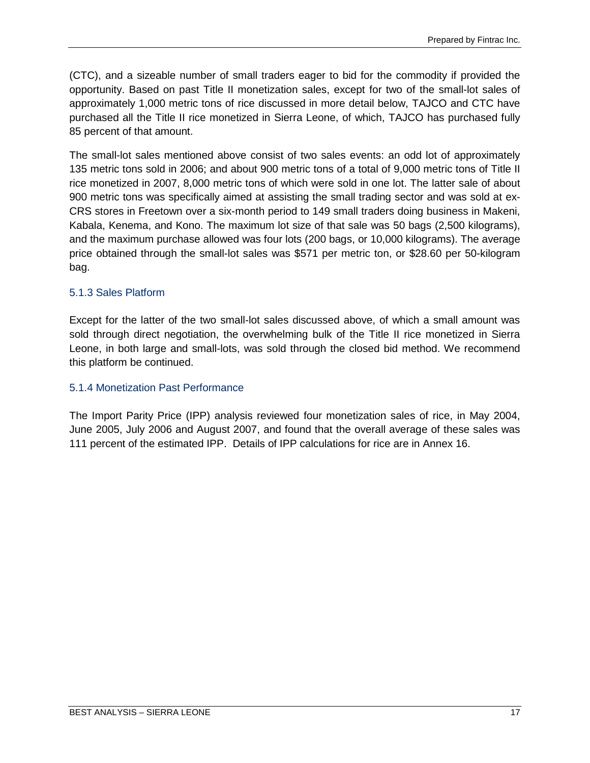(CTC), and a sizeable number of small traders eager to bid for the commodity if provided the opportunity. Based on past Title II monetization sales, except for two of the small-lot sales of approximately 1,000 metric tons of rice discussed in more detail below, TAJCO and CTC have purchased all the Title II rice monetized in Sierra Leone, of which, TAJCO has purchased fully 85 percent of that amount.

The small-lot sales mentioned above consist of two sales events: an odd lot of approximately 135 metric tons sold in 2006; and about 900 metric tons of a total of 9,000 metric tons of Title II rice monetized in 2007, 8,000 metric tons of which were sold in one lot. The latter sale of about 900 metric tons was specifically aimed at assisting the small trading sector and was sold at ex-CRS stores in Freetown over a six-month period to 149 small traders doing business in Makeni, Kabala, Kenema, and Kono. The maximum lot size of that sale was 50 bags (2,500 kilograms), and the maximum purchase allowed was four lots (200 bags, or 10,000 kilograms). The average price obtained through the small-lot sales was $571 per metric ton, or $28.60 per 50-kilogram bag.

### 5.1.3 Sales Platform

Except for the latter of the two small-lot sales discussed above, of which a small amount was sold through direct negotiation, the overwhelming bulk of the Title II rice monetized in Sierra Leone, in both large and small-lots, was sold through the closed bid method. We recommend this platform be continued.

### 5.1.4 Monetization Past Performance

The Import Parity Price (IPP) analysis reviewed four monetization sales of rice, in May 2004, June 2005, July 2006 and August 2007, and found that the overall average of these sales was 111 percent of the estimated IPP. Details of IPP calculations for rice are in Annex 16.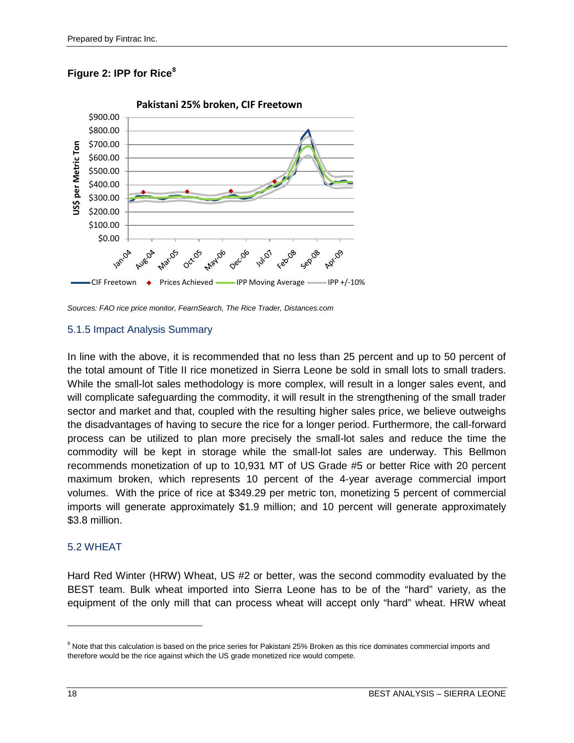**Figure 2: IPP for Rice[8]**

Sources: FAO rice price monitor, FearnSearch, The Rice Trader, Distances.com

### 5.1.5 Impact Analysis Summary

In line with the above, it is recommended that no less than 25 percent and up to 50 percent of the total amount of Title II rice monetized in Sierra Leone be sold in small lots to small traders. While the small-lot sales methodology is more complex, will result in a longer sales event, and will complicate safeguarding the commodity, it will result in the strengthening of the small trader sector and market and that, coupled with the resulting higher sales price, we believe outweighs the disadvantages of having to secure the rice for a longer period. Furthermore, the call-forward process can be utilized to plan more precisely the small-lot sales and reduce the time the commodity will be kept in storage while the small-lot sales are underway. This Bellmon recommends monetization of up to 10,931 MT of US Grade #5 or better Rice with 20 percent maximum broken, which represents 10 percent of the 4-year average commercial import volumes. With the price of rice at $349.29 per metric ton, monetizing 5 percent of commercial imports will generate approximately $1.9 million; and 10 percent will generate approximately $3.8 million.

## 5.2 WHEAT

Hard Red Winter (HRW) Wheat, US #2 or better, was the second commodity evaluated by the BEST team. Bulk wheat imported into Sierra Leone has to be of the "hard" variety, as the equipment of the only mill that can process wheat will accept only "hard" wheat. HRW wheat

[8] Note that this calculation is based on the price series for Pakistani 25% Broken as this rice dominates commercial imports and therefore would be the rice against which the US grade monetized rice would compete.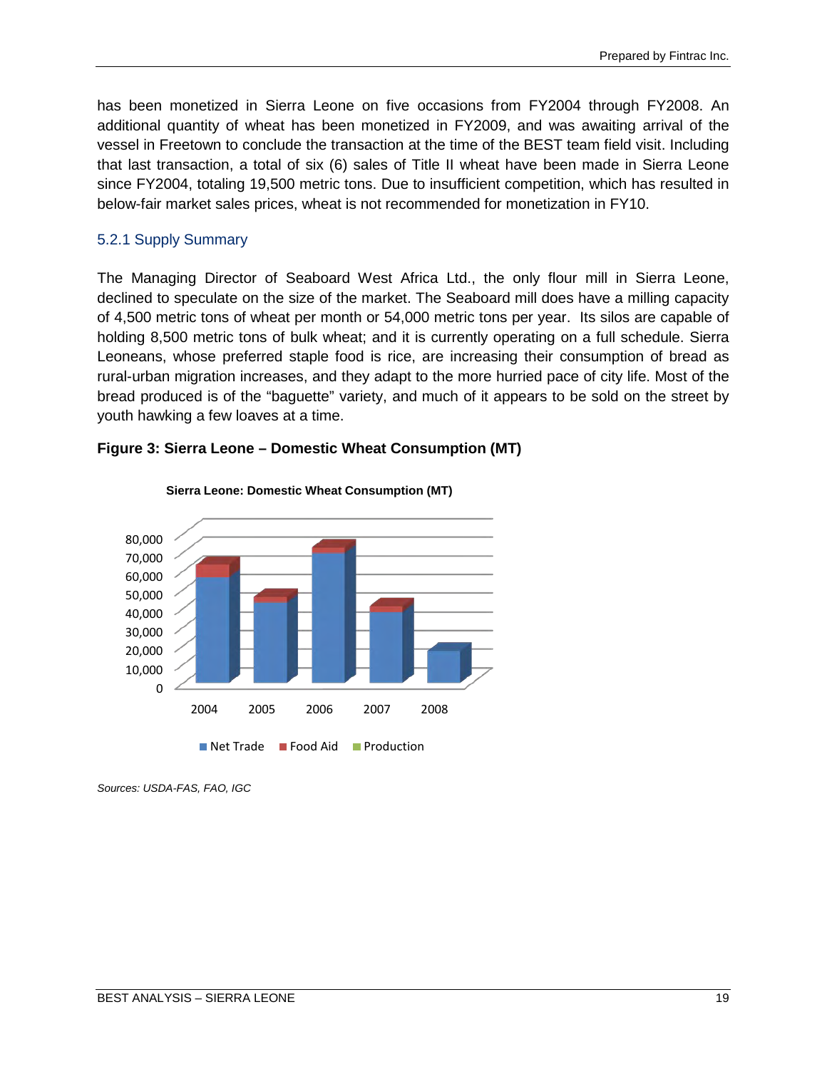has been monetized in Sierra Leone on five occasions from FY2004 through FY2008. An additional quantity of wheat has been monetized in FY2009, and was awaiting arrival of the vessel in Freetown to conclude the transaction at the time of the BEST team field visit. Including that last transaction, a total of six (6) sales of Title II wheat have been made in Sierra Leone since FY2004, totaling 19,500 metric tons. Due to insufficient competition, which has resulted in below-fair market sales prices, wheat is not recommended for monetization in FY10.

### 5.2.1 Supply Summary

The Managing Director of Seaboard West Africa Ltd., the only flour mill in Sierra Leone, declined to speculate on the size of the market. The Seaboard mill does have a milling capacity of 4,500 metric tons of wheat per month or 54,000 metric tons per year. Its silos are capable of holding 8,500 metric tons of bulk wheat; and it is currently operating on a full schedule. Sierra Leoneans, whose preferred staple food is rice, are increasing their consumption of bread as rural-urban migration increases, and they adapt to the more hurried pace of city life. Most of the bread produced is of the "baguette" variety, and much of it appears to be sold on the street by youth hawking a few loaves at a time.

**Figure 3: Sierra Leone – Domestic Wheat Consumption (MT)**

*Sources: USDA-FAS, FAO, IGC*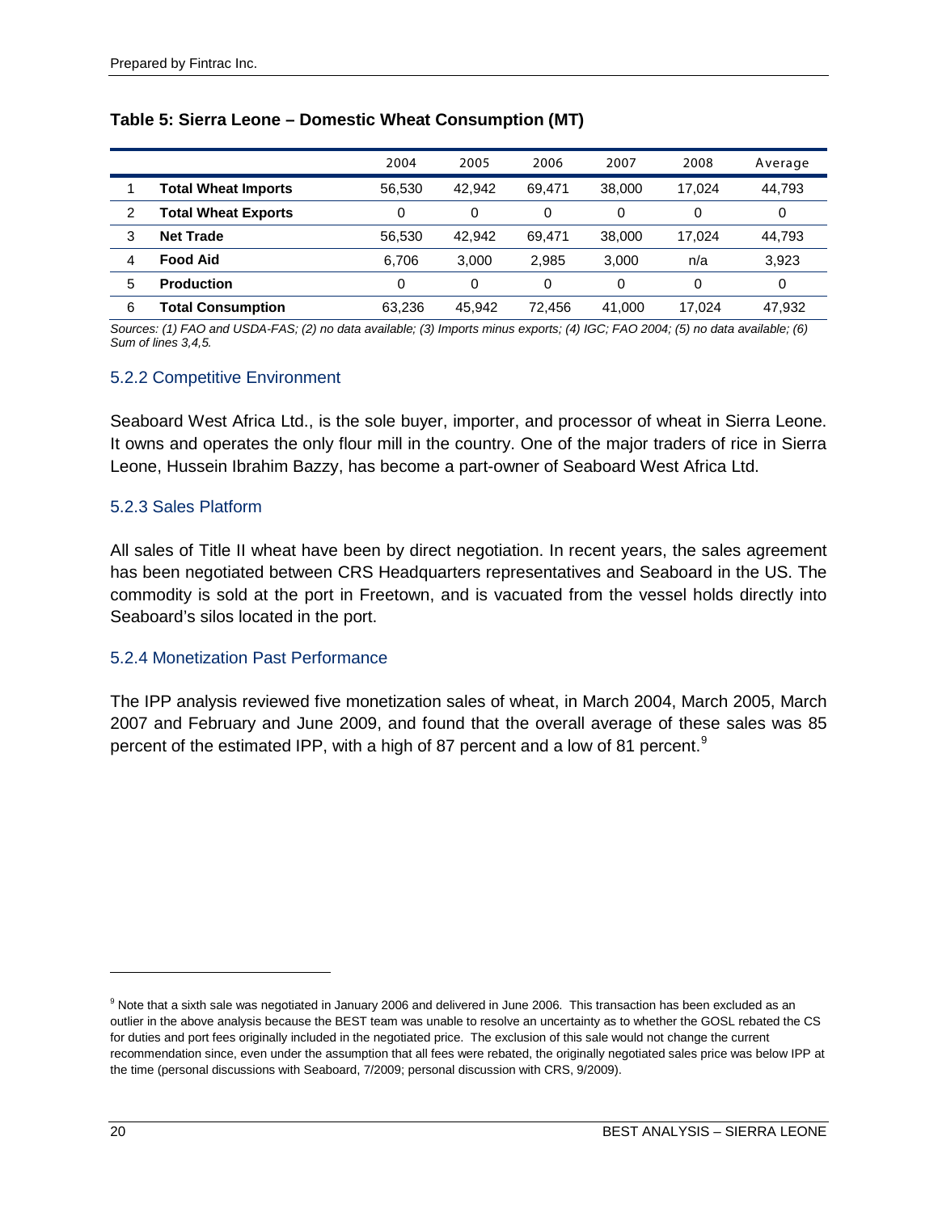**Table 5: Sierra Leone – Domestic Wheat Consumption (MT)**

| | | 2004 | 2005 | 2006 | 2007 | 2008 | Average |
|---|---|---|---|---|---|---|---|
| 1 | **Total Wheat Imports** | 56,530 | 42,942 | 69,471 | 38,000 | 17,024 | 44,793 |
| 2 | **Total Wheat Exports** | 0 | 0 | 0 | 0 | 0 | 0 |
| 3 | **Net Trade** | 56,530 | 42,942 | 69,471 | 38,000 | 17,024 | 44,793 |
| 4 | **Food Aid** | 6,706 | 3,000 | 2,985 | 3,000 | n/a | 3,923 |
| 5 | **Production** | 0 | 0 | 0 | 0 | 0 | 0 |
| 6 | **Total Consumption** | 63,236 | 45,942 | 72,456 | 41,000 | 17,024 | 47,932 |

*Sources: (1) FAO and USDA-FAS; (2) no data available; (3) Imports minus exports; (4) IGC; FAO 2004; (5) no data available; (6) Sum of lines 3,4,5.*

### 5.2.2 Competitive Environment

Seaboard West Africa Ltd., is the sole buyer, importer, and processor of wheat in Sierra Leone. It owns and operates the only flour mill in the country. One of the major traders of rice in Sierra Leone, Hussein Ibrahim Bazzy, has become a part-owner of Seaboard West Africa Ltd.

### 5.2.3 Sales Platform

All sales of Title II wheat have been by direct negotiation. In recent years, the sales agreement has been negotiated between CRS Headquarters representatives and Seaboard in the US. The commodity is sold at the port in Freetown, and is vacuated from the vessel holds directly into Seaboard's silos located in the port.

### 5.2.4 Monetization Past Performance

The IPP analysis reviewed five monetization sales of wheat, in March 2004, March 2005, March 2007 and February and June 2009, and found that the overall average of these sales was 85 percent of the estimated IPP, with a high of 87 percent and a low of 81 percent.[9]

---

[9] Note that a sixth sale was negotiated in January 2006 and delivered in June 2006. This transaction has been excluded as an outlier in the above analysis because the BEST team was unable to resolve an uncertainty as to whether the GOSL rebated the CS for duties and port fees originally included in the negotiated price. The exclusion of this sale would not change the current recommendation since, even under the assumption that all fees were rebated, the originally negotiated sales price was below IPP at the time (personal discussions with Seaboard, 7/2009; personal discussion with CRS, 9/2009).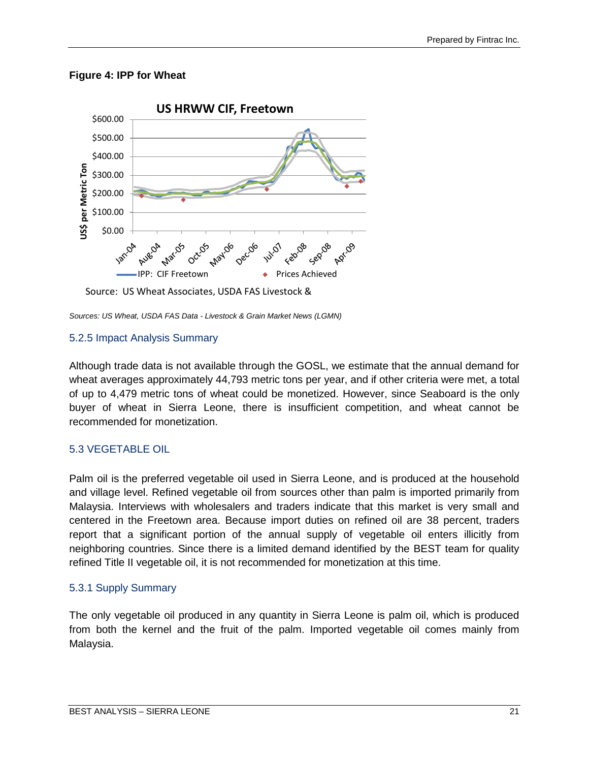**Figure 4: IPP for Wheat**

Sources: US Wheat, USDA FAS Data - Livestock & Grain Market News (LGMN)

### 5.2.5 Impact Analysis Summary

Although trade data is not available through the GOSL, we estimate that the annual demand for wheat averages approximately 44,793 metric tons per year, and if other criteria were met, a total of up to 4,479 metric tons of wheat could be monetized. However, since Seaboard is the only buyer of wheat in Sierra Leone, there is insufficient competition, and wheat cannot be recommended for monetization.

## 5.3 VEGETABLE OIL

Palm oil is the preferred vegetable oil used in Sierra Leone, and is produced at the household and village level. Refined vegetable oil from sources other than palm is imported primarily from Malaysia. Interviews with wholesalers and traders indicate that this market is very small and centered in the Freetown area. Because import duties on refined oil are 38 percent, traders report that a significant portion of the annual supply of vegetable oil enters illicitly from neighboring countries. Since there is a limited demand identified by the BEST team for quality refined Title II vegetable oil, it is not recommended for monetization at this time.

### 5.3.1 Supply Summary

The only vegetable oil produced in any quantity in Sierra Leone is palm oil, which is produced from both the kernel and the fruit of the palm. Imported vegetable oil comes mainly from Malaysia.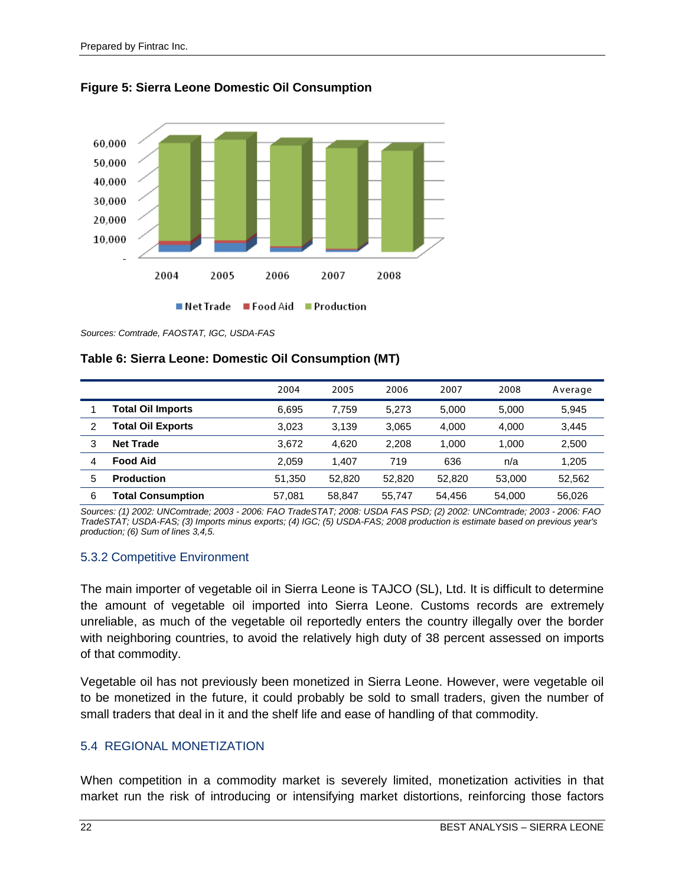**Figure 5: Sierra Leone Domestic Oil Consumption**

*Sources: Comtrade, FAOSTAT, IGC, USDA-FAS*

**Table 6: Sierra Leone: Domestic Oil Consumption (MT)**

| | | 2004 | 2005 | 2006 | 2007 | 2008 | Average |
|---|---|---|---|---|---|---|---|
| 1 | **Total Oil Imports** | 6,695 | 7,759 | 5,273 | 5,000 | 5,000 | 5,945 |
| 2 | **Total Oil Exports** | 3,023 | 3,139 | 3,065 | 4,000 | 4,000 | 3,445 |
| 3 | **Net Trade** | 3,672 | 4,620 | 2,208 | 1,000 | 1,000 | 2,500 |
| 4 | **Food Aid** | 2,059 | 1,407 | 719 | 636 | n/a | 1,205 |
| 5 | **Production** | 51,350 | 52,820 | 52,820 | 52,820 | 53,000 | 52,562 |
| 6 | **Total Consumption** | 57,081 | 58,847 | 55,747 | 54,456 | 54,000 | 56,026 |

*Sources: (1) 2002: UNComtrade; 2003 - 2006: FAO TradeSTAT; 2008: USDA FAS PSD; (2) 2002: UNComtrade; 2003 - 2006: FAO TradeSTAT; USDA-FAS; (3) Imports minus exports; (4) IGC; (5) USDA-FAS; 2008 production is estimate based on previous year's production; (6) Sum of lines 3,4,5.*

### 5.3.2 Competitive Environment

The main importer of vegetable oil in Sierra Leone is TAJCO (SL), Ltd. It is difficult to determine the amount of vegetable oil imported into Sierra Leone. Customs records are extremely unreliable, as much of the vegetable oil reportedly enters the country illegally over the border with neighboring countries, to avoid the relatively high duty of 38 percent assessed on imports of that commodity.

Vegetable oil has not previously been monetized in Sierra Leone. However, were vegetable oil to be monetized in the future, it could probably be sold to small traders, given the number of small traders that deal in it and the shelf life and ease of handling of that commodity.

## 5.4 REGIONAL MONETIZATION

When competition in a commodity market is severely limited, monetization activities in that market run the risk of introducing or intensifying market distortions, reinforcing those factors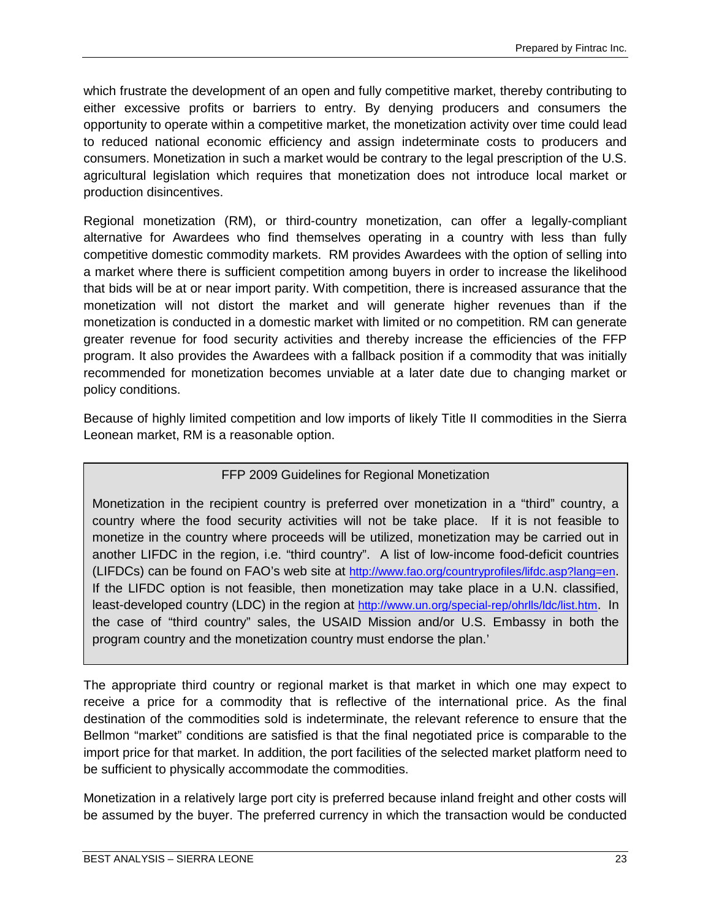which frustrate the development of an open and fully competitive market, thereby contributing to either excessive profits or barriers to entry. By denying producers and consumers the opportunity to operate within a competitive market, the monetization activity over time could lead to reduced national economic efficiency and assign indeterminate costs to producers and consumers. Monetization in such a market would be contrary to the legal prescription of the U.S. agricultural legislation which requires that monetization does not introduce local market or production disincentives.

Regional monetization (RM), or third-country monetization, can offer a legally-compliant alternative for Awardees who find themselves operating in a country with less than fully competitive domestic commodity markets. RM provides Awardees with the option of selling into a market where there is sufficient competition among buyers in order to increase the likelihood that bids will be at or near import parity. With competition, there is increased assurance that the monetization will not distort the market and will generate higher revenues than if the monetization is conducted in a domestic market with limited or no competition. RM can generate greater revenue for food security activities and thereby increase the efficiencies of the FFP program. It also provides the Awardees with a fallback position if a commodity that was initially recommended for monetization becomes unviable at a later date due to changing market or policy conditions.

Because of highly limited competition and low imports of likely Title II commodities in the Sierra Leonean market, RM is a reasonable option.

> FFP 2009 Guidelines for Regional Monetization
>
> Monetization in the recipient country is preferred over monetization in a "third" country, a country where the food security activities will not be take place. If it is not feasible to monetize in the country where proceeds will be utilized, monetization may be carried out in another LIFDC in the region, i.e. "third country". A list of low-income food-deficit countries (LIFDCs) can be found on FAO's web site at http://www.fao.org/countryprofiles/lifdc.asp?lang=en. If the LIFDC option is not feasible, then monetization may take place in a U.N. classified, least-developed country (LDC) in the region at http://www.un.org/special-rep/ohrlls/ldc/list.htm. In the case of "third country" sales, the USAID Mission and/or U.S. Embassy in both the program country and the monetization country must endorse the plan.'

The appropriate third country or regional market is that market in which one may expect to receive a price for a commodity that is reflective of the international price. As the final destination of the commodities sold is indeterminate, the relevant reference to ensure that the Bellmon "market" conditions are satisfied is that the final negotiated price is comparable to the import price for that market. In addition, the port facilities of the selected market platform need to be sufficient to physically accommodate the commodities.

Monetization in a relatively large port city is preferred because inland freight and other costs will be assumed by the buyer. The preferred currency in which the transaction would be conducted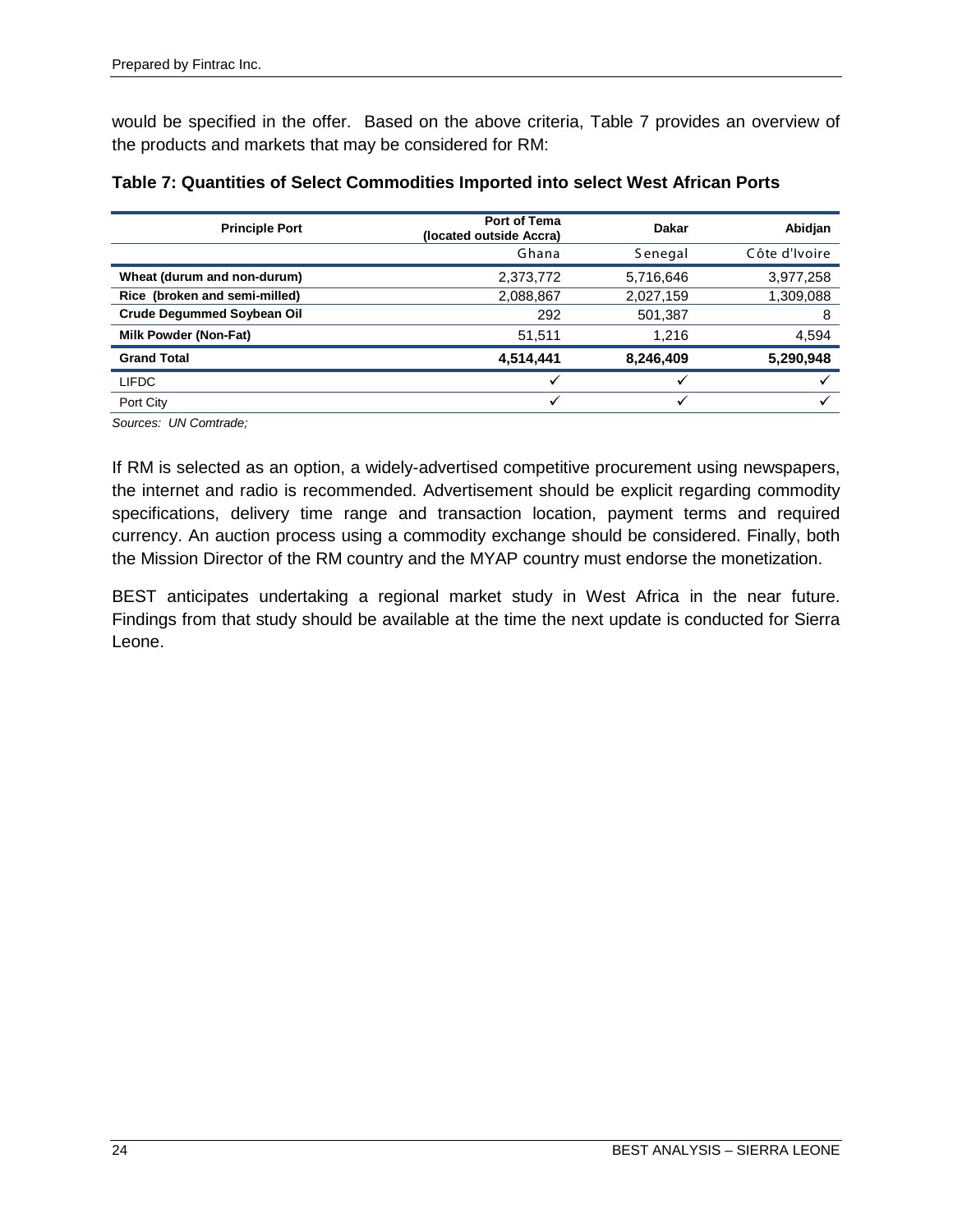would be specified in the offer. Based on the above criteria, Table 7 provides an overview of the products and markets that may be considered for RM:

**Table 7: Quantities of Select Commodities Imported into select West African Ports**

| Principle Port | Port of Tema (located outside Accra) | Dakar | Abidjan |
|---|---|---|---|
| | Ghana | Senegal | Côte d'Ivoire |
| **Wheat (durum and non-durum)** | 2,373,772 | 5,716,646 | 3,977,258 |
| **Rice (broken and semi-milled)** | 2,088,867 | 2,027,159 | 1,309,088 |
| **Crude Degummed Soybean Oil** | 292 | 501,387 | 8 |
| **Milk Powder (Non-Fat)** | 51,511 | 1,216 | 4,594 |
| **Grand Total** | **4,514,441** | **8,246,409** | **5,290,948** |
| LIFDC | ✓ | ✓ | ✓ |
| Port City | ✓ | ✓ | ✓ |

*Sources: UN Comtrade;*

If RM is selected as an option, a widely-advertised competitive procurement using newspapers, the internet and radio is recommended. Advertisement should be explicit regarding commodity specifications, delivery time range and transaction location, payment terms and required currency. An auction process using a commodity exchange should be considered. Finally, both the Mission Director of the RM country and the MYAP country must endorse the monetization.

BEST anticipates undertaking a regional market study in West Africa in the near future. Findings from that study should be available at the time the next update is conducted for Sierra Leone.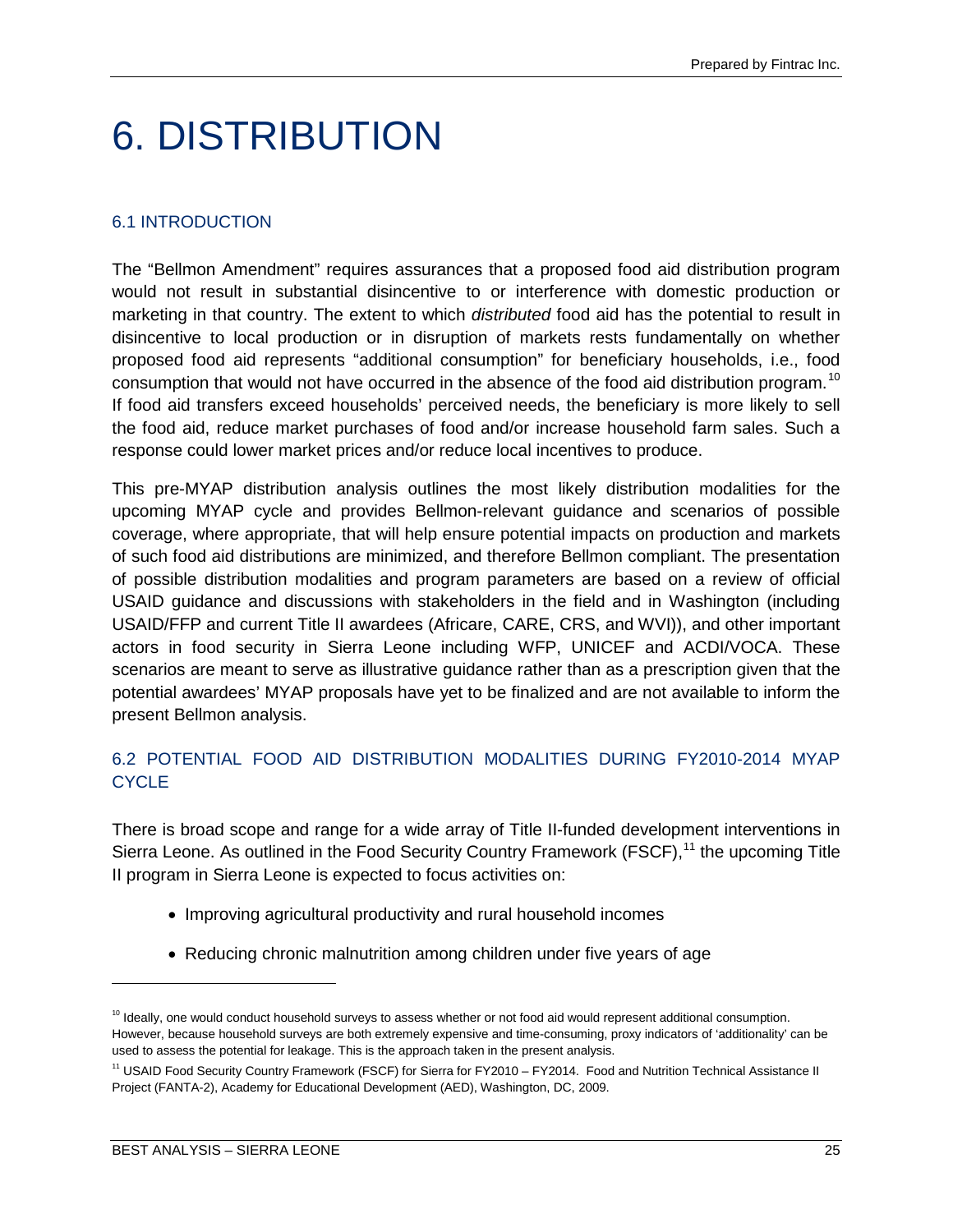# 6. DISTRIBUTION

## 6.1 INTRODUCTION

The "Bellmon Amendment" requires assurances that a proposed food aid distribution program would not result in substantial disincentive to or interference with domestic production or marketing in that country. The extent to which *distributed* food aid has the potential to result in disincentive to local production or in disruption of markets rests fundamentally on whether proposed food aid represents "additional consumption" for beneficiary households, i.e., food consumption that would not have occurred in the absence of the food aid distribution program.[10] If food aid transfers exceed households' perceived needs, the beneficiary is more likely to sell the food aid, reduce market purchases of food and/or increase household farm sales. Such a response could lower market prices and/or reduce local incentives to produce.

This pre-MYAP distribution analysis outlines the most likely distribution modalities for the upcoming MYAP cycle and provides Bellmon-relevant guidance and scenarios of possible coverage, where appropriate, that will help ensure potential impacts on production and markets of such food aid distributions are minimized, and therefore Bellmon compliant. The presentation of possible distribution modalities and program parameters are based on a review of official USAID guidance and discussions with stakeholders in the field and in Washington (including USAID/FFP and current Title II awardees (Africare, CARE, CRS, and WVI)), and other important actors in food security in Sierra Leone including WFP, UNICEF and ACDI/VOCA. These scenarios are meant to serve as illustrative guidance rather than as a prescription given that the potential awardees' MYAP proposals have yet to be finalized and are not available to inform the present Bellmon analysis.

## 6.2 POTENTIAL FOOD AID DISTRIBUTION MODALITIES DURING FY2010-2014 MYAP CYCLE

There is broad scope and range for a wide array of Title II-funded development interventions in Sierra Leone. As outlined in the Food Security Country Framework (FSCF),[11] the upcoming Title II program in Sierra Leone is expected to focus activities on:

- Improving agricultural productivity and rural household incomes
- Reducing chronic malnutrition among children under five years of age

---

[10] Ideally, one would conduct household surveys to assess whether or not food aid would represent additional consumption. However, because household surveys are both extremely expensive and time-consuming, proxy indicators of 'additionality' can be used to assess the potential for leakage. This is the approach taken in the present analysis.

[11] USAID Food Security Country Framework (FSCF) for Sierra for FY2010 – FY2014. Food and Nutrition Technical Assistance II Project (FANTA-2), Academy for Educational Development (AED), Washington, DC, 2009.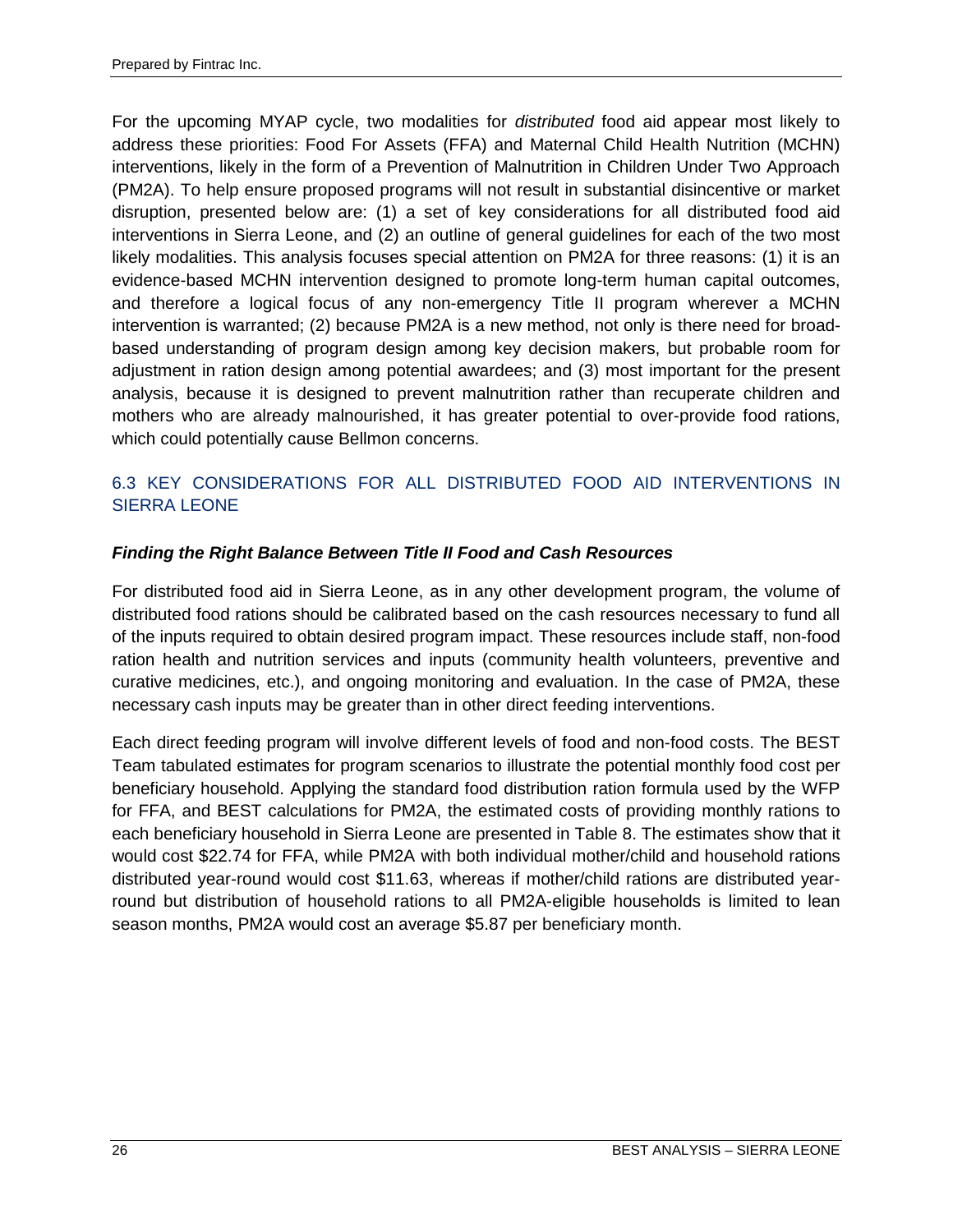For the upcoming MYAP cycle, two modalities for *distributed* food aid appear most likely to address these priorities: Food For Assets (FFA) and Maternal Child Health Nutrition (MCHN) interventions, likely in the form of a Prevention of Malnutrition in Children Under Two Approach (PM2A). To help ensure proposed programs will not result in substantial disincentive or market disruption, presented below are: (1) a set of key considerations for all distributed food aid interventions in Sierra Leone, and (2) an outline of general guidelines for each of the two most likely modalities. This analysis focuses special attention on PM2A for three reasons: (1) it is an evidence-based MCHN intervention designed to promote long-term human capital outcomes, and therefore a logical focus of any non-emergency Title II program wherever a MCHN intervention is warranted; (2) because PM2A is a new method, not only is there need for broad-based understanding of program design among key decision makers, but probable room for adjustment in ration design among potential awardees; and (3) most important for the present analysis, because it is designed to prevent malnutrition rather than recuperate children and mothers who are already malnourished, it has greater potential to over-provide food rations, which could potentially cause Bellmon concerns.

## 6.3 KEY CONSIDERATIONS FOR ALL DISTRIBUTED FOOD AID INTERVENTIONS IN SIERRA LEONE

### *Finding the Right Balance Between Title II Food and Cash Resources*

For distributed food aid in Sierra Leone, as in any other development program, the volume of distributed food rations should be calibrated based on the cash resources necessary to fund all of the inputs required to obtain desired program impact. These resources include staff, non-food ration health and nutrition services and inputs (community health volunteers, preventive and curative medicines, etc.), and ongoing monitoring and evaluation. In the case of PM2A, these necessary cash inputs may be greater than in other direct feeding interventions.

Each direct feeding program will involve different levels of food and non-food costs. The BEST Team tabulated estimates for program scenarios to illustrate the potential monthly food cost per beneficiary household. Applying the standard food distribution ration formula used by the WFP for FFA, and BEST calculations for PM2A, the estimated costs of providing monthly rations to each beneficiary household in Sierra Leone are presented in Table 8. The estimates show that it would cost $22.74 for FFA, while PM2A with both individual mother/child and household rations distributed year-round would cost $11.63, whereas if mother/child rations are distributed year-round but distribution of household rations to all PM2A-eligible households is limited to lean season months, PM2A would cost an average $5.87 per beneficiary month.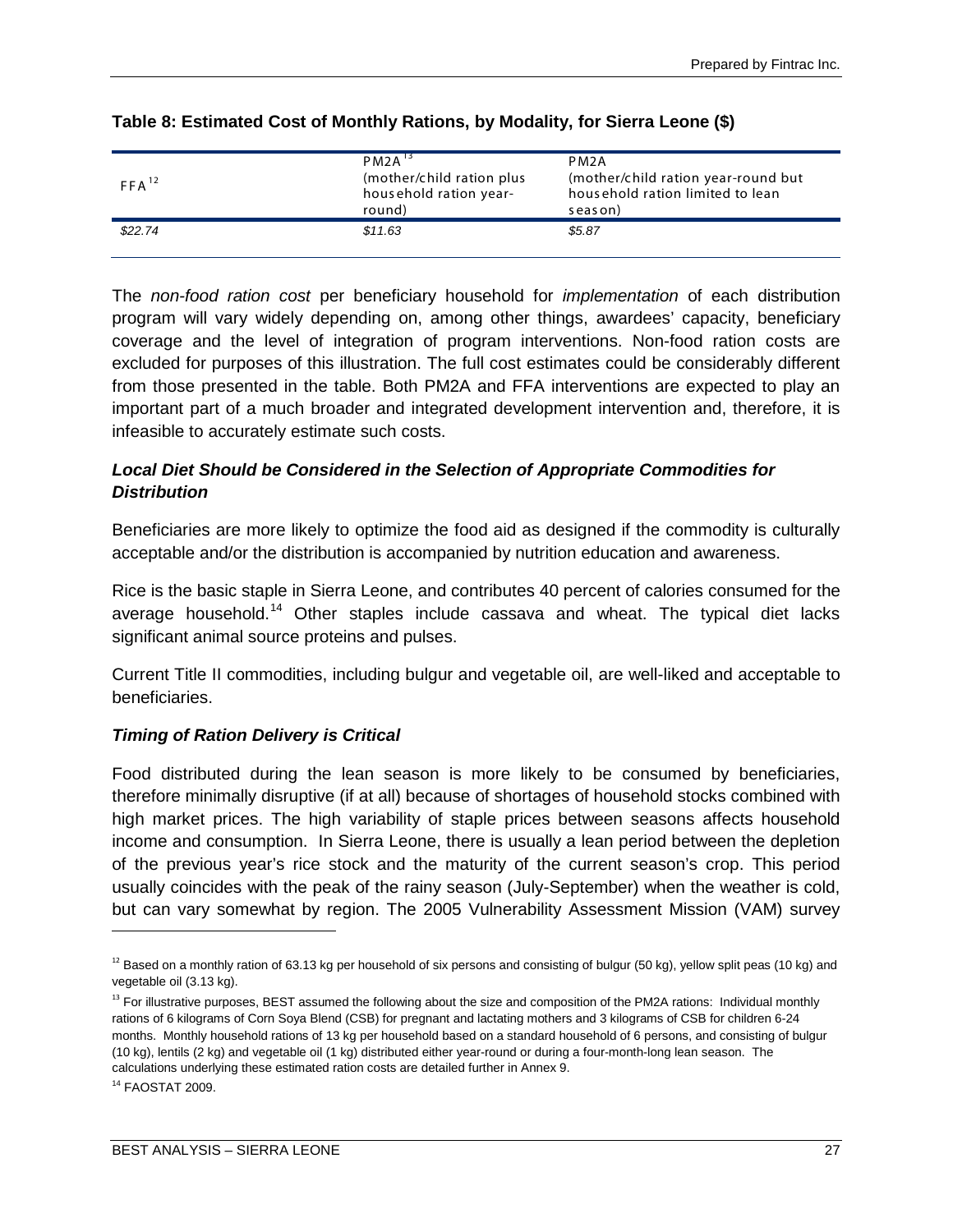**Table 8: Estimated Cost of Monthly Rations, by Modality, for Sierra Leone ($)**

| FFA[12] | PM2A[13] (mother/child ration plus household ration year-round) | PM2A (mother/child ration year-round but household ration limited to lean season) |
|---|---|---|
| *$22.74* | *$11.63* | *$5.87* |

The *non-food ration cost* per beneficiary household for *implementation* of each distribution program will vary widely depending on, among other things, awardees' capacity, beneficiary coverage and the level of integration of program interventions. Non-food ration costs are excluded for purposes of this illustration. The full cost estimates could be considerably different from those presented in the table. Both PM2A and FFA interventions are expected to play an important part of a much broader and integrated development intervention and, therefore, it is infeasible to accurately estimate such costs.

### *Local Diet Should be Considered in the Selection of Appropriate Commodities for Distribution*

Beneficiaries are more likely to optimize the food aid as designed if the commodity is culturally acceptable and/or the distribution is accompanied by nutrition education and awareness.

Rice is the basic staple in Sierra Leone, and contributes 40 percent of calories consumed for the average household.[14] Other staples include cassava and wheat. The typical diet lacks significant animal source proteins and pulses.

Current Title II commodities, including bulgur and vegetable oil, are well-liked and acceptable to beneficiaries.

### *Timing of Ration Delivery is Critical*

Food distributed during the lean season is more likely to be consumed by beneficiaries, therefore minimally disruptive (if at all) because of shortages of household stocks combined with high market prices. The high variability of staple prices between seasons affects household income and consumption. In Sierra Leone, there is usually a lean period between the depletion of the previous year's rice stock and the maturity of the current season's crop. This period usually coincides with the peak of the rainy season (July-September) when the weather is cold, but can vary somewhat by region. The 2005 Vulnerability Assessment Mission (VAM) survey

---

[12] Based on a monthly ration of 63.13 kg per household of six persons and consisting of bulgur (50 kg), yellow split peas (10 kg) and vegetable oil (3.13 kg).

[13] For illustrative purposes, BEST assumed the following about the size and composition of the PM2A rations: Individual monthly rations of 6 kilograms of Corn Soya Blend (CSB) for pregnant and lactating mothers and 3 kilograms of CSB for children 6-24 months. Monthly household rations of 13 kg per household based on a standard household of 6 persons, and consisting of bulgur (10 kg), lentils (2 kg) and vegetable oil (1 kg) distributed either year-round or during a four-month-long lean season. The calculations underlying these estimated ration costs are detailed further in Annex 9.

[14] FAOSTAT 2009.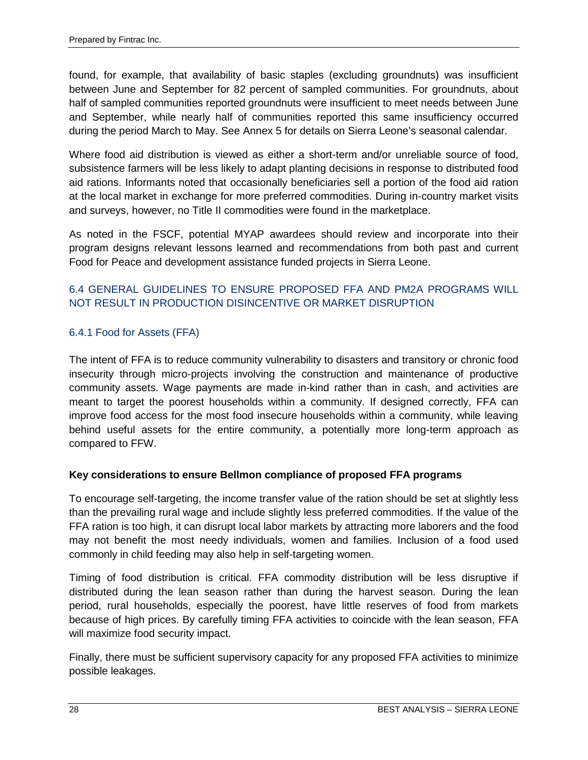found, for example, that availability of basic staples (excluding groundnuts) was insufficient between June and September for 82 percent of sampled communities. For groundnuts, about half of sampled communities reported groundnuts were insufficient to meet needs between June and September, while nearly half of communities reported this same insufficiency occurred during the period March to May. See Annex 5 for details on Sierra Leone's seasonal calendar.

Where food aid distribution is viewed as either a short-term and/or unreliable source of food, subsistence farmers will be less likely to adapt planting decisions in response to distributed food aid rations. Informants noted that occasionally beneficiaries sell a portion of the food aid ration at the local market in exchange for more preferred commodities. During in-country market visits and surveys, however, no Title II commodities were found in the marketplace.

As noted in the FSCF, potential MYAP awardees should review and incorporate into their program designs relevant lessons learned and recommendations from both past and current Food for Peace and development assistance funded projects in Sierra Leone.

## 6.4 GENERAL GUIDELINES TO ENSURE PROPOSED FFA AND PM2A PROGRAMS WILL NOT RESULT IN PRODUCTION DISINCENTIVE OR MARKET DISRUPTION

### 6.4.1 Food for Assets (FFA)

The intent of FFA is to reduce community vulnerability to disasters and transitory or chronic food insecurity through micro-projects involving the construction and maintenance of productive community assets. Wage payments are made in-kind rather than in cash, and activities are meant to target the poorest households within a community. If designed correctly, FFA can improve food access for the most food insecure households within a community, while leaving behind useful assets for the entire community, a potentially more long-term approach as compared to FFW.

**Key considerations to ensure Bellmon compliance of proposed FFA programs**

To encourage self-targeting, the income transfer value of the ration should be set at slightly less than the prevailing rural wage and include slightly less preferred commodities. If the value of the FFA ration is too high, it can disrupt local labor markets by attracting more laborers and the food may not benefit the most needy individuals, women and families. Inclusion of a food used commonly in child feeding may also help in self-targeting women.

Timing of food distribution is critical. FFA commodity distribution will be less disruptive if distributed during the lean season rather than during the harvest season. During the lean period, rural households, especially the poorest, have little reserves of food from markets because of high prices. By carefully timing FFA activities to coincide with the lean season, FFA will maximize food security impact.

Finally, there must be sufficient supervisory capacity for any proposed FFA activities to minimize possible leakages.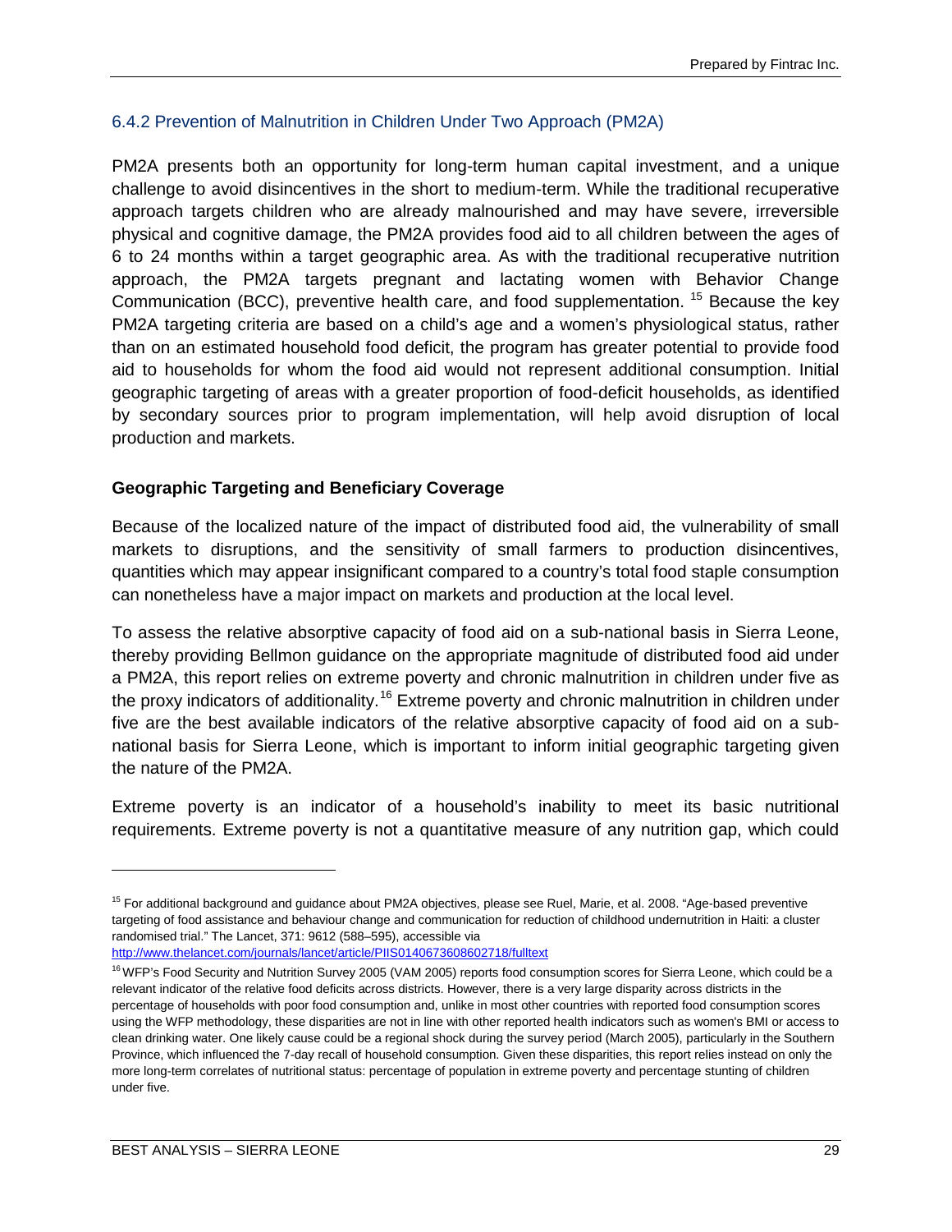### 6.4.2 Prevention of Malnutrition in Children Under Two Approach (PM2A)

PM2A presents both an opportunity for long-term human capital investment, and a unique challenge to avoid disincentives in the short to medium-term. While the traditional recuperative approach targets children who are already malnourished and may have severe, irreversible physical and cognitive damage, the PM2A provides food aid to all children between the ages of 6 to 24 months within a target geographic area. As with the traditional recuperative nutrition approach, the PM2A targets pregnant and lactating women with Behavior Change Communication (BCC), preventive health care, and food supplementation. [15] Because the key PM2A targeting criteria are based on a child's age and a women's physiological status, rather than on an estimated household food deficit, the program has greater potential to provide food aid to households for whom the food aid would not represent additional consumption. Initial geographic targeting of areas with a greater proportion of food-deficit households, as identified by secondary sources prior to program implementation, will help avoid disruption of local production and markets.

**Geographic Targeting and Beneficiary Coverage**

Because of the localized nature of the impact of distributed food aid, the vulnerability of small markets to disruptions, and the sensitivity of small farmers to production disincentives, quantities which may appear insignificant compared to a country's total food staple consumption can nonetheless have a major impact on markets and production at the local level.

To assess the relative absorptive capacity of food aid on a sub-national basis in Sierra Leone, thereby providing Bellmon guidance on the appropriate magnitude of distributed food aid under a PM2A, this report relies on extreme poverty and chronic malnutrition in children under five as the proxy indicators of additionality.[16] Extreme poverty and chronic malnutrition in children under five are the best available indicators of the relative absorptive capacity of food aid on a sub-national basis for Sierra Leone, which is important to inform initial geographic targeting given the nature of the PM2A.

Extreme poverty is an indicator of a household's inability to meet its basic nutritional requirements. Extreme poverty is not a quantitative measure of any nutrition gap, which could

---

[15] For additional background and guidance about PM2A objectives, please see Ruel, Marie, et al. 2008. "Age-based preventive targeting of food assistance and behaviour change and communication for reduction of childhood undernutrition in Haiti: a cluster randomised trial." The Lancet, 371: 9612 (588–595), accessible via http://www.thelancet.com/journals/lancet/article/PIIS0140673608602718/fulltext

[16] WFP's Food Security and Nutrition Survey 2005 (VAM 2005) reports food consumption scores for Sierra Leone, which could be a relevant indicator of the relative food deficits across districts. However, there is a very large disparity across districts in the percentage of households with poor food consumption and, unlike in most other countries with reported food consumption scores using the WFP methodology, these disparities are not in line with other reported health indicators such as women's BMI or access to clean drinking water. One likely cause could be a regional shock during the survey period (March 2005), particularly in the Southern Province, which influenced the 7-day recall of household consumption. Given these disparities, this report relies instead on only the more long-term correlates of nutritional status: percentage of population in extreme poverty and percentage stunting of children under five.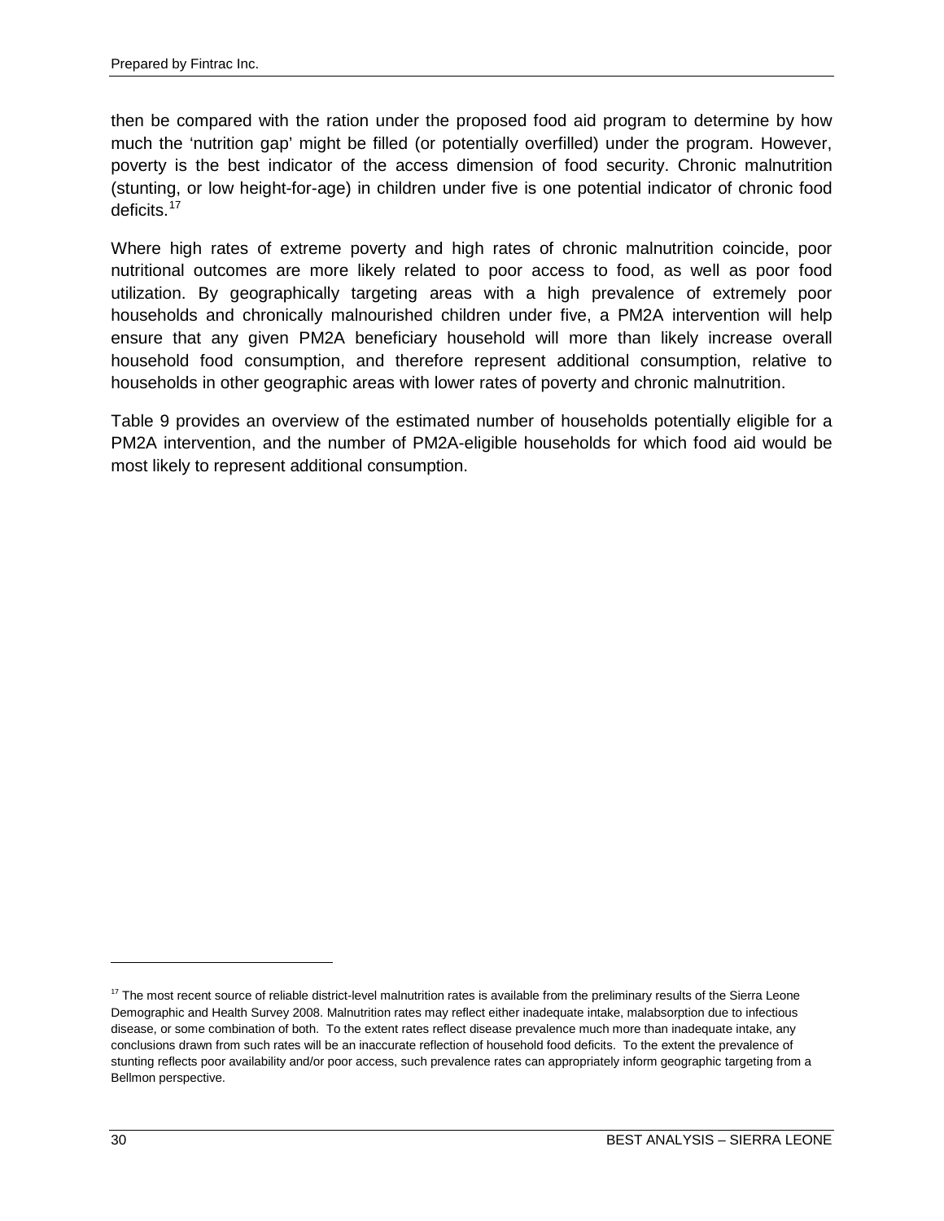then be compared with the ration under the proposed food aid program to determine by how much the 'nutrition gap' might be filled (or potentially overfilled) under the program. However, poverty is the best indicator of the access dimension of food security. Chronic malnutrition (stunting, or low height-for-age) in children under five is one potential indicator of chronic food deficits.[17]

Where high rates of extreme poverty and high rates of chronic malnutrition coincide, poor nutritional outcomes are more likely related to poor access to food, as well as poor food utilization. By geographically targeting areas with a high prevalence of extremely poor households and chronically malnourished children under five, a PM2A intervention will help ensure that any given PM2A beneficiary household will more than likely increase overall household food consumption, and therefore represent additional consumption, relative to households in other geographic areas with lower rates of poverty and chronic malnutrition.

Table 9 provides an overview of the estimated number of households potentially eligible for a PM2A intervention, and the number of PM2A-eligible households for which food aid would be most likely to represent additional consumption.

---

[17] The most recent source of reliable district-level malnutrition rates is available from the preliminary results of the Sierra Leone Demographic and Health Survey 2008. Malnutrition rates may reflect either inadequate intake, malabsorption due to infectious disease, or some combination of both. To the extent rates reflect disease prevalence much more than inadequate intake, any conclusions drawn from such rates will be an inaccurate reflection of household food deficits. To the extent the prevalence of stunting reflects poor availability and/or poor access, such prevalence rates can appropriately inform geographic targeting from a Bellmon perspective.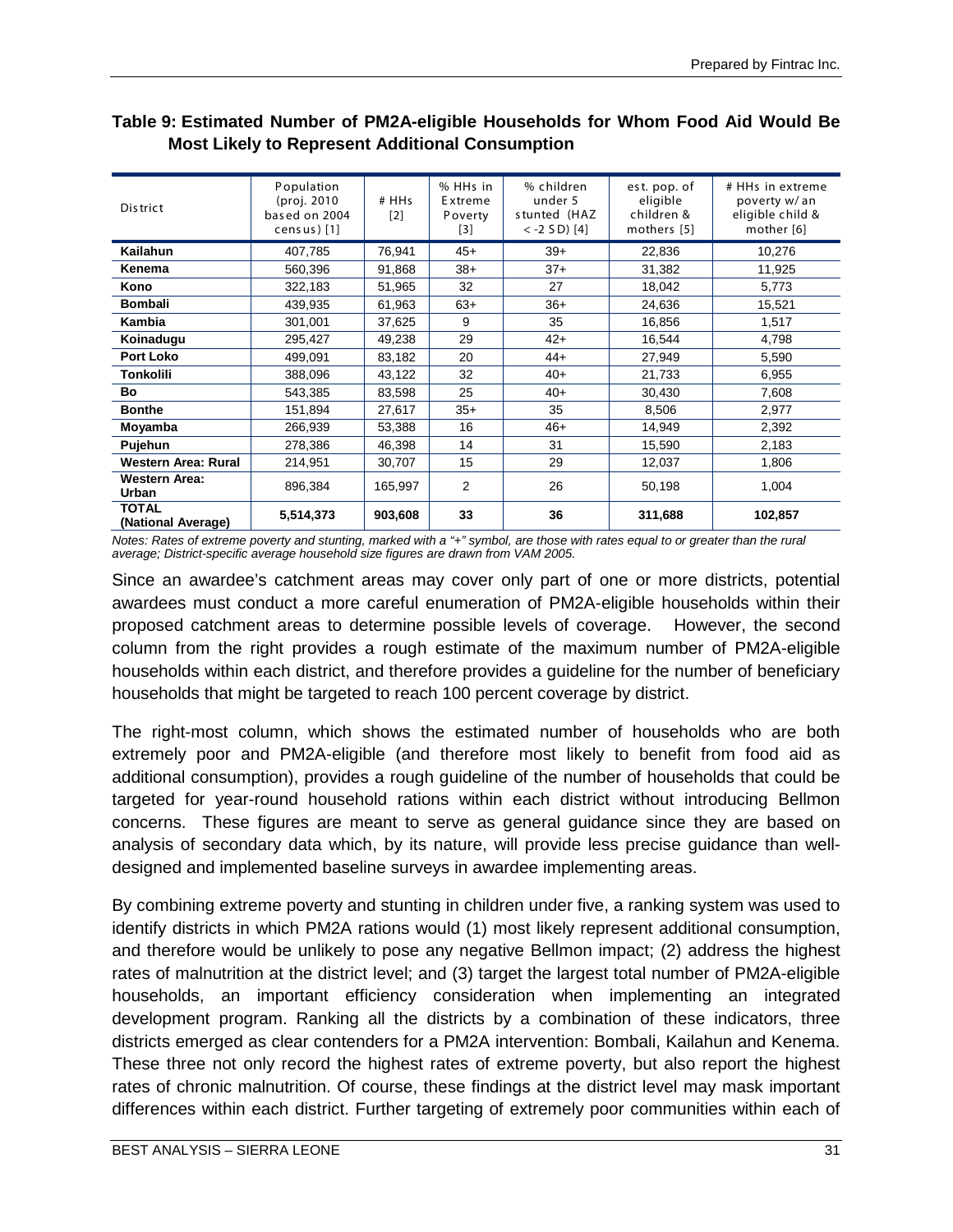**Table 9: Estimated Number of PM2A-eligible Households for Whom Food Aid Would Be Most Likely to Represent Additional Consumption**

| District | Population (proj. 2010 based on 2004 census) [1] | # HHs [2] | % HHs in Extreme Poverty [3] | % children under 5 stunted (HAZ < -2 SD) [4] | est. pop. of eligible children & mothers [5] | # HHs in extreme poverty w/ an eligible child & mother [6] |
|---|---|---|---|---|---|---|
| **Kailahun** | 407,785 | 76,941 | 45+ | 39+ | 22,836 | 10,276 |
| **Kenema** | 560,396 | 91,868 | 38+ | 37+ | 31,382 | 11,925 |
| **Kono** | 322,183 | 51,965 | 32 | 27 | 18,042 | 5,773 |
| **Bombali** | 439,935 | 61,963 | 63+ | 36+ | 24,636 | 15,521 |
| **Kambia** | 301,001 | 37,625 | 9 | 35 | 16,856 | 1,517 |
| **Koinadugu** | 295,427 | 49,238 | 29 | 42+ | 16,544 | 4,798 |
| **Port Loko** | 499,091 | 83,182 | 20 | 44+ | 27,949 | 5,590 |
| **Tonkolili** | 388,096 | 43,122 | 32 | 40+ | 21,733 | 6,955 |
| **Bo** | 543,385 | 83,598 | 25 | 40+ | 30,430 | 7,608 |
| **Bonthe** | 151,894 | 27,617 | 35+ | 35 | 8,506 | 2,977 |
| **Moyamba** | 266,939 | 53,388 | 16 | 46+ | 14,949 | 2,392 |
| **Pujehun** | 278,386 | 46,398 | 14 | 31 | 15,590 | 2,183 |
| **Western Area: Rural** | 214,951 | 30,707 | 15 | 29 | 12,037 | 1,806 |
| **Western Area: Urban** | 896,384 | 165,997 | 2 | 26 | 50,198 | 1,004 |
| **TOTAL (National Average)** | **5,514,373** | **903,608** | **33** | **36** | **311,688** | **102,857** |

*Notes: Rates of extreme poverty and stunting, marked with a "+" symbol, are those with rates equal to or greater than the rural average; District-specific average household size figures are drawn from VAM 2005.*

Since an awardee's catchment areas may cover only part of one or more districts, potential awardees must conduct a more careful enumeration of PM2A-eligible households within their proposed catchment areas to determine possible levels of coverage. However, the second column from the right provides a rough estimate of the maximum number of PM2A-eligible households within each district, and therefore provides a guideline for the number of beneficiary households that might be targeted to reach 100 percent coverage by district.

The right-most column, which shows the estimated number of households who are both extremely poor and PM2A-eligible (and therefore most likely to benefit from food aid as additional consumption), provides a rough guideline of the number of households that could be targeted for year-round household rations within each district without introducing Bellmon concerns. These figures are meant to serve as general guidance since they are based on analysis of secondary data which, by its nature, will provide less precise guidance than well-designed and implemented baseline surveys in awardee implementing areas.

By combining extreme poverty and stunting in children under five, a ranking system was used to identify districts in which PM2A rations would (1) most likely represent additional consumption, and therefore would be unlikely to pose any negative Bellmon impact; (2) address the highest rates of malnutrition at the district level; and (3) target the largest total number of PM2A-eligible households, an important efficiency consideration when implementing an integrated development program. Ranking all the districts by a combination of these indicators, three districts emerged as clear contenders for a PM2A intervention: Bombali, Kailahun and Kenema. These three not only record the highest rates of extreme poverty, but also report the highest rates of chronic malnutrition. Of course, these findings at the district level may mask important differences within each district. Further targeting of extremely poor communities within each of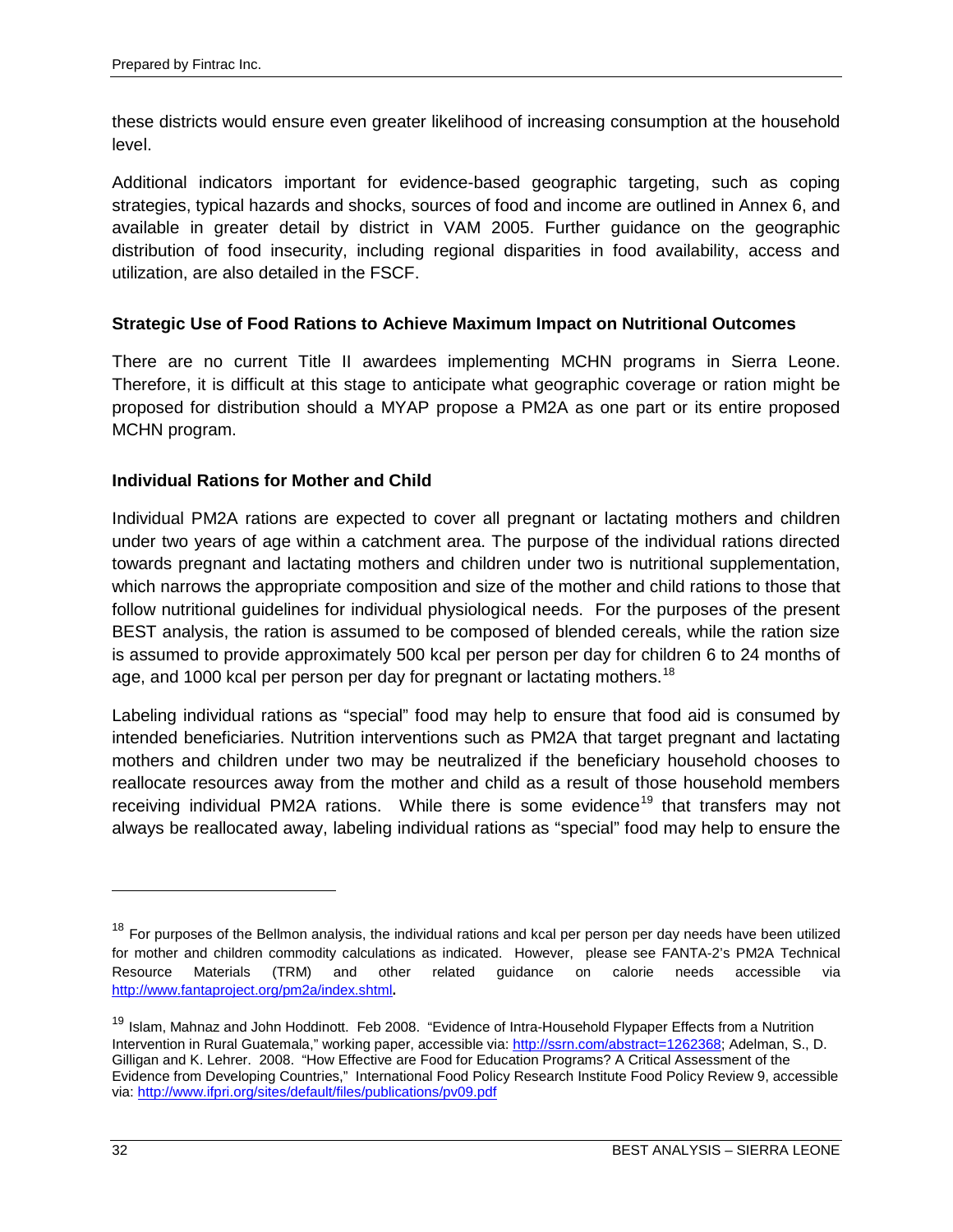these districts would ensure even greater likelihood of increasing consumption at the household level.

Additional indicators important for evidence-based geographic targeting, such as coping strategies, typical hazards and shocks, sources of food and income are outlined in Annex 6, and available in greater detail by district in VAM 2005. Further guidance on the geographic distribution of food insecurity, including regional disparities in food availability, access and utilization, are also detailed in the FSCF.

### Strategic Use of Food Rations to Achieve Maximum Impact on Nutritional Outcomes

There are no current Title II awardees implementing MCHN programs in Sierra Leone. Therefore, it is difficult at this stage to anticipate what geographic coverage or ration might be proposed for distribution should a MYAP propose a PM2A as one part or its entire proposed MCHN program.

### Individual Rations for Mother and Child

Individual PM2A rations are expected to cover all pregnant or lactating mothers and children under two years of age within a catchment area. The purpose of the individual rations directed towards pregnant and lactating mothers and children under two is nutritional supplementation, which narrows the appropriate composition and size of the mother and child rations to those that follow nutritional guidelines for individual physiological needs. For the purposes of the present BEST analysis, the ration is assumed to be composed of blended cereals, while the ration size is assumed to provide approximately 500 kcal per person per day for children 6 to 24 months of age, and 1000 kcal per person per day for pregnant or lactating mothers.[18]

Labeling individual rations as "special" food may help to ensure that food aid is consumed by intended beneficiaries. Nutrition interventions such as PM2A that target pregnant and lactating mothers and children under two may be neutralized if the beneficiary household chooses to reallocate resources away from the mother and child as a result of those household members receiving individual PM2A rations. While there is some evidence[19] that transfers may not always be reallocated away, labeling individual rations as "special" food may help to ensure the

---

[18] For purposes of the Bellmon analysis, the individual rations and kcal per person per day needs have been utilized for mother and children commodity calculations as indicated. However, please see FANTA-2's PM2A Technical Resource Materials (TRM) and other related guidance on calorie needs accessible via http://www.fantaproject.org/pm2a/index.shtml.

[19] Islam, Mahnaz and John Hoddinott. Feb 2008. "Evidence of Intra-Household Flypaper Effects from a Nutrition Intervention in Rural Guatemala," working paper, accessible via: http://ssrn.com/abstract=1262368; Adelman, S., D. Gilligan and K. Lehrer. 2008. "How Effective are Food for Education Programs? A Critical Assessment of the Evidence from Developing Countries," International Food Policy Research Institute Food Policy Review 9, accessible via: http://www.ifpri.org/sites/default/files/publications/pv09.pdf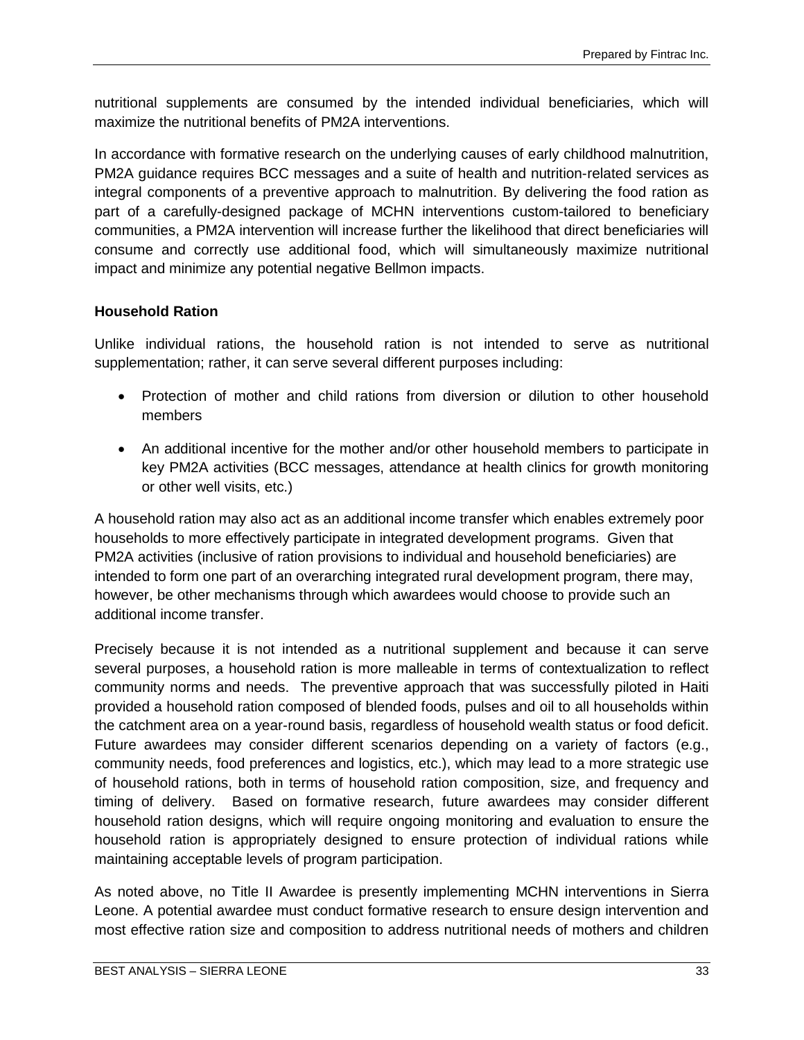nutritional supplements are consumed by the intended individual beneficiaries, which will maximize the nutritional benefits of PM2A interventions.

In accordance with formative research on the underlying causes of early childhood malnutrition, PM2A guidance requires BCC messages and a suite of health and nutrition-related services as integral components of a preventive approach to malnutrition. By delivering the food ration as part of a carefully-designed package of MCHN interventions custom-tailored to beneficiary communities, a PM2A intervention will increase further the likelihood that direct beneficiaries will consume and correctly use additional food, which will simultaneously maximize nutritional impact and minimize any potential negative Bellmon impacts.

**Household Ration**

Unlike individual rations, the household ration is not intended to serve as nutritional supplementation; rather, it can serve several different purposes including:

- Protection of mother and child rations from diversion or dilution to other household members
- An additional incentive for the mother and/or other household members to participate in key PM2A activities (BCC messages, attendance at health clinics for growth monitoring or other well visits, etc.)

A household ration may also act as an additional income transfer which enables extremely poor households to more effectively participate in integrated development programs. Given that PM2A activities (inclusive of ration provisions to individual and household beneficiaries) are intended to form one part of an overarching integrated rural development program, there may, however, be other mechanisms through which awardees would choose to provide such an additional income transfer.

Precisely because it is not intended as a nutritional supplement and because it can serve several purposes, a household ration is more malleable in terms of contextualization to reflect community norms and needs. The preventive approach that was successfully piloted in Haiti provided a household ration composed of blended foods, pulses and oil to all households within the catchment area on a year-round basis, regardless of household wealth status or food deficit. Future awardees may consider different scenarios depending on a variety of factors (e.g., community needs, food preferences and logistics, etc.), which may lead to a more strategic use of household rations, both in terms of household ration composition, size, and frequency and timing of delivery. Based on formative research, future awardees may consider different household ration designs, which will require ongoing monitoring and evaluation to ensure the household ration is appropriately designed to ensure protection of individual rations while maintaining acceptable levels of program participation.

As noted above, no Title II Awardee is presently implementing MCHN interventions in Sierra Leone. A potential awardee must conduct formative research to ensure design intervention and most effective ration size and composition to address nutritional needs of mothers and children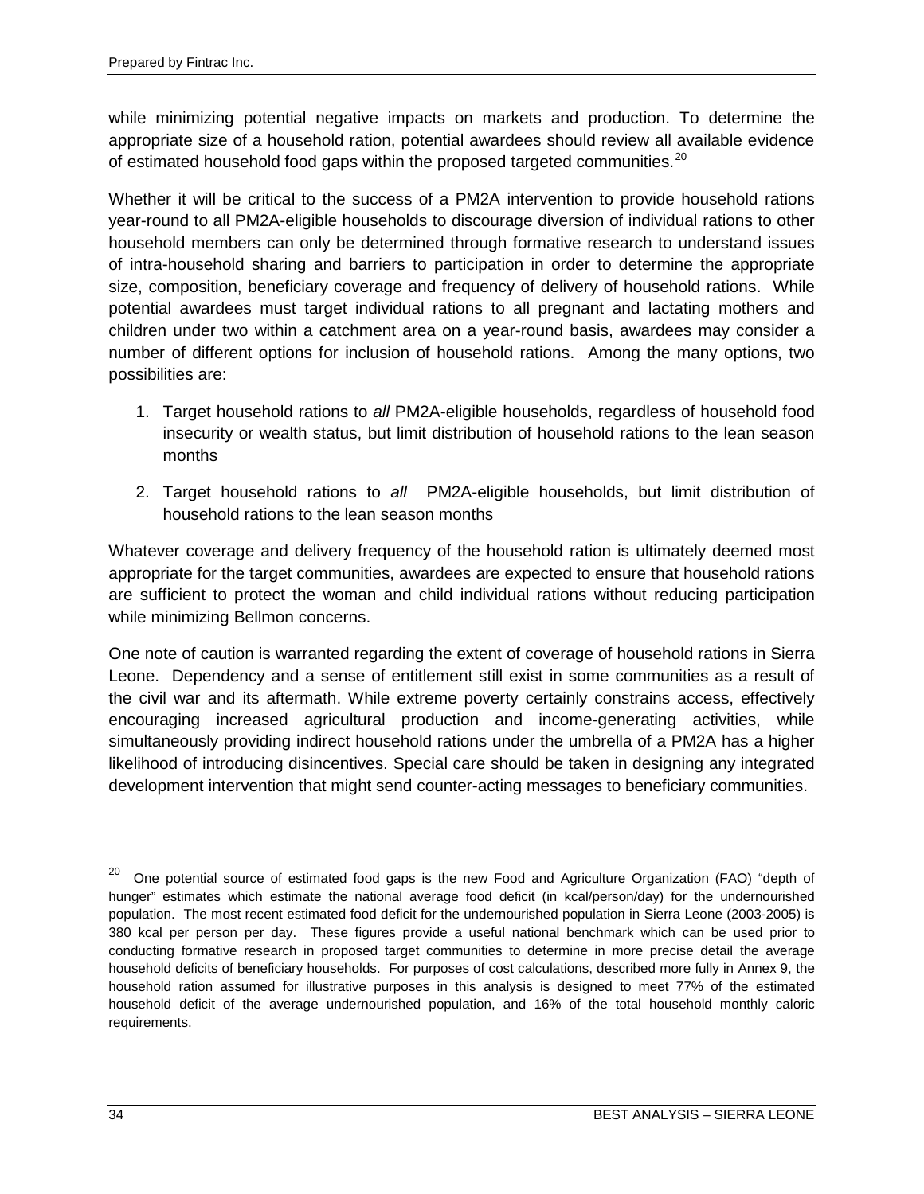while minimizing potential negative impacts on markets and production. To determine the appropriate size of a household ration, potential awardees should review all available evidence of estimated household food gaps within the proposed targeted communities.[20]

Whether it will be critical to the success of a PM2A intervention to provide household rations year-round to all PM2A-eligible households to discourage diversion of individual rations to other household members can only be determined through formative research to understand issues of intra-household sharing and barriers to participation in order to determine the appropriate size, composition, beneficiary coverage and frequency of delivery of household rations. While potential awardees must target individual rations to all pregnant and lactating mothers and children under two within a catchment area on a year-round basis, awardees may consider a number of different options for inclusion of household rations. Among the many options, two possibilities are:

1. Target household rations to *all* PM2A-eligible households, regardless of household food insecurity or wealth status, but limit distribution of household rations to the lean season months
2. Target household rations to *all* PM2A-eligible households, but limit distribution of household rations to the lean season months

Whatever coverage and delivery frequency of the household ration is ultimately deemed most appropriate for the target communities, awardees are expected to ensure that household rations are sufficient to protect the woman and child individual rations without reducing participation while minimizing Bellmon concerns.

One note of caution is warranted regarding the extent of coverage of household rations in Sierra Leone. Dependency and a sense of entitlement still exist in some communities as a result of the civil war and its aftermath. While extreme poverty certainly constrains access, effectively encouraging increased agricultural production and income-generating activities, while simultaneously providing indirect household rations under the umbrella of a PM2A has a higher likelihood of introducing disincentives. Special care should be taken in designing any integrated development intervention that might send counter-acting messages to beneficiary communities.

---

[20] One potential source of estimated food gaps is the new Food and Agriculture Organization (FAO) "depth of hunger" estimates which estimate the national average food deficit (in kcal/person/day) for the undernourished population. The most recent estimated food deficit for the undernourished population in Sierra Leone (2003-2005) is 380 kcal per person per day. These figures provide a useful national benchmark which can be used prior to conducting formative research in proposed target communities to determine in more precise detail the average household deficits of beneficiary households. For purposes of cost calculations, described more fully in Annex 9, the household ration assumed for illustrative purposes in this analysis is designed to meet 77% of the estimated household deficit of the average undernourished population, and 16% of the total household monthly caloric requirements.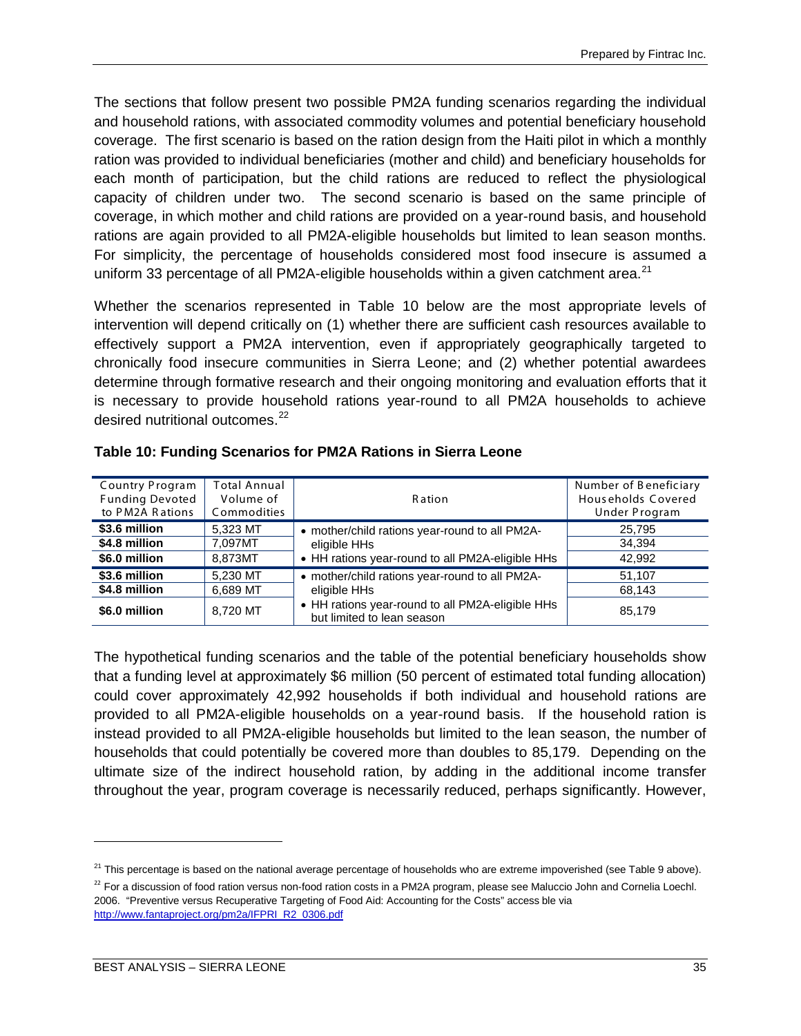The sections that follow present two possible PM2A funding scenarios regarding the individual and household rations, with associated commodity volumes and potential beneficiary household coverage. The first scenario is based on the ration design from the Haiti pilot in which a monthly ration was provided to individual beneficiaries (mother and child) and beneficiary households for each month of participation, but the child rations are reduced to reflect the physiological capacity of children under two. The second scenario is based on the same principle of coverage, in which mother and child rations are provided on a year-round basis, and household rations are again provided to all PM2A-eligible households but limited to lean season months. For simplicity, the percentage of households considered most food insecure is assumed a uniform 33 percentage of all PM2A-eligible households within a given catchment area.[21]

Whether the scenarios represented in Table 10 below are the most appropriate levels of intervention will depend critically on (1) whether there are sufficient cash resources available to effectively support a PM2A intervention, even if appropriately geographically targeted to chronically food insecure communities in Sierra Leone; and (2) whether potential awardees determine through formative research and their ongoing monitoring and evaluation efforts that it is necessary to provide household rations year-round to all PM2A households to achieve desired nutritional outcomes.[22]

**Table 10: Funding Scenarios for PM2A Rations in Sierra Leone**

| Country Program Funding Devoted to PM2A Rations | Total Annual Volume of Commodities | Ration | Number of Beneficiary Households Covered Under Program |
|---|---|---|---|
| **$3.6 million** | 5,323 MT | • mother/child rations year-round to all PM2A-eligible HHs<br>• HH rations year-round to all PM2A-eligible HHs | 25,795 |
| **$4.8 million** | 7,097MT | | 34,394 |
| **$6.0 million** | 8,873MT | | 42,992 |
| **$3.6 million** | 5,230 MT | • mother/child rations year-round to all PM2A-eligible HHs<br>• HH rations year-round to all PM2A-eligible HHs but limited to lean season | 51,107 |
| **$4.8 million** | 6,689 MT | | 68,143 |
| **$6.0 million** | 8,720 MT | | 85,179 |

The hypothetical funding scenarios and the table of the potential beneficiary households show that a funding level at approximately $6 million (50 percent of estimated total funding allocation) could cover approximately 42,992 households if both individual and household rations are provided to all PM2A-eligible households on a year-round basis. If the household ration is instead provided to all PM2A-eligible households but limited to the lean season, the number of households that could potentially be covered more than doubles to 85,179. Depending on the ultimate size of the indirect household ration, by adding in the additional income transfer throughout the year, program coverage is necessarily reduced, perhaps significantly. However,

[21] This percentage is based on the national average percentage of households who are extreme impoverished (see Table 9 above).

[22] For a discussion of food ration versus non-food ration costs in a PM2A program, please see Maluccio John and Cornelia Loechl. 2006. "Preventive versus Recuperative Targeting of Food Aid: Accounting for the Costs" access ble via http://www.fantaproject.org/pm2a/IFPRI_R2_0306.pdf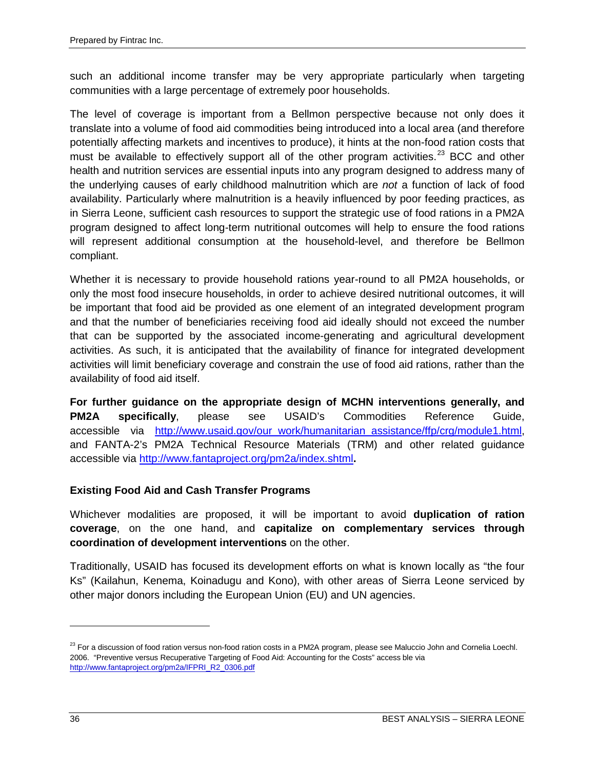such an additional income transfer may be very appropriate particularly when targeting communities with a large percentage of extremely poor households.

The level of coverage is important from a Bellmon perspective because not only does it translate into a volume of food aid commodities being introduced into a local area (and therefore potentially affecting markets and incentives to produce), it hints at the non-food ration costs that must be available to effectively support all of the other program activities.[23] BCC and other health and nutrition services are essential inputs into any program designed to address many of the underlying causes of early childhood malnutrition which are *not* a function of lack of food availability. Particularly where malnutrition is a heavily influenced by poor feeding practices, as in Sierra Leone, sufficient cash resources to support the strategic use of food rations in a PM2A program designed to affect long-term nutritional outcomes will help to ensure the food rations will represent additional consumption at the household-level, and therefore be Bellmon compliant.

Whether it is necessary to provide household rations year-round to all PM2A households, or only the most food insecure households, in order to achieve desired nutritional outcomes, it will be important that food aid be provided as one element of an integrated development program and that the number of beneficiaries receiving food aid ideally should not exceed the number that can be supported by the associated income-generating and agricultural development activities. As such, it is anticipated that the availability of finance for integrated development activities will limit beneficiary coverage and constrain the use of food aid rations, rather than the availability of food aid itself.

**For further guidance on the appropriate design of MCHN interventions generally, and PM2A specifically**, please see USAID's Commodities Reference Guide, accessible via http://www.usaid.gov/our_work/humanitarian_assistance/ffp/crg/module1.html, and FANTA-2's PM2A Technical Resource Materials (TRM) and other related guidance accessible via http://www.fantaproject.org/pm2a/index.shtml**.**

### Existing Food Aid and Cash Transfer Programs

Whichever modalities are proposed, it will be important to avoid **duplication of ration coverage**, on the one hand, and **capitalize on complementary services through coordination of development interventions** on the other.

Traditionally, USAID has focused its development efforts on what is known locally as "the four Ks" (Kailahun, Kenema, Koinadugu and Kono), with other areas of Sierra Leone serviced by other major donors including the European Union (EU) and UN agencies.

---

[23] For a discussion of food ration versus non-food ration costs in a PM2A program, please see Maluccio John and Cornelia Loechl. 2006. "Preventive versus Recuperative Targeting of Food Aid: Accounting for the Costs" access ble via http://www.fantaproject.org/pm2a/IFPRI_R2_0306.pdf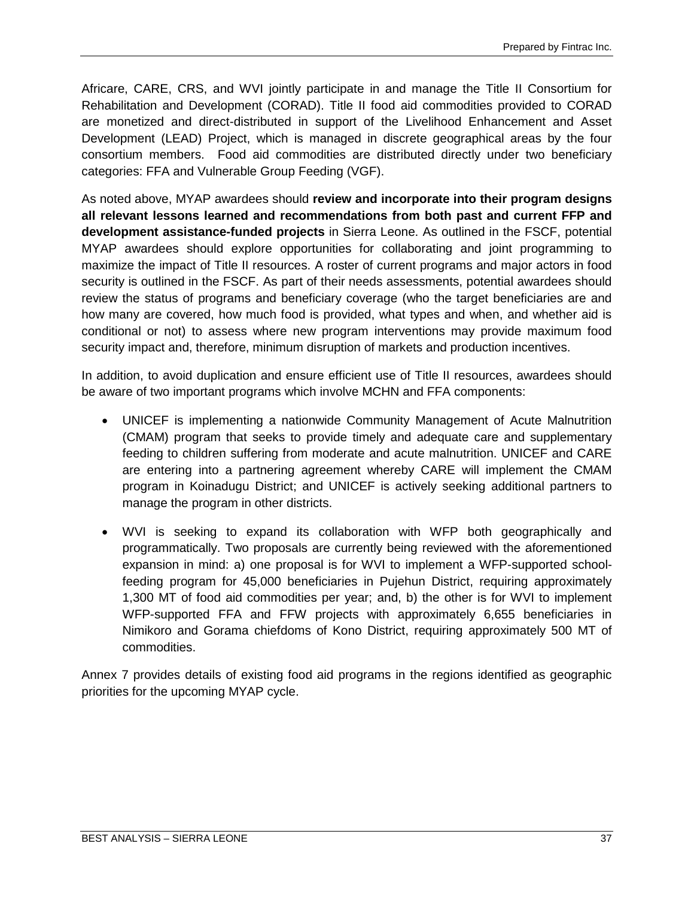Africare, CARE, CRS, and WVI jointly participate in and manage the Title II Consortium for Rehabilitation and Development (CORAD). Title II food aid commodities provided to CORAD are monetized and direct-distributed in support of the Livelihood Enhancement and Asset Development (LEAD) Project, which is managed in discrete geographical areas by the four consortium members. Food aid commodities are distributed directly under two beneficiary categories: FFA and Vulnerable Group Feeding (VGF).

As noted above, MYAP awardees should **review and incorporate into their program designs all relevant lessons learned and recommendations from both past and current FFP and development assistance-funded projects** in Sierra Leone. As outlined in the FSCF, potential MYAP awardees should explore opportunities for collaborating and joint programming to maximize the impact of Title II resources. A roster of current programs and major actors in food security is outlined in the FSCF. As part of their needs assessments, potential awardees should review the status of programs and beneficiary coverage (who the target beneficiaries are and how many are covered, how much food is provided, what types and when, and whether aid is conditional or not) to assess where new program interventions may provide maximum food security impact and, therefore, minimum disruption of markets and production incentives.

In addition, to avoid duplication and ensure efficient use of Title II resources, awardees should be aware of two important programs which involve MCHN and FFA components:

- UNICEF is implementing a nationwide Community Management of Acute Malnutrition (CMAM) program that seeks to provide timely and adequate care and supplementary feeding to children suffering from moderate and acute malnutrition. UNICEF and CARE are entering into a partnering agreement whereby CARE will implement the CMAM program in Koinadugu District; and UNICEF is actively seeking additional partners to manage the program in other districts.

- WVI is seeking to expand its collaboration with WFP both geographically and programmatically. Two proposals are currently being reviewed with the aforementioned expansion in mind: a) one proposal is for WVI to implement a WFP-supported school-feeding program for 45,000 beneficiaries in Pujehun District, requiring approximately 1,300 MT of food aid commodities per year; and, b) the other is for WVI to implement WFP-supported FFA and FFW projects with approximately 6,655 beneficiaries in Nimikoro and Gorama chiefdoms of Kono District, requiring approximately 500 MT of commodities.

Annex 7 provides details of existing food aid programs in the regions identified as geographic priorities for the upcoming MYAP cycle.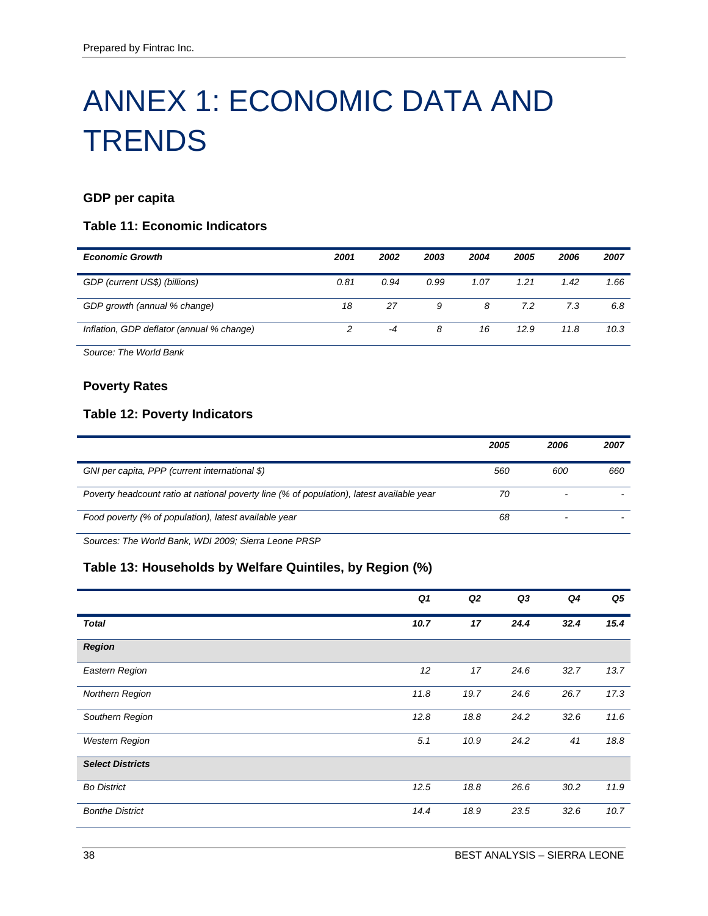# ANNEX 1: ECONOMIC DATA AND TRENDS

### GDP per capita

### Table 11: Economic Indicators

| *Economic Growth* | *2001* | *2002* | *2003* | *2004* | *2005* | *2006* | *2007* |
|---|---|---|---|---|---|---|---|
| *GDP (current US$) (billions)* | *0.81* | *0.94* | *0.99* | *1.07* | *1.21* | *1.42* | *1.66* |
| *GDP growth (annual % change)* | *18* | *27* | *9* | *8* | *7.2* | *7.3* | *6.8* |
| *Inflation, GDP deflator (annual % change)* | *2* | *-4* | *8* | *16* | *12.9* | *11.8* | *10.3* |

*Source: The World Bank*

### Poverty Rates

### Table 12: Poverty Indicators

| | *2005* | *2006* | *2007* |
|---|---|---|---|
| *GNI per capita, PPP (current international $)* | *560* | *600* | *660* |
| *Poverty headcount ratio at national poverty line (% of population), latest available year* | *70* | *-* | *-* |
| *Food poverty (% of population), latest available year* | *68* | *-* | *-* |

*Sources: The World Bank, WDI 2009; Sierra Leone PRSP*

### Table 13: Households by Welfare Quintiles, by Region (%)

| | *Q1* | *Q2* | *Q3* | *Q4* | *Q5* |
|---|---|---|---|---|---|
| ***Total*** | ***10.7*** | ***17*** | ***24.4*** | ***32.4*** | ***15.4*** |
| ***Region*** | | | | | |
| *Eastern Region* | *12* | *17* | *24.6* | *32.7* | *13.7* |
| *Northern Region* | *11.8* | *19.7* | *24.6* | *26.7* | *17.3* |
| *Southern Region* | *12.8* | *18.8* | *24.2* | *32.6* | *11.6* |
| *Western Region* | *5.1* | *10.9* | *24.2* | *41* | *18.8* |
| ***Select Districts*** | | | | | |
| *Bo District* | *12.5* | *18.8* | *26.6* | *30.2* | *11.9* |
| *Bonthe District* | *14.4* | *18.9* | *23.5* | *32.6* | *10.7* |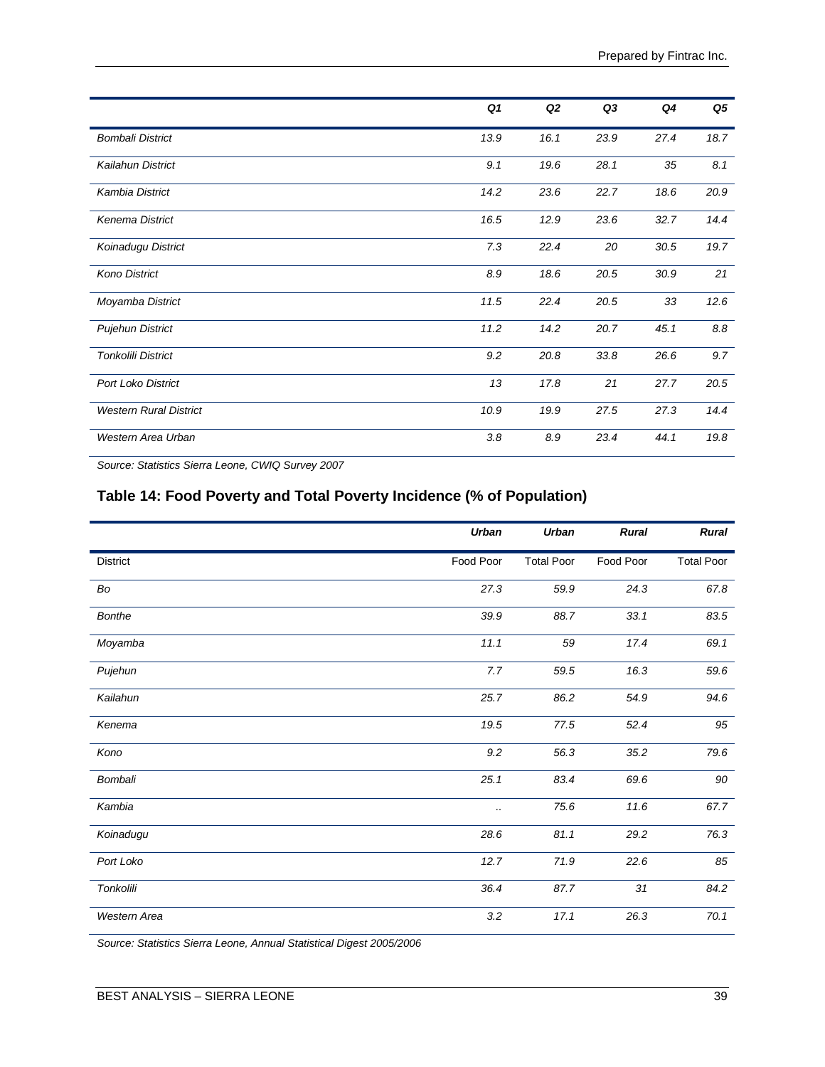| | *Q1* | *Q2* | *Q3* | *Q4* | *Q5* |
|---|---|---|---|---|---|
| *Bombali District* | *13.9* | *16.1* | *23.9* | *27.4* | *18.7* |
| *Kailahun District* | *9.1* | *19.6* | *28.1* | *35* | *8.1* |
| *Kambia District* | *14.2* | *23.6* | *22.7* | *18.6* | *20.9* |
| *Kenema District* | *16.5* | *12.9* | *23.6* | *32.7* | *14.4* |
| *Koinadugu District* | *7.3* | *22.4* | *20* | *30.5* | *19.7* |
| *Kono District* | *8.9* | *18.6* | *20.5* | *30.9* | *21* |
| *Moyamba District* | *11.5* | *22.4* | *20.5* | *33* | *12.6* |
| *Pujehun District* | *11.2* | *14.2* | *20.7* | *45.1* | *8.8* |
| *Tonkolili District* | *9.2* | *20.8* | *33.8* | *26.6* | *9.7* |
| *Port Loko District* | *13* | *17.8* | *21* | *27.7* | *20.5* |
| *Western Rural District* | *10.9* | *19.9* | *27.5* | *27.3* | *14.4* |
| *Western Area Urban* | *3.8* | *8.9* | *23.4* | *44.1* | *19.8* |

*Source: Statistics Sierra Leone, CWIQ Survey 2007*

## Table 14: Food Poverty and Total Poverty Incidence (% of Population)

| | ***Urban*** | ***Urban*** | ***Rural*** | ***Rural*** |
|---|---|---|---|---|
| District | Food Poor | Total Poor | Food Poor | Total Poor |
| *Bo* | *27.3* | *59.9* | *24.3* | *67.8* |
| *Bonthe* | *39.9* | *88.7* | *33.1* | *83.5* |
| *Moyamba* | *11.1* | *59* | *17.4* | *69.1* |
| *Pujehun* | *7.7* | *59.5* | *16.3* | *59.6* |
| *Kailahun* | *25.7* | *86.2* | *54.9* | *94.6* |
| *Kenema* | *19.5* | *77.5* | *52.4* | *95* |
| *Kono* | *9.2* | *56.3* | *35.2* | *79.6* |
| *Bombali* | *25.1* | *83.4* | *69.6* | *90* |
| *Kambia* | *..* | *75.6* | *11.6* | *67.7* |
| *Koinadugu* | *28.6* | *81.1* | *29.2* | *76.3* |
| *Port Loko* | *12.7* | *71.9* | *22.6* | *85* |
| *Tonkolili* | *36.4* | *87.7* | *31* | *84.2* |
| *Western Area* | *3.2* | *17.1* | *26.3* | *70.1* |

*Source: Statistics Sierra Leone, Annual Statistical Digest 2005/2006*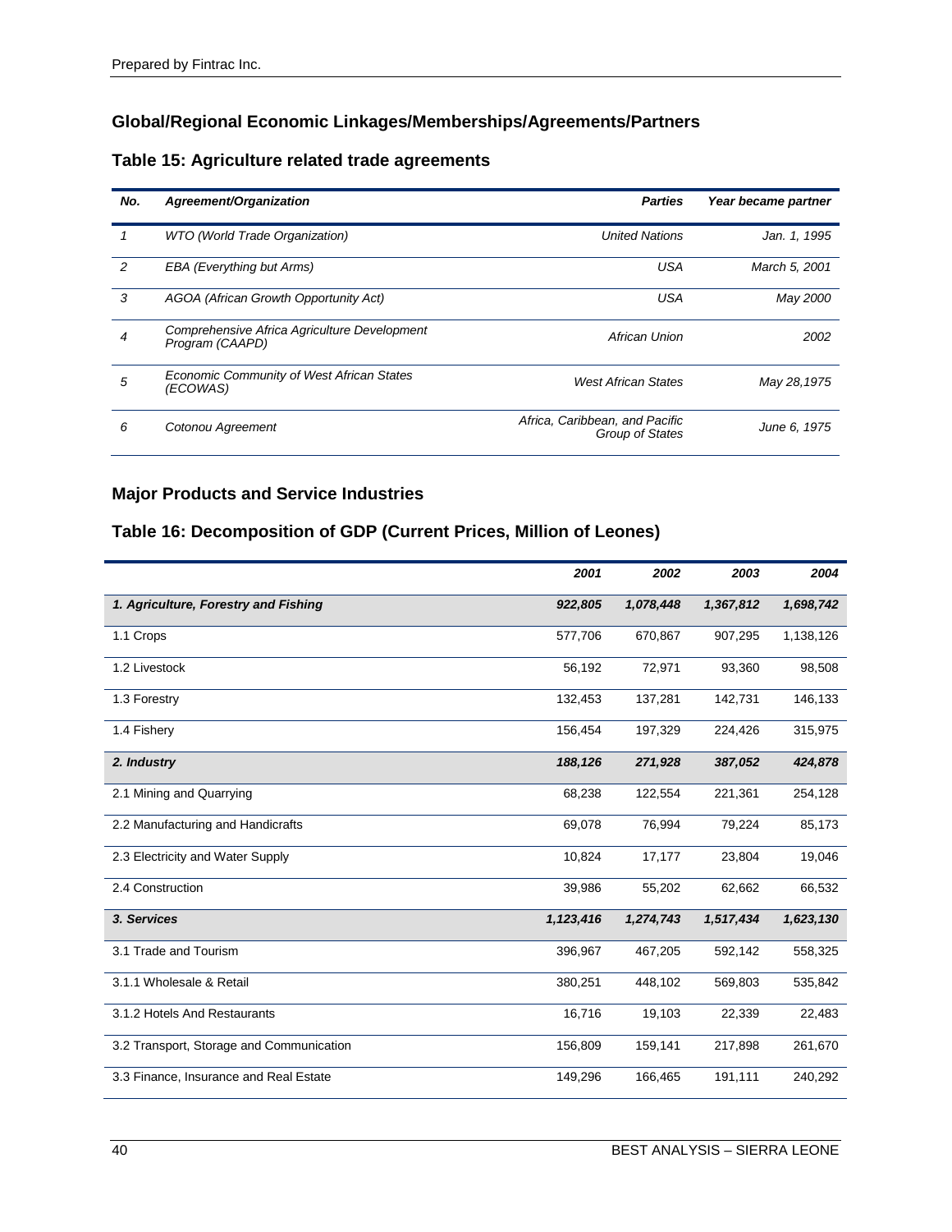## Global/Regional Economic Linkages/Memberships/Agreements/Partners

### Table 15: Agriculture related trade agreements

| No. | Agreement/Organization | Parties | Year became partner |
|---|---|---|---|
| 1 | WTO (World Trade Organization) | United Nations | Jan. 1, 1995 |
| 2 | EBA (Everything but Arms) | USA | March 5, 2001 |
| 3 | AGOA (African Growth Opportunity Act) | USA | May 2000 |
| 4 | Comprehensive Africa Agriculture Development Program (CAAPD) | African Union | 2002 |
| 5 | Economic Community of West African States (ECOWAS) | West African States | May 28,1975 |
| 6 | Cotonou Agreement | Africa, Caribbean, and Pacific Group of States | June 6, 1975 |

## Major Products and Service Industries

### Table 16: Decomposition of GDP (Current Prices, Million of Leones)

| | 2001 | 2002 | 2003 | 2004 |
|---|---|---|---|---|
| ***1. Agriculture, Forestry and Fishing*** | ***922,805*** | ***1,078,448*** | ***1,367,812*** | ***1,698,742*** |
| 1.1 Crops | 577,706 | 670,867 | 907,295 | 1,138,126 |
| 1.2 Livestock | 56,192 | 72,971 | 93,360 | 98,508 |
| 1.3 Forestry | 132,453 | 137,281 | 142,731 | 146,133 |
| 1.4 Fishery | 156,454 | 197,329 | 224,426 | 315,975 |
| ***2. Industry*** | ***188,126*** | ***271,928*** | ***387,052*** | ***424,878*** |
| 2.1 Mining and Quarrying | 68,238 | 122,554 | 221,361 | 254,128 |
| 2.2 Manufacturing and Handicrafts | 69,078 | 76,994 | 79,224 | 85,173 |
| 2.3 Electricity and Water Supply | 10,824 | 17,177 | 23,804 | 19,046 |
| 2.4 Construction | 39,986 | 55,202 | 62,662 | 66,532 |
| ***3. Services*** | ***1,123,416*** | ***1,274,743*** | ***1,517,434*** | ***1,623,130*** |
| 3.1 Trade and Tourism | 396,967 | 467,205 | 592,142 | 558,325 |
| 3.1.1 Wholesale & Retail | 380,251 | 448,102 | 569,803 | 535,842 |
| 3.1.2 Hotels And Restaurants | 16,716 | 19,103 | 22,339 | 22,483 |
| 3.2 Transport, Storage and Communication | 156,809 | 159,141 | 217,898 | 261,670 |
| 3.3 Finance, Insurance and Real Estate | 149,296 | 166,465 | 191,111 | 240,292 |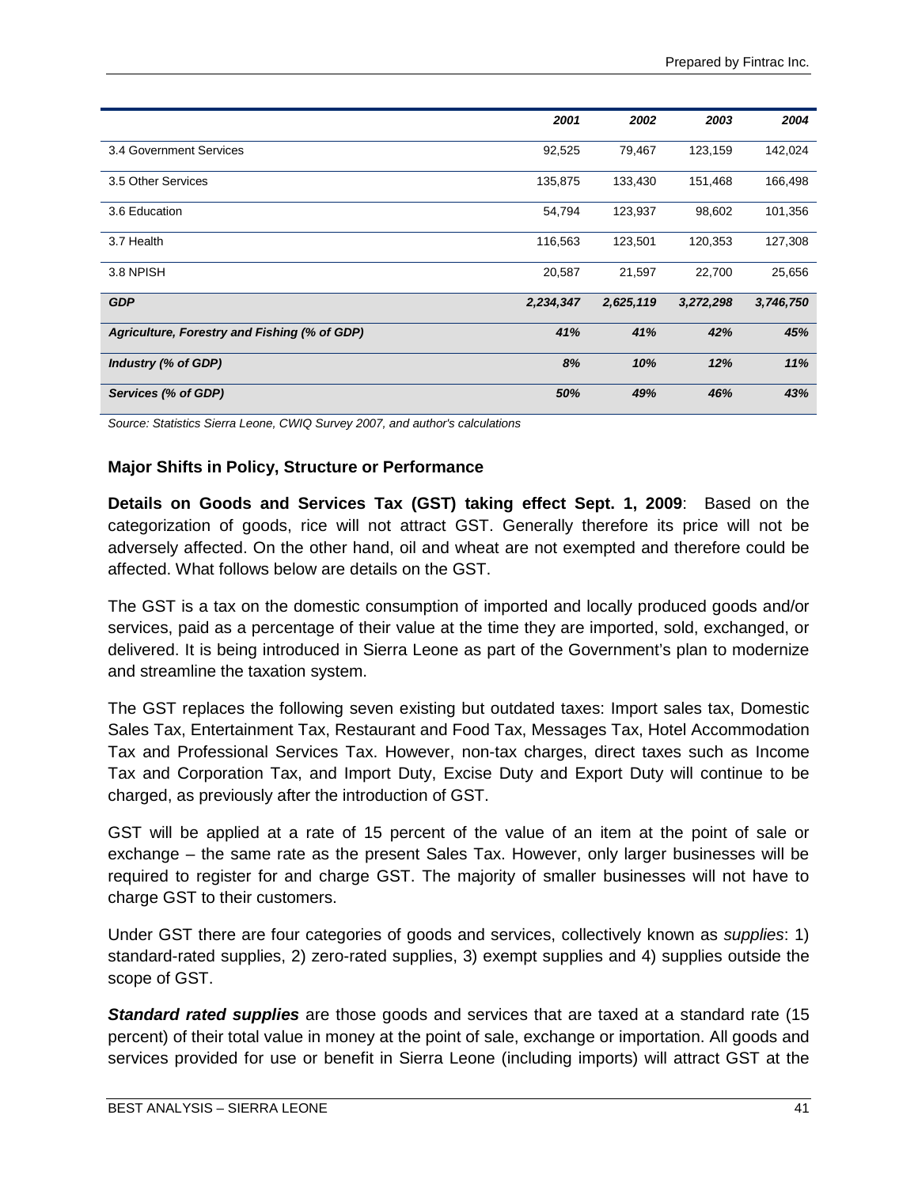| | 2001 | 2002 | 2003 | 2004 |
|---|---|---|---|---|
| 3.4 Government Services | 92,525 | 79,467 | 123,159 | 142,024 |
| 3.5 Other Services | 135,875 | 133,430 | 151,468 | 166,498 |
| 3.6 Education | 54,794 | 123,937 | 98,602 | 101,356 |
| 3.7 Health | 116,563 | 123,501 | 120,353 | 127,308 |
| 3.8 NPISH | 20,587 | 21,597 | 22,700 | 25,656 |
| ***GDP*** | ***2,234,347*** | ***2,625,119*** | ***3,272,298*** | ***3,746,750*** |
| ***Agriculture, Forestry and Fishing (% of GDP)*** | ***41%*** | ***41%*** | ***42%*** | ***45%*** |
| ***Industry (% of GDP)*** | ***8%*** | ***10%*** | ***12%*** | ***11%*** |
| ***Services (% of GDP)*** | ***50%*** | ***49%*** | ***46%*** | ***43%*** |

*Source: Statistics Sierra Leone, CWIQ Survey 2007, and author's calculations*

### Major Shifts in Policy, Structure or Performance

**Details on Goods and Services Tax (GST) taking effect Sept. 1, 2009**: Based on the categorization of goods, rice will not attract GST. Generally therefore its price will not be adversely affected. On the other hand, oil and wheat are not exempted and therefore could be affected. What follows below are details on the GST.

The GST is a tax on the domestic consumption of imported and locally produced goods and/or services, paid as a percentage of their value at the time they are imported, sold, exchanged, or delivered. It is being introduced in Sierra Leone as part of the Government's plan to modernize and streamline the taxation system.

The GST replaces the following seven existing but outdated taxes: Import sales tax, Domestic Sales Tax, Entertainment Tax, Restaurant and Food Tax, Messages Tax, Hotel Accommodation Tax and Professional Services Tax. However, non-tax charges, direct taxes such as Income Tax and Corporation Tax, and Import Duty, Excise Duty and Export Duty will continue to be charged, as previously after the introduction of GST.

GST will be applied at a rate of 15 percent of the value of an item at the point of sale or exchange – the same rate as the present Sales Tax. However, only larger businesses will be required to register for and charge GST. The majority of smaller businesses will not have to charge GST to their customers.

Under GST there are four categories of goods and services, collectively known as *supplies*: 1) standard-rated supplies, 2) zero-rated supplies, 3) exempt supplies and 4) supplies outside the scope of GST.

***Standard rated supplies*** are those goods and services that are taxed at a standard rate (15 percent) of their total value in money at the point of sale, exchange or importation. All goods and services provided for use or benefit in Sierra Leone (including imports) will attract GST at the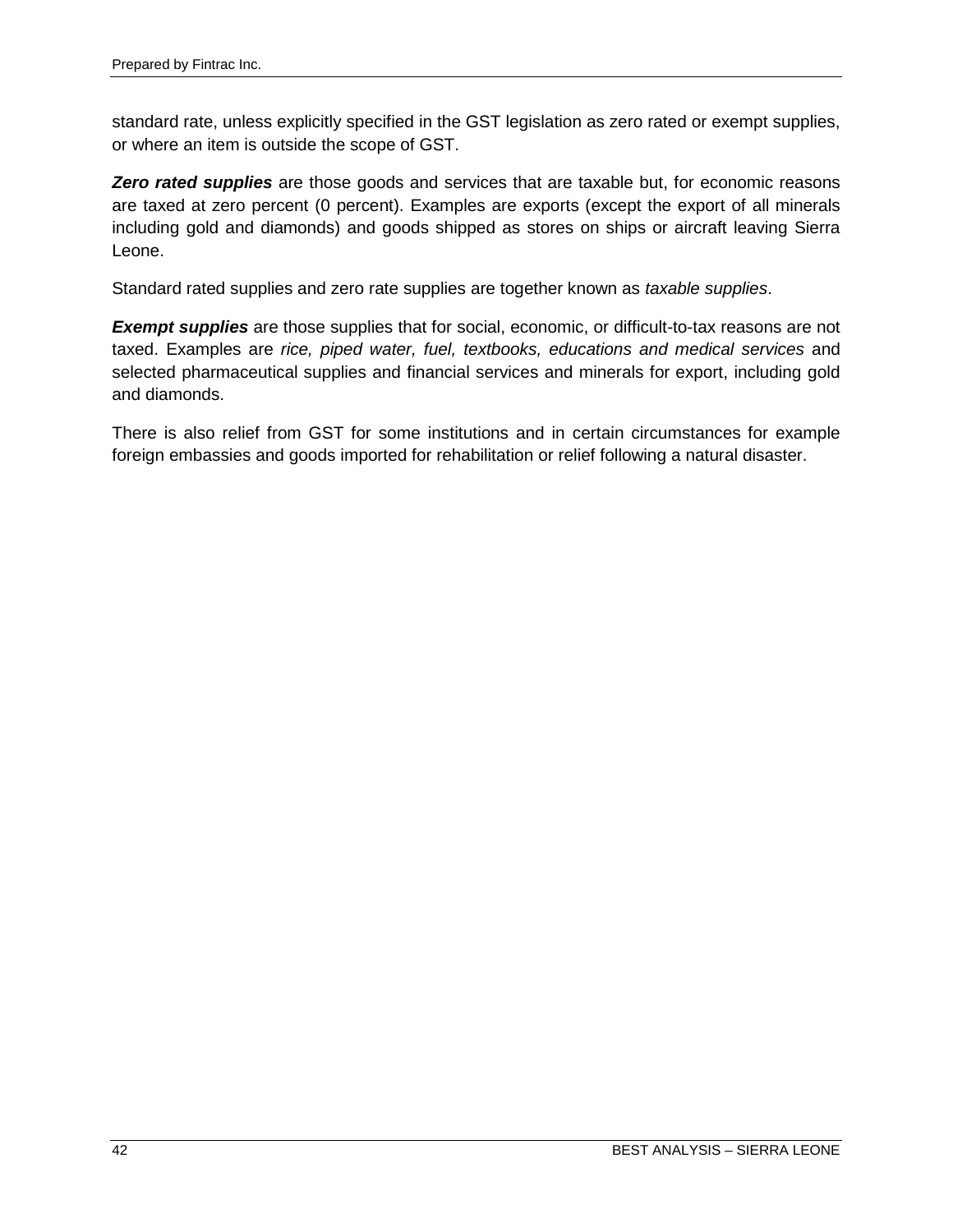standard rate, unless explicitly specified in the GST legislation as zero rated or exempt supplies, or where an item is outside the scope of GST.

***Zero rated supplies*** are those goods and services that are taxable but, for economic reasons are taxed at zero percent (0 percent). Examples are exports (except the export of all minerals including gold and diamonds) and goods shipped as stores on ships or aircraft leaving Sierra Leone.

Standard rated supplies and zero rate supplies are together known as *taxable supplies*.

***Exempt supplies*** are those supplies that for social, economic, or difficult-to-tax reasons are not taxed. Examples are *rice, piped water, fuel, textbooks, educations and medical services* and selected pharmaceutical supplies and financial services and minerals for export, including gold and diamonds.

There is also relief from GST for some institutions and in certain circumstances for example foreign embassies and goods imported for rehabilitation or relief following a natural disaster.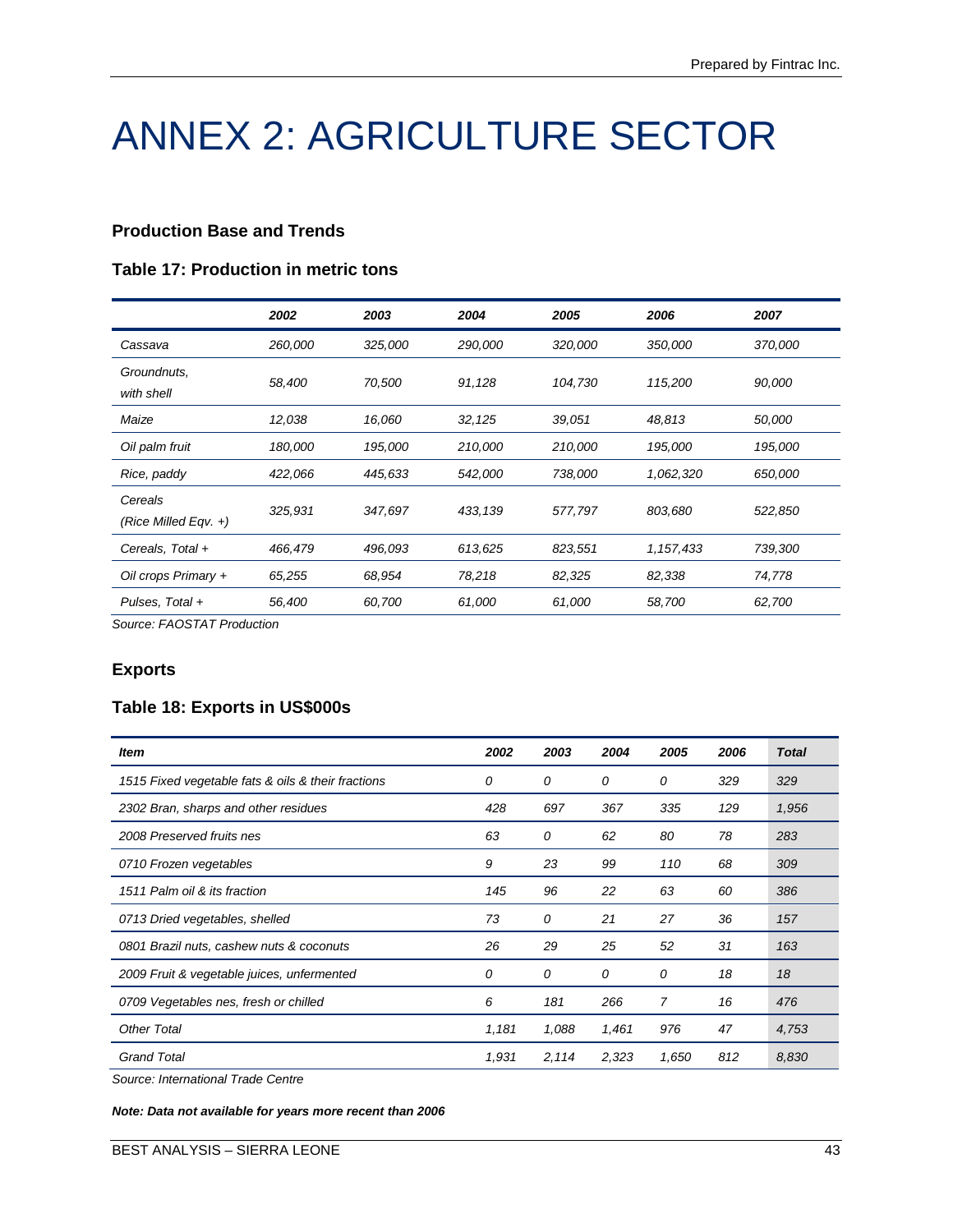# ANNEX 2: AGRICULTURE SECTOR

### Production Base and Trends

### Table 17: Production in metric tons

| | 2002 | 2003 | 2004 | 2005 | 2006 | 2007 |
|---|---|---|---|---|---|---|
| *Cassava* | *260,000* | *325,000* | *290,000* | *320,000* | *350,000* | *370,000* |
| *Groundnuts, with shell* | *58,400* | *70,500* | *91,128* | *104,730* | *115,200* | *90,000* |
| *Maize* | *12,038* | *16,060* | *32,125* | *39,051* | *48,813* | *50,000* |
| *Oil palm fruit* | *180,000* | *195,000* | *210,000* | *210,000* | *195,000* | *195,000* |
| *Rice, paddy* | *422,066* | *445,633* | *542,000* | *738,000* | *1,062,320* | *650,000* |
| *Cereals (Rice Milled Eqv. +)* | *325,931* | *347,697* | *433,139* | *577,797* | *803,680* | *522,850* |
| *Cereals, Total +* | *466,479* | *496,093* | *613,625* | *823,551* | *1,157,433* | *739,300* |
| *Oil crops Primary +* | *65,255* | *68,954* | *78,218* | *82,325* | *82,338* | *74,778* |
| *Pulses, Total +* | *56,400* | *60,700* | *61,000* | *61,000* | *58,700* | *62,700* |

*Source: FAOSTAT Production*

### Exports

### Table 18: Exports in US$000s

| Item | 2002 | 2003 | 2004 | 2005 | 2006 | Total |
|---|---|---|---|---|---|---|
| *1515 Fixed vegetable fats & oils & their fractions* | *0* | *0* | *0* | *0* | *329* | *329* |
| *2302 Bran, sharps and other residues* | *428* | *697* | *367* | *335* | *129* | *1,956* |
| *2008 Preserved fruits nes* | *63* | *0* | *62* | *80* | *78* | *283* |
| *0710 Frozen vegetables* | *9* | *23* | *99* | *110* | *68* | *309* |
| *1511 Palm oil & its fraction* | *145* | *96* | *22* | *63* | *60* | *386* |
| *0713 Dried vegetables, shelled* | *73* | *0* | *21* | *27* | *36* | *157* |
| *0801 Brazil nuts, cashew nuts & coconuts* | *26* | *29* | *25* | *52* | *31* | *163* |
| *2009 Fruit & vegetable juices, unfermented* | *0* | *0* | *0* | *0* | *18* | *18* |
| *0709 Vegetables nes, fresh or chilled* | *6* | *181* | *266* | *7* | *16* | *476* |
| *Other Total* | *1,181* | *1,088* | *1,461* | *976* | *47* | *4,753* |
| *Grand Total* | *1,931* | *2,114* | *2,323* | *1,650* | *812* | *8,830* |

*Source: International Trade Centre*

***Note: Data not available for years more recent than 2006***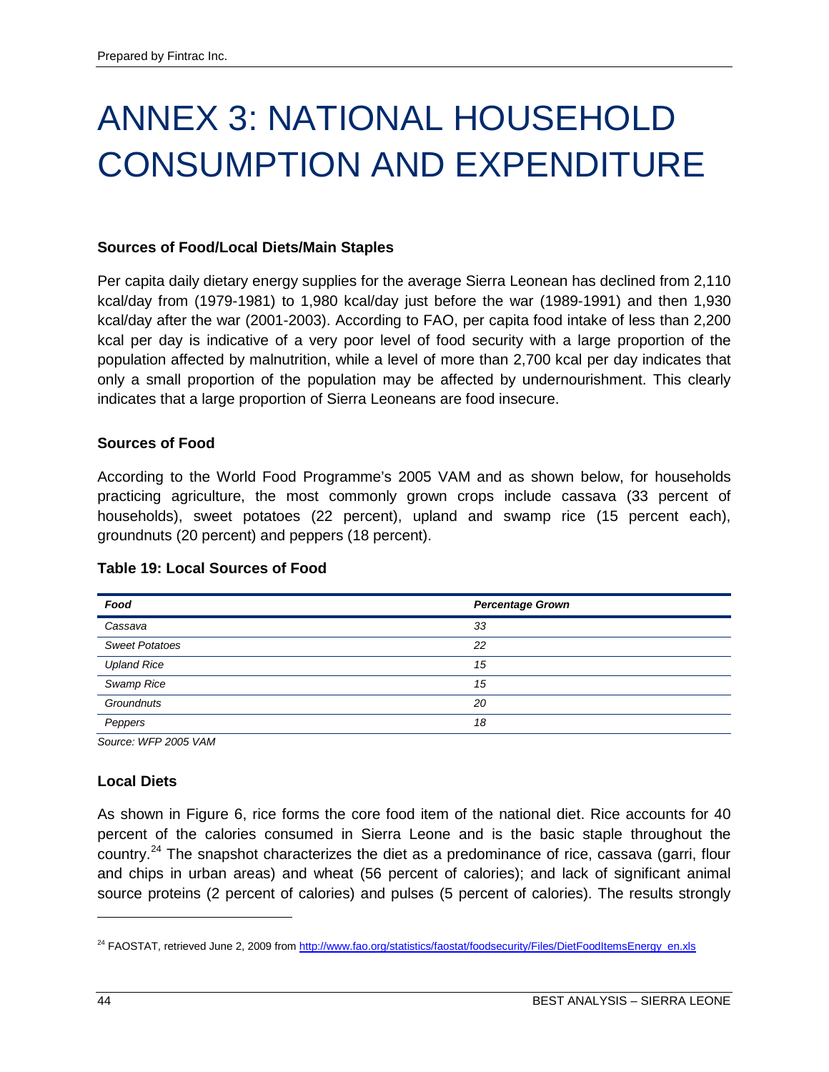# ANNEX 3: NATIONAL HOUSEHOLD CONSUMPTION AND EXPENDITURE

**Sources of Food/Local Diets/Main Staples**

Per capita daily dietary energy supplies for the average Sierra Leonean has declined from 2,110 kcal/day from (1979-1981) to 1,980 kcal/day just before the war (1989-1991) and then 1,930 kcal/day after the war (2001-2003). According to FAO, per capita food intake of less than 2,200 kcal per day is indicative of a very poor level of food security with a large proportion of the population affected by malnutrition, while a level of more than 2,700 kcal per day indicates that only a small proportion of the population may be affected by undernourishment. This clearly indicates that a large proportion of Sierra Leoneans are food insecure.

**Sources of Food**

According to the World Food Programme's 2005 VAM and as shown below, for households practicing agriculture, the most commonly grown crops include cassava (33 percent of households), sweet potatoes (22 percent), upland and swamp rice (15 percent each), groundnuts (20 percent) and peppers (18 percent).

**Table 19: Local Sources of Food**

| *Food* | *Percentage Grown* |
|---|---|
| *Cassava* | *33* |
| *Sweet Potatoes* | *22* |
| *Upland Rice* | *15* |
| *Swamp Rice* | *15* |
| *Groundnuts* | *20* |
| *Peppers* | *18* |

*Source: WFP 2005 VAM*

**Local Diets**

As shown in Figure 6, rice forms the core food item of the national diet. Rice accounts for 40 percent of the calories consumed in Sierra Leone and is the basic staple throughout the country.[24] The snapshot characterizes the diet as a predominance of rice, cassava (garri, flour and chips in urban areas) and wheat (56 percent of calories); and lack of significant animal source proteins (2 percent of calories) and pulses (5 percent of calories). The results strongly

[24] FAOSTAT, retrieved June 2, 2009 from http://www.fao.org/statistics/faostat/foodsecurity/Files/DietFoodItemsEnergy_en.xls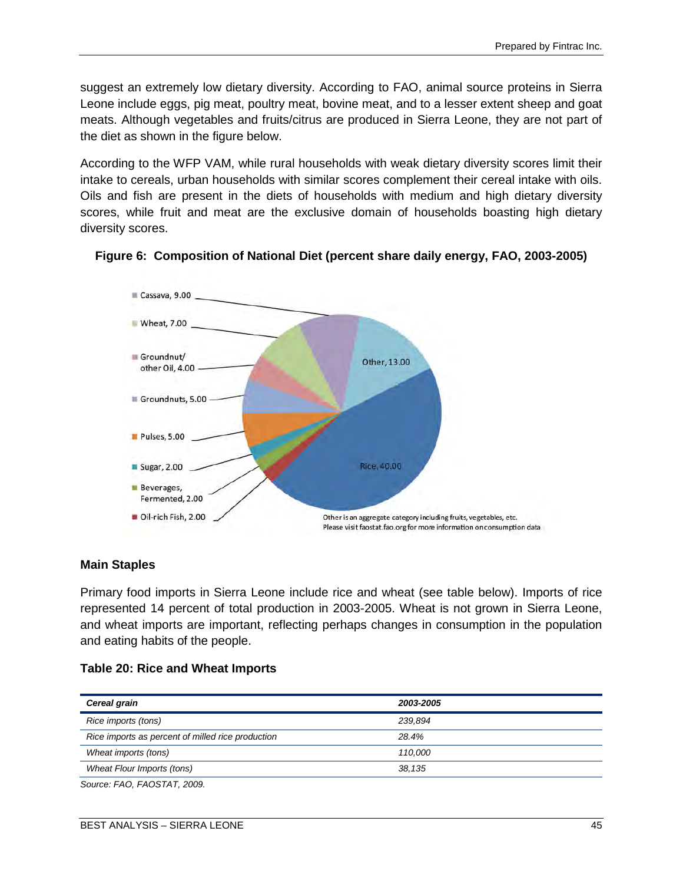suggest an extremely low dietary diversity. According to FAO, animal source proteins in Sierra Leone include eggs, pig meat, poultry meat, bovine meat, and to a lesser extent sheep and goat meats. Although vegetables and fruits/citrus are produced in Sierra Leone, they are not part of the diet as shown in the figure below.

According to the WFP VAM, while rural households with weak dietary diversity scores limit their intake to cereals, urban households with similar scores complement their cereal intake with oils. Oils and fish are present in the diets of households with medium and high dietary diversity scores, while fruit and meat are the exclusive domain of households boasting high dietary diversity scores.

**Figure 6: Composition of National Diet (percent share daily energy, FAO, 2003-2005)**

Cassava, 9.00
Wheat, 7.00
Groundnut/ other Oil, 4.00
Groundnuts, 5.00
Pulses, 5.00
Sugar, 2.00
Beverages, Fermented, 2.00
Oil-rich Fish, 2.00
Other, 13.00
Rice, 40.00

Other is an aggregate category including fruits, vegetables, etc.
Please visit faostat.fao.org for more information on consumption data

### Main Staples

Primary food imports in Sierra Leone include rice and wheat (see table below). Imports of rice represented 14 percent of total production in 2003-2005. Wheat is not grown in Sierra Leone, and wheat imports are important, reflecting perhaps changes in consumption in the population and eating habits of the people.

**Table 20: Rice and Wheat Imports**

| *Cereal grain* | *2003-2005* |
|---|---|
| *Rice imports (tons)* | *239,894* |
| *Rice imports as percent of milled rice production* | *28.4%* |
| *Wheat imports (tons)* | *110,000* |
| *Wheat Flour Imports (tons)* | *38,135* |

*Source: FAO, FAOSTAT, 2009.*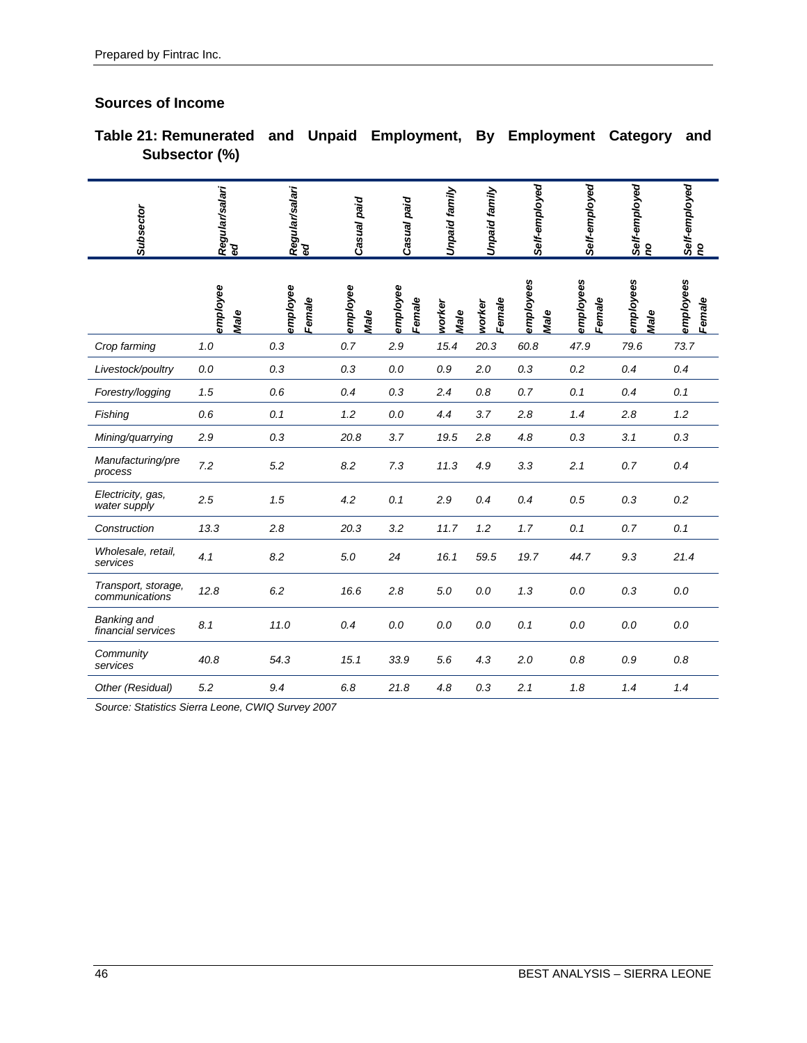## Sources of Income

### Table 21: Remunerated and Unpaid Employment, By Employment Category and Subsector (%)

| Subsector | Regular/salaried employee Male | Regular/salaried employee Female | Casual paid employee Male | Casual paid employee Female | Unpaid family worker Male | Unpaid family worker Female | Self-employed employees Male | Self-employed employees Female | Self-employed no employees Male | Self-employed no employees Female |
|---|---|---|---|---|---|---|---|---|---|---|
| *Crop farming* | *1.0* | *0.3* | *0.7* | *2.9* | *15.4* | *20.3* | *60.8* | *47.9* | *79.6* | *73.7* |
| *Livestock/poultry* | *0.0* | *0.3* | *0.3* | *0.0* | *0.9* | *2.0* | *0.3* | *0.2* | *0.4* | *0.4* |
| *Forestry/logging* | *1.5* | *0.6* | *0.4* | *0.3* | *2.4* | *0.8* | *0.7* | *0.1* | *0.4* | *0.1* |
| *Fishing* | *0.6* | *0.1* | *1.2* | *0.0* | *4.4* | *3.7* | *2.8* | *1.4* | *2.8* | *1.2* |
| *Mining/quarrying* | *2.9* | *0.3* | *20.8* | *3.7* | *19.5* | *2.8* | *4.8* | *0.3* | *3.1* | *0.3* |
| *Manufacturing/pre process* | *7.2* | *5.2* | *8.2* | *7.3* | *11.3* | *4.9* | *3.3* | *2.1* | *0.7* | *0.4* |
| *Electricity, gas, water supply* | *2.5* | *1.5* | *4.2* | *0.1* | *2.9* | *0.4* | *0.4* | *0.5* | *0.3* | *0.2* |
| *Construction* | *13.3* | *2.8* | *20.3* | *3.2* | *11.7* | *1.2* | *1.7* | *0.1* | *0.7* | *0.1* |
| *Wholesale, retail, services* | *4.1* | *8.2* | *5.0* | *24* | *16.1* | *59.5* | *19.7* | *44.7* | *9.3* | *21.4* |
| *Transport, storage, communications* | *12.8* | *6.2* | *16.6* | *2.8* | *5.0* | *0.0* | *1.3* | *0.0* | *0.3* | *0.0* |
| *Banking and financial services* | *8.1* | *11.0* | *0.4* | *0.0* | *0.0* | *0.0* | *0.1* | *0.0* | *0.0* | *0.0* |
| *Community services* | *40.8* | *54.3* | *15.1* | *33.9* | *5.6* | *4.3* | *2.0* | *0.8* | *0.9* | *0.8* |
| *Other (Residual)* | *5.2* | *9.4* | *6.8* | *21.8* | *4.8* | *0.3* | *2.1* | *1.8* | *1.4* | *1.4* |

*Source: Statistics Sierra Leone, CWIQ Survey 2007*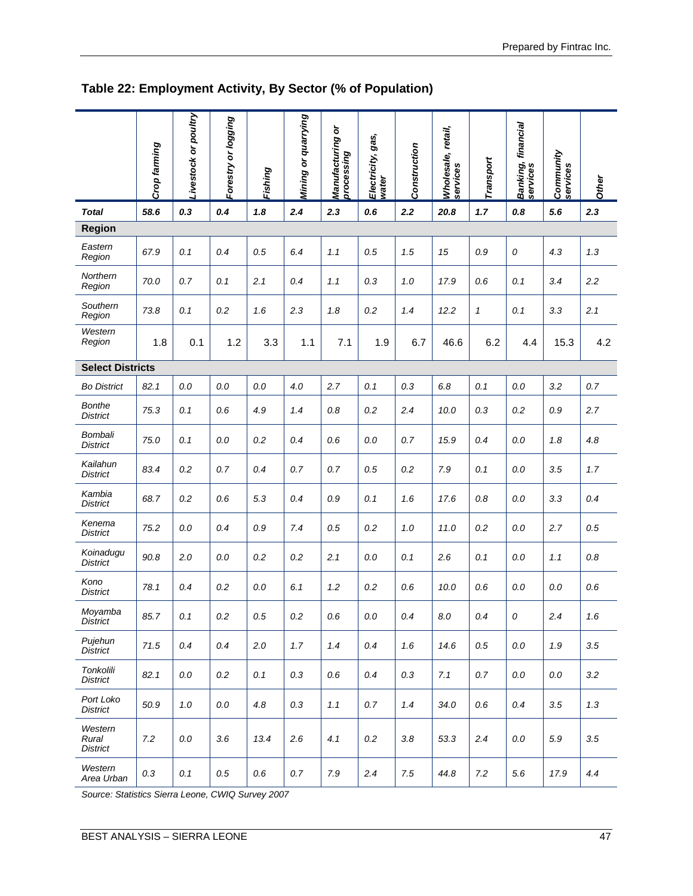## Table 22: Employment Activity, By Sector (% of Population)

| | Crop farming | Livestock or poultry | Forestry or logging | Fishing | Mining or quarrying | Manufacturing or processing | Electricity, gas, water | Construction | Wholesale, retail, services | Transport | Banking, financial services | Community services | Other |
|---|---|---|---|---|---|---|---|---|---|---|---|---|---|
| ***Total*** | ***58.6*** | ***0.3*** | ***0.4*** | ***1.8*** | ***2.4*** | ***2.3*** | ***0.6*** | ***2.2*** | ***20.8*** | ***1.7*** | ***0.8*** | ***5.6*** | ***2.3*** |
| **Region** | | | | | | | | | | | | | |
| *Eastern Region* | *67.9* | *0.1* | *0.4* | *0.5* | *6.4* | *1.1* | *0.5* | *1.5* | *15* | *0.9* | *0* | *4.3* | *1.3* |
| *Northern Region* | *70.0* | *0.7* | *0.1* | *2.1* | *0.4* | *1.1* | *0.3* | *1.0* | *17.9* | *0.6* | *0.1* | *3.4* | *2.2* |
| *Southern Region* | *73.8* | *0.1* | *0.2* | *1.6* | *2.3* | *1.8* | *0.2* | *1.4* | *12.2* | *1* | *0.1* | *3.3* | *2.1* |
| *Western Region* | 1.8 | 0.1 | 1.2 | 3.3 | 1.1 | 7.1 | 1.9 | 6.7 | 46.6 | 6.2 | 4.4 | 15.3 | 4.2 |
| **Select Districts** | | | | | | | | | | | | | |
| *Bo District* | *82.1* | *0.0* | *0.0* | *0.0* | *4.0* | *2.7* | *0.1* | *0.3* | *6.8* | *0.1* | *0.0* | *3.2* | *0.7* |
| *Bonthe District* | *75.3* | *0.1* | *0.6* | *4.9* | *1.4* | *0.8* | *0.2* | *2.4* | *10.0* | *0.3* | *0.2* | *0.9* | *2.7* |
| *Bombali District* | *75.0* | *0.1* | *0.0* | *0.2* | *0.4* | *0.6* | *0.0* | *0.7* | *15.9* | *0.4* | *0.0* | *1.8* | *4.8* |
| *Kailahun District* | *83.4* | *0.2* | *0.7* | *0.4* | *0.7* | *0.7* | *0.5* | *0.2* | *7.9* | *0.1* | *0.0* | *3.5* | *1.7* |
| *Kambia District* | *68.7* | *0.2* | *0.6* | *5.3* | *0.4* | *0.9* | *0.1* | *1.6* | *17.6* | *0.8* | *0.0* | *3.3* | *0.4* |
| *Kenema District* | *75.2* | *0.0* | *0.4* | *0.9* | *7.4* | *0.5* | *0.2* | *1.0* | *11.0* | *0.2* | *0.0* | *2.7* | *0.5* |
| *Koinadugu District* | *90.8* | *2.0* | *0.0* | *0.2* | *0.2* | *2.1* | *0.0* | *0.1* | *2.6* | *0.1* | *0.0* | *1.1* | *0.8* |
| *Kono District* | *78.1* | *0.4* | *0.2* | *0.0* | *6.1* | *1.2* | *0.2* | *0.6* | *10.0* | *0.6* | *0.0* | *0.0* | *0.6* |
| *Moyamba District* | *85.7* | *0.1* | *0.2* | *0.5* | *0.2* | *0.6* | *0.0* | *0.4* | *8.0* | *0.4* | *0* | *2.4* | *1.6* |
| *Pujehun District* | *71.5* | *0.4* | *0.4* | *2.0* | *1.7* | *1.4* | *0.4* | *1.6* | *14.6* | *0.5* | *0.0* | *1.9* | *3.5* |
| *Tonkolili District* | *82.1* | *0.0* | *0.2* | *0.1* | *0.3* | *0.6* | *0.4* | *0.3* | *7.1* | *0.7* | *0.0* | *0.0* | *3.2* |
| *Port Loko District* | *50.9* | *1.0* | *0.0* | *4.8* | *0.3* | *1.1* | *0.7* | *1.4* | *34.0* | *0.6* | *0.4* | *3.5* | *1.3* |
| *Western Rural District* | *7.2* | *0.0* | *3.6* | *13.4* | *2.6* | *4.1* | *0.2* | *3.8* | *53.3* | *2.4* | *0.0* | *5.9* | *3.5* |
| *Western Area Urban* | *0.3* | *0.1* | *0.5* | *0.6* | *0.7* | *7.9* | *2.4* | *7.5* | *44.8* | *7.2* | *5.6* | *17.9* | *4.4* |

*Source: Statistics Sierra Leone, CWIQ Survey 2007*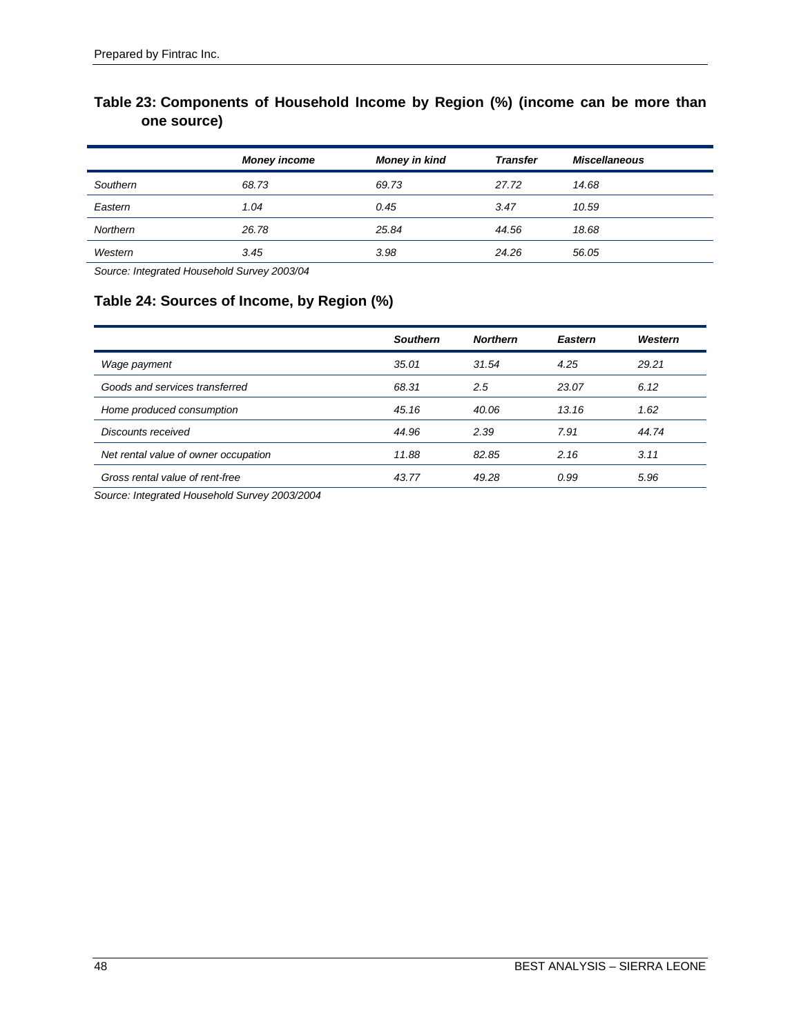**Table 23: Components of Household Income by Region (%) (income can be more than one source)**

| | *Money income* | *Money in kind* | *Transfer* | *Miscellaneous* |
|---|---|---|---|---|
| *Southern* | *68.73* | *69.73* | *27.72* | *14.68* |
| *Eastern* | *1.04* | *0.45* | *3.47* | *10.59* |
| *Northern* | *26.78* | *25.84* | *44.56* | *18.68* |
| *Western* | *3.45* | *3.98* | *24.26* | *56.05* |

*Source: Integrated Household Survey 2003/04*

**Table 24: Sources of Income, by Region (%)**

| | *Southern* | *Northern* | *Eastern* | *Western* |
|---|---|---|---|---|
| *Wage payment* | *35.01* | *31.54* | *4.25* | *29.21* |
| *Goods and services transferred* | *68.31* | *2.5* | *23.07* | *6.12* |
| *Home produced consumption* | *45.16* | *40.06* | *13.16* | *1.62* |
| *Discounts received* | *44.96* | *2.39* | *7.91* | *44.74* |
| *Net rental value of owner occupation* | *11.88* | *82.85* | *2.16* | *3.11* |
| *Gross rental value of rent-free* | *43.77* | *49.28* | *0.99* | *5.96* |

*Source: Integrated Household Survey 2003/2004*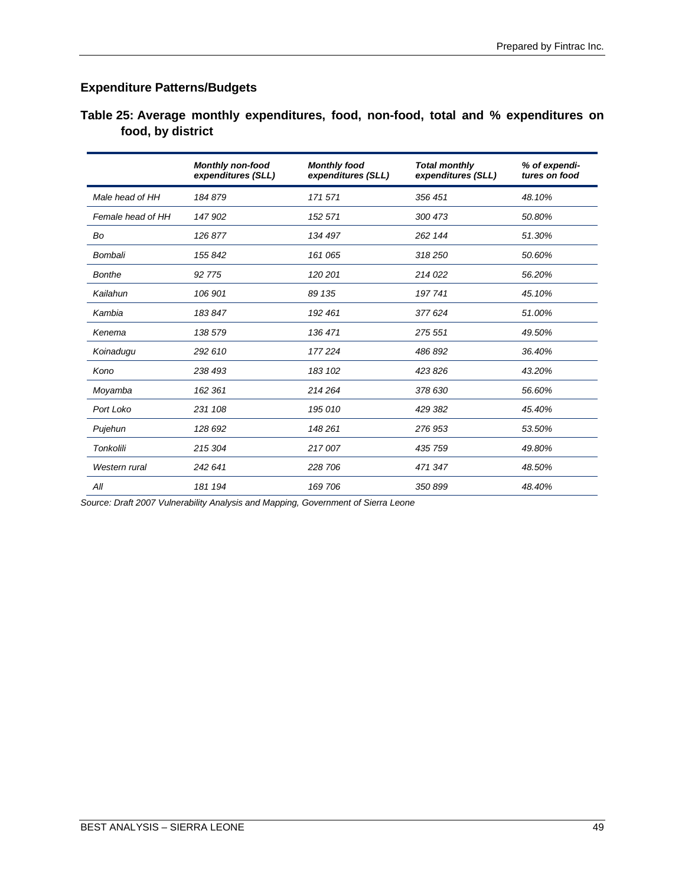## Expenditure Patterns/Budgets

**Table 25: Average monthly expenditures, food, non-food, total and % expenditures on food, by district**

| | *Monthly non-food expenditures (SLL)* | *Monthly food expenditures (SLL)* | *Total monthly expenditures (SLL)* | *% of expenditures on food* |
|---|---|---|---|---|
| *Male head of HH* | *184 879* | *171 571* | *356 451* | *48.10%* |
| *Female head of HH* | *147 902* | *152 571* | *300 473* | *50.80%* |
| *Bo* | *126 877* | *134 497* | *262 144* | *51.30%* |
| *Bombali* | *155 842* | *161 065* | *318 250* | *50.60%* |
| *Bonthe* | *92 775* | *120 201* | *214 022* | *56.20%* |
| *Kailahun* | *106 901* | *89 135* | *197 741* | *45.10%* |
| *Kambia* | *183 847* | *192 461* | *377 624* | *51.00%* |
| *Kenema* | *138 579* | *136 471* | *275 551* | *49.50%* |
| *Koinadugu* | *292 610* | *177 224* | *486 892* | *36.40%* |
| *Kono* | *238 493* | *183 102* | *423 826* | *43.20%* |
| *Moyamba* | *162 361* | *214 264* | *378 630* | *56.60%* |
| *Port Loko* | *231 108* | *195 010* | *429 382* | *45.40%* |
| *Pujehun* | *128 692* | *148 261* | *276 953* | *53.50%* |
| *Tonkolili* | *215 304* | *217 007* | *435 759* | *49.80%* |
| *Western rural* | *242 641* | *228 706* | *471 347* | *48.50%* |
| *All* | *181 194* | *169 706* | *350 899* | *48.40%* |

*Source: Draft 2007 Vulnerability Analysis and Mapping, Government of Sierra Leone*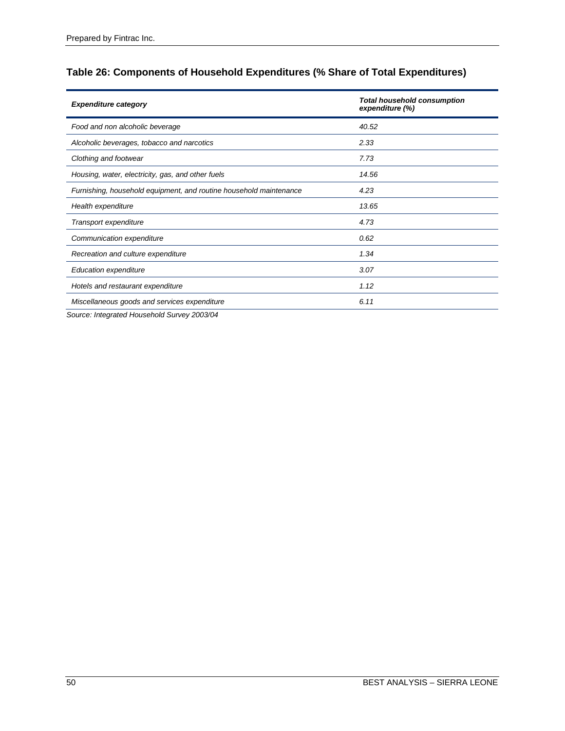**Table 26: Components of Household Expenditures (% Share of Total Expenditures)**

| *Expenditure category* | *Total household consumption expenditure (%)* |
|---|---|
| *Food and non alcoholic beverage* | *40.52* |
| *Alcoholic beverages, tobacco and narcotics* | *2.33* |
| *Clothing and footwear* | *7.73* |
| *Housing, water, electricity, gas, and other fuels* | *14.56* |
| *Furnishing, household equipment, and routine household maintenance* | *4.23* |
| *Health expenditure* | *13.65* |
| *Transport expenditure* | *4.73* |
| *Communication expenditure* | *0.62* |
| *Recreation and culture expenditure* | *1.34* |
| *Education expenditure* | *3.07* |
| *Hotels and restaurant expenditure* | *1.12* |
| *Miscellaneous goods and services expenditure* | *6.11* |

*Source: Integrated Household Survey 2003/04*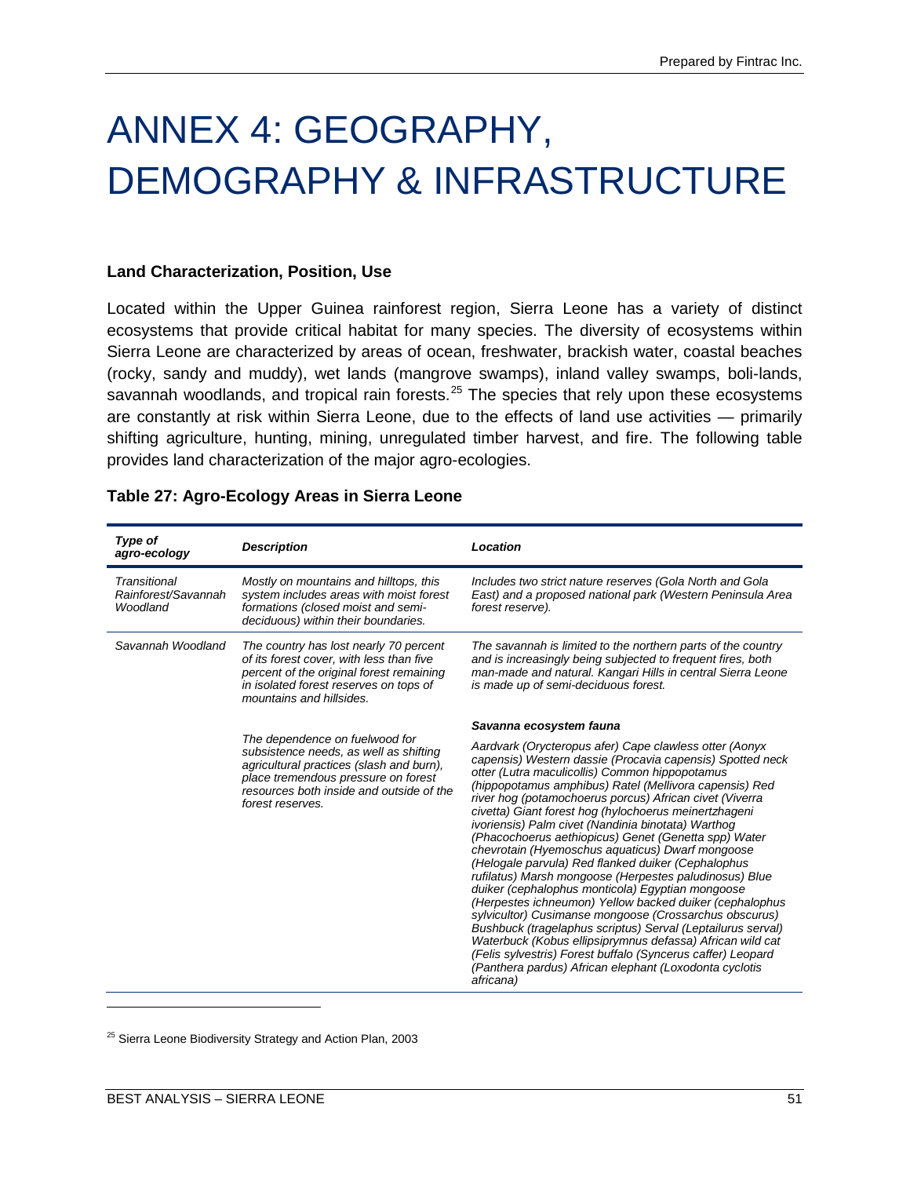# ANNEX 4: GEOGRAPHY, DEMOGRAPHY & INFRASTRUCTURE

### Land Characterization, Position, Use

Located within the Upper Guinea rainforest region, Sierra Leone has a variety of distinct ecosystems that provide critical habitat for many species. The diversity of ecosystems within Sierra Leone are characterized by areas of ocean, freshwater, brackish water, coastal beaches (rocky, sandy and muddy), wet lands (mangrove swamps), inland valley swamps, boli-lands, savannah woodlands, and tropical rain forests.[25] The species that rely upon these ecosystems are constantly at risk within Sierra Leone, due to the effects of land use activities — primarily shifting agriculture, hunting, mining, unregulated timber harvest, and fire. The following table provides land characterization of the major agro-ecologies.

### Table 27: Agro-Ecology Areas in Sierra Leone

| *Type of agro-ecology* | *Description* | *Location* |
|---|---|---|
| *Transitional Rainforest/Savannah Woodland* | *Mostly on mountains and hilltops, this system includes areas with moist forest formations (closed moist and semi-deciduous) within their boundaries.* | *Includes two strict nature reserves (Gola North and Gola East) and a proposed national park (Western Peninsula Area forest reserve).* |
| *Savannah Woodland* | *The country has lost nearly 70 percent of its forest cover, with less than five percent of the original forest remaining in isolated forest reserves on tops of mountains and hillsides.*<br><br>*The dependence on fuelwood for subsistence needs, as well as shifting agricultural practices (slash and burn), place tremendous pressure on forest resources both inside and outside of the forest reserves.* | *The savannah is limited to the northern parts of the country and is increasingly being subjected to frequent fires, both man-made and natural. Kangari Hills in central Sierra Leone is made up of semi-deciduous forest.*<br><br>***Savanna ecosystem fauna***<br><br>*Aardvark (Orycteropus afer) Cape clawless otter (Aonyx capensis) Western dassie (Procavia capensis) Spotted neck otter (Lutra maculicollis) Common hippopotamus (hippopotamus amphibus) Ratel (Mellivora capensis) Red river hog (potamochoerus porcus) African civet (Viverra civetta) Giant forest hog (hylochoerus meinertzhageni ivoriensis) Palm civet (Nandinia binotata) Warthog (Phacochoerus aethiopicus) Genet (Genetta spp) Water chevrotain (Hyemoschus aquaticus) Dwarf mongoose (Helogale parvula) Red flanked duiker (Cephalophus rufilatus) Marsh mongoose (Herpestes paludinosus) Blue duiker (cephalophus monticola) Egyptian mongoose (Herpestes ichneumon) Yellow backed duiker (cephalophus sylvicultor) Cusimanse mongoose (Crossarchus obscurus) Bushbuck (tragelaphus scriptus) Serval (Leptailurus serval) Waterbuck (Kobus ellipsiprymnus defassa) African wild cat (Felis sylvestris) Forest buffalo (Syncerus caffer) Leopard (Panthera pardus) African elephant (Loxodonta cyclotis africana)* |

[25] Sierra Leone Biodiversity Strategy and Action Plan, 2003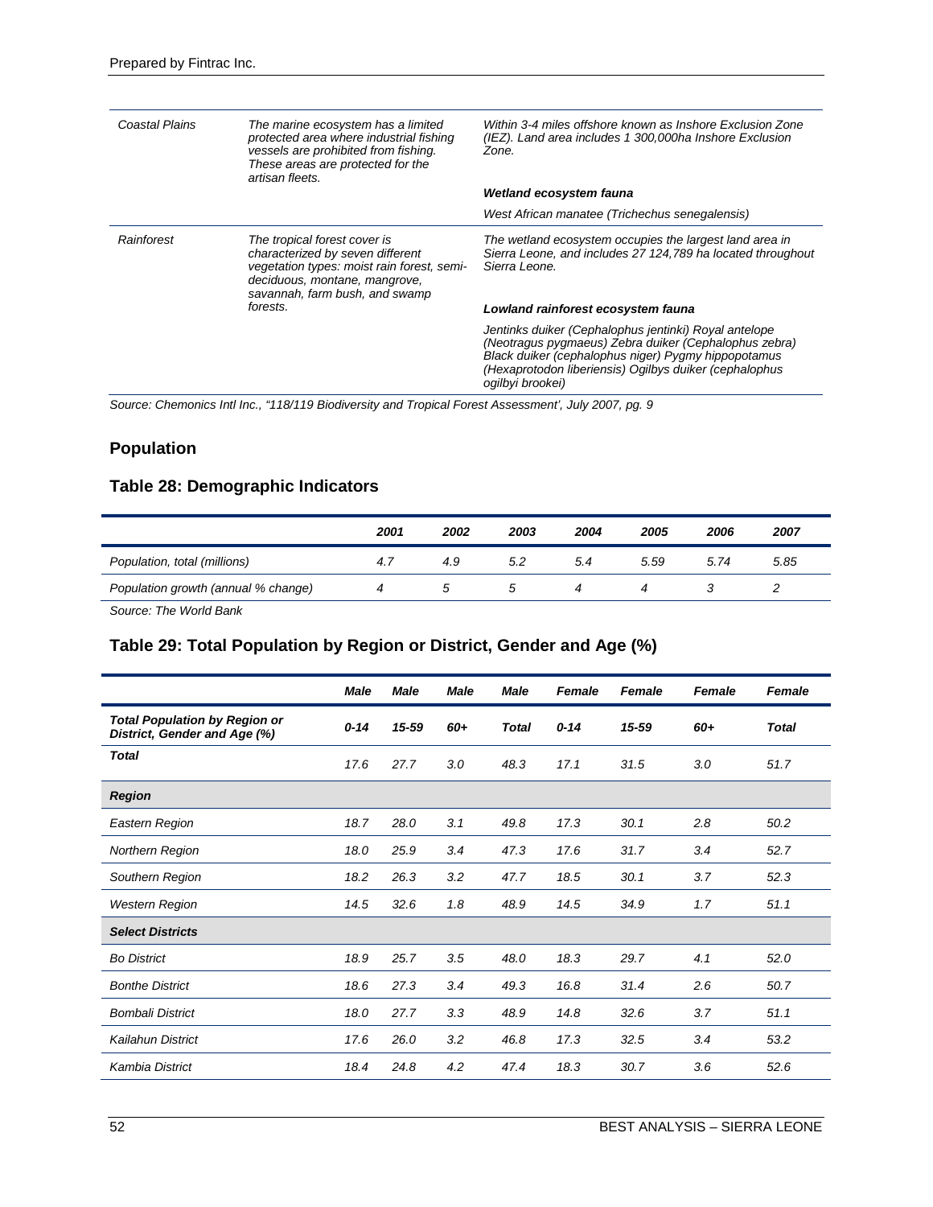| | | |
|---|---|---|
| *Coastal Plains* | *The marine ecosystem has a limited protected area where industrial fishing vessels are prohibited from fishing. These areas are protected for the artisan fleets.* | *Within 3-4 miles offshore known as Inshore Exclusion Zone (IEZ). Land area includes 1 300,000ha Inshore Exclusion Zone.* |
| | | ***Wetland ecosystem fauna*** |
| | | *West African manatee (Trichechus senegalensis)* |
| *Rainforest* | *The tropical forest cover is characterized by seven different vegetation types: moist rain forest, semi-deciduous, montane, mangrove, savannah, farm bush, and swamp forests.* | *The wetland ecosystem occupies the largest land area in Sierra Leone, and includes 27 124,789 ha located throughout Sierra Leone.* |
| | | ***Lowland rainforest ecosystem fauna*** |
| | | *Jentinks duiker (Cephalophus jentinki) Royal antelope (Neotragus pygmaeus) Zebra duiker (Cephalophus zebra) Black duiker (cephalophus niger) Pygmy hippopotamus (Hexaprotodon liberiensis) Ogilbys duiker (cephalophus ogilbyi brookei)* |

*Source: Chemonics Intl Inc., "118/119 Biodiversity and Tropical Forest Assessment', July 2007, pg. 9*

## Population

### Table 28: Demographic Indicators

| | 2001 | 2002 | 2003 | 2004 | 2005 | 2006 | 2007 |
|---|---|---|---|---|---|---|---|
| *Population, total (millions)* | 4.7 | 4.9 | 5.2 | 5.4 | 5.59 | 5.74 | 5.85 |
| *Population growth (annual % change)* | 4 | 5 | 5 | 4 | 4 | 3 | 2 |

*Source: The World Bank*

### Table 29: Total Population by Region or District, Gender and Age (%)

| | Male | Male | Male | Male | Female | Female | Female | Female |
|---|---|---|---|---|---|---|---|---|
| **Total Population by Region or District, Gender and Age (%)** | 0-14 | 15-59 | 60+ | Total | 0-14 | 15-59 | 60+ | Total |
| **Total** | 17.6 | 27.7 | 3.0 | 48.3 | 17.1 | 31.5 | 3.0 | 51.7 |
| **Region** | | | | | | | | |
| *Eastern Region* | 18.7 | 28.0 | 3.1 | 49.8 | 17.3 | 30.1 | 2.8 | 50.2 |
| *Northern Region* | 18.0 | 25.9 | 3.4 | 47.3 | 17.6 | 31.7 | 3.4 | 52.7 |
| *Southern Region* | 18.2 | 26.3 | 3.2 | 47.7 | 18.5 | 30.1 | 3.7 | 52.3 |
| *Western Region* | 14.5 | 32.6 | 1.8 | 48.9 | 14.5 | 34.9 | 1.7 | 51.1 |
| **Select Districts** | | | | | | | | |
| *Bo District* | 18.9 | 25.7 | 3.5 | 48.0 | 18.3 | 29.7 | 4.1 | 52.0 |
| *Bonthe District* | 18.6 | 27.3 | 3.4 | 49.3 | 16.8 | 31.4 | 2.6 | 50.7 |
| *Bombali District* | 18.0 | 27.7 | 3.3 | 48.9 | 14.8 | 32.6 | 3.7 | 51.1 |
| *Kailahun District* | 17.6 | 26.0 | 3.2 | 46.8 | 17.3 | 32.5 | 3.4 | 53.2 |
| *Kambia District* | 18.4 | 24.8 | 4.2 | 47.4 | 18.3 | 30.7 | 3.6 | 52.6 |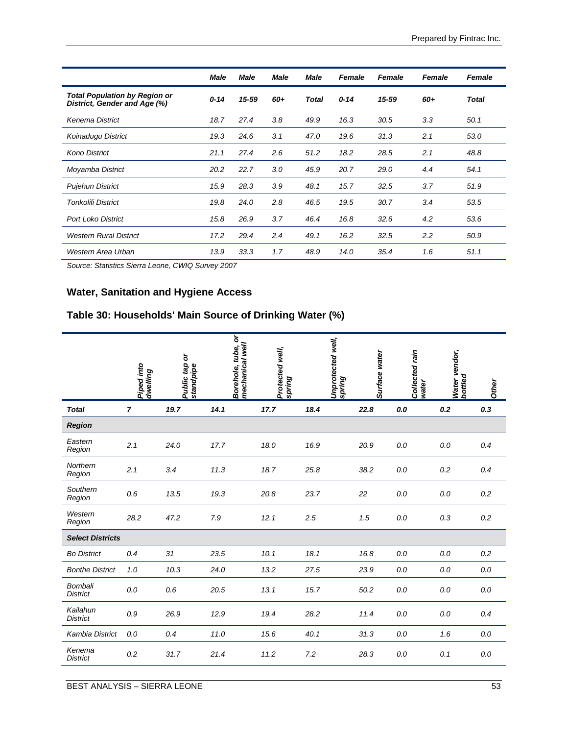| | Male | Male | Male | Male | Female | Female | Female | Female |
|---|---|---|---|---|---|---|---|---|
| **Total Population by Region or District, Gender and Age (%)** | 0-14 | 15-59 | 60+ | Total | 0-14 | 15-59 | 60+ | Total |
| Kenema District | 18.7 | 27.4 | 3.8 | 49.9 | 16.3 | 30.5 | 3.3 | 50.1 |
| Koinadugu District | 19.3 | 24.6 | 3.1 | 47.0 | 19.6 | 31.3 | 2.1 | 53.0 |
| Kono District | 21.1 | 27.4 | 2.6 | 51.2 | 18.2 | 28.5 | 2.1 | 48.8 |
| Moyamba District | 20.2 | 22.7 | 3.0 | 45.9 | 20.7 | 29.0 | 4.4 | 54.1 |
| Pujehun District | 15.9 | 28.3 | 3.9 | 48.1 | 15.7 | 32.5 | 3.7 | 51.9 |
| Tonkolili District | 19.8 | 24.0 | 2.8 | 46.5 | 19.5 | 30.7 | 3.4 | 53.5 |
| Port Loko District | 15.8 | 26.9 | 3.7 | 46.4 | 16.8 | 32.6 | 4.2 | 53.6 |
| Western Rural District | 17.2 | 29.4 | 2.4 | 49.1 | 16.2 | 32.5 | 2.2 | 50.9 |
| Western Area Urban | 13.9 | 33.3 | 1.7 | 48.9 | 14.0 | 35.4 | 1.6 | 51.1 |

*Source: Statistics Sierra Leone, CWIQ Survey 2007*

## Water, Sanitation and Hygiene Access

## Table 30: Households' Main Source of Drinking Water (%)

| | Piped into dwelling | Public tap or standpipe | Borehole, tube, or mechanical well | Protected well, spring | Unprotected well, spring | Surface water | Collected rain water | Water vendor, bottled | Other |
|---|---|---|---|---|---|---|---|---|---|
| **Total** | **7** | **19.7** | **14.1** | **17.7** | **18.4** | **22.8** | **0.0** | **0.2** | **0.3** |
| **Region** | | | | | | | | | |
| Eastern Region | 2.1 | 24.0 | 17.7 | 18.0 | 16.9 | 20.9 | 0.0 | 0.0 | 0.4 |
| Northern Region | 2.1 | 3.4 | 11.3 | 18.7 | 25.8 | 38.2 | 0.0 | 0.2 | 0.4 |
| Southern Region | 0.6 | 13.5 | 19.3 | 20.8 | 23.7 | 22 | 0.0 | 0.0 | 0.2 |
| Western Region | 28.2 | 47.2 | 7.9 | 12.1 | 2.5 | 1.5 | 0.0 | 0.3 | 0.2 |
| **Select Districts** | | | | | | | | | |
| Bo District | 0.4 | 31 | 23.5 | 10.1 | 18.1 | 16.8 | 0.0 | 0.0 | 0.2 |
| Bonthe District | 1.0 | 10.3 | 24.0 | 13.2 | 27.5 | 23.9 | 0.0 | 0.0 | 0.0 |
| Bombali District | 0.0 | 0.6 | 20.5 | 13.1 | 15.7 | 50.2 | 0.0 | 0.0 | 0.0 |
| Kailahun District | 0.9 | 26.9 | 12.9 | 19.4 | 28.2 | 11.4 | 0.0 | 0.0 | 0.4 |
| Kambia District | 0.0 | 0.4 | 11.0 | 15.6 | 40.1 | 31.3 | 0.0 | 1.6 | 0.0 |
| Kenema District | 0.2 | 31.7 | 21.4 | 11.2 | 7.2 | 28.3 | 0.0 | 0.1 | 0.0 |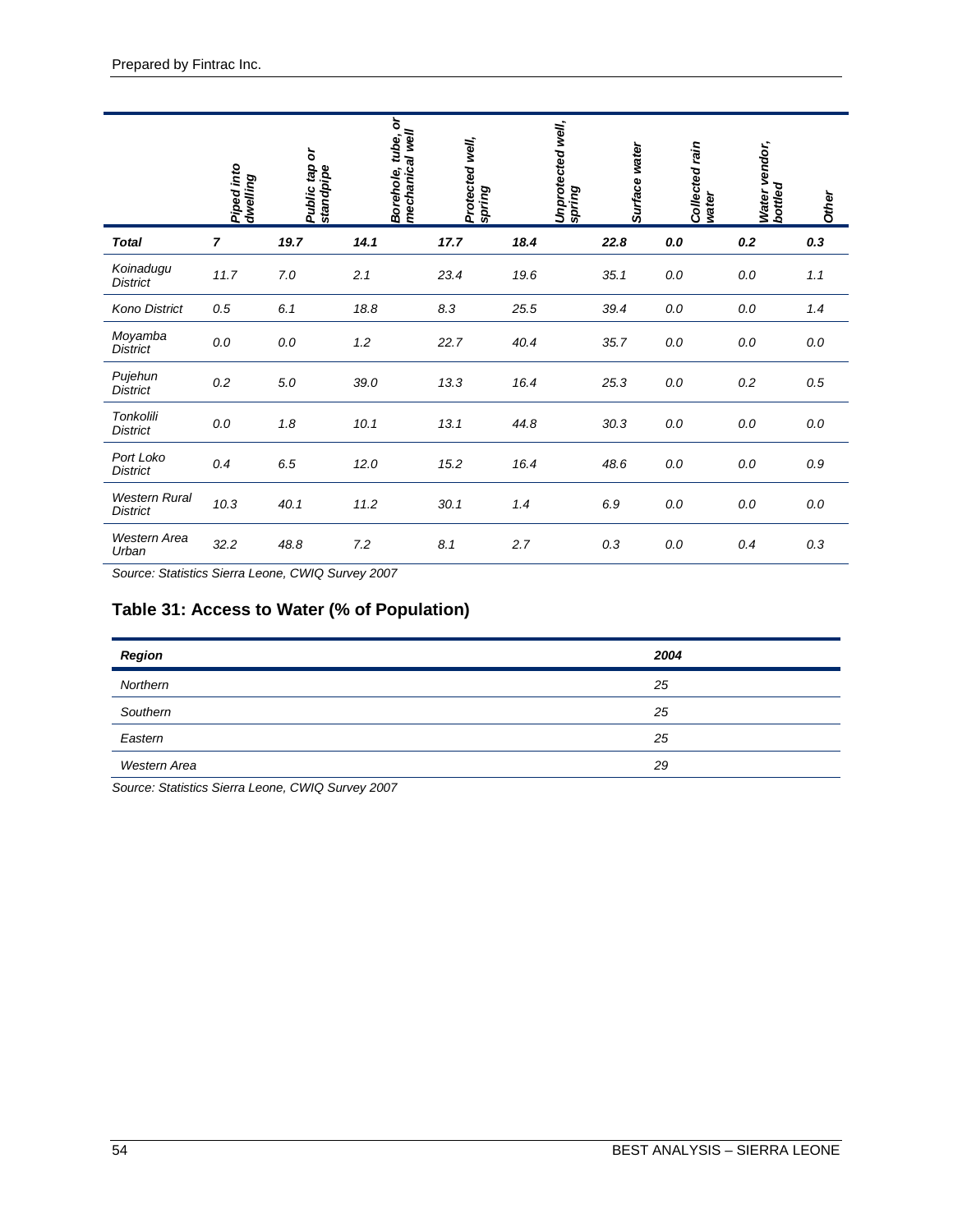| | Piped into dwelling | Public tap or standpipe | Borehole, tube, or mechanical well | Protected well, spring | Unprotected well, spring | Surface water | Collected rain water | Water vendor, bottled | Other |
|---|---|---|---|---|---|---|---|---|---|
| ***Total*** | ***7*** | ***19.7*** | ***14.1*** | ***17.7*** | ***18.4*** | ***22.8*** | ***0.0*** | ***0.2*** | ***0.3*** |
| *Koinadugu District* | *11.7* | *7.0* | *2.1* | *23.4* | *19.6* | *35.1* | *0.0* | *0.0* | *1.1* |
| *Kono District* | *0.5* | *6.1* | *18.8* | *8.3* | *25.5* | *39.4* | *0.0* | *0.0* | *1.4* |
| *Moyamba District* | *0.0* | *0.0* | *1.2* | *22.7* | *40.4* | *35.7* | *0.0* | *0.0* | *0.0* |
| *Pujehun District* | *0.2* | *5.0* | *39.0* | *13.3* | *16.4* | *25.3* | *0.0* | *0.2* | *0.5* |
| *Tonkolili District* | *0.0* | *1.8* | *10.1* | *13.1* | *44.8* | *30.3* | *0.0* | *0.0* | *0.0* |
| *Port Loko District* | *0.4* | *6.5* | *12.0* | *15.2* | *16.4* | *48.6* | *0.0* | *0.0* | *0.9* |
| *Western Rural District* | *10.3* | *40.1* | *11.2* | *30.1* | *1.4* | *6.9* | *0.0* | *0.0* | *0.0* |
| *Western Area Urban* | *32.2* | *48.8* | *7.2* | *8.1* | *2.7* | *0.3* | *0.0* | *0.4* | *0.3* |

*Source: Statistics Sierra Leone, CWIQ Survey 2007*

## Table 31: Access to Water (% of Population)

| ***Region*** | ***2004*** |
|---|---|
| *Northern* | *25* |
| *Southern* | *25* |
| *Eastern* | *25* |
| *Western Area* | *29* |

*Source: Statistics Sierra Leone, CWIQ Survey 2007*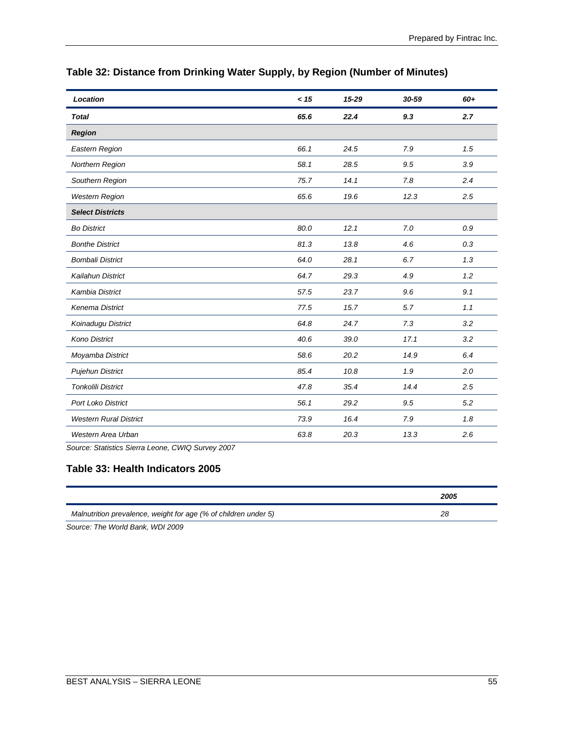## Table 32: Distance from Drinking Water Supply, by Region (Number of Minutes)

| *Location* | *< 15* | *15-29* | *30-59* | *60+* |
|---|---|---|---|---|
| ***Total*** | ***65.6*** | ***22.4*** | ***9.3*** | ***2.7*** |
| ***Region*** | | | | |
| *Eastern Region* | *66.1* | *24.5* | *7.9* | *1.5* |
| *Northern Region* | *58.1* | *28.5* | *9.5* | *3.9* |
| *Southern Region* | *75.7* | *14.1* | *7.8* | *2.4* |
| *Western Region* | *65.6* | *19.6* | *12.3* | *2.5* |
| ***Select Districts*** | | | | |
| *Bo District* | *80.0* | *12.1* | *7.0* | *0.9* |
| *Bonthe District* | *81.3* | *13.8* | *4.6* | *0.3* |
| *Bombali District* | *64.0* | *28.1* | *6.7* | *1.3* |
| *Kailahun District* | *64.7* | *29.3* | *4.9* | *1.2* |
| *Kambia District* | *57.5* | *23.7* | *9.6* | *9.1* |
| *Kenema District* | *77.5* | *15.7* | *5.7* | *1.1* |
| *Koinadugu District* | *64.8* | *24.7* | *7.3* | *3.2* |
| *Kono District* | *40.6* | *39.0* | *17.1* | *3.2* |
| *Moyamba District* | *58.6* | *20.2* | *14.9* | *6.4* |
| *Pujehun District* | *85.4* | *10.8* | *1.9* | *2.0* |
| *Tonkolili District* | *47.8* | *35.4* | *14.4* | *2.5* |
| *Port Loko District* | *56.1* | *29.2* | *9.5* | *5.2* |
| *Western Rural District* | *73.9* | *16.4* | *7.9* | *1.8* |
| *Western Area Urban* | *63.8* | *20.3* | *13.3* | *2.6* |

*Source: Statistics Sierra Leone, CWIQ Survey 2007*

## Table 33: Health Indicators 2005

| | *2005* |
|---|---|
| *Malnutrition prevalence, weight for age (% of children under 5)* | *28* |

*Source: The World Bank, WDI 2009*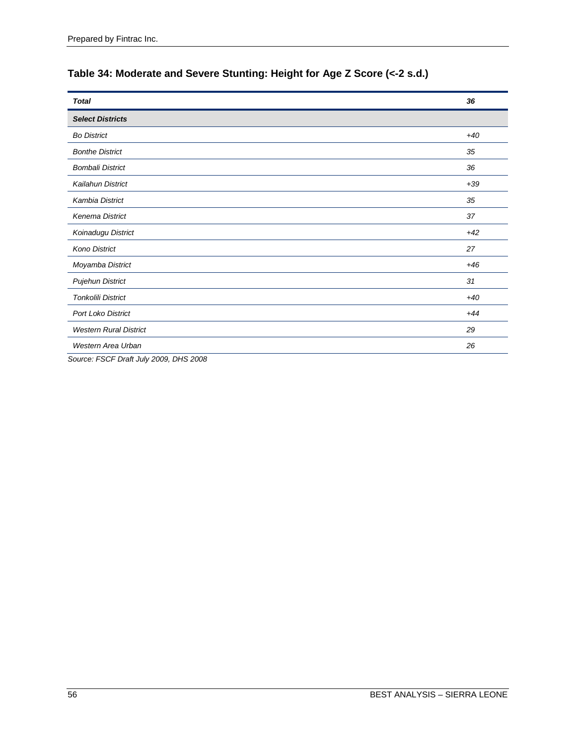### Table 34: Moderate and Severe Stunting: Height for Age Z Score (<-2 s.d.)

| ***Total*** | ***36*** |
| --- | --- |
| ***Select Districts*** | |
| *Bo District* | *+40* |
| *Bonthe District* | *35* |
| *Bombali District* | *36* |
| *Kailahun District* | *+39* |
| *Kambia District* | *35* |
| *Kenema District* | *37* |
| *Koinadugu District* | *+42* |
| *Kono District* | *27* |
| *Moyamba District* | *+46* |
| *Pujehun District* | *31* |
| *Tonkolili District* | *+40* |
| *Port Loko District* | *+44* |
| *Western Rural District* | *29* |
| *Western Area Urban* | *26* |

*Source: FSCF Draft July 2009, DHS 2008*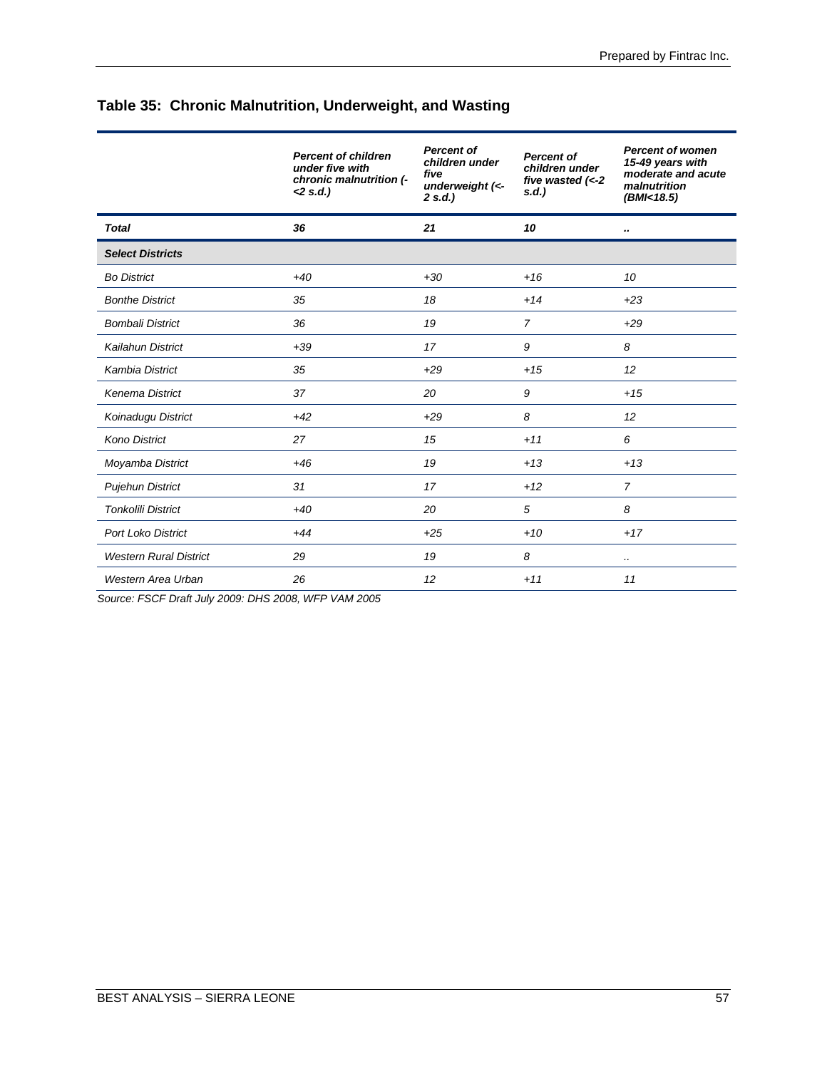## Table 35: Chronic Malnutrition, Underweight, and Wasting

| | *Percent of children under five with chronic malnutrition (-<2 s.d.)* | *Percent of children under five underweight (<-2 s.d.)* | *Percent of children under five wasted (<-2 s.d.)* | *Percent of women 15-49 years with moderate and acute malnutrition (BMI<18.5)* |
|---|---|---|---|---|
| ***Total*** | ***36*** | ***21*** | ***10*** | ***..*** |
| ***Select Districts*** | | | | |
| *Bo District* | *+40* | *+30* | *+16* | *10* |
| *Bonthe District* | *35* | *18* | *+14* | *+23* |
| *Bombali District* | *36* | *19* | *7* | *+29* |
| *Kailahun District* | *+39* | *17* | *9* | *8* |
| *Kambia District* | *35* | *+29* | *+15* | *12* |
| *Kenema District* | *37* | *20* | *9* | *+15* |
| *Koinadugu District* | *+42* | *+29* | *8* | *12* |
| *Kono District* | *27* | *15* | *+11* | *6* |
| *Moyamba District* | *+46* | *19* | *+13* | *+13* |
| *Pujehun District* | *31* | *17* | *+12* | *7* |
| *Tonkolili District* | *+40* | *20* | *5* | *8* |
| *Port Loko District* | *+44* | *+25* | *+10* | *+17* |
| *Western Rural District* | *29* | *19* | *8* | *..* |
| *Western Area Urban* | *26* | *12* | *+11* | *11* |

*Source: FSCF Draft July 2009: DHS 2008, WFP VAM 2005*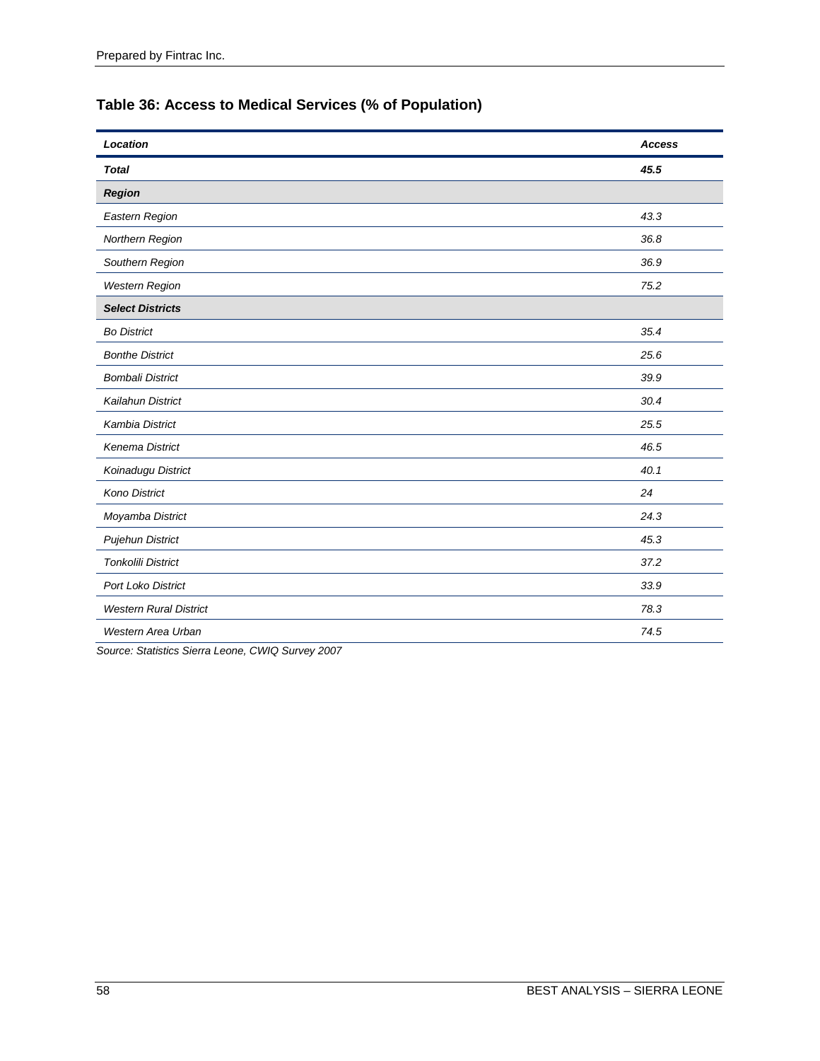### Table 36: Access to Medical Services (% of Population)

| *Location* | *Access* |
|---|---|
| ***Total*** | ***45.5*** |
| ***Region*** | |
| *Eastern Region* | *43.3* |
| *Northern Region* | *36.8* |
| *Southern Region* | *36.9* |
| *Western Region* | *75.2* |
| ***Select Districts*** | |
| *Bo District* | *35.4* |
| *Bonthe District* | *25.6* |
| *Bombali District* | *39.9* |
| *Kailahun District* | *30.4* |
| *Kambia District* | *25.5* |
| *Kenema District* | *46.5* |
| *Koinadugu District* | *40.1* |
| *Kono District* | *24* |
| *Moyamba District* | *24.3* |
| *Pujehun District* | *45.3* |
| *Tonkolili District* | *37.2* |
| *Port Loko District* | *33.9* |
| *Western Rural District* | *78.3* |
| *Western Area Urban* | *74.5* |

*Source: Statistics Sierra Leone, CWIQ Survey 2007*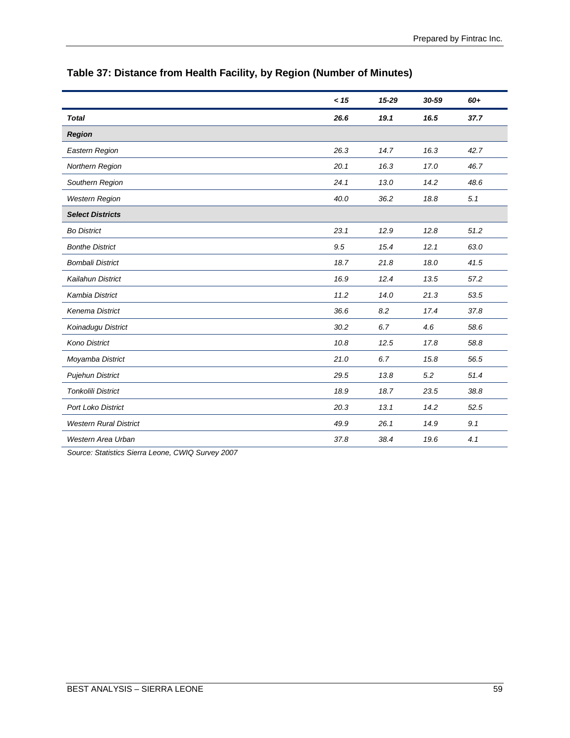### Table 37: Distance from Health Facility, by Region (Number of Minutes)

| | *< 15* | *15-29* | *30-59* | *60+* |
|---|---|---|---|---|
| ***Total*** | ***26.6*** | ***19.1*** | ***16.5*** | ***37.7*** |
| ***Region*** | | | | |
| *Eastern Region* | *26.3* | *14.7* | *16.3* | *42.7* |
| *Northern Region* | *20.1* | *16.3* | *17.0* | *46.7* |
| *Southern Region* | *24.1* | *13.0* | *14.2* | *48.6* |
| *Western Region* | *40.0* | *36.2* | *18.8* | *5.1* |
| ***Select Districts*** | | | | |
| *Bo District* | *23.1* | *12.9* | *12.8* | *51.2* |
| *Bonthe District* | *9.5* | *15.4* | *12.1* | *63.0* |
| *Bombali District* | *18.7* | *21.8* | *18.0* | *41.5* |
| *Kailahun District* | *16.9* | *12.4* | *13.5* | *57.2* |
| *Kambia District* | *11.2* | *14.0* | *21.3* | *53.5* |
| *Kenema District* | *36.6* | *8.2* | *17.4* | *37.8* |
| *Koinadugu District* | *30.2* | *6.7* | *4.6* | *58.6* |
| *Kono District* | *10.8* | *12.5* | *17.8* | *58.8* |
| *Moyamba District* | *21.0* | *6.7* | *15.8* | *56.5* |
| *Pujehun District* | *29.5* | *13.8* | *5.2* | *51.4* |
| *Tonkolili District* | *18.9* | *18.7* | *23.5* | *38.8* |
| *Port Loko District* | *20.3* | *13.1* | *14.2* | *52.5* |
| *Western Rural District* | *49.9* | *26.1* | *14.9* | *9.1* |
| *Western Area Urban* | *37.8* | *38.4* | *19.6* | *4.1* |

*Source: Statistics Sierra Leone, CWIQ Survey 2007*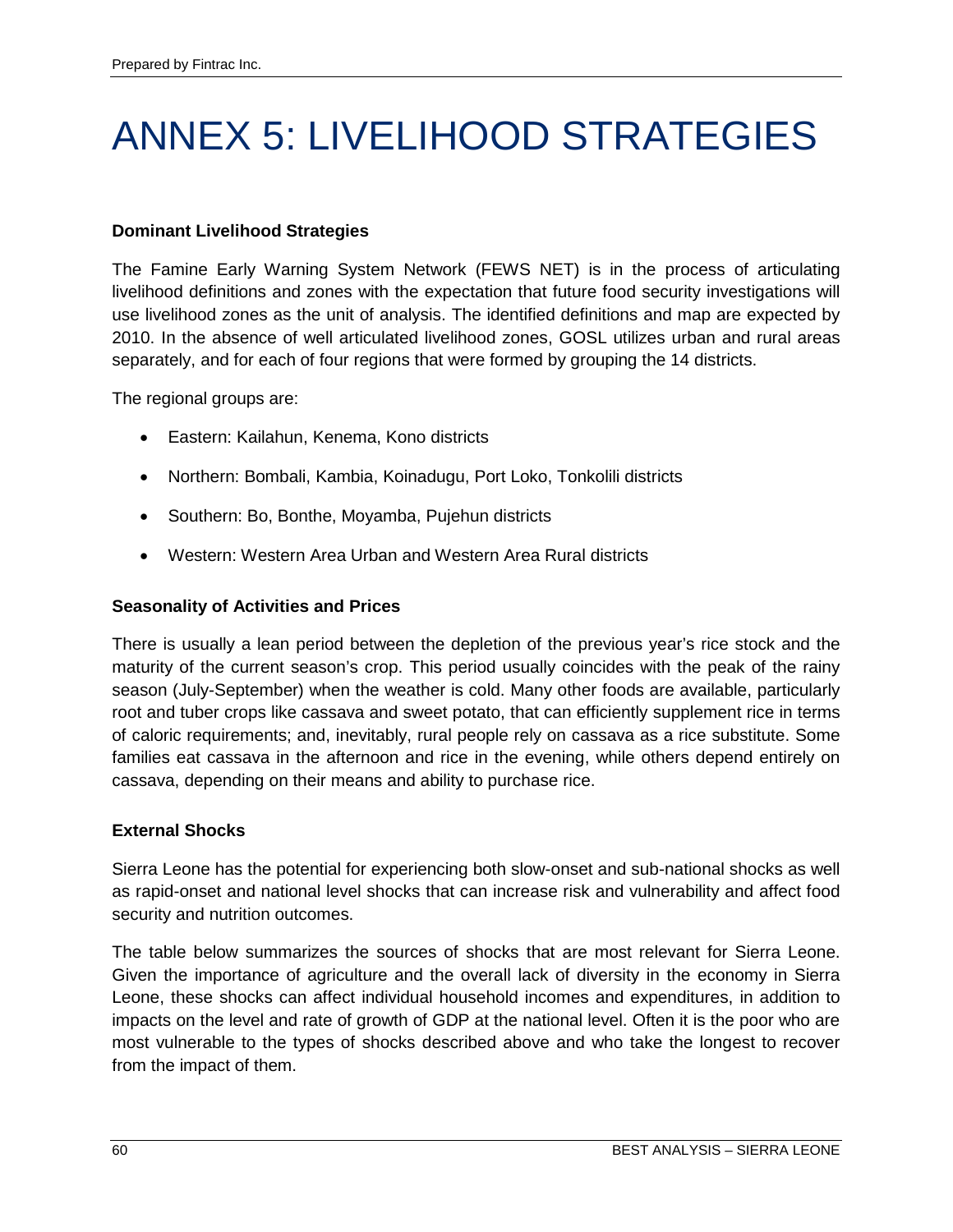# ANNEX 5: LIVELIHOOD STRATEGIES

**Dominant Livelihood Strategies**

The Famine Early Warning System Network (FEWS NET) is in the process of articulating livelihood definitions and zones with the expectation that future food security investigations will use livelihood zones as the unit of analysis. The identified definitions and map are expected by 2010. In the absence of well articulated livelihood zones, GOSL utilizes urban and rural areas separately, and for each of four regions that were formed by grouping the 14 districts.

The regional groups are:

- Eastern: Kailahun, Kenema, Kono districts
- Northern: Bombali, Kambia, Koinadugu, Port Loko, Tonkolili districts
- Southern: Bo, Bonthe, Moyamba, Pujehun districts
- Western: Western Area Urban and Western Area Rural districts

**Seasonality of Activities and Prices**

There is usually a lean period between the depletion of the previous year's rice stock and the maturity of the current season's crop. This period usually coincides with the peak of the rainy season (July-September) when the weather is cold. Many other foods are available, particularly root and tuber crops like cassava and sweet potato, that can efficiently supplement rice in terms of caloric requirements; and, inevitably, rural people rely on cassava as a rice substitute. Some families eat cassava in the afternoon and rice in the evening, while others depend entirely on cassava, depending on their means and ability to purchase rice.

**External Shocks**

Sierra Leone has the potential for experiencing both slow-onset and sub-national shocks as well as rapid-onset and national level shocks that can increase risk and vulnerability and affect food security and nutrition outcomes.

The table below summarizes the sources of shocks that are most relevant for Sierra Leone. Given the importance of agriculture and the overall lack of diversity in the economy in Sierra Leone, these shocks can affect individual household incomes and expenditures, in addition to impacts on the level and rate of growth of GDP at the national level. Often it is the poor who are most vulnerable to the types of shocks described above and who take the longest to recover from the impact of them.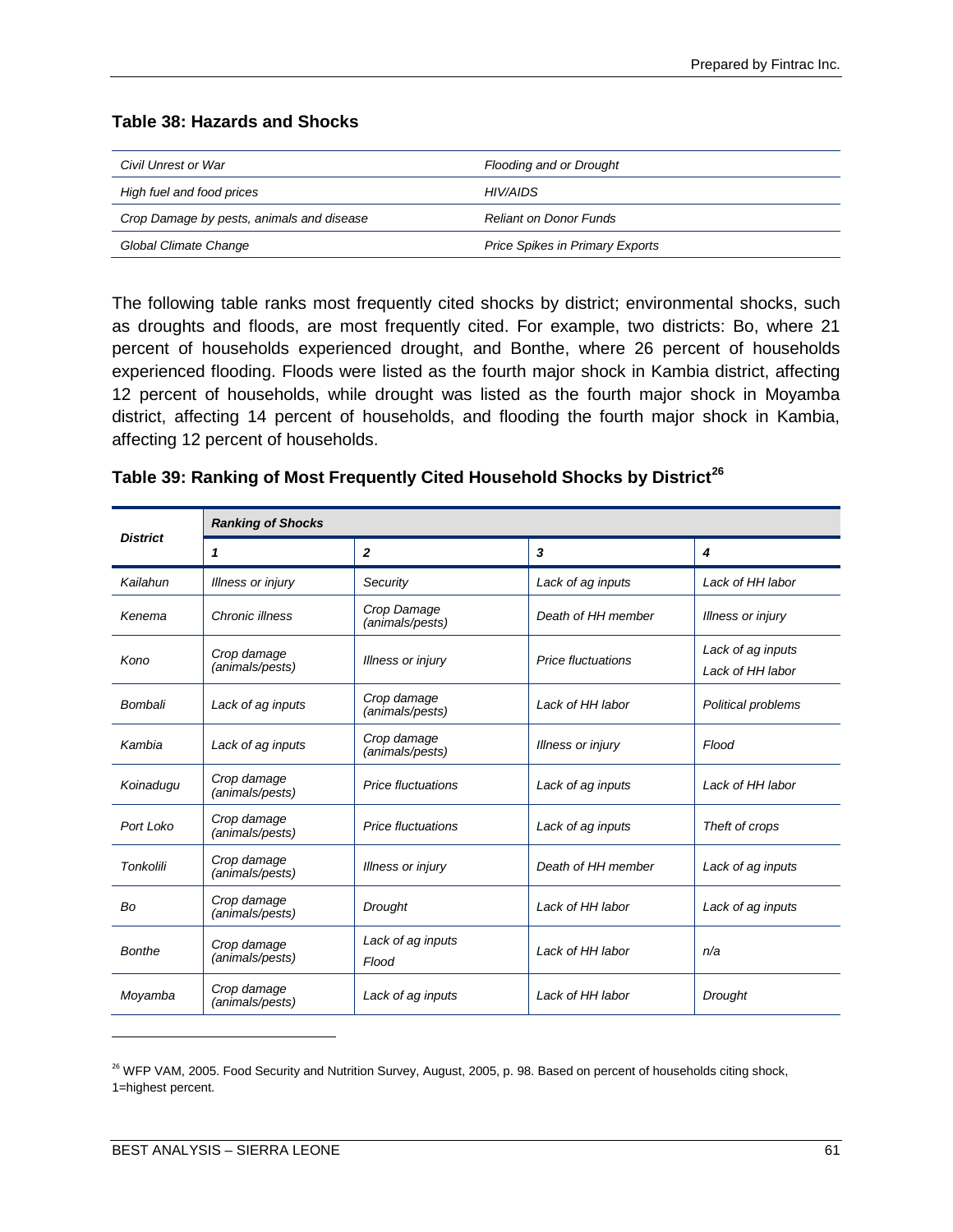### Table 38: Hazards and Shocks

| | |
|---|---|
| *Civil Unrest or War* | *Flooding and or Drought* |
| *High fuel and food prices* | *HIV/AIDS* |
| *Crop Damage by pests, animals and disease* | *Reliant on Donor Funds* |
| *Global Climate Change* | *Price Spikes in Primary Exports* |

The following table ranks most frequently cited shocks by district; environmental shocks, such as droughts and floods, are most frequently cited. For example, two districts: Bo, where 21 percent of households experienced drought, and Bonthe, where 26 percent of households experienced flooding. Floods were listed as the fourth major shock in Kambia district, affecting 12 percent of households, while drought was listed as the fourth major shock in Moyamba district, affecting 14 percent of households, and flooding the fourth major shock in Kambia, affecting 12 percent of households.

### Table 39: Ranking of Most Frequently Cited Household Shocks by District[26]

| *District* | *Ranking of Shocks* | | | |
|---|---|---|---|---|
| | ***1*** | ***2*** | ***3*** | ***4*** |
| *Kailahun* | *Illness or injury* | *Security* | *Lack of ag inputs* | *Lack of HH labor* |
| *Kenema* | *Chronic illness* | *Crop Damage (animals/pests)* | *Death of HH member* | *Illness or injury* |
| *Kono* | *Crop damage (animals/pests)* | *Illness or injury* | *Price fluctuations* | *Lack of ag inputs*<br>*Lack of HH labor* |
| *Bombali* | *Lack of ag inputs* | *Crop damage (animals/pests)* | *Lack of HH labor* | *Political problems* |
| *Kambia* | *Lack of ag inputs* | *Crop damage (animals/pests)* | *Illness or injury* | *Flood* |
| *Koinadugu* | *Crop damage (animals/pests)* | *Price fluctuations* | *Lack of ag inputs* | *Lack of HH labor* |
| *Port Loko* | *Crop damage (animals/pests)* | *Price fluctuations* | *Lack of ag inputs* | *Theft of crops* |
| *Tonkolili* | *Crop damage (animals/pests)* | *Illness or injury* | *Death of HH member* | *Lack of ag inputs* |
| *Bo* | *Crop damage (animals/pests)* | *Drought* | *Lack of HH labor* | *Lack of ag inputs* |
| *Bonthe* | *Crop damage (animals/pests)* | *Lack of ag inputs*<br>*Flood* | *Lack of HH labor* | *n/a* |
| *Moyamba* | *Crop damage (animals/pests)* | *Lack of ag inputs* | *Lack of HH labor* | *Drought* |

[26] WFP VAM, 2005. Food Security and Nutrition Survey, August, 2005, p. 98. Based on percent of households citing shock, 1=highest percent.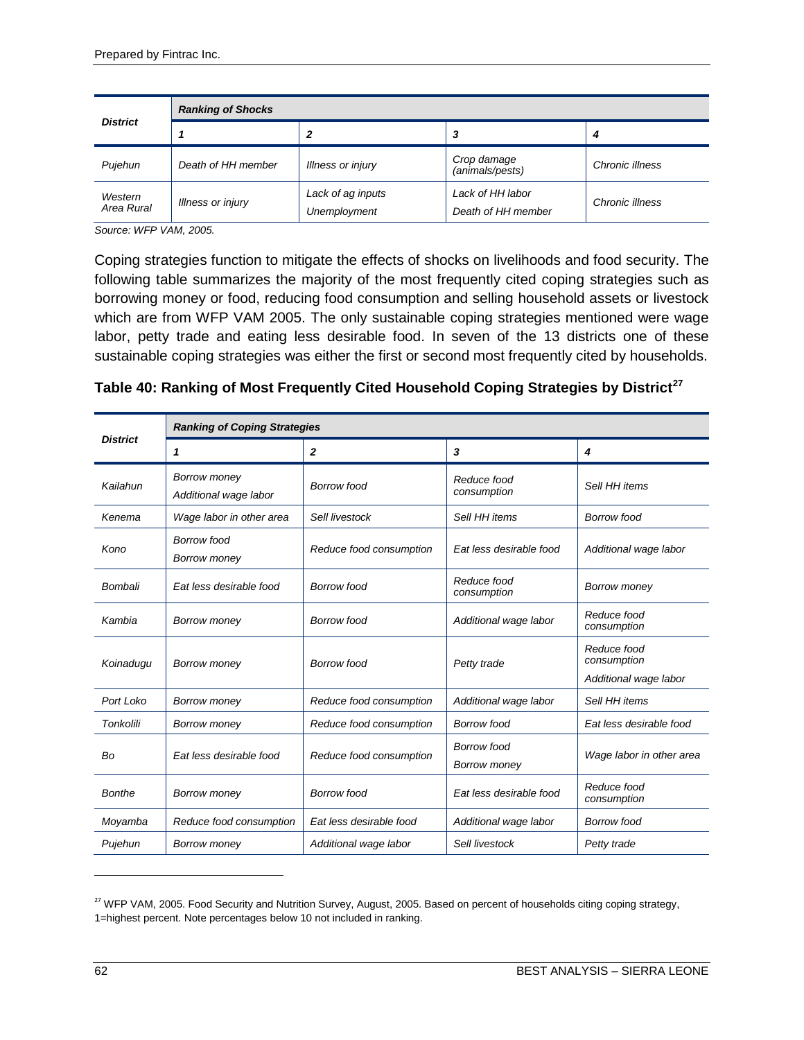| District | Ranking of Shocks | | | |
|---|---|---|---|---|
| | 1 | 2 | 3 | 4 |
| Pujehun | Death of HH member | Illness or injury | Crop damage (animals/pests) | Chronic illness |
| Western Area Rural | Illness or injury | Lack of ag inputs<br>Unemployment | Lack of HH labor<br>Death of HH member | Chronic illness |

*Source: WFP VAM, 2005.*

Coping strategies function to mitigate the effects of shocks on livelihoods and food security. The following table summarizes the majority of the most frequently cited coping strategies such as borrowing money or food, reducing food consumption and selling household assets or livestock which are from WFP VAM 2005. The only sustainable coping strategies mentioned were wage labor, petty trade and eating less desirable food. In seven of the 13 districts one of these sustainable coping strategies was either the first or second most frequently cited by households.

**Table 40: Ranking of Most Frequently Cited Household Coping Strategies by District[27]**

| District | Ranking of Coping Strategies | | | |
|---|---|---|---|---|
| | 1 | 2 | 3 | 4 |
| Kailahun | Borrow money<br>Additional wage labor | Borrow food | Reduce food consumption | Sell HH items |
| Kenema | Wage labor in other area | Sell livestock | Sell HH items | Borrow food |
| Kono | Borrow food<br>Borrow money | Reduce food consumption | Eat less desirable food | Additional wage labor |
| Bombali | Eat less desirable food | Borrow food | Reduce food consumption | Borrow money |
| Kambia | Borrow money | Borrow food | Additional wage labor | Reduce food consumption |
| Koinadugu | Borrow money | Borrow food | Petty trade | Reduce food consumption<br>Additional wage labor |
| Port Loko | Borrow money | Reduce food consumption | Additional wage labor | Sell HH items |
| Tonkolili | Borrow money | Reduce food consumption | Borrow food | Eat less desirable food |
| Bo | Eat less desirable food | Reduce food consumption | Borrow food<br>Borrow money | Wage labor in other area |
| Bonthe | Borrow money | Borrow food | Eat less desirable food | Reduce food consumption |
| Moyamba | Reduce food consumption | Eat less desirable food | Additional wage labor | Borrow food |
| Pujehun | Borrow money | Additional wage labor | Sell livestock | Petty trade |

[27] WFP VAM, 2005. Food Security and Nutrition Survey, August, 2005. Based on percent of households citing coping strategy, 1=highest percent. Note percentages below 10 not included in ranking.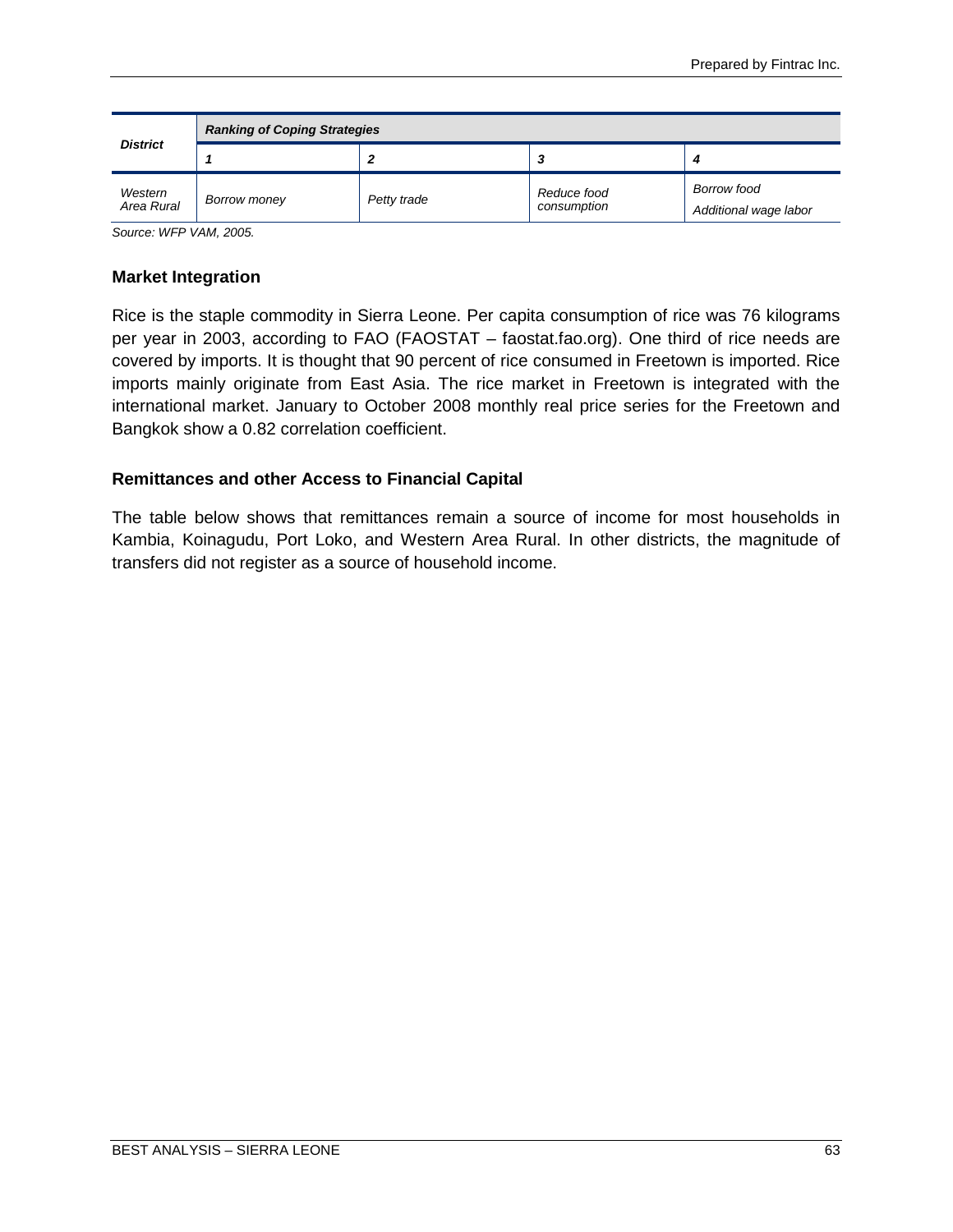| *District* | *Ranking of Coping Strategies* | | | |
|---|---|---|---|---|
| | ***1*** | ***2*** | ***3*** | ***4*** |
| *Western Area Rural* | *Borrow money* | *Petty trade* | *Reduce food consumption* | *Borrow food*<br>*Additional wage labor* |

*Source: WFP VAM, 2005.*

### Market Integration

Rice is the staple commodity in Sierra Leone. Per capita consumption of rice was 76 kilograms per year in 2003, according to FAO (FAOSTAT – faostat.fao.org). One third of rice needs are covered by imports. It is thought that 90 percent of rice consumed in Freetown is imported. Rice imports mainly originate from East Asia. The rice market in Freetown is integrated with the international market. January to October 2008 monthly real price series for the Freetown and Bangkok show a 0.82 correlation coefficient.

### Remittances and other Access to Financial Capital

The table below shows that remittances remain a source of income for most households in Kambia, Koinagudu, Port Loko, and Western Area Rural. In other districts, the magnitude of transfers did not register as a source of household income.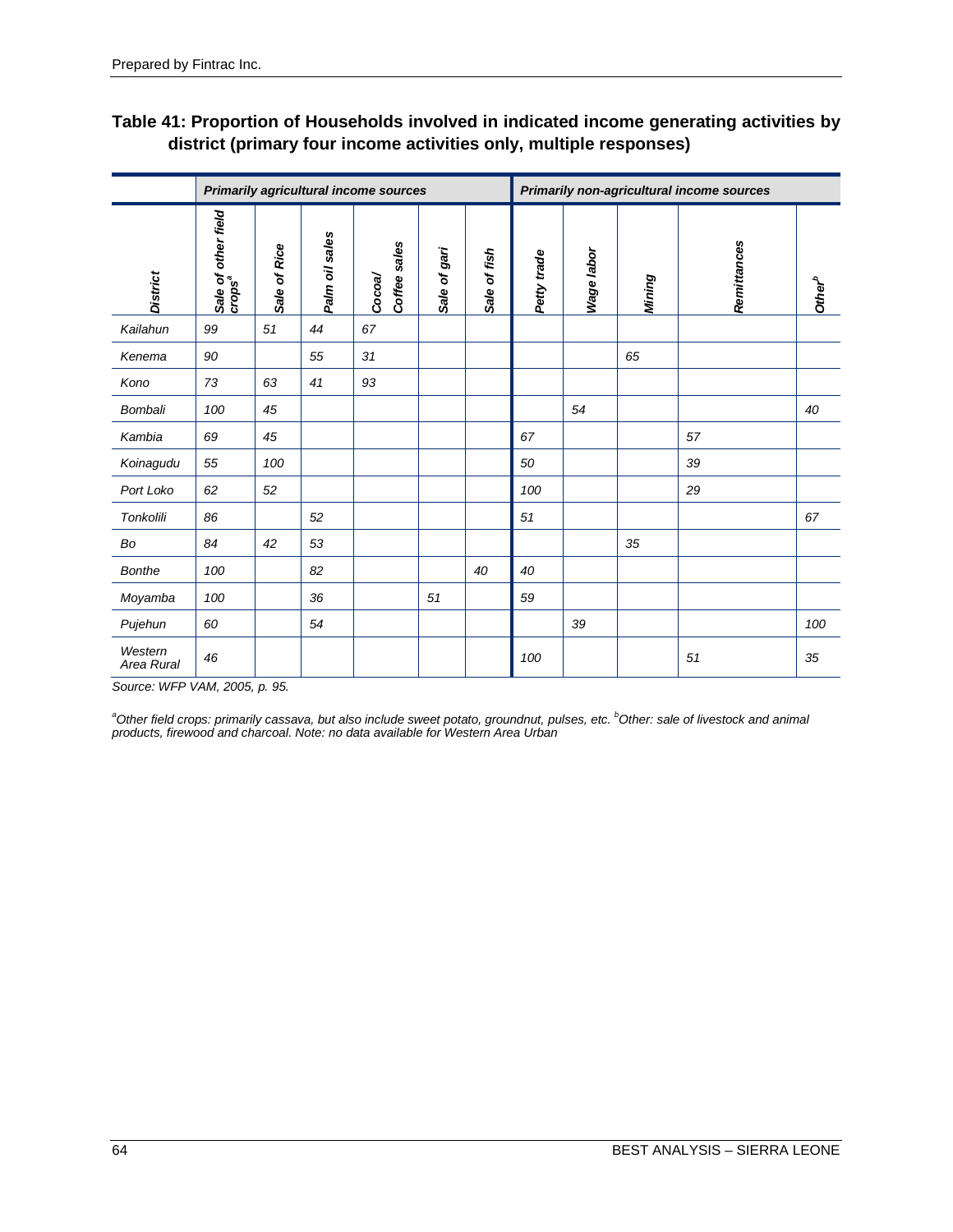**Table 41: Proportion of Households involved in indicated income generating activities by district (primary four income activities only, multiple responses)**

| | *Primarily agricultural income sources* | | | | | | *Primarily non-agricultural income sources* | | | | |
|---|---|---|---|---|---|---|---|---|---|---|---|
| *District* | *Sale of other field crops*[a] | *Sale of Rice* | *Palm oil sales* | *Cocoa/ Coffee sales* | *Sale of gari* | *Sale of fish* | *Petty trade* | *Wage labor* | *Mining* | *Remittances* | *Other*[b] |
| *Kailahun* | *99* | *51* | *44* | *67* | | | | | | | |
| *Kenema* | *90* | | *55* | *31* | | | | | *65* | | |
| *Kono* | *73* | *63* | *41* | *93* | | | | | | | |
| *Bombali* | *100* | *45* | | | | | | *54* | | | *40* |
| *Kambia* | *69* | *45* | | | | | *67* | | | *57* | |
| *Koinagudu* | *55* | *100* | | | | | *50* | | | *39* | |
| *Port Loko* | *62* | *52* | | | | | *100* | | | *29* | |
| *Tonkolili* | *86* | | *52* | | | | *51* | | | | *67* |
| *Bo* | *84* | *42* | *53* | | | | | | *35* | | |
| *Bonthe* | *100* | | *82* | | | *40* | *40* | | | | |
| *Moyamba* | *100* | | *36* | | *51* | | *59* | | | | |
| *Pujehun* | *60* | | *54* | | | | | *39* | | | *100* |
| *Western Area Rural* | *46* | | | | | | *100* | | | *51* | *35* |

*Source: WFP VAM, 2005, p. 95.*

[a]*Other field crops: primarily cassava, but also include sweet potato, groundnut, pulses, etc.* [b]*Other: sale of livestock and animal products, firewood and charcoal. Note: no data available for Western Area Urban*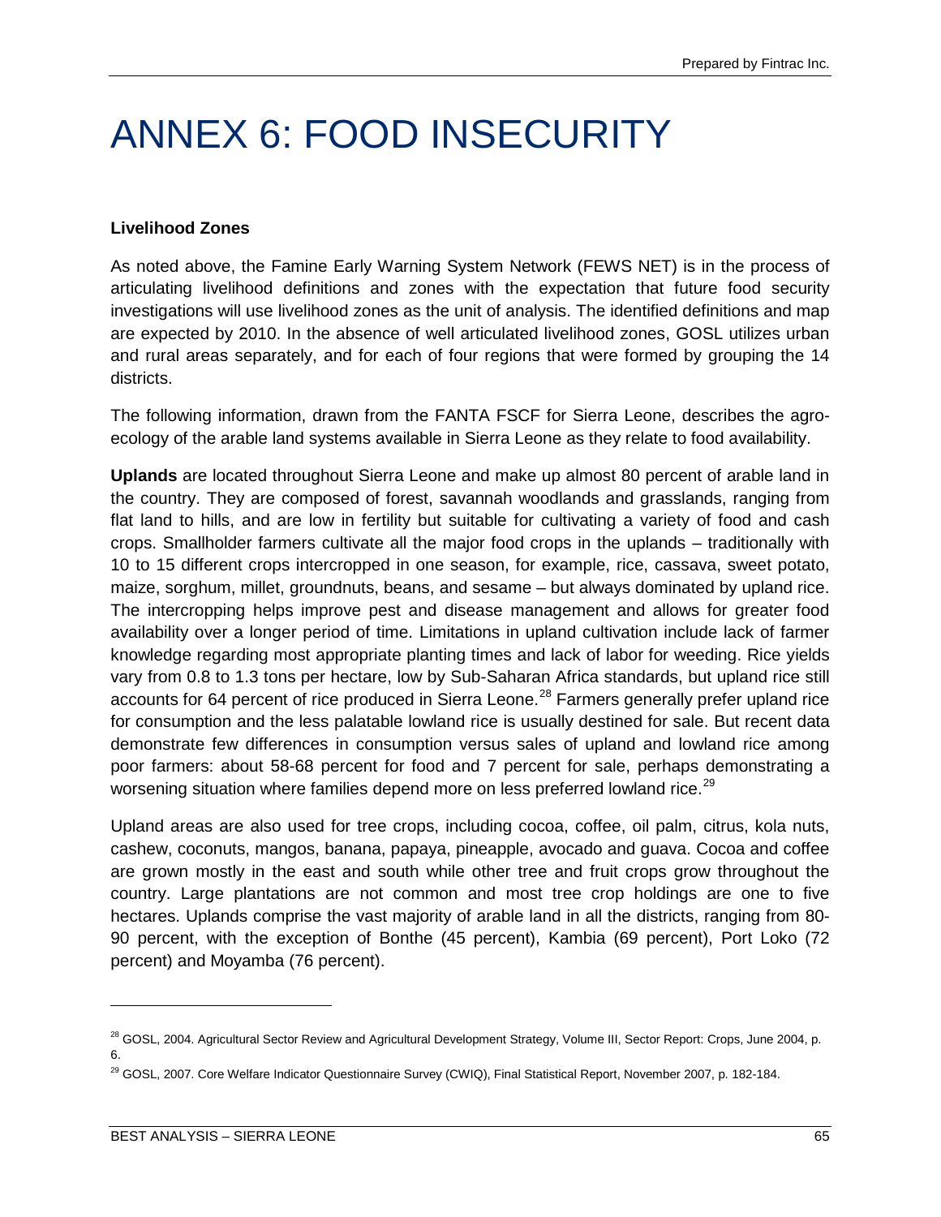# ANNEX 6: FOOD INSECURITY

**Livelihood Zones**

As noted above, the Famine Early Warning System Network (FEWS NET) is in the process of articulating livelihood definitions and zones with the expectation that future food security investigations will use livelihood zones as the unit of analysis. The identified definitions and map are expected by 2010. In the absence of well articulated livelihood zones, GOSL utilizes urban and rural areas separately, and for each of four regions that were formed by grouping the 14 districts.

The following information, drawn from the FANTA FSCF for Sierra Leone, describes the agro-ecology of the arable land systems available in Sierra Leone as they relate to food availability.

**Uplands** are located throughout Sierra Leone and make up almost 80 percent of arable land in the country. They are composed of forest, savannah woodlands and grasslands, ranging from flat land to hills, and are low in fertility but suitable for cultivating a variety of food and cash crops. Smallholder farmers cultivate all the major food crops in the uplands – traditionally with 10 to 15 different crops intercropped in one season, for example, rice, cassava, sweet potato, maize, sorghum, millet, groundnuts, beans, and sesame – but always dominated by upland rice. The intercropping helps improve pest and disease management and allows for greater food availability over a longer period of time. Limitations in upland cultivation include lack of farmer knowledge regarding most appropriate planting times and lack of labor for weeding. Rice yields vary from 0.8 to 1.3 tons per hectare, low by Sub-Saharan Africa standards, but upland rice still accounts for 64 percent of rice produced in Sierra Leone.[28] Farmers generally prefer upland rice for consumption and the less palatable lowland rice is usually destined for sale. But recent data demonstrate few differences in consumption versus sales of upland and lowland rice among poor farmers: about 58-68 percent for food and 7 percent for sale, perhaps demonstrating a worsening situation where families depend more on less preferred lowland rice.[29]

Upland areas are also used for tree crops, including cocoa, coffee, oil palm, citrus, kola nuts, cashew, coconuts, mangos, banana, papaya, pineapple, avocado and guava. Cocoa and coffee are grown mostly in the east and south while other tree and fruit crops grow throughout the country. Large plantations are not common and most tree crop holdings are one to five hectares. Uplands comprise the vast majority of arable land in all the districts, ranging from 80-90 percent, with the exception of Bonthe (45 percent), Kambia (69 percent), Port Loko (72 percent) and Moyamba (76 percent).

---

[28] GOSL, 2004. Agricultural Sector Review and Agricultural Development Strategy, Volume III, Sector Report: Crops, June 2004, p. 6.

[29] GOSL, 2007. Core Welfare Indicator Questionnaire Survey (CWIQ), Final Statistical Report, November 2007, p. 182-184.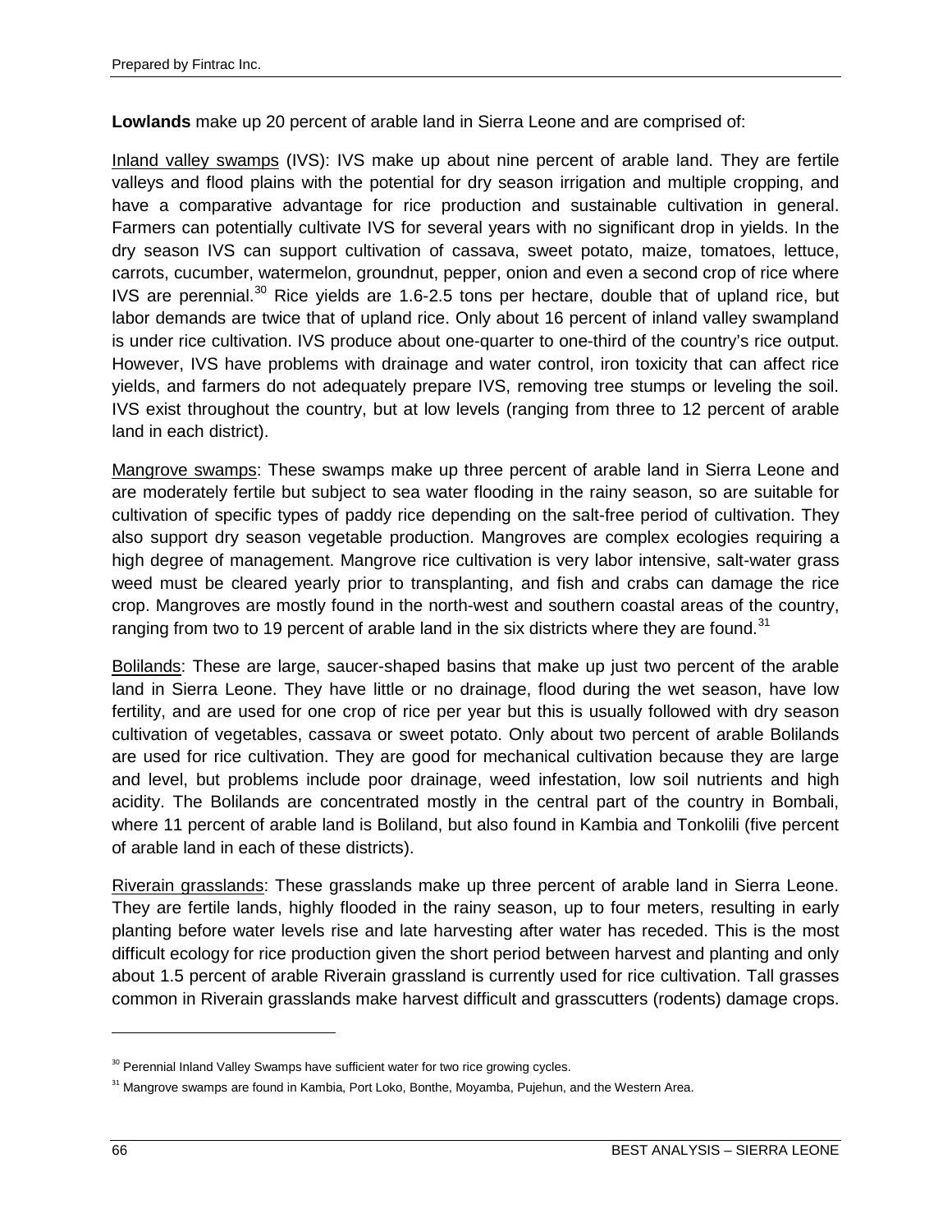**Lowlands** make up 20 percent of arable land in Sierra Leone and are comprised of:

Inland valley swamps (IVS): IVS make up about nine percent of arable land. They are fertile valleys and flood plains with the potential for dry season irrigation and multiple cropping, and have a comparative advantage for rice production and sustainable cultivation in general. Farmers can potentially cultivate IVS for several years with no significant drop in yields. In the dry season IVS can support cultivation of cassava, sweet potato, maize, tomatoes, lettuce, carrots, cucumber, watermelon, groundnut, pepper, onion and even a second crop of rice where IVS are perennial.[30] Rice yields are 1.6-2.5 tons per hectare, double that of upland rice, but labor demands are twice that of upland rice. Only about 16 percent of inland valley swampland is under rice cultivation. IVS produce about one-quarter to one-third of the country's rice output. However, IVS have problems with drainage and water control, iron toxicity that can affect rice yields, and farmers do not adequately prepare IVS, removing tree stumps or leveling the soil. IVS exist throughout the country, but at low levels (ranging from three to 12 percent of arable land in each district).

Mangrove swamps: These swamps make up three percent of arable land in Sierra Leone and are moderately fertile but subject to sea water flooding in the rainy season, so are suitable for cultivation of specific types of paddy rice depending on the salt-free period of cultivation. They also support dry season vegetable production. Mangroves are complex ecologies requiring a high degree of management. Mangrove rice cultivation is very labor intensive, salt-water grass weed must be cleared yearly prior to transplanting, and fish and crabs can damage the rice crop. Mangroves are mostly found in the north-west and southern coastal areas of the country, ranging from two to 19 percent of arable land in the six districts where they are found.[31]

Bolilands: These are large, saucer-shaped basins that make up just two percent of the arable land in Sierra Leone. They have little or no drainage, flood during the wet season, have low fertility, and are used for one crop of rice per year but this is usually followed with dry season cultivation of vegetables, cassava or sweet potato. Only about two percent of arable Bolilands are used for rice cultivation. They are good for mechanical cultivation because they are large and level, but problems include poor drainage, weed infestation, low soil nutrients and high acidity. The Bolilands are concentrated mostly in the central part of the country in Bombali, where 11 percent of arable land is Boliland, but also found in Kambia and Tonkolili (five percent of arable land in each of these districts).

Riverain grasslands: These grasslands make up three percent of arable land in Sierra Leone. They are fertile lands, highly flooded in the rainy season, up to four meters, resulting in early planting before water levels rise and late harvesting after water has receded. This is the most difficult ecology for rice production given the short period between harvest and planting and only about 1.5 percent of arable Riverain grassland is currently used for rice cultivation. Tall grasses common in Riverain grasslands make harvest difficult and grasscutters (rodents) damage crops.

---

[30] Perennial Inland Valley Swamps have sufficient water for two rice growing cycles.

[31] Mangrove swamps are found in Kambia, Port Loko, Bonthe, Moyamba, Pujehun, and the Western Area.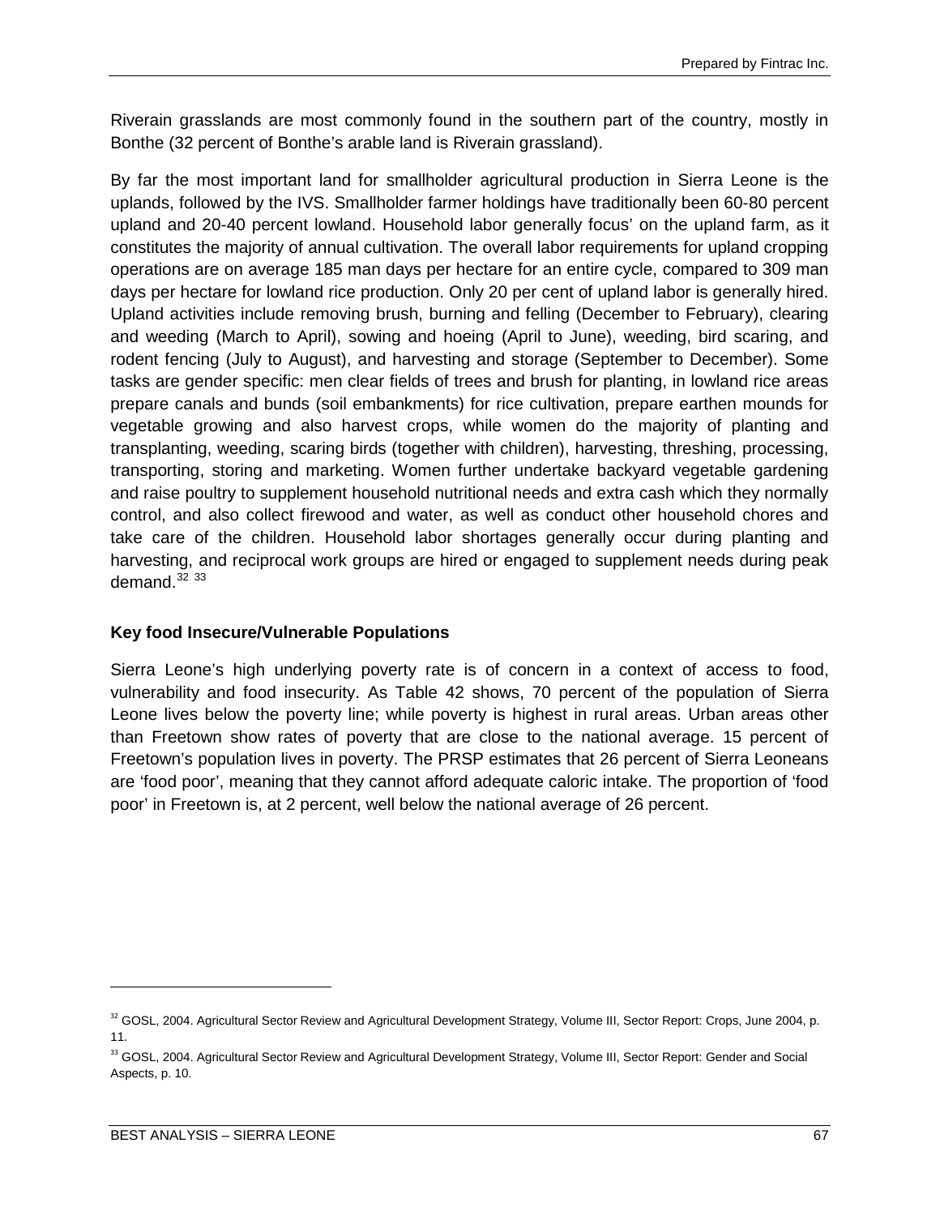Riverain grasslands are most commonly found in the southern part of the country, mostly in Bonthe (32 percent of Bonthe's arable land is Riverain grassland).

By far the most important land for smallholder agricultural production in Sierra Leone is the uplands, followed by the IVS. Smallholder farmer holdings have traditionally been 60-80 percent upland and 20-40 percent lowland. Household labor generally focus' on the upland farm, as it constitutes the majority of annual cultivation. The overall labor requirements for upland cropping operations are on average 185 man days per hectare for an entire cycle, compared to 309 man days per hectare for lowland rice production. Only 20 per cent of upland labor is generally hired. Upland activities include removing brush, burning and felling (December to February), clearing and weeding (March to April), sowing and hoeing (April to June), weeding, bird scaring, and rodent fencing (July to August), and harvesting and storage (September to December). Some tasks are gender specific: men clear fields of trees and brush for planting, in lowland rice areas prepare canals and bunds (soil embankments) for rice cultivation, prepare earthen mounds for vegetable growing and also harvest crops, while women do the majority of planting and transplanting, weeding, scaring birds (together with children), harvesting, threshing, processing, transporting, storing and marketing. Women further undertake backyard vegetable gardening and raise poultry to supplement household nutritional needs and extra cash which they normally control, and also collect firewood and water, as well as conduct other household chores and take care of the children. Household labor shortages generally occur during planting and harvesting, and reciprocal work groups are hired or engaged to supplement needs during peak demand.[32] [33]

### Key food Insecure/Vulnerable Populations

Sierra Leone's high underlying poverty rate is of concern in a context of access to food, vulnerability and food insecurity. As Table 42 shows, 70 percent of the population of Sierra Leone lives below the poverty line; while poverty is highest in rural areas. Urban areas other than Freetown show rates of poverty that are close to the national average. 15 percent of Freetown's population lives in poverty. The PRSP estimates that 26 percent of Sierra Leoneans are 'food poor', meaning that they cannot afford adequate caloric intake. The proportion of 'food poor' in Freetown is, at 2 percent, well below the national average of 26 percent.

---

[32] GOSL, 2004. Agricultural Sector Review and Agricultural Development Strategy, Volume III, Sector Report: Crops, June 2004, p. 11.

[33] GOSL, 2004. Agricultural Sector Review and Agricultural Development Strategy, Volume III, Sector Report: Gender and Social Aspects, p. 10.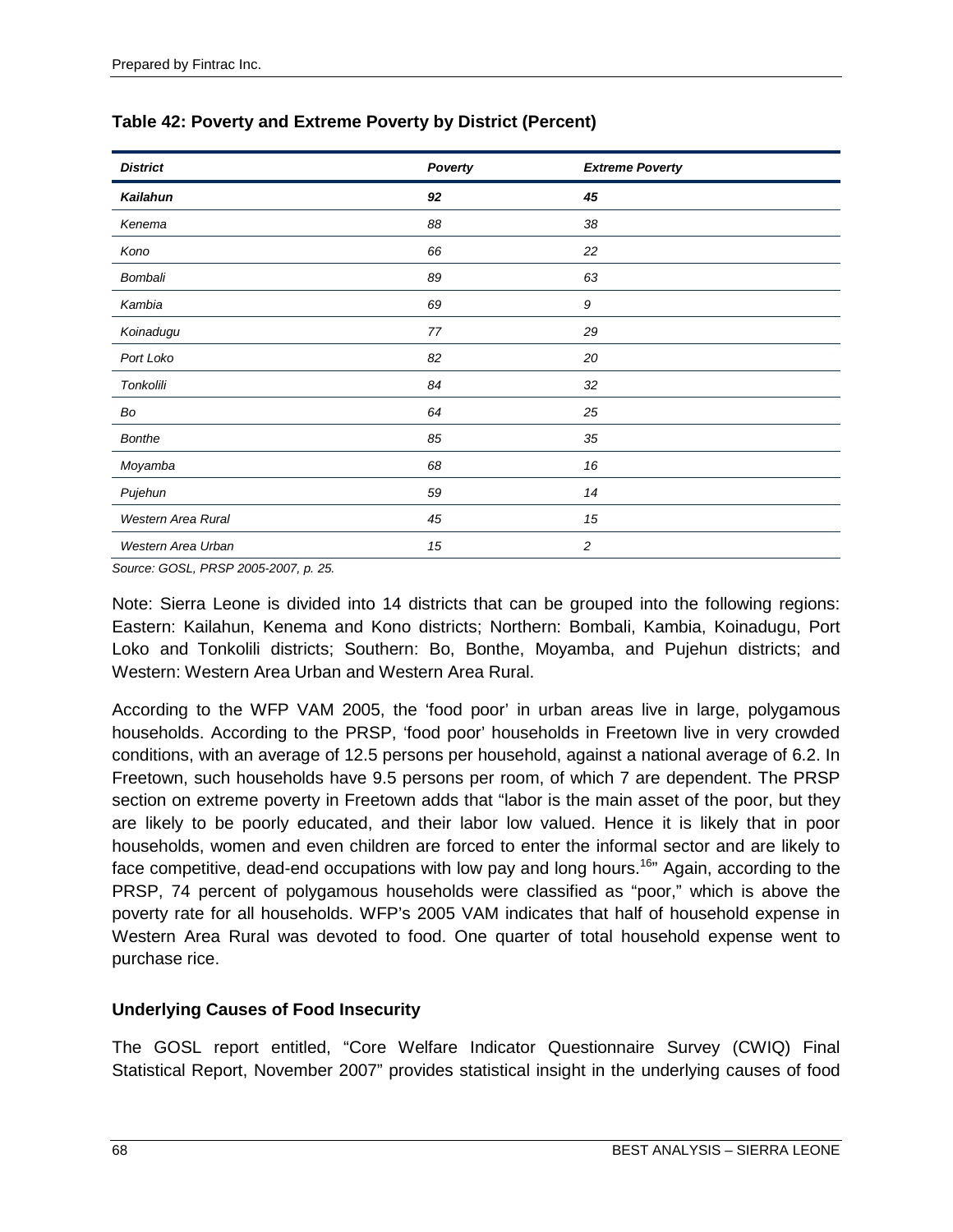**Table 42: Poverty and Extreme Poverty by District (Percent)**

| *District* | *Poverty* | *Extreme Poverty* |
|---|---|---|
| ***Kailahun*** | ***92*** | ***45*** |
| *Kenema* | *88* | *38* |
| *Kono* | *66* | *22* |
| *Bombali* | *89* | *63* |
| *Kambia* | *69* | *9* |
| *Koinadugu* | *77* | *29* |
| *Port Loko* | *82* | *20* |
| *Tonkolili* | *84* | *32* |
| *Bo* | *64* | *25* |
| *Bonthe* | *85* | *35* |
| *Moyamba* | *68* | *16* |
| *Pujehun* | *59* | *14* |
| *Western Area Rural* | *45* | *15* |
| *Western Area Urban* | *15* | *2* |

*Source: GOSL, PRSP 2005-2007, p. 25.*

Note: Sierra Leone is divided into 14 districts that can be grouped into the following regions: Eastern: Kailahun, Kenema and Kono districts; Northern: Bombali, Kambia, Koinadugu, Port Loko and Tonkolili districts; Southern: Bo, Bonthe, Moyamba, and Pujehun districts; and Western: Western Area Urban and Western Area Rural.

According to the WFP VAM 2005, the 'food poor' in urban areas live in large, polygamous households. According to the PRSP, 'food poor' households in Freetown live in very crowded conditions, with an average of 12.5 persons per household, against a national average of 6.2. In Freetown, such households have 9.5 persons per room, of which 7 are dependent. The PRSP section on extreme poverty in Freetown adds that "labor is the main asset of the poor, but they are likely to be poorly educated, and their labor low valued. Hence it is likely that in poor households, women and even children are forced to enter the informal sector and are likely to face competitive, dead-end occupations with low pay and long hours.[16]" Again, according to the PRSP, 74 percent of polygamous households were classified as "poor," which is above the poverty rate for all households. WFP's 2005 VAM indicates that half of household expense in Western Area Rural was devoted to food. One quarter of total household expense went to purchase rice.

### Underlying Causes of Food Insecurity

The GOSL report entitled, "Core Welfare Indicator Questionnaire Survey (CWIQ) Final Statistical Report, November 2007" provides statistical insight in the underlying causes of food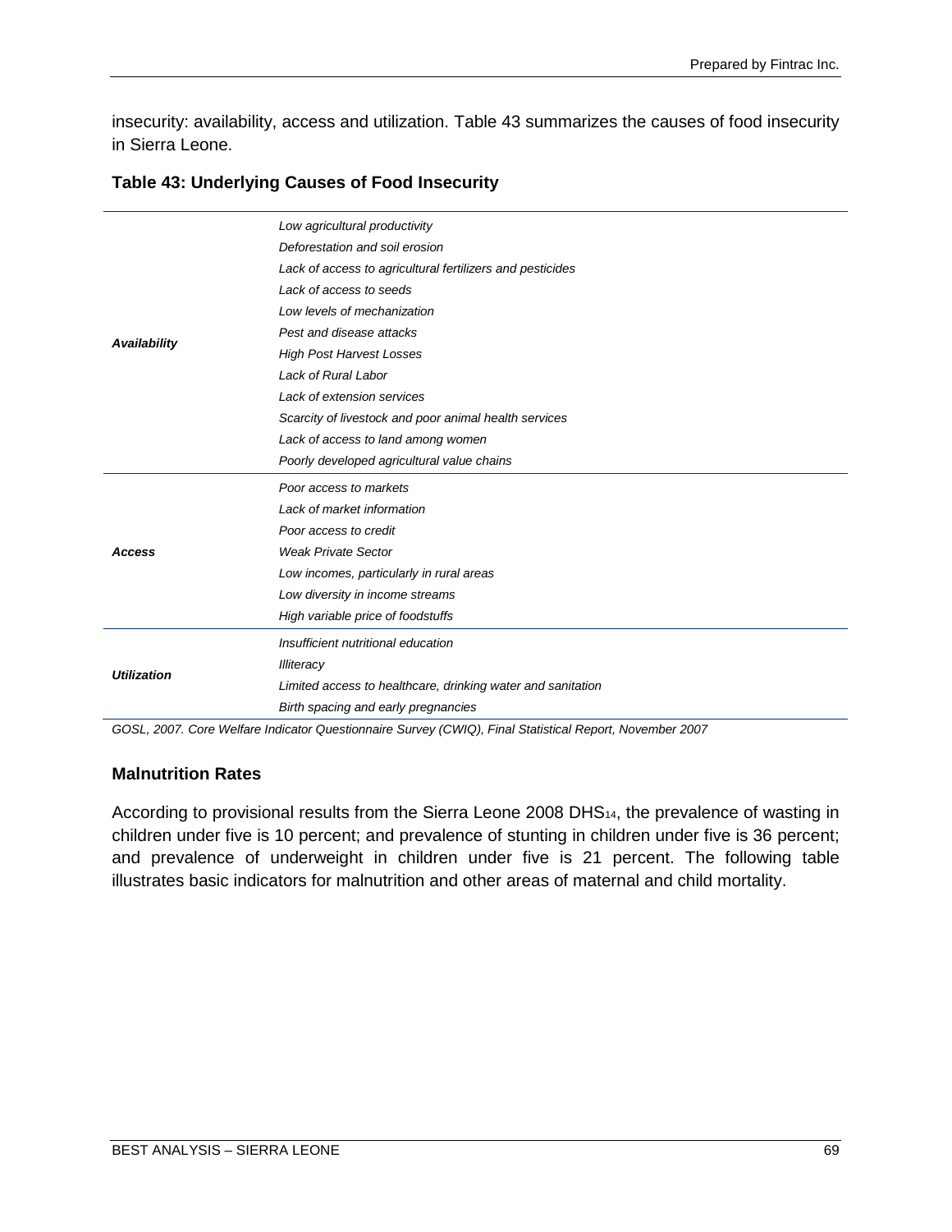insecurity: availability, access and utilization. Table 43 summarizes the causes of food insecurity in Sierra Leone.

**Table 43: Underlying Causes of Food Insecurity**

| | |
|---|---|
| ***Availability*** | *Low agricultural productivity* |
| | *Deforestation and soil erosion* |
| | *Lack of access to agricultural fertilizers and pesticides* |
| | *Lack of access to seeds* |
| | *Low levels of mechanization* |
| | *Pest and disease attacks* |
| | *High Post Harvest Losses* |
| | *Lack of Rural Labor* |
| | *Lack of extension services* |
| | *Scarcity of livestock and poor animal health services* |
| | *Lack of access to land among women* |
| | *Poorly developed agricultural value chains* |
| ***Access*** | *Poor access to markets* |
| | *Lack of market information* |
| | *Poor access to credit* |
| | *Weak Private Sector* |
| | *Low incomes, particularly in rural areas* |
| | *Low diversity in income streams* |
| | *High variable price of foodstuffs* |
| ***Utilization*** | *Insufficient nutritional education* |
| | *Illiteracy* |
| | *Limited access to healthcare, drinking water and sanitation* |
| | *Birth spacing and early pregnancies* |

*GOSL, 2007. Core Welfare Indicator Questionnaire Survey (CWIQ), Final Statistical Report, November 2007*

### Malnutrition Rates

According to provisional results from the Sierra Leone 2008 DHS[14], the prevalence of wasting in children under five is 10 percent; and prevalence of stunting in children under five is 36 percent; and prevalence of underweight in children under five is 21 percent. The following table illustrates basic indicators for malnutrition and other areas of maternal and child mortality.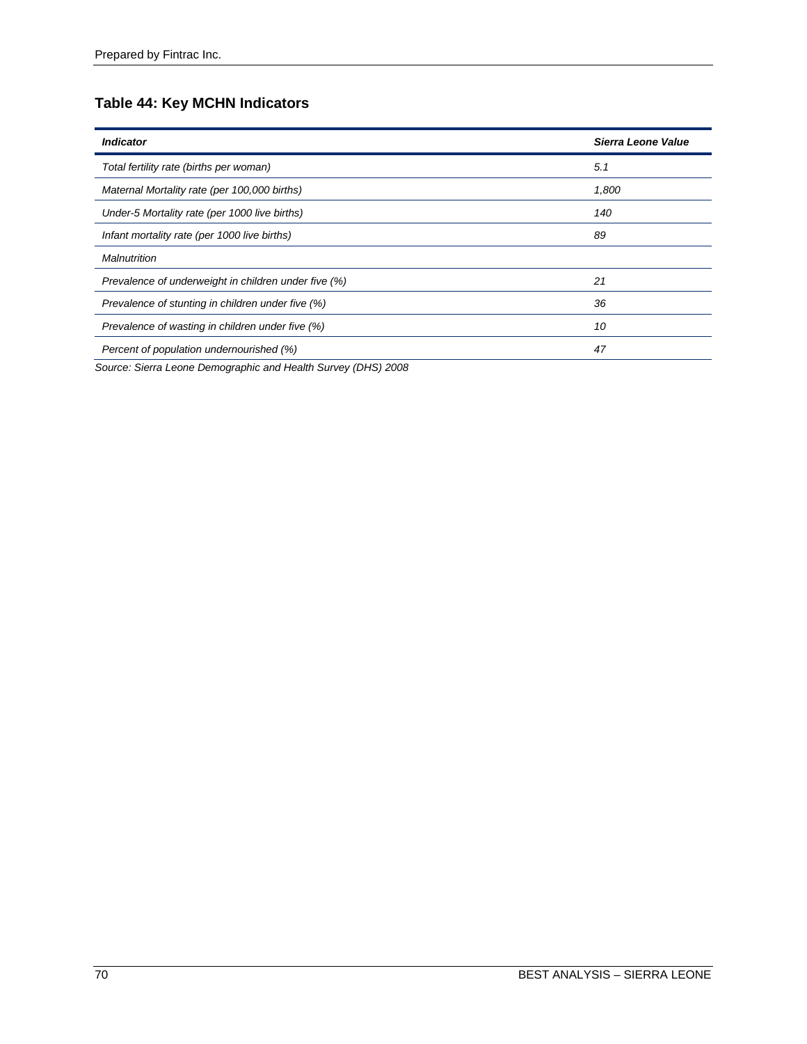### Table 44: Key MCHN Indicators

| *Indicator* | *Sierra Leone Value* |
|---|---|
| *Total fertility rate (births per woman)* | *5.1* |
| *Maternal Mortality rate (per 100,000 births)* | *1,800* |
| *Under-5 Mortality rate (per 1000 live births)* | *140* |
| *Infant mortality rate (per 1000 live births)* | *89* |
| *Malnutrition* | |
| *Prevalence of underweight in children under five (%)* | *21* |
| *Prevalence of stunting in children under five (%)* | *36* |
| *Prevalence of wasting in children under five (%)* | *10* |
| *Percent of population undernourished (%)* | *47* |

*Source: Sierra Leone Demographic and Health Survey (DHS) 2008*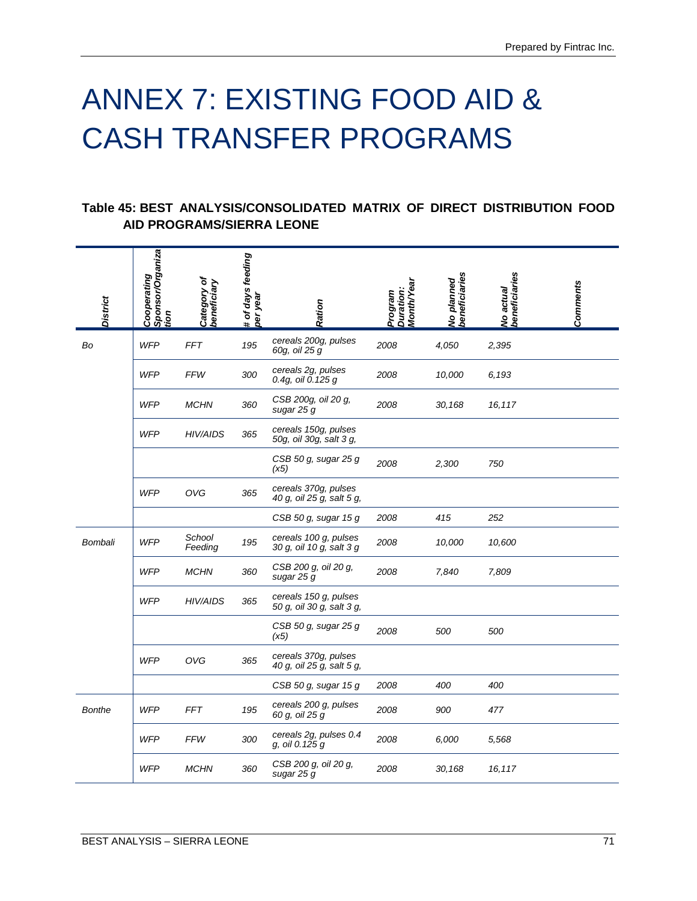# ANNEX 7: EXISTING FOOD AID & CASH TRANSFER PROGRAMS

**Table 45: BEST ANALYSIS/CONSOLIDATED MATRIX OF DIRECT DISTRIBUTION FOOD AID PROGRAMS/SIERRA LEONE**

| District | Cooperating Sponsor/Organization | Category of beneficiary | # of days feeding per year | Ration | Program Duration: Month/Year | No planned beneficiaries | No actual beneficiaries | Comments |
|---|---|---|---|---|---|---|---|---|
| Bo | WFP | FFT | 195 | cereals 200g, pulses 60g, oil 25 g | 2008 | 4,050 | 2,395 | |
| | WFP | FFW | 300 | cereals 2g, pulses 0.4g, oil 0.125 g | 2008 | 10,000 | 6,193 | |
| | WFP | MCHN | 360 | CSB 200g, oil 20 g, sugar 25 g | 2008 | 30,168 | 16,117 | |
| | WFP | HIV/AIDS | 365 | cereals 150g, pulses 50g, oil 30g, salt 3 g, | | | | |
| | | | | CSB 50 g, sugar 25 g (x5) | 2008 | 2,300 | 750 | |
| | WFP | OVG | 365 | cereals 370g, pulses 40 g, oil 25 g, salt 5 g, | | | | |
| | | | | CSB 50 g, sugar 15 g | 2008 | 415 | 252 | |
| Bombali | WFP | School Feeding | 195 | cereals 100 g, pulses 30 g, oil 10 g, salt 3 g | 2008 | 10,000 | 10,600 | |
| | WFP | MCHN | 360 | CSB 200 g, oil 20 g, sugar 25 g | 2008 | 7,840 | 7,809 | |
| | WFP | HIV/AIDS | 365 | cereals 150 g, pulses 50 g, oil 30 g, salt 3 g, | | | | |
| | | | | CSB 50 g, sugar 25 g (x5) | 2008 | 500 | 500 | |
| | WFP | OVG | 365 | cereals 370g, pulses 40 g, oil 25 g, salt 5 g, | | | | |
| | | | | CSB 50 g, sugar 15 g | 2008 | 400 | 400 | |
| Bonthe | WFP | FFT | 195 | cereals 200 g, pulses 60 g, oil 25 g | 2008 | 900 | 477 | |
| | WFP | FFW | 300 | cereals 2g, pulses 0.4 g, oil 0.125 g | 2008 | 6,000 | 5,568 | |
| | WFP | MCHN | 360 | CSB 200 g, oil 20 g, sugar 25 g | 2008 | 30,168 | 16,117 | |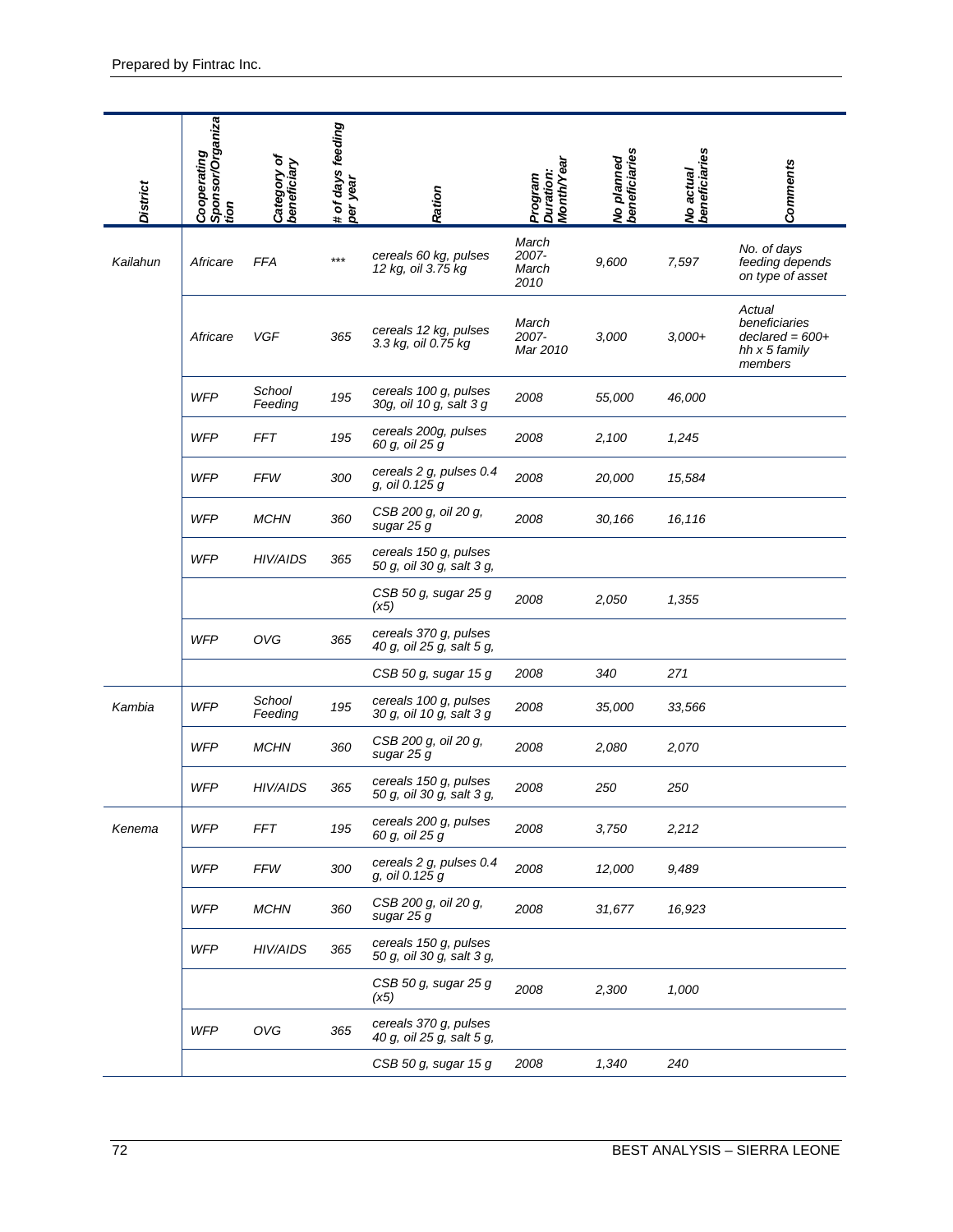| District | Cooperating Sponsor/Organization | Category of beneficiary | # of days feeding per year | Ration | Program Duration: Month/Year | No planned beneficiaries | No actual beneficiaries | Comments |
|---|---|---|---|---|---|---|---|---|
| Kailahun | Africare | FFA | *** | cereals 60 kg, pulses 12 kg, oil 3.75 kg | March 2007- March 2010 | 9,600 | 7,597 | No. of days feeding depends on type of asset |
| | Africare | VGF | 365 | cereals 12 kg, pulses 3.3 kg, oil 0.75 kg | March 2007- Mar 2010 | 3,000 | 3,000+ | Actual beneficiaries declared = 600+ hh x 5 family members |
| | WFP | School Feeding | 195 | cereals 100 g, pulses 30g, oil 10 g, salt 3 g | 2008 | 55,000 | 46,000 | |
| | WFP | FFT | 195 | cereals 200g, pulses 60 g, oil 25 g | 2008 | 2,100 | 1,245 | |
| | WFP | FFW | 300 | cereals 2 g, pulses 0.4 g, oil 0.125 g | 2008 | 20,000 | 15,584 | |
| | WFP | MCHN | 360 | CSB 200 g, oil 20 g, sugar 25 g | 2008 | 30,166 | 16,116 | |
| | WFP | HIV/AIDS | 365 | cereals 150 g, pulses 50 g, oil 30 g, salt 3 g, | | | | |
| | | | | CSB 50 g, sugar 25 g (x5) | 2008 | 2,050 | 1,355 | |
| | WFP | OVG | 365 | cereals 370 g, pulses 40 g, oil 25 g, salt 5 g, | | | | |
| | | | | CSB 50 g, sugar 15 g | 2008 | 340 | 271 | |
| Kambia | WFP | School Feeding | 195 | cereals 100 g, pulses 30 g, oil 10 g, salt 3 g | 2008 | 35,000 | 33,566 | |
| | WFP | MCHN | 360 | CSB 200 g, oil 20 g, sugar 25 g | 2008 | 2,080 | 2,070 | |
| | WFP | HIV/AIDS | 365 | cereals 150 g, pulses 50 g, oil 30 g, salt 3 g, | 2008 | 250 | 250 | |
| Kenema | WFP | FFT | 195 | cereals 200 g, pulses 60 g, oil 25 g | 2008 | 3,750 | 2,212 | |
| | WFP | FFW | 300 | cereals 2 g, pulses 0.4 g, oil 0.125 g | 2008 | 12,000 | 9,489 | |
| | WFP | MCHN | 360 | CSB 200 g, oil 20 g, sugar 25 g | 2008 | 31,677 | 16,923 | |
| | WFP | HIV/AIDS | 365 | cereals 150 g, pulses 50 g, oil 30 g, salt 3 g, | | | | |
| | | | | CSB 50 g, sugar 25 g (x5) | 2008 | 2,300 | 1,000 | |
| | WFP | OVG | 365 | cereals 370 g, pulses 40 g, oil 25 g, salt 5 g, | | | | |
| | | | | CSB 50 g, sugar 15 g | 2008 | 1,340 | 240 | |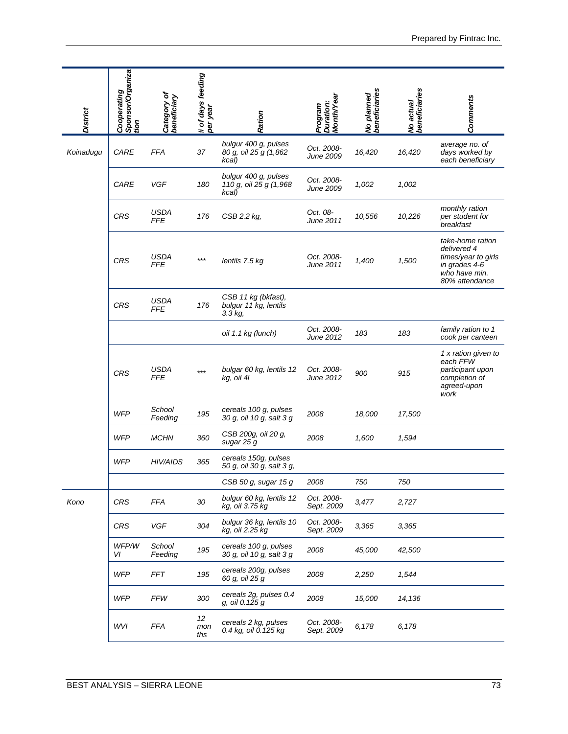| District | Cooperating Sponsor/Organization | Category of beneficiary | # of days feeding per year | Ration | Program Duration: Month/Year | No planned beneficiaries | No actual beneficiaries | Comments |
|---|---|---|---|---|---|---|---|---|
| Koinadugu | CARE | FFA | 37 | bulgur 400 g, pulses 80 g, oil 25 g (1,862 kcal) | Oct. 2008-June 2009 | 16,420 | 16,420 | average no. of days worked by each beneficiary |
| | CARE | VGF | 180 | bulgur 400 g, pulses 110 g, oil 25 g (1,968 kcal) | Oct. 2008-June 2009 | 1,002 | 1,002 | |
| | CRS | USDA FFE | 176 | CSB 2.2 kg, | Oct. 08-June 2011 | 10,556 | 10,226 | monthly ration per student for breakfast |
| | CRS | USDA FFE | *** | lentils 7.5 kg | Oct. 2008-June 2011 | 1,400 | 1,500 | take-home ration delivered 4 times/year to girls in grades 4-6 who have min. 80% attendance |
| | CRS | USDA FFE | 176 | CSB 11 kg (bkfast), bulgur 11 kg, lentils 3.3 kg, | | | | |
| | | | | oil 1.1 kg (lunch) | Oct. 2008-June 2012 | 183 | 183 | family ration to 1 cook per canteen |
| | CRS | USDA FFE | *** | bulgar 60 kg, lentils 12 kg, oil 4l | Oct. 2008-June 2012 | 900 | 915 | 1 x ration given to each FFW participant upon completion of agreed-upon work |
| | WFP | School Feeding | 195 | cereals 100 g, pulses 30 g, oil 10 g, salt 3 g | 2008 | 18,000 | 17,500 | |
| | WFP | MCHN | 360 | CSB 200g, oil 20 g, sugar 25 g | 2008 | 1,600 | 1,594 | |
| | WFP | HIV/AIDS | 365 | cereals 150g, pulses 50 g, oil 30 g, salt 3 g, | | | | |
| | | | | CSB 50 g, sugar 15 g | 2008 | 750 | 750 | |
| Kono | CRS | FFA | 30 | bulgur 60 kg, lentils 12 kg, oil 3.75 kg | Oct. 2008-Sept. 2009 | 3,477 | 2,727 | |
| | CRS | VGF | 304 | bulgur 36 kg, lentils 10 kg, oil 2.25 kg | Oct. 2008-Sept. 2009 | 3,365 | 3,365 | |
| | WFP/WVI | School Feeding | 195 | cereals 100 g, pulses 30 g, oil 10 g, salt 3 g | 2008 | 45,000 | 42,500 | |
| | WFP | FFT | 195 | cereals 200g, pulses 60 g, oil 25 g | 2008 | 2,250 | 1,544 | |
| | WFP | FFW | 300 | cereals 2g, pulses 0.4 g, oil 0.125 g | 2008 | 15,000 | 14,136 | |
| | WVI | FFA | 12 months | cereals 2 kg, pulses 0.4 kg, oil 0.125 kg | Oct. 2008-Sept. 2009 | 6,178 | 6,178 | |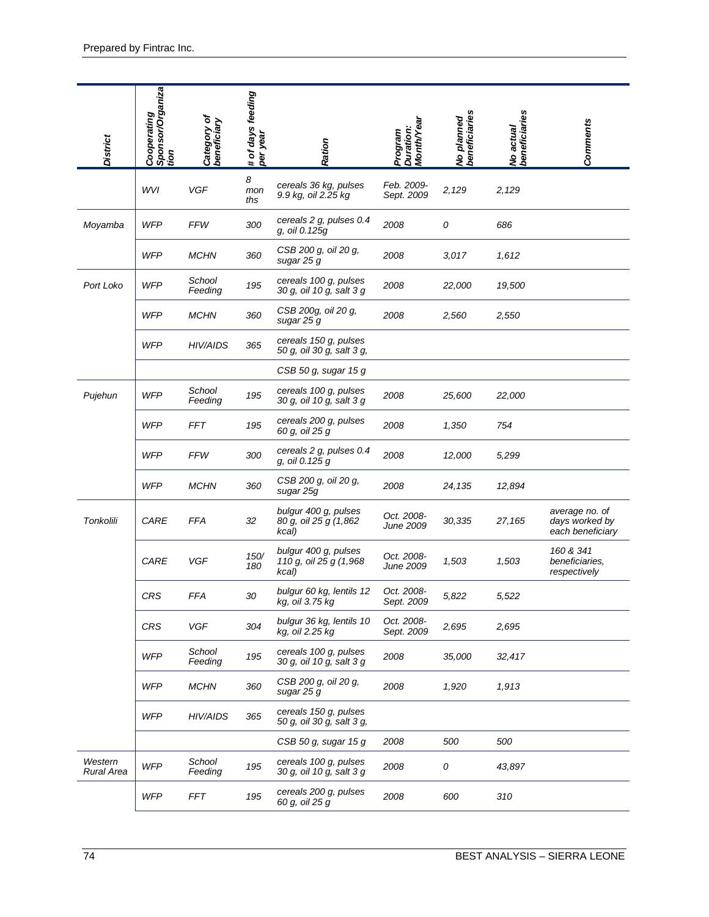| District | Cooperating Sponsor/Organization | Category of beneficiary | # of days feeding per year | Ration | Program Duration: Month/Year | No planned beneficiaries | No actual beneficiaries | Comments |
|---|---|---|---|---|---|---|---|---|
| | WVI | VGF | 8 months | cereals 36 kg, pulses 9.9 kg, oil 2.25 kg | Feb. 2009-Sept. 2009 | 2,129 | 2,129 | |
| Moyamba | WFP | FFW | 300 | cereals 2 g, pulses 0.4 g, oil 0.125g | 2008 | 0 | 686 | |
| | WFP | MCHN | 360 | CSB 200 g, oil 20 g, sugar 25 g | 2008 | 3,017 | 1,612 | |
| Port Loko | WFP | School Feeding | 195 | cereals 100 g, pulses 30 g, oil 10 g, salt 3 g | 2008 | 22,000 | 19,500 | |
| | WFP | MCHN | 360 | CSB 200g, oil 20 g, sugar 25 g | 2008 | 2,560 | 2,550 | |
| | WFP | HIV/AIDS | 365 | cereals 150 g, pulses 50 g, oil 30 g, salt 3 g, | | | | |
| | | | | CSB 50 g, sugar 15 g | | | | |
| Pujehun | WFP | School Feeding | 195 | cereals 100 g, pulses 30 g, oil 10 g, salt 3 g | 2008 | 25,600 | 22,000 | |
| | WFP | FFT | 195 | cereals 200 g, pulses 60 g, oil 25 g | 2008 | 1,350 | 754 | |
| | WFP | FFW | 300 | cereals 2 g, pulses 0.4 g, oil 0.125 g | 2008 | 12,000 | 5,299 | |
| | WFP | MCHN | 360 | CSB 200 g, oil 20 g, sugar 25g | 2008 | 24,135 | 12,894 | |
| Tonkolili | CARE | FFA | 32 | bulgur 400 g, pulses 80 g, oil 25 g (1,862 kcal) | Oct. 2008-June 2009 | 30,335 | 27,165 | average no. of days worked by each beneficiary |
| | CARE | VGF | 150/180 | bulgur 400 g, pulses 110 g, oil 25 g (1,968 kcal) | Oct. 2008-June 2009 | 1,503 | 1,503 | 160 & 341 beneficiaries, respectively |
| | CRS | FFA | 30 | bulgur 60 kg, lentils 12 kg, oil 3.75 kg | Oct. 2008-Sept. 2009 | 5,822 | 5,522 | |
| | CRS | VGF | 304 | bulgur 36 kg, lentils 10 kg, oil 2.25 kg | Oct. 2008-Sept. 2009 | 2,695 | 2,695 | |
| | WFP | School Feeding | 195 | cereals 100 g, pulses 30 g, oil 10 g, salt 3 g | 2008 | 35,000 | 32,417 | |
| | WFP | MCHN | 360 | CSB 200 g, oil 20 g, sugar 25 g | 2008 | 1,920 | 1,913 | |
| | WFP | HIV/AIDS | 365 | cereals 150 g, pulses 50 g, oil 30 g, salt 3 g, | | | | |
| | | | | CSB 50 g, sugar 15 g | 2008 | 500 | 500 | |
| Western Rural Area | WFP | School Feeding | 195 | cereals 100 g, pulses 30 g, oil 10 g, salt 3 g | 2008 | 0 | 43,897 | |
| | WFP | FFT | 195 | cereals 200 g, pulses 60 g, oil 25 g | 2008 | 600 | 310 | |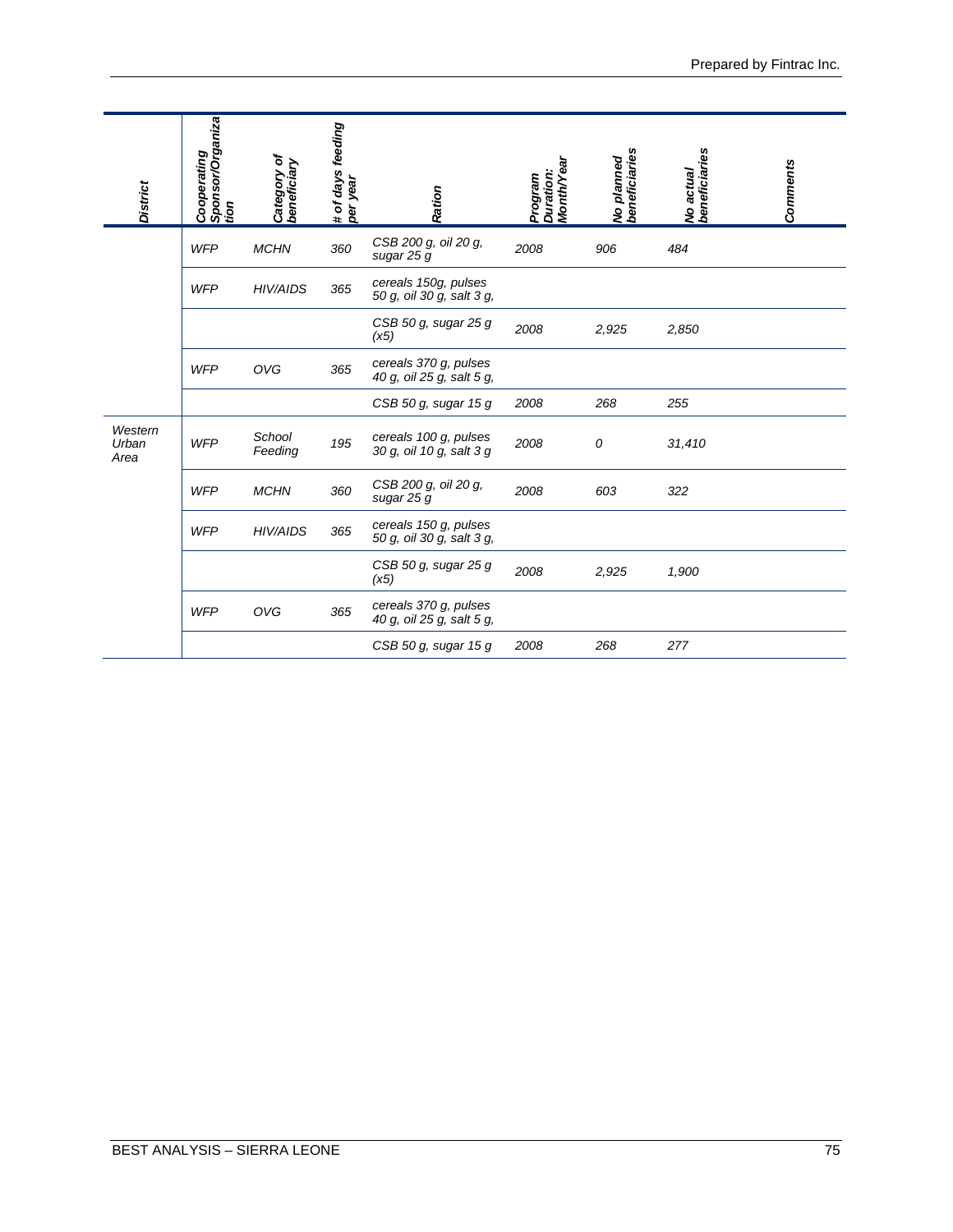| District | Cooperating Sponsor/Organization | Category of beneficiary | # of days feeding per year | Ration | Program Duration: Month/Year | No planned beneficiaries | No actual beneficiaries | Comments |
|---|---|---|---|---|---|---|---|---|
| | WFP | MCHN | 360 | CSB 200 g, oil 20 g, sugar 25 g | 2008 | 906 | 484 | |
| | WFP | HIV/AIDS | 365 | cereals 150g, pulses 50 g, oil 30 g, salt 3 g, | | | | |
| | | | | CSB 50 g, sugar 25 g (x5) | 2008 | 2,925 | 2,850 | |
| | WFP | OVG | 365 | cereals 370 g, pulses 40 g, oil 25 g, salt 5 g, | | | | |
| | | | | CSB 50 g, sugar 15 g | 2008 | 268 | 255 | |
| Western Urban Area | WFP | School Feeding | 195 | cereals 100 g, pulses 30 g, oil 10 g, salt 3 g | 2008 | 0 | 31,410 | |
| | WFP | MCHN | 360 | CSB 200 g, oil 20 g, sugar 25 g | 2008 | 603 | 322 | |
| | WFP | HIV/AIDS | 365 | cereals 150 g, pulses 50 g, oil 30 g, salt 3 g, | | | | |
| | | | | CSB 50 g, sugar 25 g (x5) | 2008 | 2,925 | 1,900 | |
| | WFP | OVG | 365 | cereals 370 g, pulses 40 g, oil 25 g, salt 5 g, | | | | |
| | | | | CSB 50 g, sugar 15 g | 2008 | 268 | 277 | |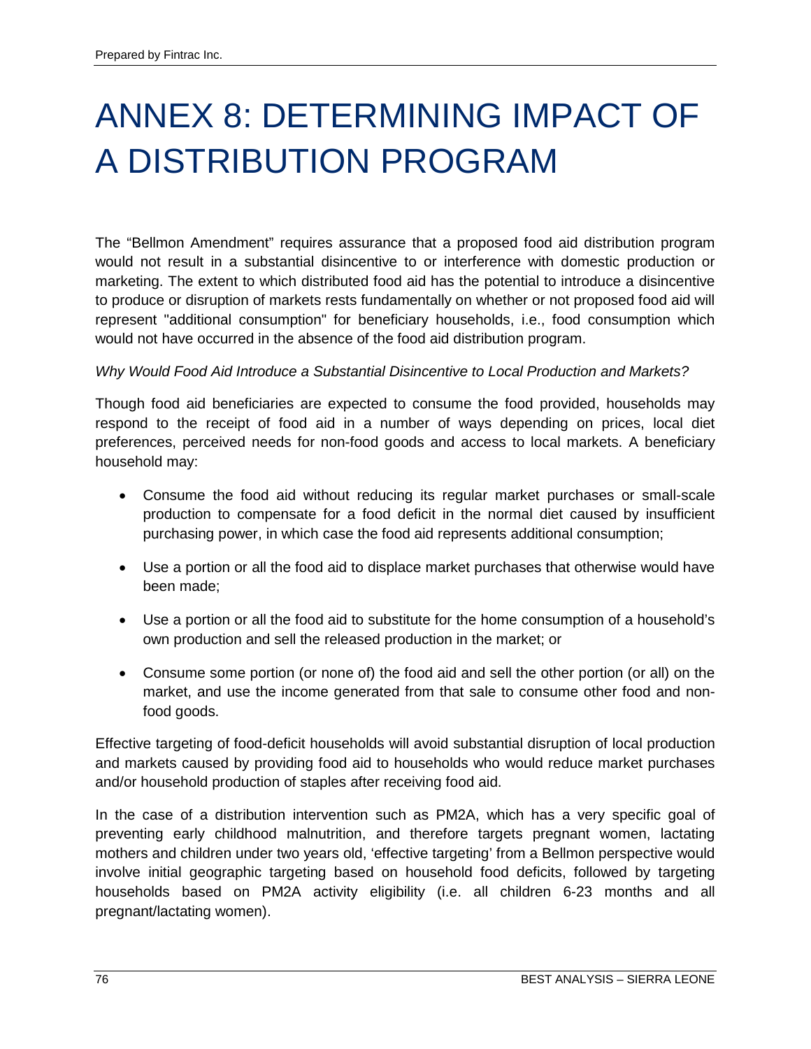# ANNEX 8: DETERMINING IMPACT OF A DISTRIBUTION PROGRAM

The "Bellmon Amendment" requires assurance that a proposed food aid distribution program would not result in a substantial disincentive to or interference with domestic production or marketing. The extent to which distributed food aid has the potential to introduce a disincentive to produce or disruption of markets rests fundamentally on whether or not proposed food aid will represent "additional consumption" for beneficiary households, i.e., food consumption which would not have occurred in the absence of the food aid distribution program.

*Why Would Food Aid Introduce a Substantial Disincentive to Local Production and Markets?*

Though food aid beneficiaries are expected to consume the food provided, households may respond to the receipt of food aid in a number of ways depending on prices, local diet preferences, perceived needs for non-food goods and access to local markets. A beneficiary household may:

- Consume the food aid without reducing its regular market purchases or small-scale production to compensate for a food deficit in the normal diet caused by insufficient purchasing power, in which case the food aid represents additional consumption;
- Use a portion or all the food aid to displace market purchases that otherwise would have been made;
- Use a portion or all the food aid to substitute for the home consumption of a household's own production and sell the released production in the market; or
- Consume some portion (or none of) the food aid and sell the other portion (or all) on the market, and use the income generated from that sale to consume other food and non-food goods.

Effective targeting of food-deficit households will avoid substantial disruption of local production and markets caused by providing food aid to households who would reduce market purchases and/or household production of staples after receiving food aid.

In the case of a distribution intervention such as PM2A, which has a very specific goal of preventing early childhood malnutrition, and therefore targets pregnant women, lactating mothers and children under two years old, 'effective targeting' from a Bellmon perspective would involve initial geographic targeting based on household food deficits, followed by targeting households based on PM2A activity eligibility (i.e. all children 6-23 months and all pregnant/lactating women).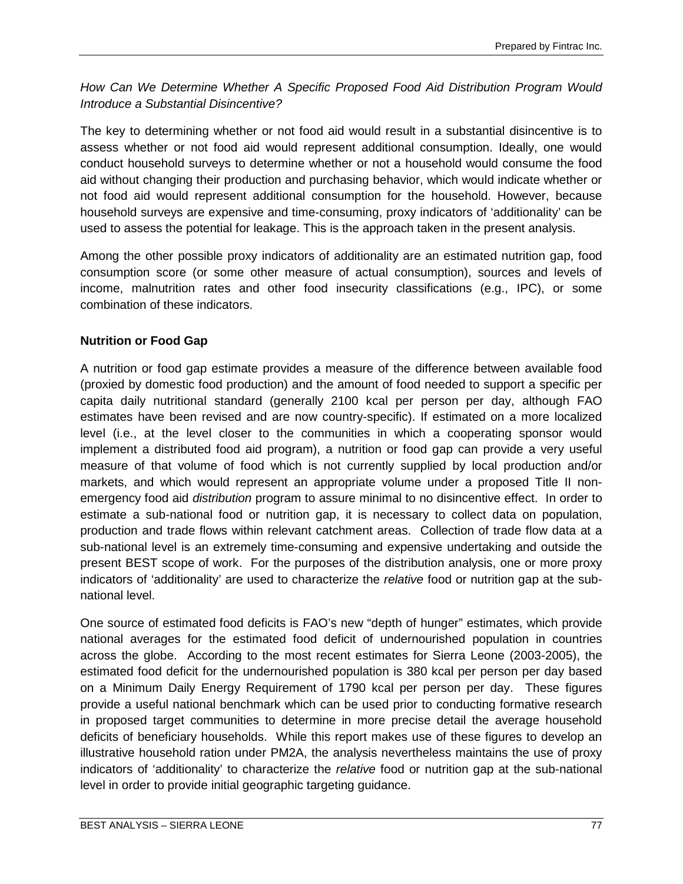*How Can We Determine Whether A Specific Proposed Food Aid Distribution Program Would Introduce a Substantial Disincentive?*

The key to determining whether or not food aid would result in a substantial disincentive is to assess whether or not food aid would represent additional consumption. Ideally, one would conduct household surveys to determine whether or not a household would consume the food aid without changing their production and purchasing behavior, which would indicate whether or not food aid would represent additional consumption for the household. However, because household surveys are expensive and time-consuming, proxy indicators of 'additionality' can be used to assess the potential for leakage. This is the approach taken in the present analysis.

Among the other possible proxy indicators of additionality are an estimated nutrition gap, food consumption score (or some other measure of actual consumption), sources and levels of income, malnutrition rates and other food insecurity classifications (e.g., IPC), or some combination of these indicators.

**Nutrition or Food Gap**

A nutrition or food gap estimate provides a measure of the difference between available food (proxied by domestic food production) and the amount of food needed to support a specific per capita daily nutritional standard (generally 2100 kcal per person per day, although FAO estimates have been revised and are now country-specific). If estimated on a more localized level (i.e., at the level closer to the communities in which a cooperating sponsor would implement a distributed food aid program), a nutrition or food gap can provide a very useful measure of that volume of food which is not currently supplied by local production and/or markets, and which would represent an appropriate volume under a proposed Title II non-emergency food aid *distribution* program to assure minimal to no disincentive effect. In order to estimate a sub-national food or nutrition gap, it is necessary to collect data on population, production and trade flows within relevant catchment areas. Collection of trade flow data at a sub-national level is an extremely time-consuming and expensive undertaking and outside the present BEST scope of work. For the purposes of the distribution analysis, one or more proxy indicators of 'additionality' are used to characterize the *relative* food or nutrition gap at the sub-national level.

One source of estimated food deficits is FAO's new "depth of hunger" estimates, which provide national averages for the estimated food deficit of undernourished population in countries across the globe. According to the most recent estimates for Sierra Leone (2003-2005), the estimated food deficit for the undernourished population is 380 kcal per person per day based on a Minimum Daily Energy Requirement of 1790 kcal per person per day. These figures provide a useful national benchmark which can be used prior to conducting formative research in proposed target communities to determine in more precise detail the average household deficits of beneficiary households. While this report makes use of these figures to develop an illustrative household ration under PM2A, the analysis nevertheless maintains the use of proxy indicators of 'additionality' to characterize the *relative* food or nutrition gap at the sub-national level in order to provide initial geographic targeting guidance.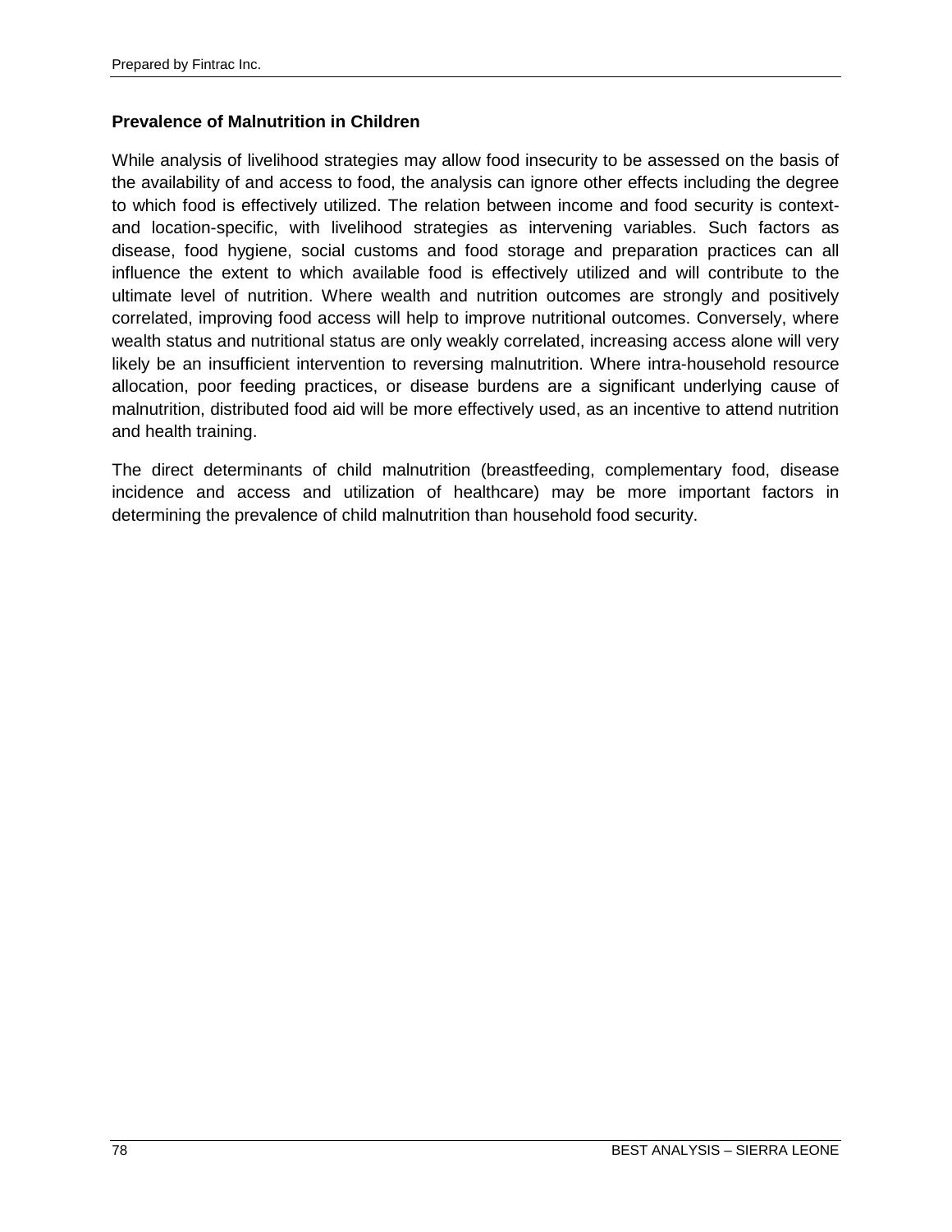### Prevalence of Malnutrition in Children

While analysis of livelihood strategies may allow food insecurity to be assessed on the basis of the availability of and access to food, the analysis can ignore other effects including the degree to which food is effectively utilized. The relation between income and food security is context- and location-specific, with livelihood strategies as intervening variables. Such factors as disease, food hygiene, social customs and food storage and preparation practices can all influence the extent to which available food is effectively utilized and will contribute to the ultimate level of nutrition. Where wealth and nutrition outcomes are strongly and positively correlated, improving food access will help to improve nutritional outcomes. Conversely, where wealth status and nutritional status are only weakly correlated, increasing access alone will very likely be an insufficient intervention to reversing malnutrition. Where intra-household resource allocation, poor feeding practices, or disease burdens are a significant underlying cause of malnutrition, distributed food aid will be more effectively used, as an incentive to attend nutrition and health training.

The direct determinants of child malnutrition (breastfeeding, complementary food, disease incidence and access and utilization of healthcare) may be more important factors in determining the prevalence of child malnutrition than household food security.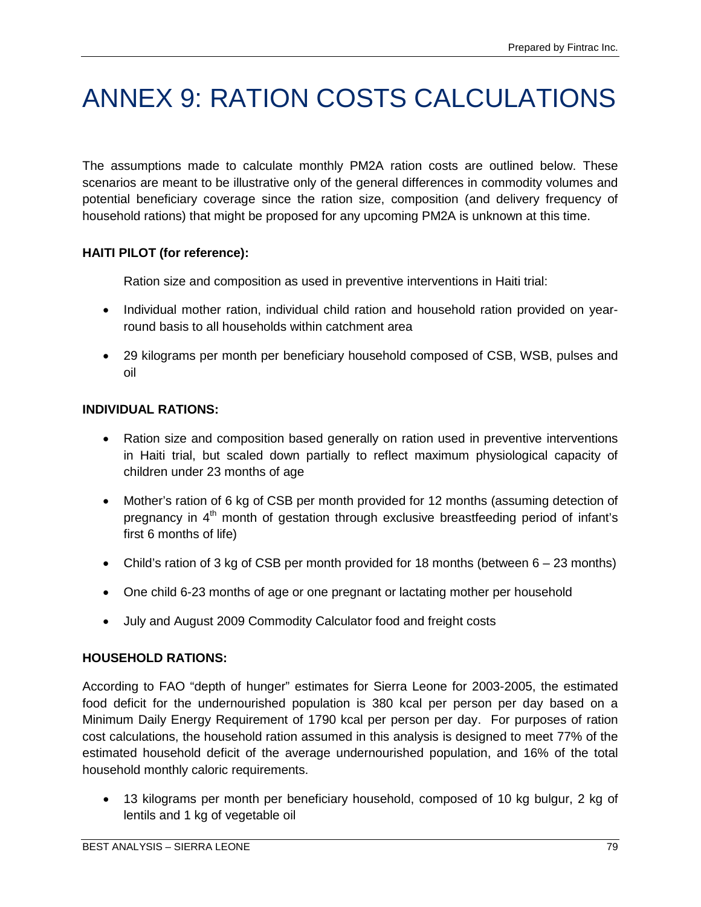# ANNEX 9: RATION COSTS CALCULATIONS

The assumptions made to calculate monthly PM2A ration costs are outlined below. These scenarios are meant to be illustrative only of the general differences in commodity volumes and potential beneficiary coverage since the ration size, composition (and delivery frequency of household rations) that might be proposed for any upcoming PM2A is unknown at this time.

**HAITI PILOT (for reference):**

Ration size and composition as used in preventive interventions in Haiti trial:

- Individual mother ration, individual child ration and household ration provided on year-round basis to all households within catchment area
- 29 kilograms per month per beneficiary household composed of CSB, WSB, pulses and oil

**INDIVIDUAL RATIONS:**

- Ration size and composition based generally on ration used in preventive interventions in Haiti trial, but scaled down partially to reflect maximum physiological capacity of children under 23 months of age
- Mother's ration of 6 kg of CSB per month provided for 12 months (assuming detection of pregnancy in 4th month of gestation through exclusive breastfeeding period of infant's first 6 months of life)
- Child's ration of 3 kg of CSB per month provided for 18 months (between 6 – 23 months)
- One child 6-23 months of age or one pregnant or lactating mother per household
- July and August 2009 Commodity Calculator food and freight costs

**HOUSEHOLD RATIONS:**

According to FAO "depth of hunger" estimates for Sierra Leone for 2003-2005, the estimated food deficit for the undernourished population is 380 kcal per person per day based on a Minimum Daily Energy Requirement of 1790 kcal per person per day. For purposes of ration cost calculations, the household ration assumed in this analysis is designed to meet 77% of the estimated household deficit of the average undernourished population, and 16% of the total household monthly caloric requirements.

- 13 kilograms per month per beneficiary household, composed of 10 kg bulgur, 2 kg of lentils and 1 kg of vegetable oil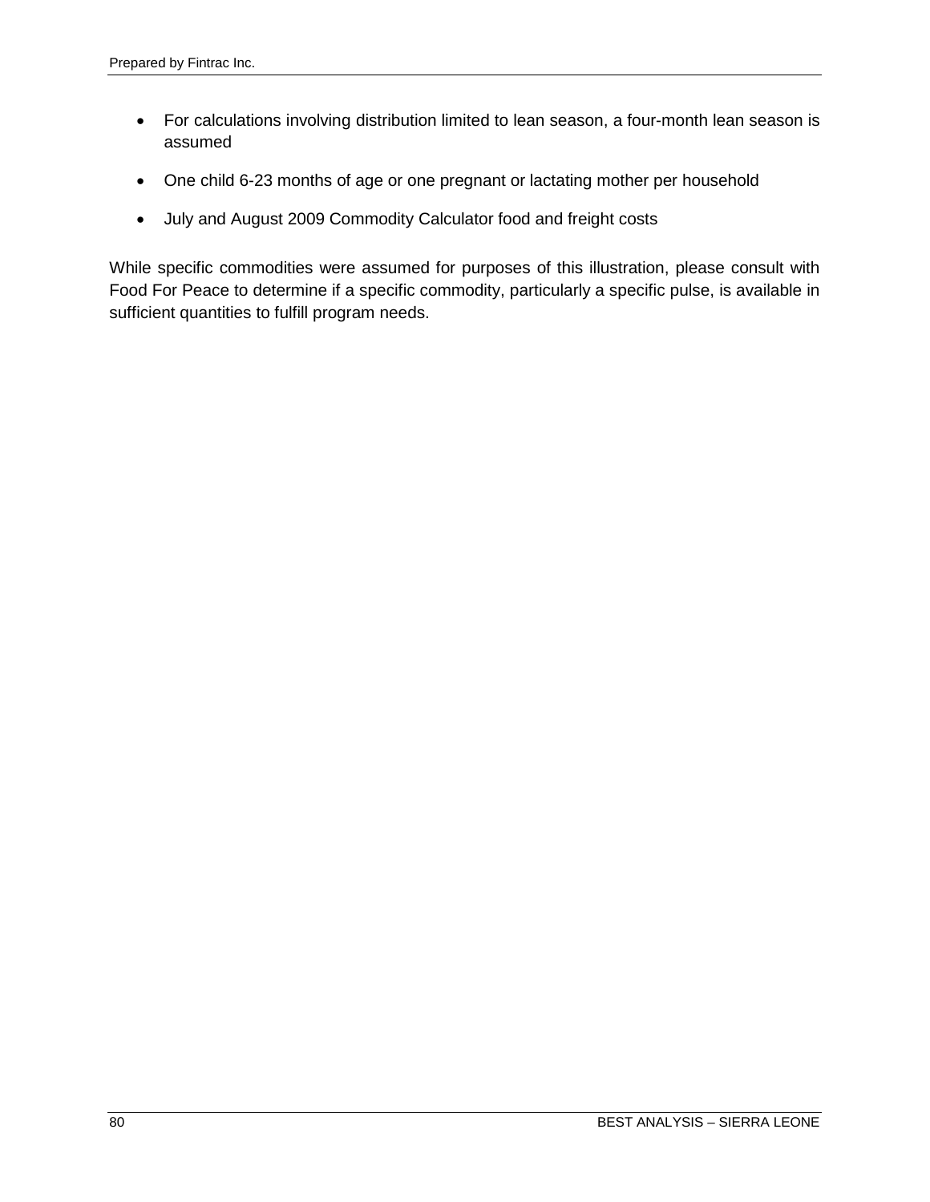- For calculations involving distribution limited to lean season, a four-month lean season is assumed
- One child 6-23 months of age or one pregnant or lactating mother per household
- July and August 2009 Commodity Calculator food and freight costs

While specific commodities were assumed for purposes of this illustration, please consult with Food For Peace to determine if a specific commodity, particularly a specific pulse, is available in sufficient quantities to fulfill program needs.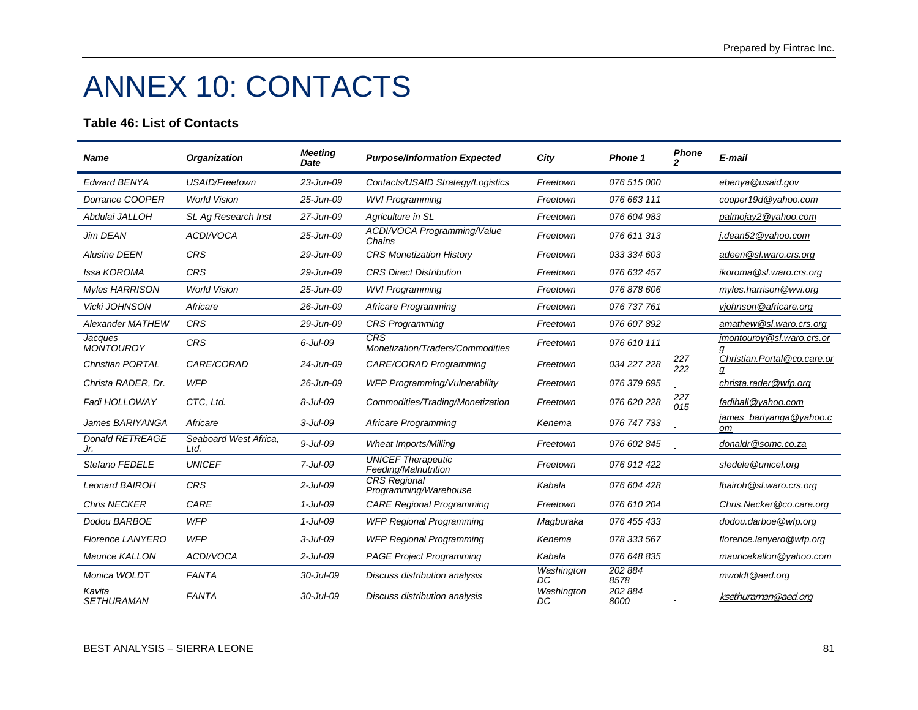# ANNEX 10: CONTACTS

**Table 46: List of Contacts**

| Name | Organization | Meeting Date | Purpose/Information Expected | City | Phone 1 | Phone 2 | E-mail |
|---|---|---|---|---|---|---|---|
| Edward BENYA | USAID/Freetown | 23-Jun-09 | Contacts/USAID Strategy/Logistics | Freetown | 076 515 000 | | ebenya@usaid.gov |
| Dorrance COOPER | World Vision | 25-Jun-09 | WVI Programming | Freetown | 076 663 111 | | cooper19d@yahoo.com |
| Abdulai JALLOH | SL Ag Research Inst | 27-Jun-09 | Agriculture in SL | Freetown | 076 604 983 | | palmojay2@yahoo.com |
| Jim DEAN | ACDI/VOCA | 25-Jun-09 | ACDI/VOCA Programming/Value Chains | Freetown | 076 611 313 | | j.dean52@yahoo.com |
| Alusine DEEN | CRS | 29-Jun-09 | CRS Monetization History | Freetown | 033 334 603 | | adeen@sl.waro.crs.org |
| Issa KOROMA | CRS | 29-Jun-09 | CRS Direct Distribution | Freetown | 076 632 457 | | ikoroma@sl.waro.crs.org |
| Myles HARRISON | World Vision | 25-Jun-09 | WVI Programming | Freetown | 076 878 606 | | myles.harrison@wvi.org |
| Vicki JOHNSON | Africare | 26-Jun-09 | Africare Programming | Freetown | 076 737 761 | | vjohnson@africare.org |
| Alexander MATHEW | CRS | 29-Jun-09 | CRS Programming | Freetown | 076 607 892 | | amathew@sl.waro.crs.org |
| Jacques MONTOUROY | CRS | 6-Jul-09 | CRS Monetization/Traders/Commodities | Freetown | 076 610 111 | | jmontouroy@sl.waro.crs.org |
| Christian PORTAL | CARE/CORAD | 24-Jun-09 | CARE/CORAD Programming | Freetown | 034 227 228 | 227 222 | Christian.Portal@co.care.org |
| Christa RADER, Dr. | WFP | 26-Jun-09 | WFP Programming/Vulnerability | Freetown | 076 379 695 | | christa.rader@wfp.org |
| Fadi HOLLOWAY | CTC, Ltd. | 8-Jul-09 | Commodities/Trading/Monetization | Freetown | 076 620 228 | 227 015 | fadihall@yahoo.com |
| James BARIYANGA | Africare | 3-Jul-09 | Africare Programming | Kenema | 076 747 733 | | james_bariyanga@yahoo.com |
| Donald RETREAGE Jr. | Seaboard West Africa, Ltd. | 9-Jul-09 | Wheat Imports/Milling | Freetown | 076 602 845 | | donaldr@somc.co.za |
| Stefano FEDELE | UNICEF | 7-Jul-09 | UNICEF Therapeutic Feeding/Malnutrition | Freetown | 076 912 422 | | sfedele@unicef.org |
| Leonard BAIROH | CRS | 2-Jul-09 | CRS Regional Programming/Warehouse | Kabala | 076 604 428 | | lbairoh@sl.waro.crs.org |
| Chris NECKER | CARE | 1-Jul-09 | CARE Regional Programming | Freetown | 076 610 204 | | Chris.Necker@co.care.org |
| Dodou BARBOE | WFP | 1-Jul-09 | WFP Regional Programming | Magburaka | 076 455 433 | | dodou.darboe@wfp.org |
| Florence LANYERO | WFP | 3-Jul-09 | WFP Regional Programming | Kenema | 078 333 567 | | florence.lanyero@wfp.org |
| Maurice KALLON | ACDI/VOCA | 2-Jul-09 | PAGE Project Programming | Kabala | 076 648 835 | | mauricekallon@yahoo.com |
| Monica WOLDT | FANTA | 30-Jul-09 | Discuss distribution analysis | Washington DC | 202 884 8578 | - | mwoldt@aed.org |
| Kavita SETHURAMAN | FANTA | 30-Jul-09 | Discuss distribution analysis | Washington DC | 202 884 8000 | - | ksethuraman@aed.org |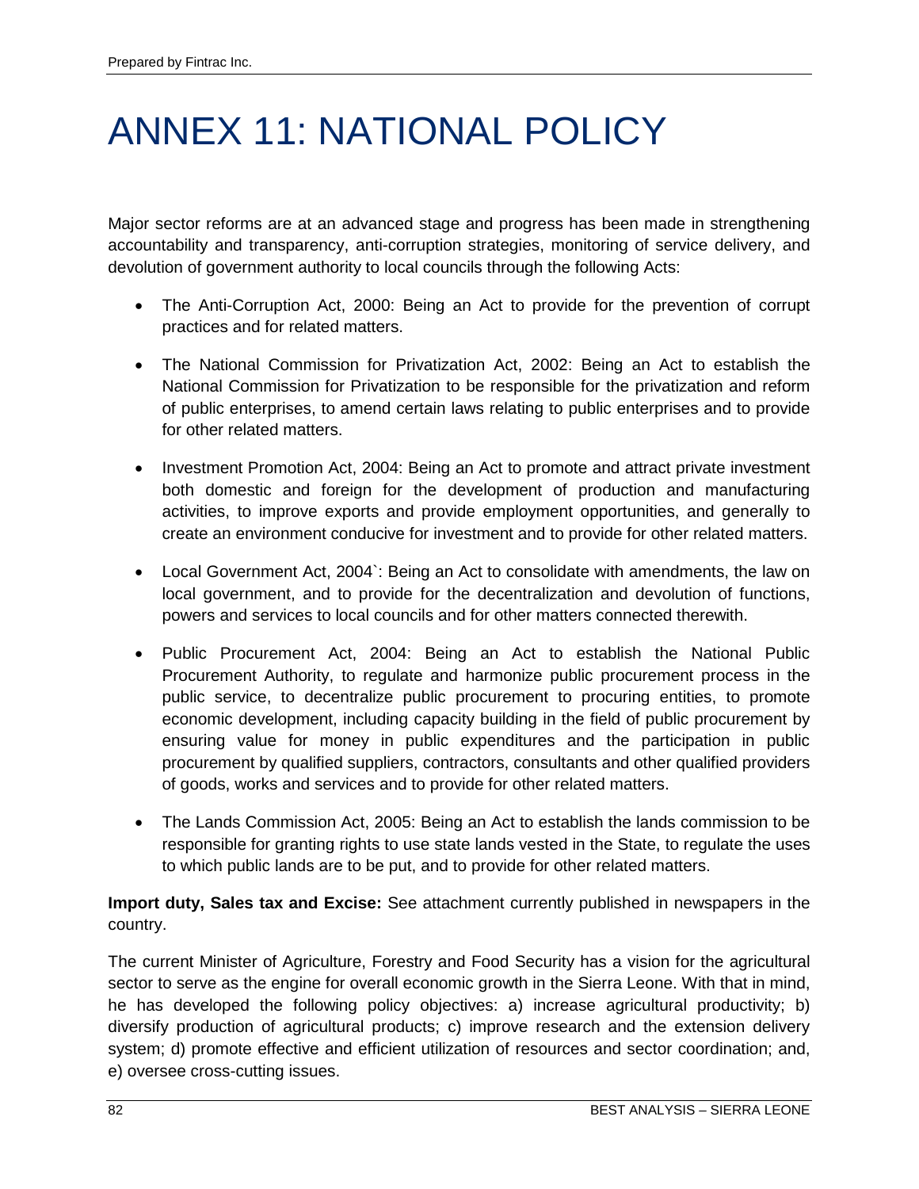# ANNEX 11: NATIONAL POLICY

Major sector reforms are at an advanced stage and progress has been made in strengthening accountability and transparency, anti-corruption strategies, monitoring of service delivery, and devolution of government authority to local councils through the following Acts:

- The Anti-Corruption Act, 2000: Being an Act to provide for the prevention of corrupt practices and for related matters.
- The National Commission for Privatization Act, 2002: Being an Act to establish the National Commission for Privatization to be responsible for the privatization and reform of public enterprises, to amend certain laws relating to public enterprises and to provide for other related matters.
- Investment Promotion Act, 2004: Being an Act to promote and attract private investment both domestic and foreign for the development of production and manufacturing activities, to improve exports and provide employment opportunities, and generally to create an environment conducive for investment and to provide for other related matters.
- Local Government Act, 2004`: Being an Act to consolidate with amendments, the law on local government, and to provide for the decentralization and devolution of functions, powers and services to local councils and for other matters connected therewith.
- Public Procurement Act, 2004: Being an Act to establish the National Public Procurement Authority, to regulate and harmonize public procurement process in the public service, to decentralize public procurement to procuring entities, to promote economic development, including capacity building in the field of public procurement by ensuring value for money in public expenditures and the participation in public procurement by qualified suppliers, contractors, consultants and other qualified providers of goods, works and services and to provide for other related matters.
- The Lands Commission Act, 2005: Being an Act to establish the lands commission to be responsible for granting rights to use state lands vested in the State, to regulate the uses to which public lands are to be put, and to provide for other related matters.

**Import duty, Sales tax and Excise:** See attachment currently published in newspapers in the country.

The current Minister of Agriculture, Forestry and Food Security has a vision for the agricultural sector to serve as the engine for overall economic growth in the Sierra Leone. With that in mind, he has developed the following policy objectives: a) increase agricultural productivity; b) diversify production of agricultural products; c) improve research and the extension delivery system; d) promote effective and efficient utilization of resources and sector coordination; and, e) oversee cross-cutting issues.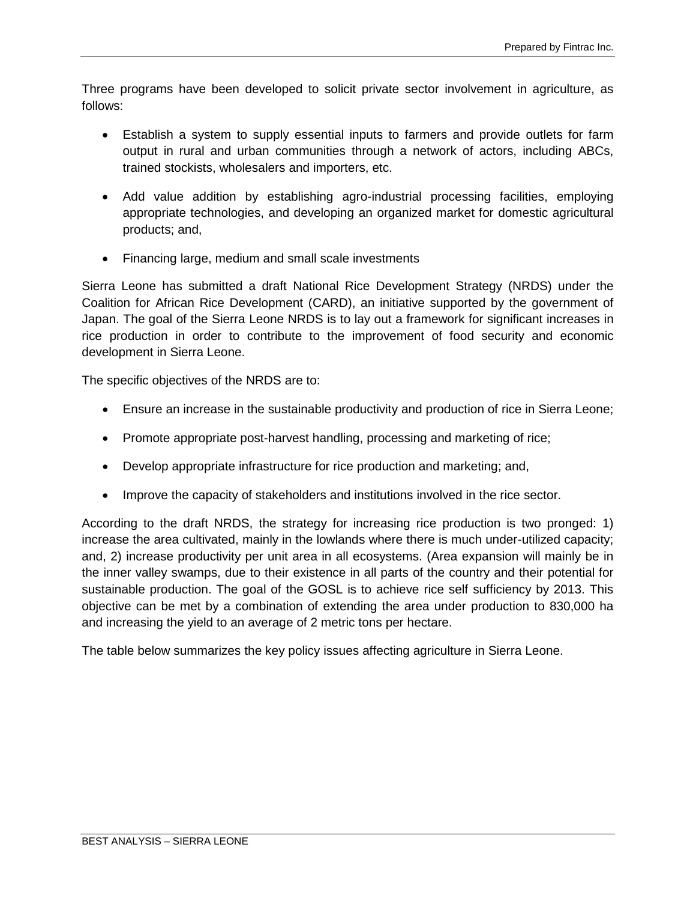Three programs have been developed to solicit private sector involvement in agriculture, as follows:

- Establish a system to supply essential inputs to farmers and provide outlets for farm output in rural and urban communities through a network of actors, including ABCs, trained stockists, wholesalers and importers, etc.
- Add value addition by establishing agro-industrial processing facilities, employing appropriate technologies, and developing an organized market for domestic agricultural products; and,
- Financing large, medium and small scale investments

Sierra Leone has submitted a draft National Rice Development Strategy (NRDS) under the Coalition for African Rice Development (CARD), an initiative supported by the government of Japan. The goal of the Sierra Leone NRDS is to lay out a framework for significant increases in rice production in order to contribute to the improvement of food security and economic development in Sierra Leone.

The specific objectives of the NRDS are to:

- Ensure an increase in the sustainable productivity and production of rice in Sierra Leone;
- Promote appropriate post-harvest handling, processing and marketing of rice;
- Develop appropriate infrastructure for rice production and marketing; and,
- Improve the capacity of stakeholders and institutions involved in the rice sector.

According to the draft NRDS, the strategy for increasing rice production is two pronged: 1) increase the area cultivated, mainly in the lowlands where there is much under-utilized capacity; and, 2) increase productivity per unit area in all ecosystems. (Area expansion will mainly be in the inner valley swamps, due to their existence in all parts of the country and their potential for sustainable production. The goal of the GOSL is to achieve rice self sufficiency by 2013. This objective can be met by a combination of extending the area under production to 830,000 ha and increasing the yield to an average of 2 metric tons per hectare.

The table below summarizes the key policy issues affecting agriculture in Sierra Leone.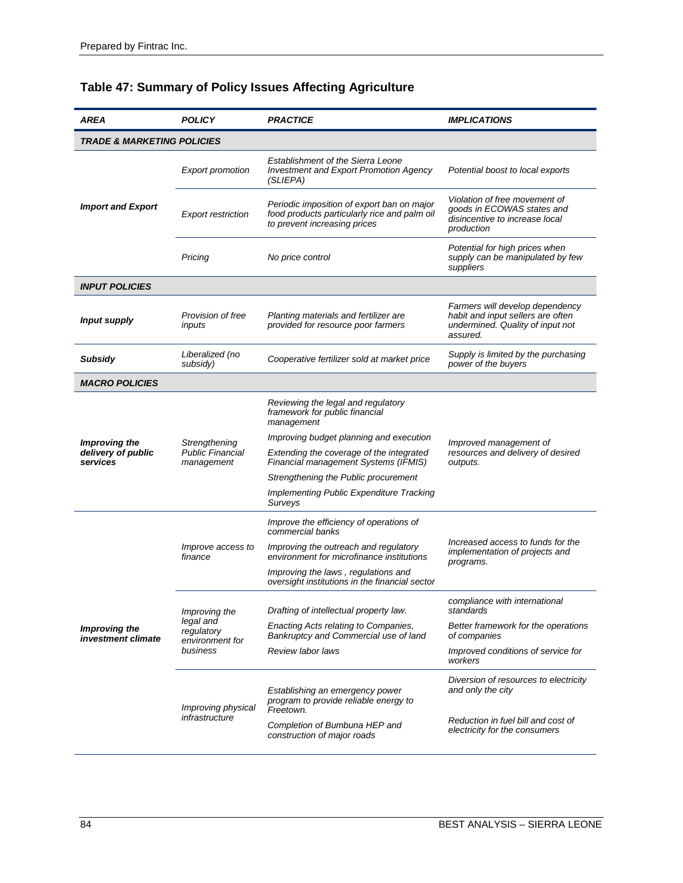## Table 47: Summary of Policy Issues Affecting Agriculture

| AREA | POLICY | PRACTICE | IMPLICATIONS |
|---|---|---|---|
| **TRADE & MARKETING POLICIES** | | | |
| **Import and Export** | Export promotion | Establishment of the Sierra Leone Investment and Export Promotion Agency (SLIEPA) | Potential boost to local exports |
| | Export restriction | Periodic imposition of export ban on major food products particularly rice and palm oil to prevent increasing prices | Violation of free movement of goods in ECOWAS states and disincentive to increase local production |
| | Pricing | No price control | Potential for high prices when supply can be manipulated by few suppliers |
| **INPUT POLICIES** | | | |
| **Input supply** | Provision of free inputs | Planting materials and fertilizer are provided for resource poor farmers | Farmers will develop dependency habit and input sellers are often undermined. Quality of input not assured. |
| **Subsidy** | Liberalized (no subsidy) | Cooperative fertilizer sold at market price | Supply is limited by the purchasing power of the buyers |
| **MACRO POLICIES** | | | |
| **Improving the delivery of public services** | Strengthening Public Financial management | Reviewing the legal and regulatory framework for public financial management<br>Improving budget planning and execution<br>Extending the coverage of the integrated Financial management Systems (IFMIS)<br>Strengthening the Public procurement<br>Implementing Public Expenditure Tracking Surveys | Improved management of resources and delivery of desired outputs. |
| **Improving the investment climate** | Improve access to finance | Improve the efficiency of operations of commercial banks<br>Improving the outreach and regulatory environment for microfinance institutions<br>Improving the laws , regulations and oversight institutions in the financial sector | Increased access to funds for the implementation of projects and programs. |
| | Improving the legal and regulatory environment for business | Drafting of intellectual property law. | compliance with international standards |
| | | Enacting Acts relating to Companies, Bankruptcy and Commercial use of land | Better framework for the operations of companies |
| | | Review labor laws | Improved conditions of service for workers |
| | Improving physical infrastructure | Establishing an emergency power program to provide reliable energy to Freetown. | Diversion of resources to electricity and only the city |
| | | Completion of Bumbuna HEP and construction of major roads | Reduction in fuel bill and cost of electricity for the consumers |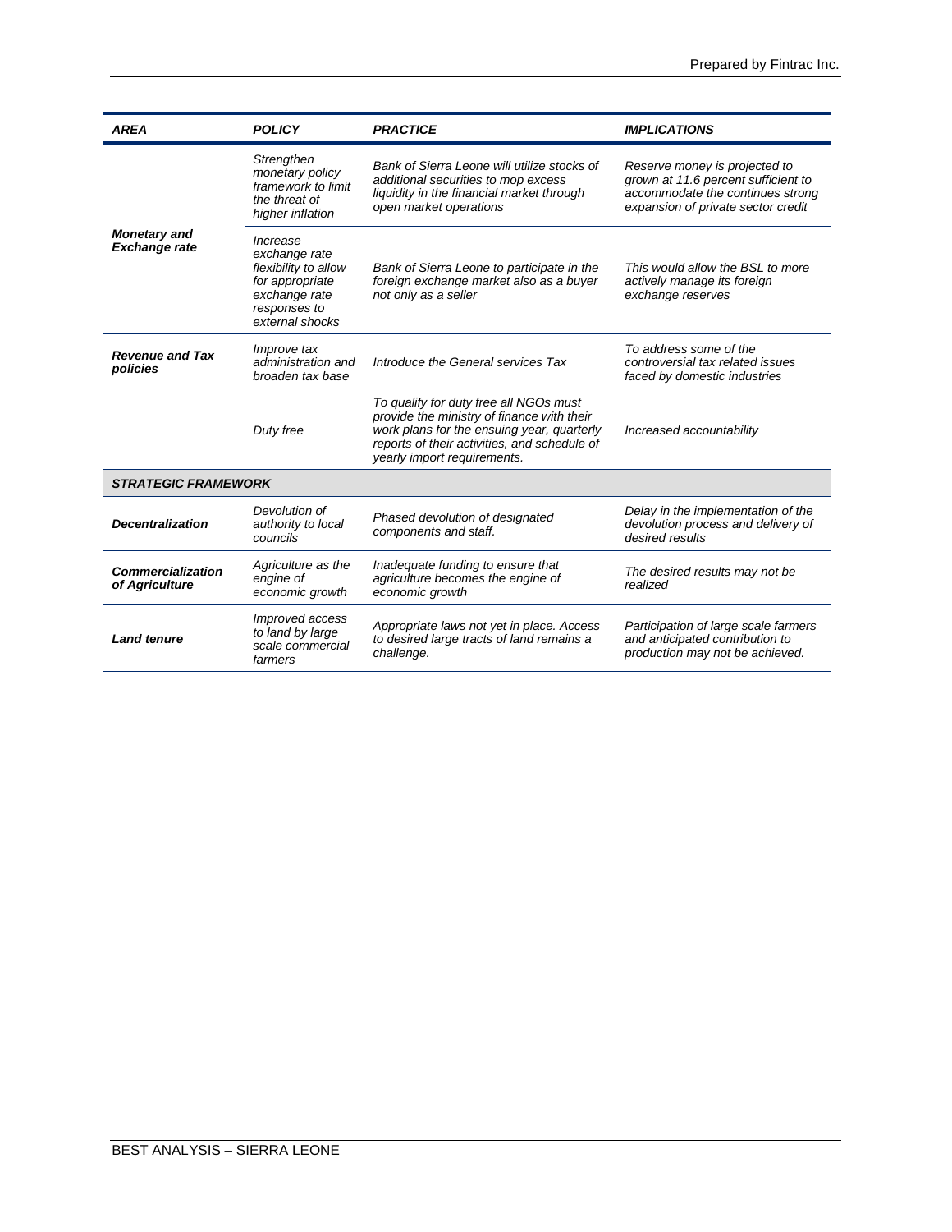| *AREA* | *POLICY* | *PRACTICE* | *IMPLICATIONS* |
|---|---|---|---|
| ***Monetary and Exchange rate*** | *Strengthen monetary policy framework to limit the threat of higher inflation* | *Bank of Sierra Leone will utilize stocks of additional securities to mop excess liquidity in the financial market through open market operations* | *Reserve money is projected to grown at 11.6 percent sufficient to accommodate the continues strong expansion of private sector credit* |
| | *Increase exchange rate flexibility to allow for appropriate exchange rate responses to external shocks* | *Bank of Sierra Leone to participate in the foreign exchange market also as a buyer not only as a seller* | *This would allow the BSL to more actively manage its foreign exchange reserves* |
| ***Revenue and Tax policies*** | *Improve tax administration and broaden tax base* | *Introduce the General services Tax* | *To address some of the controversial tax related issues faced by domestic industries* |
| | *Duty free* | *To qualify for duty free all NGOs must provide the ministry of finance with their work plans for the ensuing year, quarterly reports of their activities, and schedule of yearly import requirements.* | *Increased accountability* |
| ***STRATEGIC FRAMEWORK*** | | | |
| ***Decentralization*** | *Devolution of authority to local councils* | *Phased devolution of designated components and staff.* | *Delay in the implementation of the devolution process and delivery of desired results* |
| ***Commercialization of Agriculture*** | *Agriculture as the engine of economic growth* | *Inadequate funding to ensure that agriculture becomes the engine of economic growth* | *The desired results may not be realized* |
| ***Land tenure*** | *Improved access to land by large scale commercial farmers* | *Appropriate laws not yet in place. Access to desired large tracts of land remains a challenge.* | *Participation of large scale farmers and anticipated contribution to production may not be achieved.* |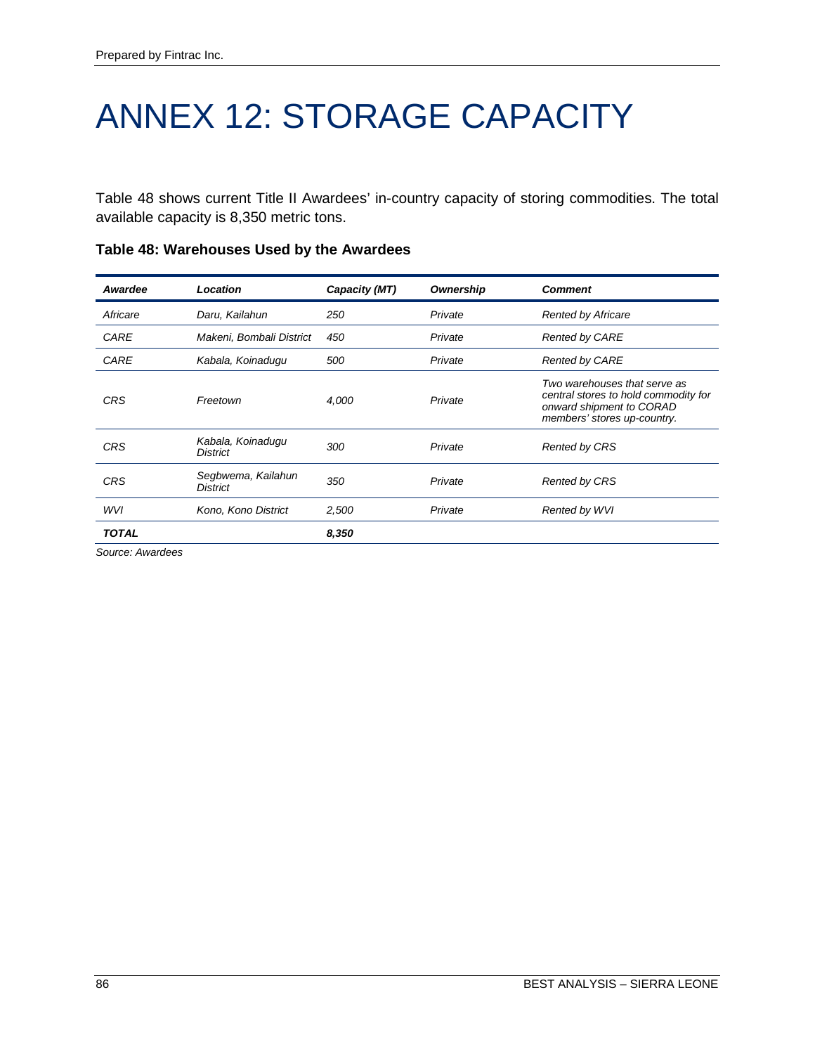# ANNEX 12: STORAGE CAPACITY

Table 48 shows current Title II Awardees' in-country capacity of storing commodities. The total available capacity is 8,350 metric tons.

**Table 48: Warehouses Used by the Awardees**

| *Awardee* | *Location* | *Capacity (MT)* | *Ownership* | *Comment* |
|---|---|---|---|---|
| *Africare* | *Daru, Kailahun* | *250* | *Private* | *Rented by Africare* |
| *CARE* | *Makeni, Bombali District* | *450* | *Private* | *Rented by CARE* |
| *CARE* | *Kabala, Koinadugu* | *500* | *Private* | *Rented by CARE* |
| *CRS* | *Freetown* | *4,000* | *Private* | *Two warehouses that serve as central stores to hold commodity for onward shipment to CORAD members' stores up-country.* |
| *CRS* | *Kabala, Koinadugu District* | *300* | *Private* | *Rented by CRS* |
| *CRS* | *Segbwema, Kailahun District* | *350* | *Private* | *Rented by CRS* |
| *WVI* | *Kono, Kono District* | *2,500* | *Private* | *Rented by WVI* |
| ***TOTAL*** | | ***8,350*** | | |

*Source: Awardees*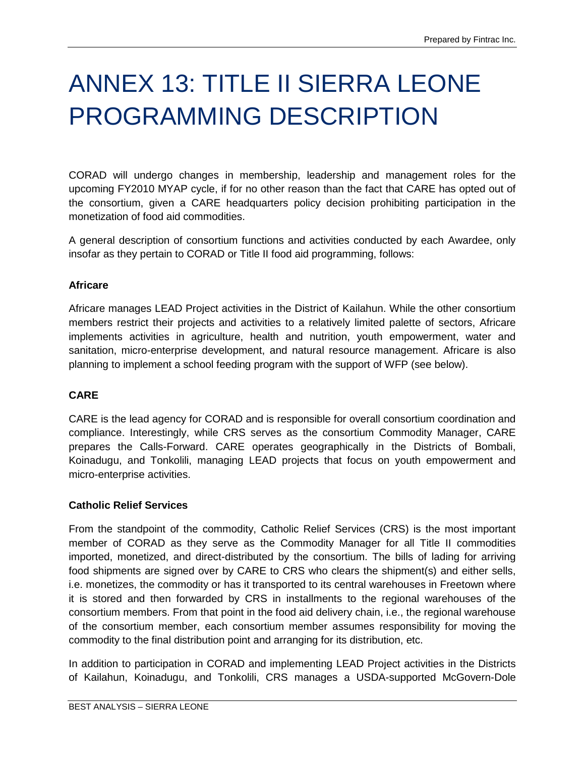# ANNEX 13: TITLE II SIERRA LEONE PROGRAMMING DESCRIPTION

CORAD will undergo changes in membership, leadership and management roles for the upcoming FY2010 MYAP cycle, if for no other reason than the fact that CARE has opted out of the consortium, given a CARE headquarters policy decision prohibiting participation in the monetization of food aid commodities.

A general description of consortium functions and activities conducted by each Awardee, only insofar as they pertain to CORAD or Title II food aid programming, follows:

**Africare**

Africare manages LEAD Project activities in the District of Kailahun. While the other consortium members restrict their projects and activities to a relatively limited palette of sectors, Africare implements activities in agriculture, health and nutrition, youth empowerment, water and sanitation, micro-enterprise development, and natural resource management. Africare is also planning to implement a school feeding program with the support of WFP (see below).

**CARE**

CARE is the lead agency for CORAD and is responsible for overall consortium coordination and compliance. Interestingly, while CRS serves as the consortium Commodity Manager, CARE prepares the Calls-Forward. CARE operates geographically in the Districts of Bombali, Koinadugu, and Tonkolili, managing LEAD projects that focus on youth empowerment and micro-enterprise activities.

**Catholic Relief Services**

From the standpoint of the commodity, Catholic Relief Services (CRS) is the most important member of CORAD as they serve as the Commodity Manager for all Title II commodities imported, monetized, and direct-distributed by the consortium. The bills of lading for arriving food shipments are signed over by CARE to CRS who clears the shipment(s) and either sells, i.e. monetizes, the commodity or has it transported to its central warehouses in Freetown where it is stored and then forwarded by CRS in installments to the regional warehouses of the consortium members. From that point in the food aid delivery chain, i.e., the regional warehouse of the consortium member, each consortium member assumes responsibility for moving the commodity to the final distribution point and arranging for its distribution, etc.

In addition to participation in CORAD and implementing LEAD Project activities in the Districts of Kailahun, Koinadugu, and Tonkolili, CRS manages a USDA-supported McGovern-Dole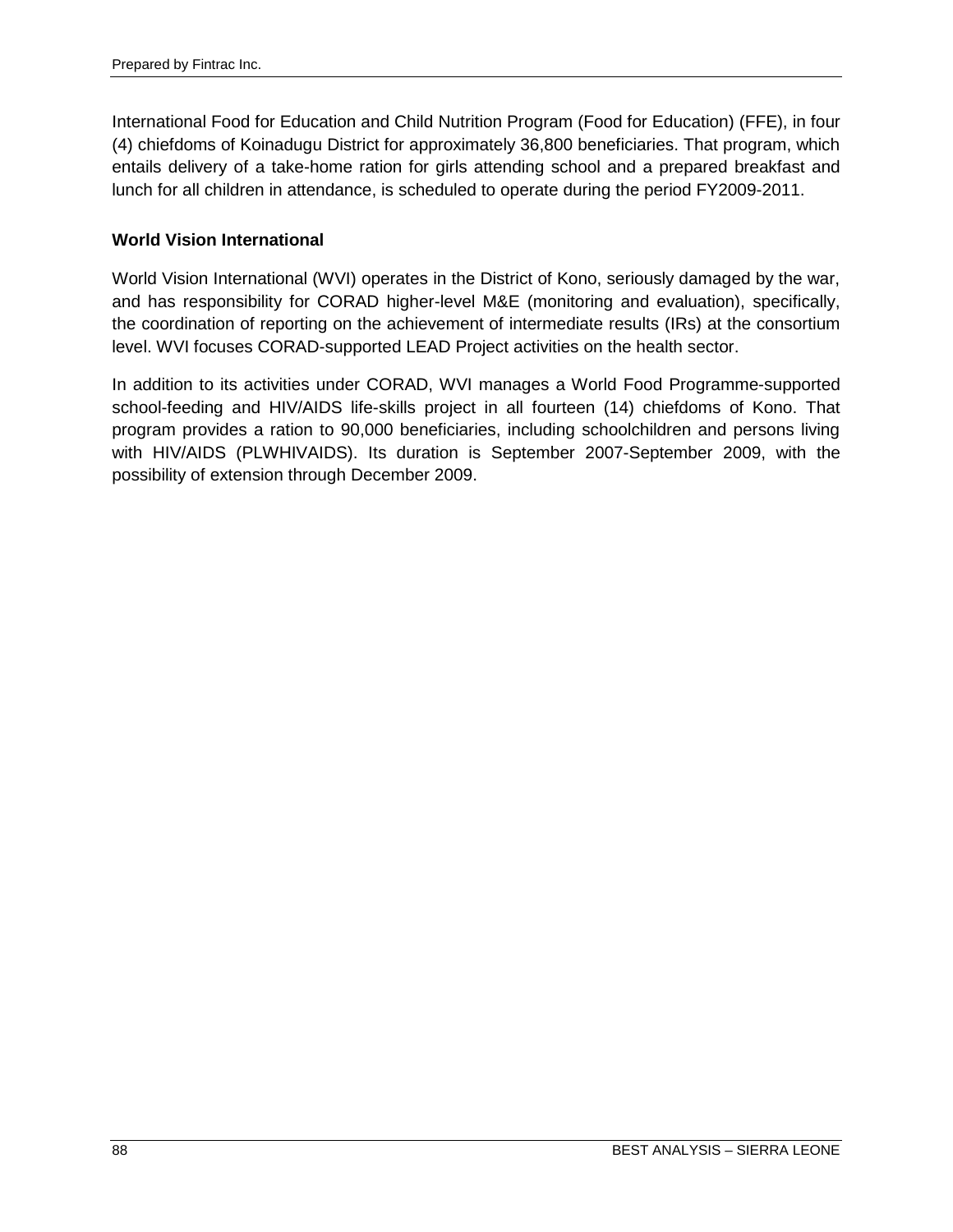International Food for Education and Child Nutrition Program (Food for Education) (FFE), in four (4) chiefdoms of Koinadugu District for approximately 36,800 beneficiaries. That program, which entails delivery of a take-home ration for girls attending school and a prepared breakfast and lunch for all children in attendance, is scheduled to operate during the period FY2009-2011.

**World Vision International**

World Vision International (WVI) operates in the District of Kono, seriously damaged by the war, and has responsibility for CORAD higher-level M&E (monitoring and evaluation), specifically, the coordination of reporting on the achievement of intermediate results (IRs) at the consortium level. WVI focuses CORAD-supported LEAD Project activities on the health sector.

In addition to its activities under CORAD, WVI manages a World Food Programme-supported school-feeding and HIV/AIDS life-skills project in all fourteen (14) chiefdoms of Kono. That program provides a ration to 90,000 beneficiaries, including schoolchildren and persons living with HIV/AIDS (PLWHIVAIDS). Its duration is September 2007-September 2009, with the possibility of extension through December 2009.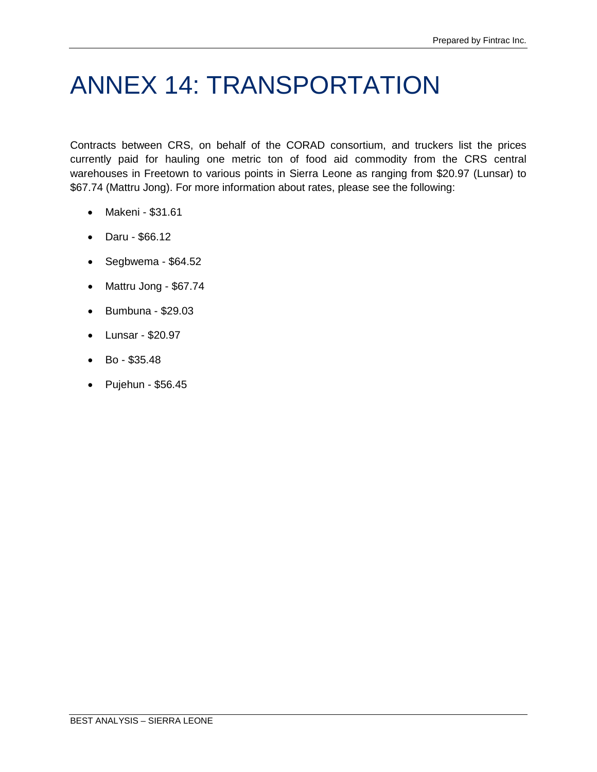# ANNEX 14: TRANSPORTATION

Contracts between CRS, on behalf of the CORAD consortium, and truckers list the prices currently paid for hauling one metric ton of food aid commodity from the CRS central warehouses in Freetown to various points in Sierra Leone as ranging from $20.97 (Lunsar) to $67.74 (Mattru Jong). For more information about rates, please see the following:

- Makeni - $31.61
- Daru - $66.12
- Segbwema - $64.52
- Mattru Jong - $67.74
- Bumbuna - $29.03
- Lunsar - $20.97
- Bo - $35.48
- Pujehun - $56.45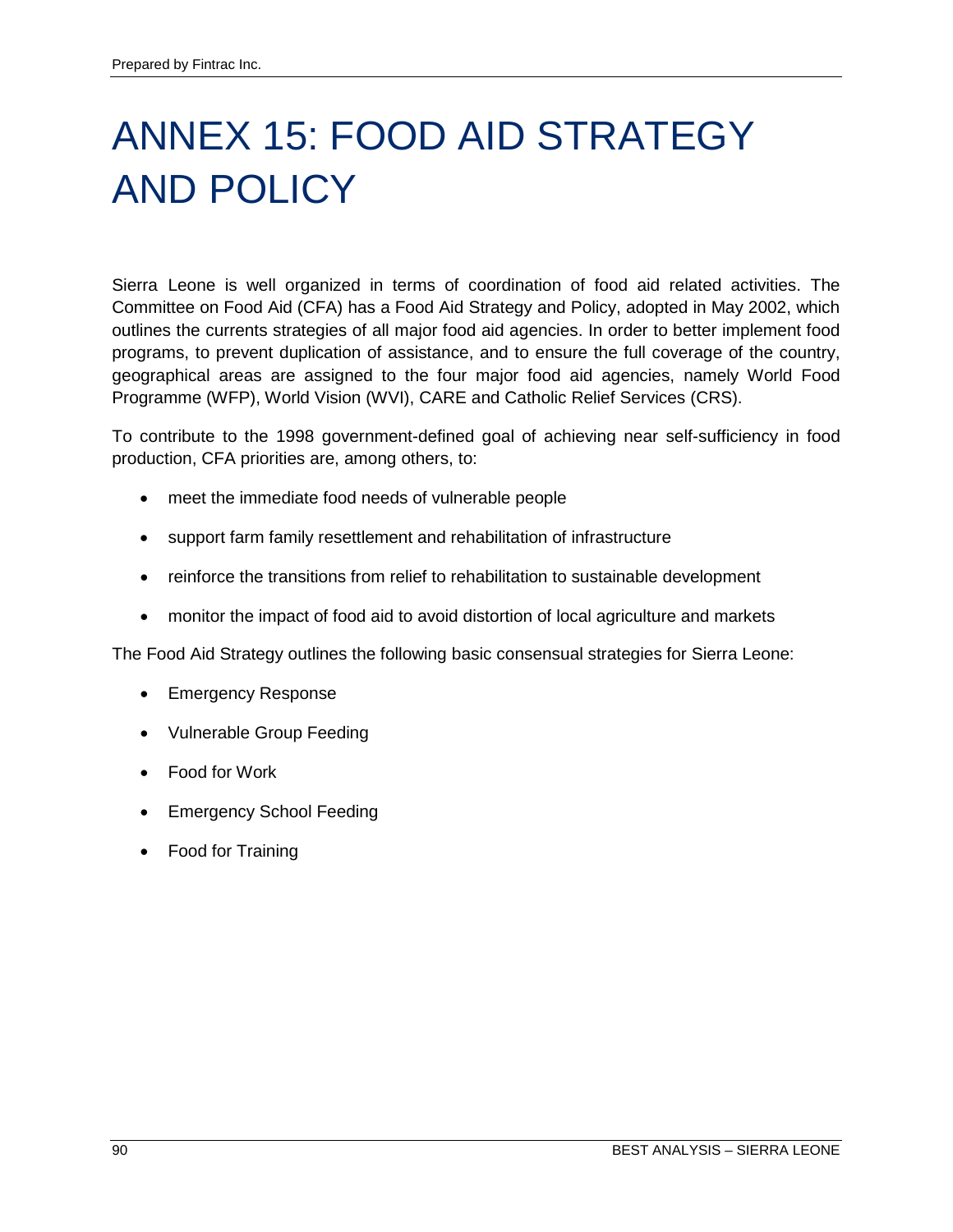# ANNEX 15: FOOD AID STRATEGY AND POLICY

Sierra Leone is well organized in terms of coordination of food aid related activities. The Committee on Food Aid (CFA) has a Food Aid Strategy and Policy, adopted in May 2002, which outlines the currents strategies of all major food aid agencies. In order to better implement food programs, to prevent duplication of assistance, and to ensure the full coverage of the country, geographical areas are assigned to the four major food aid agencies, namely World Food Programme (WFP), World Vision (WVI), CARE and Catholic Relief Services (CRS).

To contribute to the 1998 government-defined goal of achieving near self-sufficiency in food production, CFA priorities are, among others, to:

- meet the immediate food needs of vulnerable people
- support farm family resettlement and rehabilitation of infrastructure
- reinforce the transitions from relief to rehabilitation to sustainable development
- monitor the impact of food aid to avoid distortion of local agriculture and markets

The Food Aid Strategy outlines the following basic consensual strategies for Sierra Leone:

- Emergency Response
- Vulnerable Group Feeding
- Food for Work
- Emergency School Feeding
- Food for Training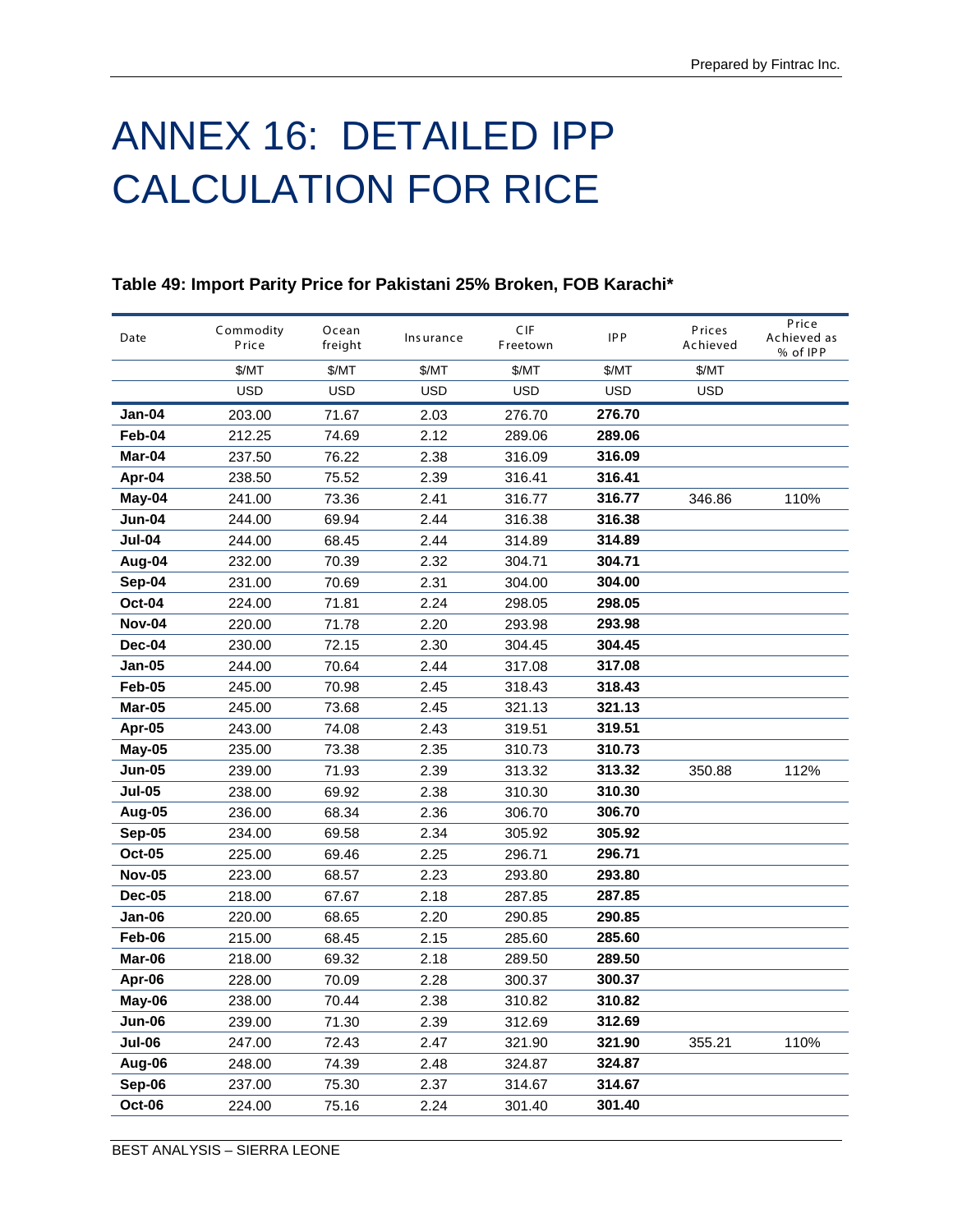# ANNEX 16: DETAILED IPP CALCULATION FOR RICE

**Table 49: Import Parity Price for Pakistani 25% Broken, FOB Karachi***

| Date | Commodity Price | Ocean freight | Insurance | CIF Freetown | IPP | Prices Achieved | Price Achieved as % of IPP |
|---|---|---|---|---|---|---|---|
| | $/MT | $/MT | $/MT | $/MT | $/MT | $/MT | |
| | USD | USD | USD | USD | USD | USD | |
| **Jan-04** | 203.00 | 71.67 | 2.03 | 276.70 | **276.70** | | |
| **Feb-04** | 212.25 | 74.69 | 2.12 | 289.06 | **289.06** | | |
| **Mar-04** | 237.50 | 76.22 | 2.38 | 316.09 | **316.09** | | |
| **Apr-04** | 238.50 | 75.52 | 2.39 | 316.41 | **316.41** | | |
| **May-04** | 241.00 | 73.36 | 2.41 | 316.77 | **316.77** | 346.86 | 110% |
| **Jun-04** | 244.00 | 69.94 | 2.44 | 316.38 | **316.38** | | |
| **Jul-04** | 244.00 | 68.45 | 2.44 | 314.89 | **314.89** | | |
| **Aug-04** | 232.00 | 70.39 | 2.32 | 304.71 | **304.71** | | |
| **Sep-04** | 231.00 | 70.69 | 2.31 | 304.00 | **304.00** | | |
| **Oct-04** | 224.00 | 71.81 | 2.24 | 298.05 | **298.05** | | |
| **Nov-04** | 220.00 | 71.78 | 2.20 | 293.98 | **293.98** | | |
| **Dec-04** | 230.00 | 72.15 | 2.30 | 304.45 | **304.45** | | |
| **Jan-05** | 244.00 | 70.64 | 2.44 | 317.08 | **317.08** | | |
| **Feb-05** | 245.00 | 70.98 | 2.45 | 318.43 | **318.43** | | |
| **Mar-05** | 245.00 | 73.68 | 2.45 | 321.13 | **321.13** | | |
| **Apr-05** | 243.00 | 74.08 | 2.43 | 319.51 | **319.51** | | |
| **May-05** | 235.00 | 73.38 | 2.35 | 310.73 | **310.73** | | |
| **Jun-05** | 239.00 | 71.93 | 2.39 | 313.32 | **313.32** | 350.88 | 112% |
| **Jul-05** | 238.00 | 69.92 | 2.38 | 310.30 | **310.30** | | |
| **Aug-05** | 236.00 | 68.34 | 2.36 | 306.70 | **306.70** | | |
| **Sep-05** | 234.00 | 69.58 | 2.34 | 305.92 | **305.92** | | |
| **Oct-05** | 225.00 | 69.46 | 2.25 | 296.71 | **296.71** | | |
| **Nov-05** | 223.00 | 68.57 | 2.23 | 293.80 | **293.80** | | |
| **Dec-05** | 218.00 | 67.67 | 2.18 | 287.85 | **287.85** | | |
| **Jan-06** | 220.00 | 68.65 | 2.20 | 290.85 | **290.85** | | |
| **Feb-06** | 215.00 | 68.45 | 2.15 | 285.60 | **285.60** | | |
| **Mar-06** | 218.00 | 69.32 | 2.18 | 289.50 | **289.50** | | |
| **Apr-06** | 228.00 | 70.09 | 2.28 | 300.37 | **300.37** | | |
| **May-06** | 238.00 | 70.44 | 2.38 | 310.82 | **310.82** | | |
| **Jun-06** | 239.00 | 71.30 | 2.39 | 312.69 | **312.69** | | |
| **Jul-06** | 247.00 | 72.43 | 2.47 | 321.90 | **321.90** | 355.21 | 110% |
| **Aug-06** | 248.00 | 74.39 | 2.48 | 324.87 | **324.87** | | |
| **Sep-06** | 237.00 | 75.30 | 2.37 | 314.67 | **314.67** | | |
| **Oct-06** | 224.00 | 75.16 | 2.24 | 301.40 | **301.40** | | |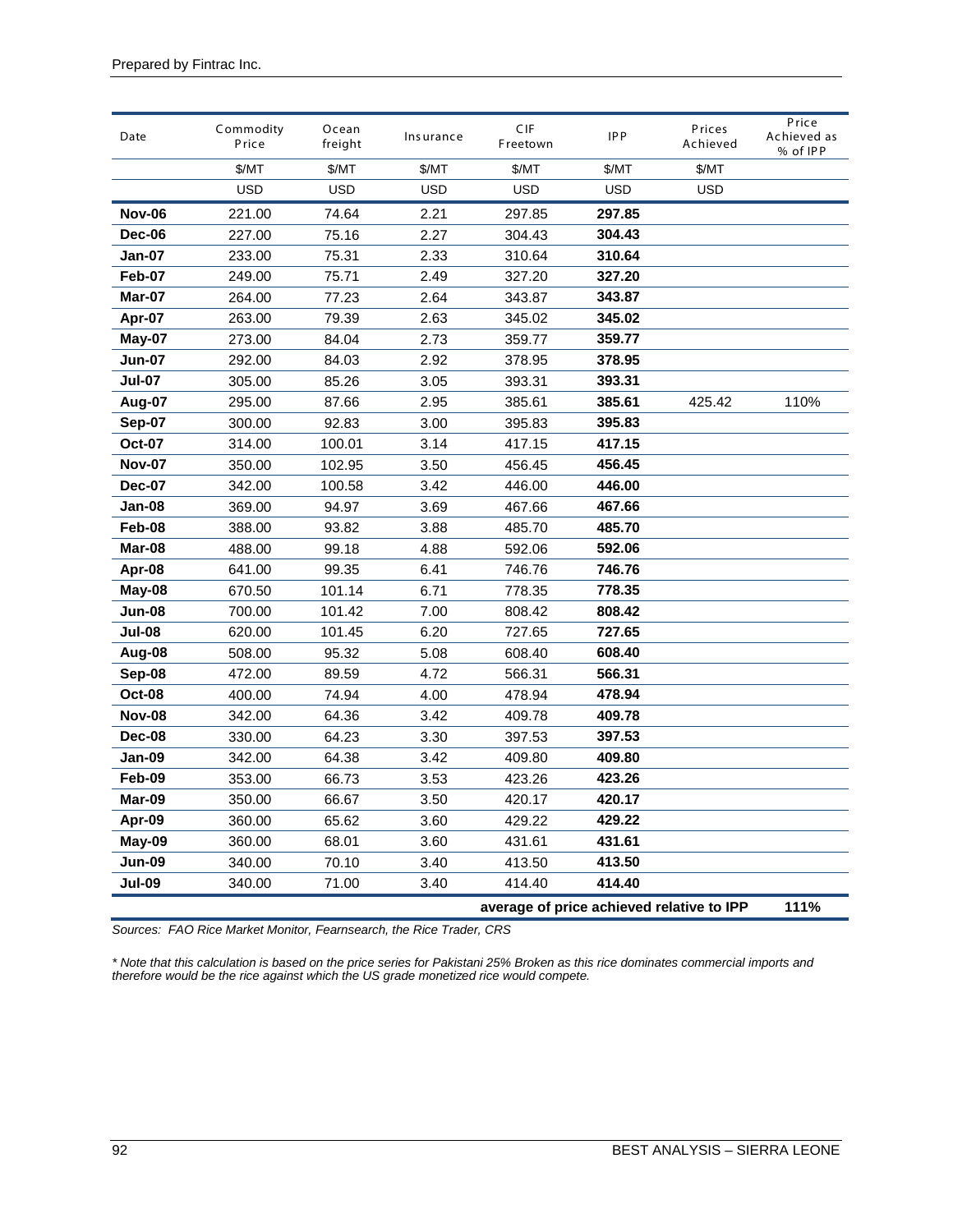| Date | Commodity Price | Ocean freight | Insurance | CIF Freetown | IPP | Prices Achieved | Price Achieved as % of IPP |
|---|---|---|---|---|---|---|---|
| | $/MT | $/MT | $/MT | $/MT | $/MT | $/MT | |
| | USD | USD | USD | USD | USD | USD | |
| **Nov-06** | 221.00 | 74.64 | 2.21 | 297.85 | **297.85** | | |
| **Dec-06** | 227.00 | 75.16 | 2.27 | 304.43 | **304.43** | | |
| **Jan-07** | 233.00 | 75.31 | 2.33 | 310.64 | **310.64** | | |
| **Feb-07** | 249.00 | 75.71 | 2.49 | 327.20 | **327.20** | | |
| **Mar-07** | 264.00 | 77.23 | 2.64 | 343.87 | **343.87** | | |
| **Apr-07** | 263.00 | 79.39 | 2.63 | 345.02 | **345.02** | | |
| **May-07** | 273.00 | 84.04 | 2.73 | 359.77 | **359.77** | | |
| **Jun-07** | 292.00 | 84.03 | 2.92 | 378.95 | **378.95** | | |
| **Jul-07** | 305.00 | 85.26 | 3.05 | 393.31 | **393.31** | | |
| **Aug-07** | 295.00 | 87.66 | 2.95 | 385.61 | **385.61** | 425.42 | 110% |
| **Sep-07** | 300.00 | 92.83 | 3.00 | 395.83 | **395.83** | | |
| **Oct-07** | 314.00 | 100.01 | 3.14 | 417.15 | **417.15** | | |
| **Nov-07** | 350.00 | 102.95 | 3.50 | 456.45 | **456.45** | | |
| **Dec-07** | 342.00 | 100.58 | 3.42 | 446.00 | **446.00** | | |
| **Jan-08** | 369.00 | 94.97 | 3.69 | 467.66 | **467.66** | | |
| **Feb-08** | 388.00 | 93.82 | 3.88 | 485.70 | **485.70** | | |
| **Mar-08** | 488.00 | 99.18 | 4.88 | 592.06 | **592.06** | | |
| **Apr-08** | 641.00 | 99.35 | 6.41 | 746.76 | **746.76** | | |
| **May-08** | 670.50 | 101.14 | 6.71 | 778.35 | **778.35** | | |
| **Jun-08** | 700.00 | 101.42 | 7.00 | 808.42 | **808.42** | | |
| **Jul-08** | 620.00 | 101.45 | 6.20 | 727.65 | **727.65** | | |
| **Aug-08** | 508.00 | 95.32 | 5.08 | 608.40 | **608.40** | | |
| **Sep-08** | 472.00 | 89.59 | 4.72 | 566.31 | **566.31** | | |
| **Oct-08** | 400.00 | 74.94 | 4.00 | 478.94 | **478.94** | | |
| **Nov-08** | 342.00 | 64.36 | 3.42 | 409.78 | **409.78** | | |
| **Dec-08** | 330.00 | 64.23 | 3.30 | 397.53 | **397.53** | | |
| **Jan-09** | 342.00 | 64.38 | 3.42 | 409.80 | **409.80** | | |
| **Feb-09** | 353.00 | 66.73 | 3.53 | 423.26 | **423.26** | | |
| **Mar-09** | 350.00 | 66.67 | 3.50 | 420.17 | **420.17** | | |
| **Apr-09** | 360.00 | 65.62 | 3.60 | 429.22 | **429.22** | | |
| **May-09** | 360.00 | 68.01 | 3.60 | 431.61 | **431.61** | | |
| **Jun-09** | 340.00 | 70.10 | 3.40 | 413.50 | **413.50** | | |
| **Jul-09** | 340.00 | 71.00 | 3.40 | 414.40 | **414.40** | | |
| | | | | **average of price achieved relative to IPP** | | | **111%** |

*Sources: FAO Rice Market Monitor, Fearnsearch, the Rice Trader, CRS*

*\* Note that this calculation is based on the price series for Pakistani 25% Broken as this rice dominates commercial imports and therefore would be the rice against which the US grade monetized rice would compete.*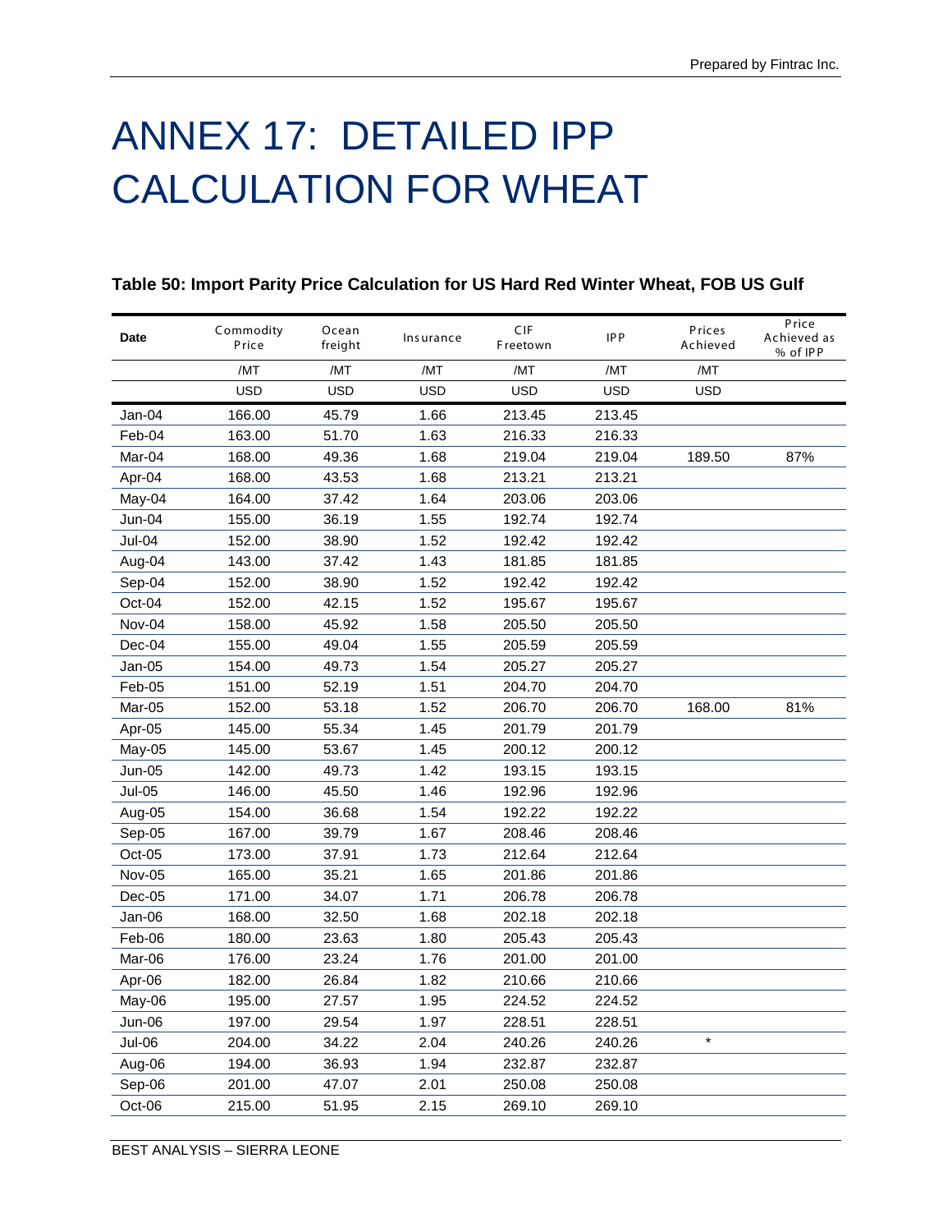# ANNEX 17: DETAILED IPP CALCULATION FOR WHEAT

**Table 50: Import Parity Price Calculation for US Hard Red Winter Wheat, FOB US Gulf**

| Date | Commodity Price | Ocean freight | Insurance | CIF Freetown | IPP | Prices Achieved | Price Achieved as % of IPP |
|---|---|---|---|---|---|---|---|
| | /MT | /MT | /MT | /MT | /MT | /MT | |
| | USD | USD | USD | USD | USD | USD | |
| Jan-04 | 166.00 | 45.79 | 1.66 | 213.45 | 213.45 | | |
| Feb-04 | 163.00 | 51.70 | 1.63 | 216.33 | 216.33 | | |
| Mar-04 | 168.00 | 49.36 | 1.68 | 219.04 | 219.04 | 189.50 | 87% |
| Apr-04 | 168.00 | 43.53 | 1.68 | 213.21 | 213.21 | | |
| May-04 | 164.00 | 37.42 | 1.64 | 203.06 | 203.06 | | |
| Jun-04 | 155.00 | 36.19 | 1.55 | 192.74 | 192.74 | | |
| Jul-04 | 152.00 | 38.90 | 1.52 | 192.42 | 192.42 | | |
| Aug-04 | 143.00 | 37.42 | 1.43 | 181.85 | 181.85 | | |
| Sep-04 | 152.00 | 38.90 | 1.52 | 192.42 | 192.42 | | |
| Oct-04 | 152.00 | 42.15 | 1.52 | 195.67 | 195.67 | | |
| Nov-04 | 158.00 | 45.92 | 1.58 | 205.50 | 205.50 | | |
| Dec-04 | 155.00 | 49.04 | 1.55 | 205.59 | 205.59 | | |
| Jan-05 | 154.00 | 49.73 | 1.54 | 205.27 | 205.27 | | |
| Feb-05 | 151.00 | 52.19 | 1.51 | 204.70 | 204.70 | | |
| Mar-05 | 152.00 | 53.18 | 1.52 | 206.70 | 206.70 | 168.00 | 81% |
| Apr-05 | 145.00 | 55.34 | 1.45 | 201.79 | 201.79 | | |
| May-05 | 145.00 | 53.67 | 1.45 | 200.12 | 200.12 | | |
| Jun-05 | 142.00 | 49.73 | 1.42 | 193.15 | 193.15 | | |
| Jul-05 | 146.00 | 45.50 | 1.46 | 192.96 | 192.96 | | |
| Aug-05 | 154.00 | 36.68 | 1.54 | 192.22 | 192.22 | | |
| Sep-05 | 167.00 | 39.79 | 1.67 | 208.46 | 208.46 | | |
| Oct-05 | 173.00 | 37.91 | 1.73 | 212.64 | 212.64 | | |
| Nov-05 | 165.00 | 35.21 | 1.65 | 201.86 | 201.86 | | |
| Dec-05 | 171.00 | 34.07 | 1.71 | 206.78 | 206.78 | | |
| Jan-06 | 168.00 | 32.50 | 1.68 | 202.18 | 202.18 | | |
| Feb-06 | 180.00 | 23.63 | 1.80 | 205.43 | 205.43 | | |
| Mar-06 | 176.00 | 23.24 | 1.76 | 201.00 | 201.00 | | |
| Apr-06 | 182.00 | 26.84 | 1.82 | 210.66 | 210.66 | | |
| May-06 | 195.00 | 27.57 | 1.95 | 224.52 | 224.52 | | |
| Jun-06 | 197.00 | 29.54 | 1.97 | 228.51 | 228.51 | | |
| Jul-06 | 204.00 | 34.22 | 2.04 | 240.26 | 240.26 | * | |
| Aug-06 | 194.00 | 36.93 | 1.94 | 232.87 | 232.87 | | |
| Sep-06 | 201.00 | 47.07 | 2.01 | 250.08 | 250.08 | | |
| Oct-06 | 215.00 | 51.95 | 2.15 | 269.10 | 269.10 | | |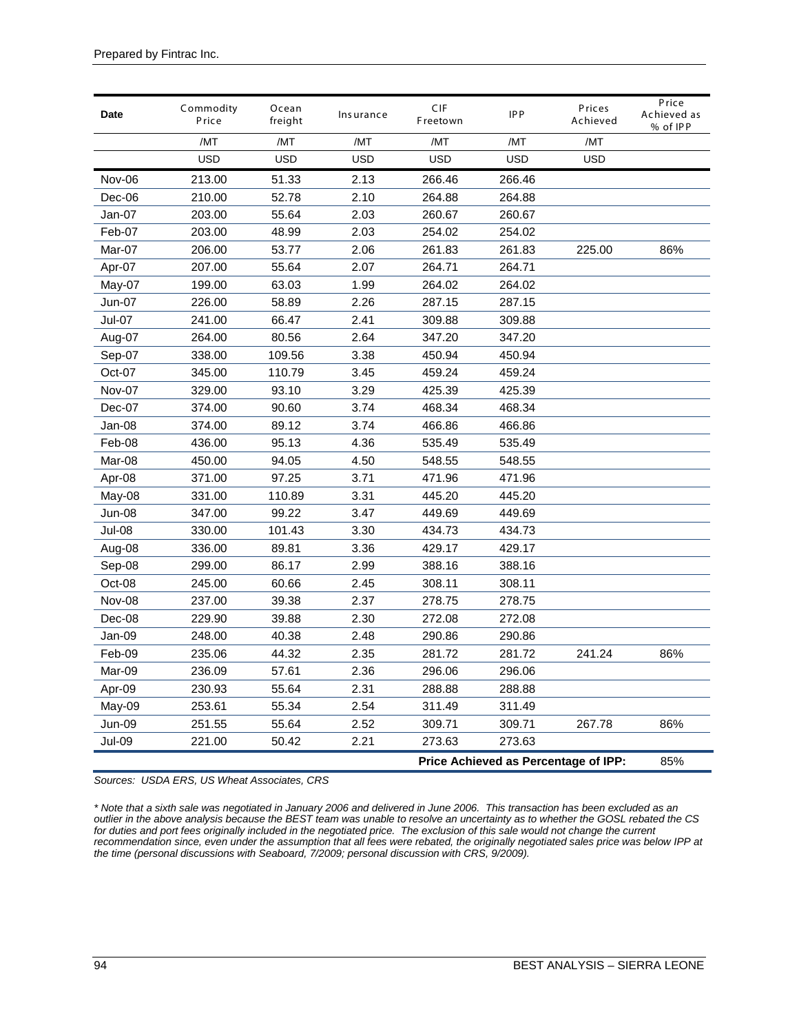| Date | Commodity Price | Ocean freight | Insurance | CIF Freetown | IPP | Prices Achieved | Price Achieved as % of IPP |
|---|---|---|---|---|---|---|---|
| | /MT | /MT | /MT | /MT | /MT | /MT | |
| | USD | USD | USD | USD | USD | USD | |
| Nov-06 | 213.00 | 51.33 | 2.13 | 266.46 | 266.46 | | |
| Dec-06 | 210.00 | 52.78 | 2.10 | 264.88 | 264.88 | | |
| Jan-07 | 203.00 | 55.64 | 2.03 | 260.67 | 260.67 | | |
| Feb-07 | 203.00 | 48.99 | 2.03 | 254.02 | 254.02 | | |
| Mar-07 | 206.00 | 53.77 | 2.06 | 261.83 | 261.83 | 225.00 | 86% |
| Apr-07 | 207.00 | 55.64 | 2.07 | 264.71 | 264.71 | | |
| May-07 | 199.00 | 63.03 | 1.99 | 264.02 | 264.02 | | |
| Jun-07 | 226.00 | 58.89 | 2.26 | 287.15 | 287.15 | | |
| Jul-07 | 241.00 | 66.47 | 2.41 | 309.88 | 309.88 | | |
| Aug-07 | 264.00 | 80.56 | 2.64 | 347.20 | 347.20 | | |
| Sep-07 | 338.00 | 109.56 | 3.38 | 450.94 | 450.94 | | |
| Oct-07 | 345.00 | 110.79 | 3.45 | 459.24 | 459.24 | | |
| Nov-07 | 329.00 | 93.10 | 3.29 | 425.39 | 425.39 | | |
| Dec-07 | 374.00 | 90.60 | 3.74 | 468.34 | 468.34 | | |
| Jan-08 | 374.00 | 89.12 | 3.74 | 466.86 | 466.86 | | |
| Feb-08 | 436.00 | 95.13 | 4.36 | 535.49 | 535.49 | | |
| Mar-08 | 450.00 | 94.05 | 4.50 | 548.55 | 548.55 | | |
| Apr-08 | 371.00 | 97.25 | 3.71 | 471.96 | 471.96 | | |
| May-08 | 331.00 | 110.89 | 3.31 | 445.20 | 445.20 | | |
| Jun-08 | 347.00 | 99.22 | 3.47 | 449.69 | 449.69 | | |
| Jul-08 | 330.00 | 101.43 | 3.30 | 434.73 | 434.73 | | |
| Aug-08 | 336.00 | 89.81 | 3.36 | 429.17 | 429.17 | | |
| Sep-08 | 299.00 | 86.17 | 2.99 | 388.16 | 388.16 | | |
| Oct-08 | 245.00 | 60.66 | 2.45 | 308.11 | 308.11 | | |
| Nov-08 | 237.00 | 39.38 | 2.37 | 278.75 | 278.75 | | |
| Dec-08 | 229.90 | 39.88 | 2.30 | 272.08 | 272.08 | | |
| Jan-09 | 248.00 | 40.38 | 2.48 | 290.86 | 290.86 | | |
| Feb-09 | 235.06 | 44.32 | 2.35 | 281.72 | 281.72 | 241.24 | 86% |
| Mar-09 | 236.09 | 57.61 | 2.36 | 296.06 | 296.06 | | |
| Apr-09 | 230.93 | 55.64 | 2.31 | 288.88 | 288.88 | | |
| May-09 | 253.61 | 55.34 | 2.54 | 311.49 | 311.49 | | |
| Jun-09 | 251.55 | 55.64 | 2.52 | 309.71 | 309.71 | 267.78 | 86% |
| Jul-09 | 221.00 | 50.42 | 2.21 | 273.63 | 273.63 | | |
| | | | | **Price Achieved as Percentage of IPP:** | | | 85% |

*Sources: USDA ERS, US Wheat Associates, CRS*

*\* Note that a sixth sale was negotiated in January 2006 and delivered in June 2006. This transaction has been excluded as an outlier in the above analysis because the BEST team was unable to resolve an uncertainty as to whether the GOSL rebated the CS for duties and port fees originally included in the negotiated price. The exclusion of this sale would not change the current recommendation since, even under the assumption that all fees were rebated, the originally negotiated sales price was below IPP at the time (personal discussions with Seaboard, 7/2009; personal discussion with CRS, 9/2009).*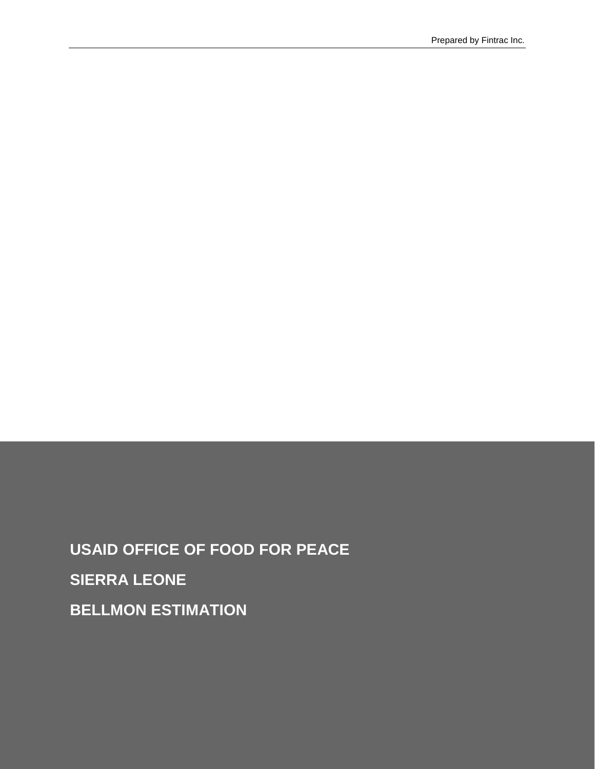Prepared by Fintrac Inc.

**USAID OFFICE OF FOOD FOR PEACE**

**SIERRA LEONE**

**BELLMON ESTIMATION**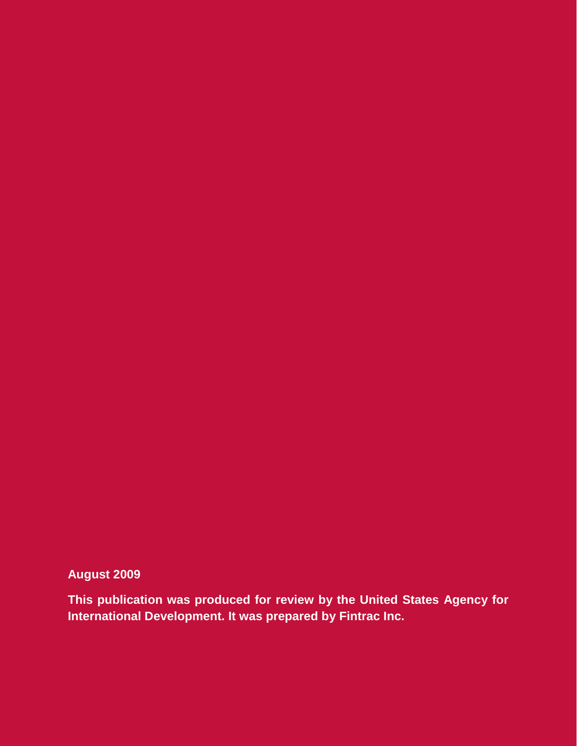**August 2009**

**This publication was produced for review by the United States Agency for International Development. It was prepared by Fintrac Inc.**